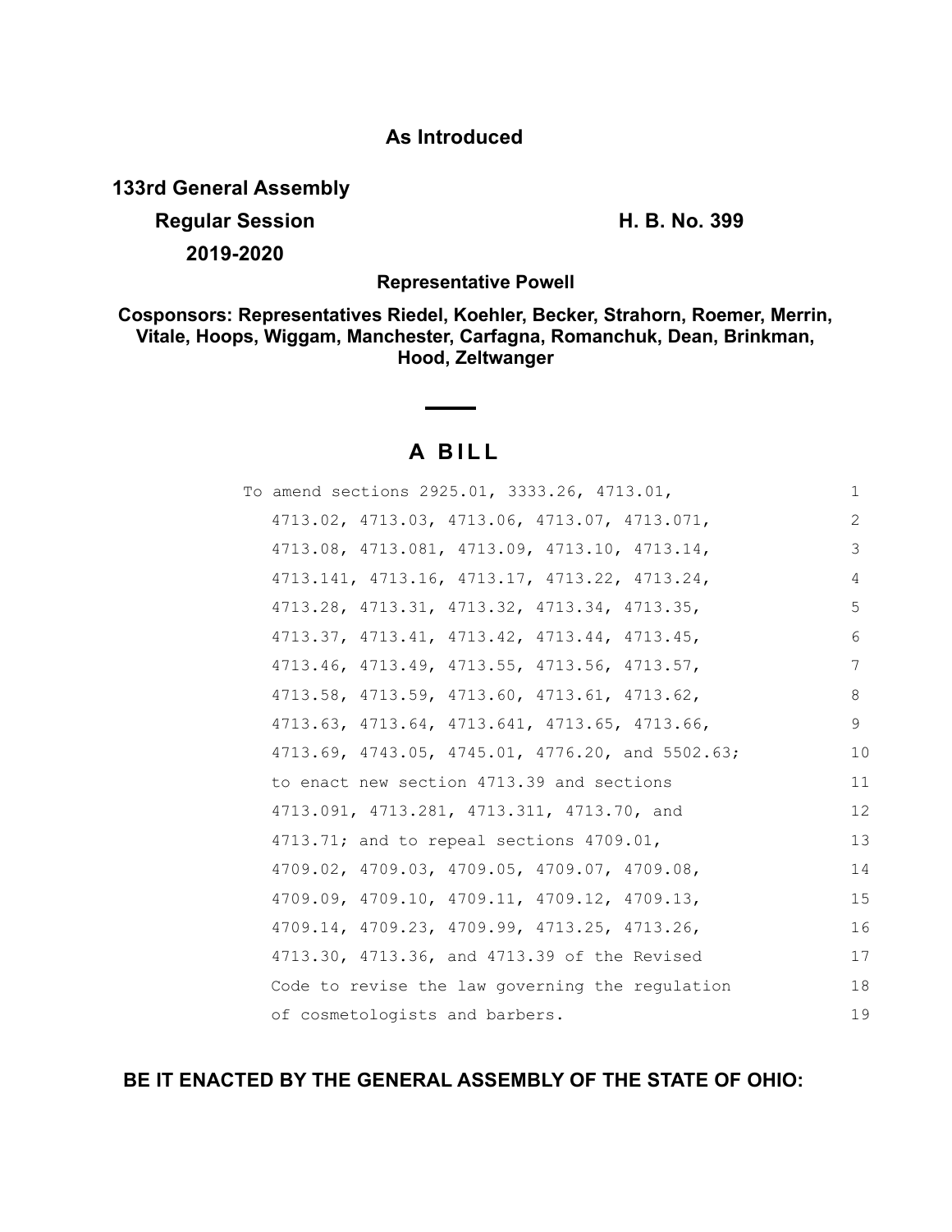**As Introduced**

**133rd General Assembly**

**Regular Session** **H. B. No. 399**

**2019-2020**

**Representative Powell**

**Cosponsors: Representatives Riedel, Koehler, Becker, Strahorn, Roemer, Merrin, Vitale, Hoops, Wiggam, Manchester, Carfagna, Romanchuk, Dean, Brinkman, Hood, Zeltwanger**

# A BILL

To amend sections 2925.01, 3333.26, 4713.01, 4713.02, 4713.03, 4713.06, 4713.07, 4713.071, 4713.08, 4713.081, 4713.09, 4713.10, 4713.14, 4713.141, 4713.16, 4713.17, 4713.22, 4713.24, 4713.28, 4713.31, 4713.32, 4713.34, 4713.35, 4713.37, 4713.41, 4713.42, 4713.44, 4713.45, 4713.46, 4713.49, 4713.55, 4713.56, 4713.57, 4713.58, 4713.59, 4713.60, 4713.61, 4713.62, 4713.63, 4713.64, 4713.641, 4713.65, 4713.66, 4713.69, 4743.05, 4745.01, 4776.20, and 5502.63; to enact new section 4713.39 and sections 4713.091, 4713.281, 4713.311, 4713.70, and 4713.71; and to repeal sections 4709.01, 4709.02, 4709.03, 4709.05, 4709.07, 4709.08, 4709.09, 4709.10, 4709.11, 4709.12, 4709.13, 4709.14, 4709.23, 4709.99, 4713.25, 4713.26, 4713.30, 4713.36, and 4713.39 of the Revised Code to revise the law governing the regulation of cosmetologists and barbers.

**BE IT ENACTED BY THE GENERAL ASSEMBLY OF THE STATE OF OHIO:**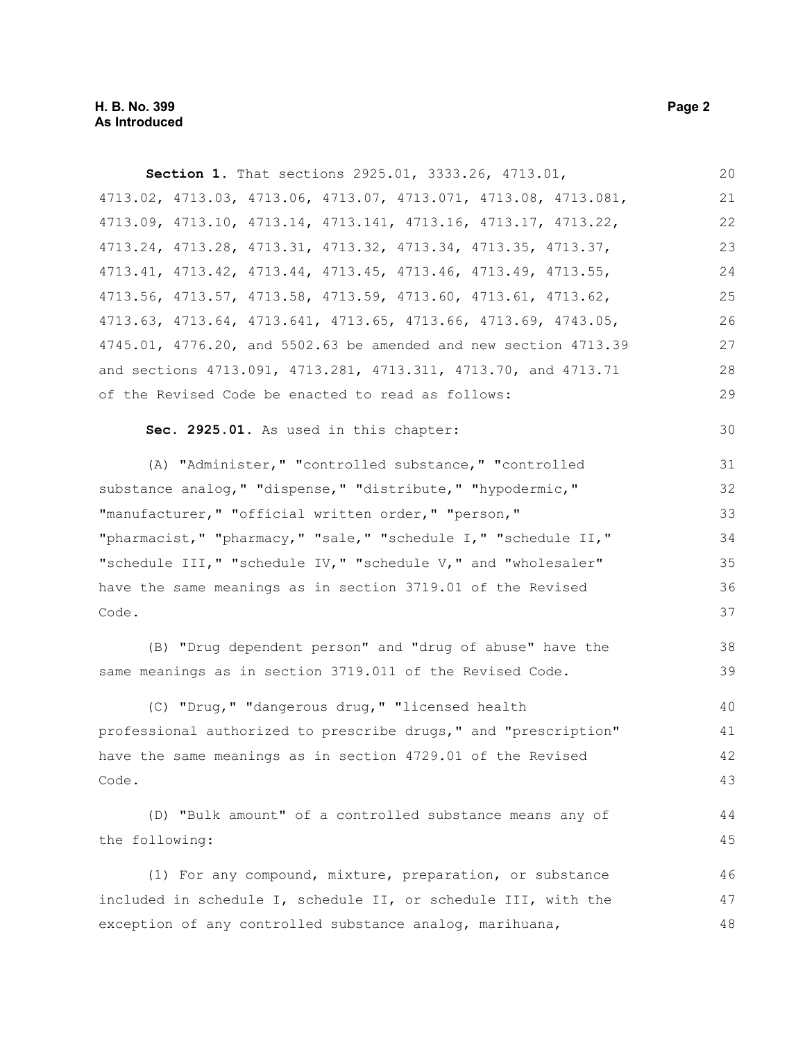**Section 1.** That sections 2925.01, 3333.26, 4713.01, 4713.02, 4713.03, 4713.06, 4713.07, 4713.071, 4713.08, 4713.081, 4713.09, 4713.10, 4713.14, 4713.141, 4713.16, 4713.17, 4713.22, 4713.24, 4713.28, 4713.31, 4713.32, 4713.34, 4713.35, 4713.37, 4713.41, 4713.42, 4713.44, 4713.45, 4713.46, 4713.49, 4713.55, 4713.56, 4713.57, 4713.58, 4713.59, 4713.60, 4713.61, 4713.62, 4713.63, 4713.64, 4713.641, 4713.65, 4713.66, 4713.69, 4743.05, 4745.01, 4776.20, and 5502.63 be amended and new section 4713.39 and sections 4713.091, 4713.281, 4713.311, 4713.70, and 4713.71 of the Revised Code be enacted to read as follows:

**Sec. 2925.01.** As used in this chapter:

(A) "Administer," "controlled substance," "controlled substance analog," "dispense," "distribute," "hypodermic," "manufacturer," "official written order," "person," "pharmacist," "pharmacy," "sale," "schedule I," "schedule II," "schedule III," "schedule IV," "schedule V," and "wholesaler" have the same meanings as in section 3719.01 of the Revised Code.

(B) "Drug dependent person" and "drug of abuse" have the same meanings as in section 3719.011 of the Revised Code.

(C) "Drug," "dangerous drug," "licensed health professional authorized to prescribe drugs," and "prescription" have the same meanings as in section 4729.01 of the Revised Code.

(D) "Bulk amount" of a controlled substance means any of the following:

(1) For any compound, mixture, preparation, or substance included in schedule I, schedule II, or schedule III, with the exception of any controlled substance analog, marihuana,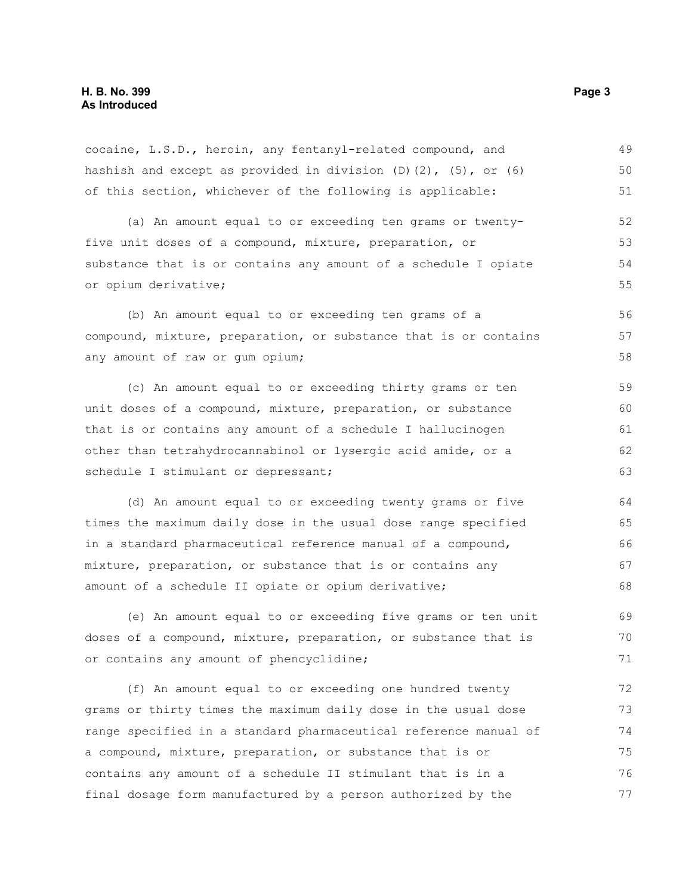cocaine, L.S.D., heroin, any fentanyl-related compound, and hashish and except as provided in division (D)(2), (5), or (6) of this section, whichever of the following is applicable:

(a) An amount equal to or exceeding ten grams or twenty-five unit doses of a compound, mixture, preparation, or substance that is or contains any amount of a schedule I opiate or opium derivative;

(b) An amount equal to or exceeding ten grams of a compound, mixture, preparation, or substance that is or contains any amount of raw or gum opium;

(c) An amount equal to or exceeding thirty grams or ten unit doses of a compound, mixture, preparation, or substance that is or contains any amount of a schedule I hallucinogen other than tetrahydrocannabinol or lysergic acid amide, or a schedule I stimulant or depressant;

(d) An amount equal to or exceeding twenty grams or five times the maximum daily dose in the usual dose range specified in a standard pharmaceutical reference manual of a compound, mixture, preparation, or substance that is or contains any amount of a schedule II opiate or opium derivative;

(e) An amount equal to or exceeding five grams or ten unit doses of a compound, mixture, preparation, or substance that is or contains any amount of phencyclidine;

(f) An amount equal to or exceeding one hundred twenty grams or thirty times the maximum daily dose in the usual dose range specified in a standard pharmaceutical reference manual of a compound, mixture, preparation, or substance that is or contains any amount of a schedule II stimulant that is in a final dosage form manufactured by a person authorized by the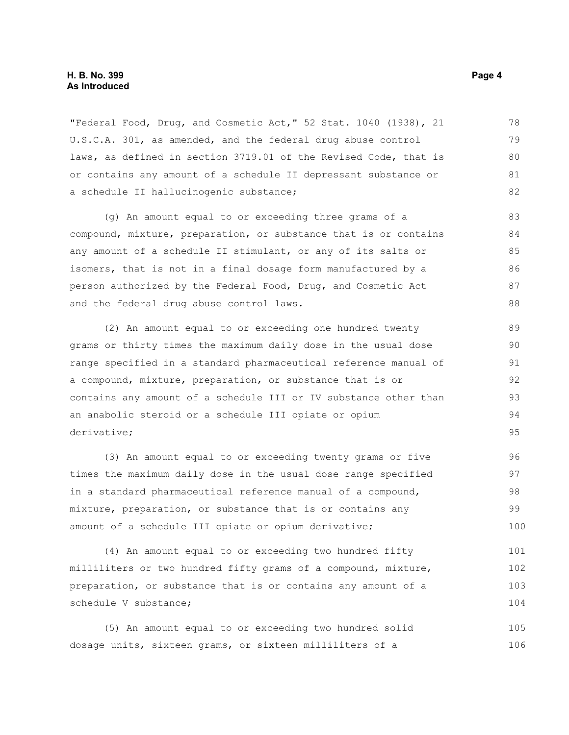"Federal Food, Drug, and Cosmetic Act," 52 Stat. 1040 (1938), 21 U.S.C.A. 301, as amended, and the federal drug abuse control laws, as defined in section 3719.01 of the Revised Code, that is or contains any amount of a schedule II depressant substance or a schedule II hallucinogenic substance;

(g) An amount equal to or exceeding three grams of a compound, mixture, preparation, or substance that is or contains any amount of a schedule II stimulant, or any of its salts or isomers, that is not in a final dosage form manufactured by a person authorized by the Federal Food, Drug, and Cosmetic Act and the federal drug abuse control laws.

(2) An amount equal to or exceeding one hundred twenty grams or thirty times the maximum daily dose in the usual dose range specified in a standard pharmaceutical reference manual of a compound, mixture, preparation, or substance that is or contains any amount of a schedule III or IV substance other than an anabolic steroid or a schedule III opiate or opium derivative;

(3) An amount equal to or exceeding twenty grams or five times the maximum daily dose in the usual dose range specified in a standard pharmaceutical reference manual of a compound, mixture, preparation, or substance that is or contains any amount of a schedule III opiate or opium derivative;

(4) An amount equal to or exceeding two hundred fifty milliliters or two hundred fifty grams of a compound, mixture, preparation, or substance that is or contains any amount of a schedule V substance;

(5) An amount equal to or exceeding two hundred solid dosage units, sixteen grams, or sixteen milliliters of a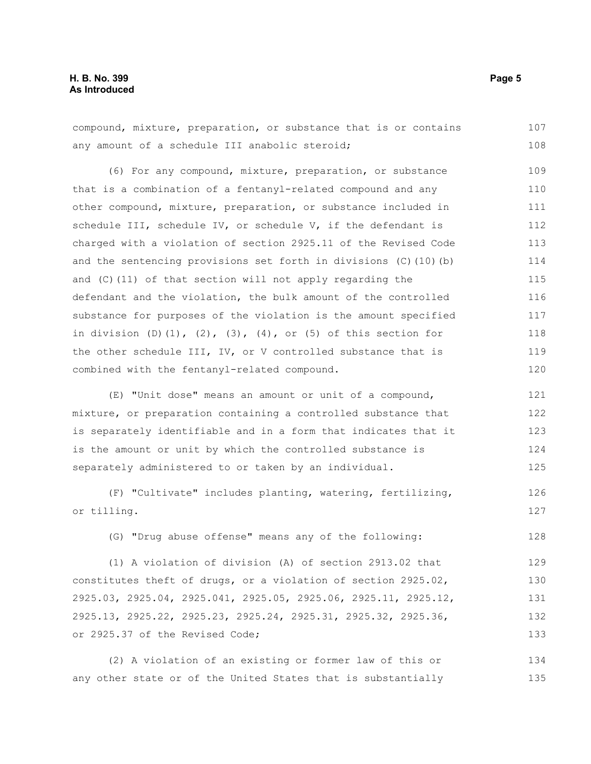compound, mixture, preparation, or substance that is or contains any amount of a schedule III anabolic steroid;

(6) For any compound, mixture, preparation, or substance that is a combination of a fentanyl-related compound and any other compound, mixture, preparation, or substance included in schedule III, schedule IV, or schedule V, if the defendant is charged with a violation of section 2925.11 of the Revised Code and the sentencing provisions set forth in divisions (C)(10)(b) and (C)(11) of that section will not apply regarding the defendant and the violation, the bulk amount of the controlled substance for purposes of the violation is the amount specified in division (D)(1), (2), (3), (4), or (5) of this section for the other schedule III, IV, or V controlled substance that is combined with the fentanyl-related compound.

(E) "Unit dose" means an amount or unit of a compound, mixture, or preparation containing a controlled substance that is separately identifiable and in a form that indicates that it is the amount or unit by which the controlled substance is separately administered to or taken by an individual.

(F) "Cultivate" includes planting, watering, fertilizing, or tilling.

(G) "Drug abuse offense" means any of the following:

(1) A violation of division (A) of section 2913.02 that constitutes theft of drugs, or a violation of section 2925.02, 2925.03, 2925.04, 2925.041, 2925.05, 2925.06, 2925.11, 2925.12, 2925.13, 2925.22, 2925.23, 2925.24, 2925.31, 2925.32, 2925.36, or 2925.37 of the Revised Code;

(2) A violation of an existing or former law of this or any other state or of the United States that is substantially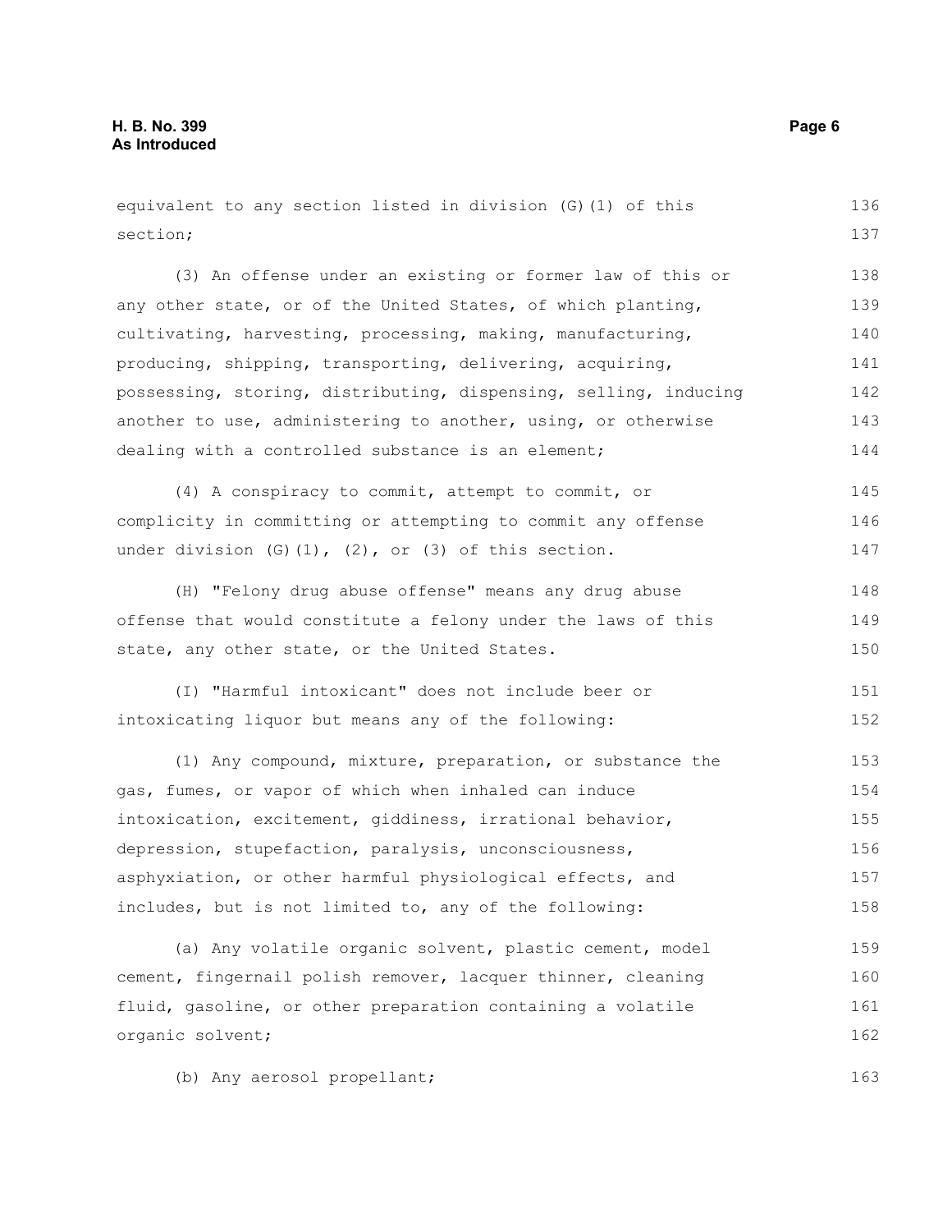equivalent to any section listed in division (G)(1) of this section;

(3) An offense under an existing or former law of this or any other state, or of the United States, of which planting, cultivating, harvesting, processing, making, manufacturing, producing, shipping, transporting, delivering, acquiring, possessing, storing, distributing, dispensing, selling, inducing another to use, administering to another, using, or otherwise dealing with a controlled substance is an element;

(4) A conspiracy to commit, attempt to commit, or complicity in committing or attempting to commit any offense under division (G)(1), (2), or (3) of this section.

(H) "Felony drug abuse offense" means any drug abuse offense that would constitute a felony under the laws of this state, any other state, or the United States.

(I) "Harmful intoxicant" does not include beer or intoxicating liquor but means any of the following:

(1) Any compound, mixture, preparation, or substance the gas, fumes, or vapor of which when inhaled can induce intoxication, excitement, giddiness, irrational behavior, depression, stupefaction, paralysis, unconsciousness, asphyxiation, or other harmful physiological effects, and includes, but is not limited to, any of the following:

(a) Any volatile organic solvent, plastic cement, model cement, fingernail polish remover, lacquer thinner, cleaning fluid, gasoline, or other preparation containing a volatile organic solvent;

(b) Any aerosol propellant;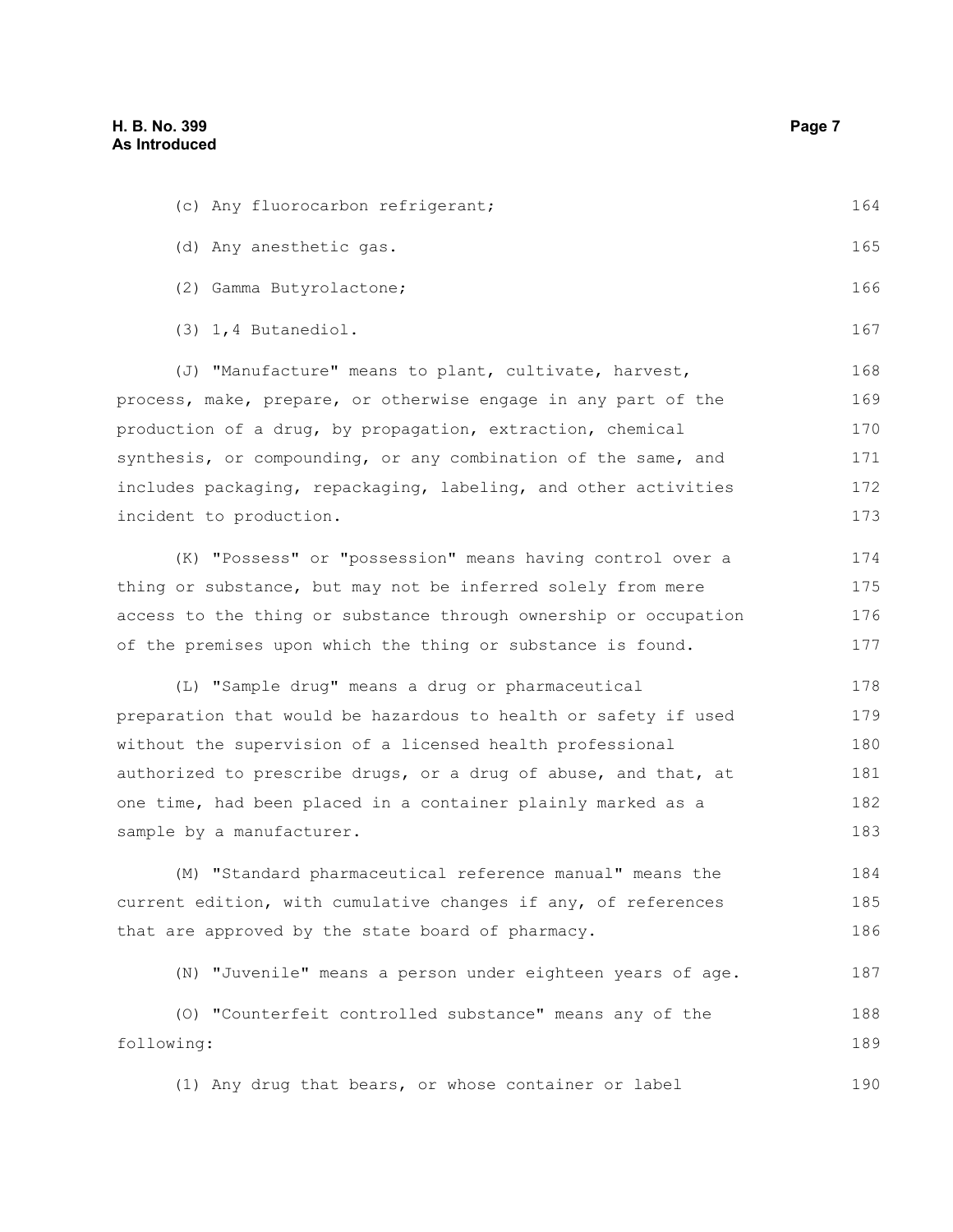(c) Any fluorocarbon refrigerant;

(d) Any anesthetic gas.

(2) Gamma Butyrolactone;

(3) 1,4 Butanediol.

(J) "Manufacture" means to plant, cultivate, harvest, process, make, prepare, or otherwise engage in any part of the production of a drug, by propagation, extraction, chemical synthesis, or compounding, or any combination of the same, and includes packaging, repackaging, labeling, and other activities incident to production.

(K) "Possess" or "possession" means having control over a thing or substance, but may not be inferred solely from mere access to the thing or substance through ownership or occupation of the premises upon which the thing or substance is found.

(L) "Sample drug" means a drug or pharmaceutical preparation that would be hazardous to health or safety if used without the supervision of a licensed health professional authorized to prescribe drugs, or a drug of abuse, and that, at one time, had been placed in a container plainly marked as a sample by a manufacturer.

(M) "Standard pharmaceutical reference manual" means the current edition, with cumulative changes if any, of references that are approved by the state board of pharmacy.

(N) "Juvenile" means a person under eighteen years of age.

(O) "Counterfeit controlled substance" means any of the following:

(1) Any drug that bears, or whose container or label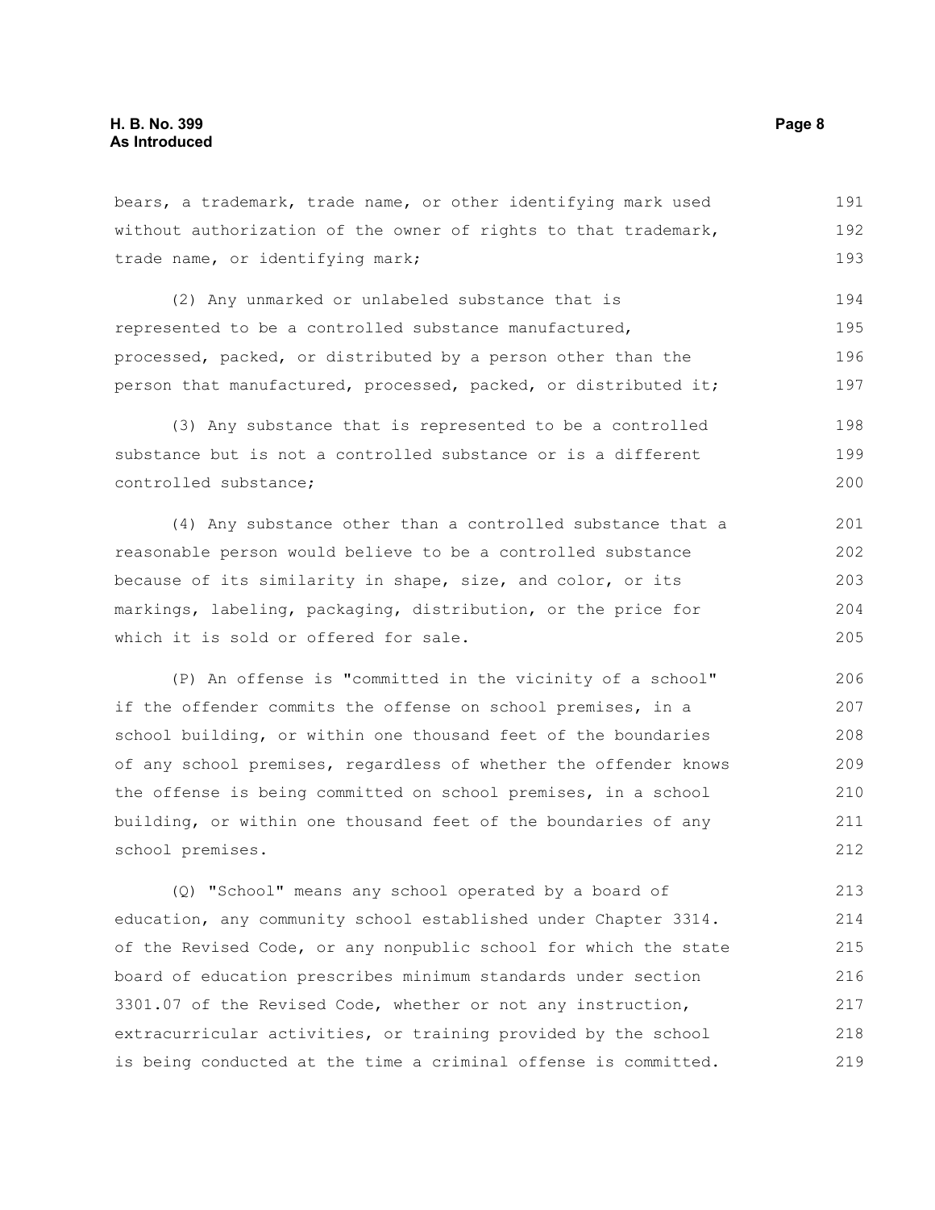bears, a trademark, trade name, or other identifying mark used without authorization of the owner of rights to that trademark, trade name, or identifying mark;

(2) Any unmarked or unlabeled substance that is represented to be a controlled substance manufactured, processed, packed, or distributed by a person other than the person that manufactured, processed, packed, or distributed it;

(3) Any substance that is represented to be a controlled substance but is not a controlled substance or is a different controlled substance;

(4) Any substance other than a controlled substance that a reasonable person would believe to be a controlled substance because of its similarity in shape, size, and color, or its markings, labeling, packaging, distribution, or the price for which it is sold or offered for sale.

(P) An offense is "committed in the vicinity of a school" if the offender commits the offense on school premises, in a school building, or within one thousand feet of the boundaries of any school premises, regardless of whether the offender knows the offense is being committed on school premises, in a school building, or within one thousand feet of the boundaries of any school premises.

(Q) "School" means any school operated by a board of education, any community school established under Chapter 3314. of the Revised Code, or any nonpublic school for which the state board of education prescribes minimum standards under section 3301.07 of the Revised Code, whether or not any instruction, extracurricular activities, or training provided by the school is being conducted at the time a criminal offense is committed.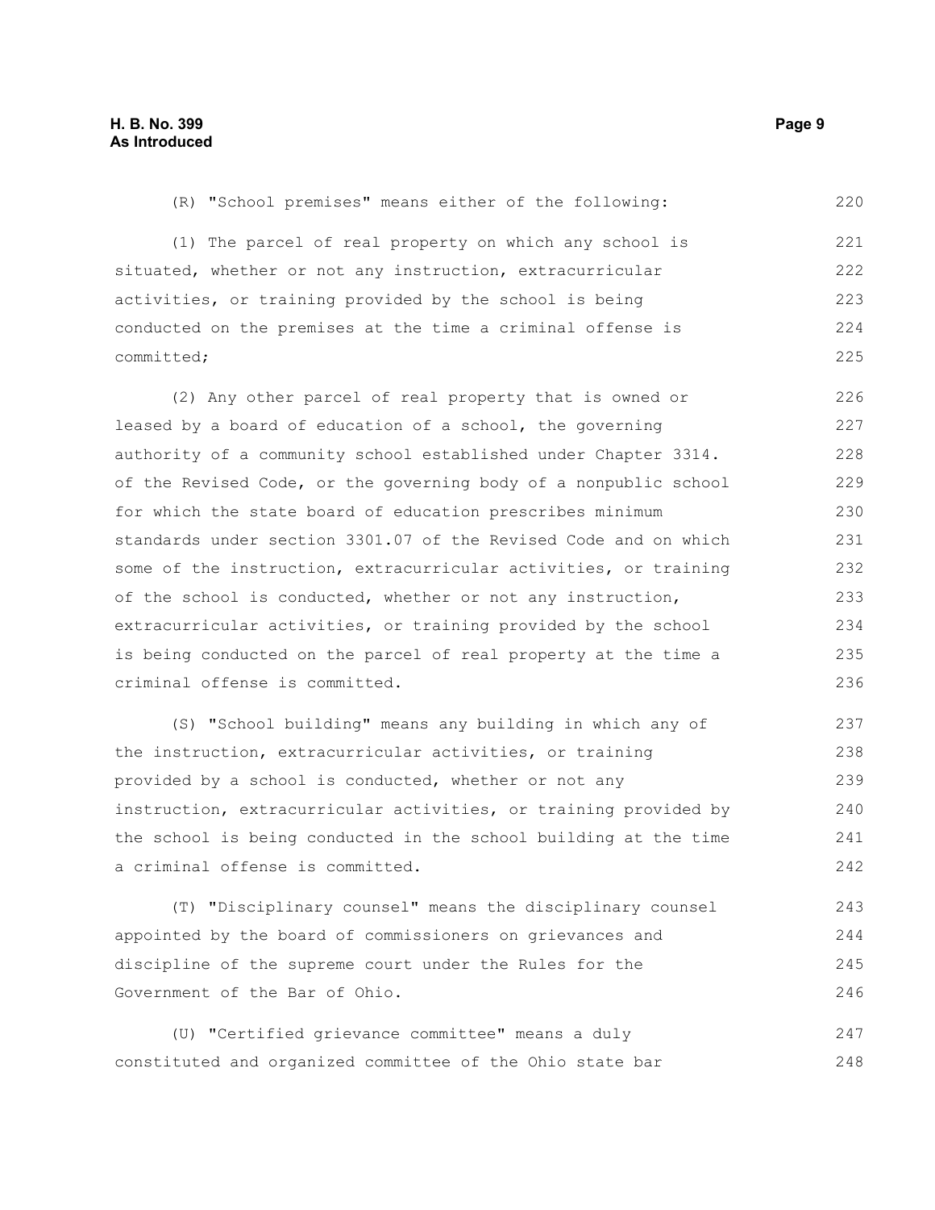(R) "School premises" means either of the following:

(1) The parcel of real property on which any school is situated, whether or not any instruction, extracurricular activities, or training provided by the school is being conducted on the premises at the time a criminal offense is committed;

(2) Any other parcel of real property that is owned or leased by a board of education of a school, the governing authority of a community school established under Chapter 3314. of the Revised Code, or the governing body of a nonpublic school for which the state board of education prescribes minimum standards under section 3301.07 of the Revised Code and on which some of the instruction, extracurricular activities, or training of the school is conducted, whether or not any instruction, extracurricular activities, or training provided by the school is being conducted on the parcel of real property at the time a criminal offense is committed.

(S) "School building" means any building in which any of the instruction, extracurricular activities, or training provided by a school is conducted, whether or not any instruction, extracurricular activities, or training provided by the school is being conducted in the school building at the time a criminal offense is committed.

(T) "Disciplinary counsel" means the disciplinary counsel appointed by the board of commissioners on grievances and discipline of the supreme court under the Rules for the Government of the Bar of Ohio.

(U) "Certified grievance committee" means a duly constituted and organized committee of the Ohio state bar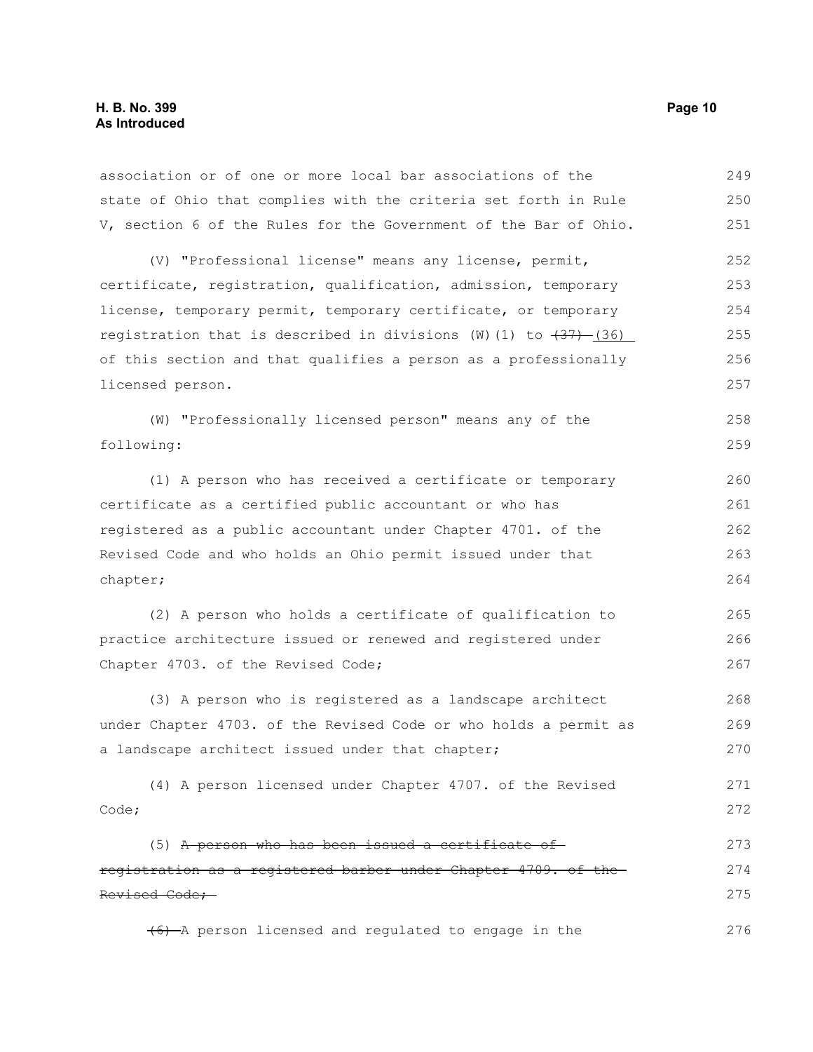association or of one or more local bar associations of the state of Ohio that complies with the criteria set forth in Rule V, section 6 of the Rules for the Government of the Bar of Ohio.

(V) "Professional license" means any license, permit, certificate, registration, qualification, admission, temporary license, temporary permit, temporary certificate, or temporary registration that is described in divisions (W)(1) to ~~(37)~~ (36) of this section and that qualifies a person as a professionally licensed person.

(W) "Professionally licensed person" means any of the following:

(1) A person who has received a certificate or temporary certificate as a certified public accountant or who has registered as a public accountant under Chapter 4701. of the Revised Code and who holds an Ohio permit issued under that chapter;

(2) A person who holds a certificate of qualification to practice architecture issued or renewed and registered under Chapter 4703. of the Revised Code;

(3) A person who is registered as a landscape architect under Chapter 4703. of the Revised Code or who holds a permit as a landscape architect issued under that chapter;

(4) A person licensed under Chapter 4707. of the Revised Code;

(5) ~~A person who has been issued a certificate of registration as a registered barber under Chapter 4709. of the Revised Code;~~

~~(6)~~ A person licensed and regulated to engage in the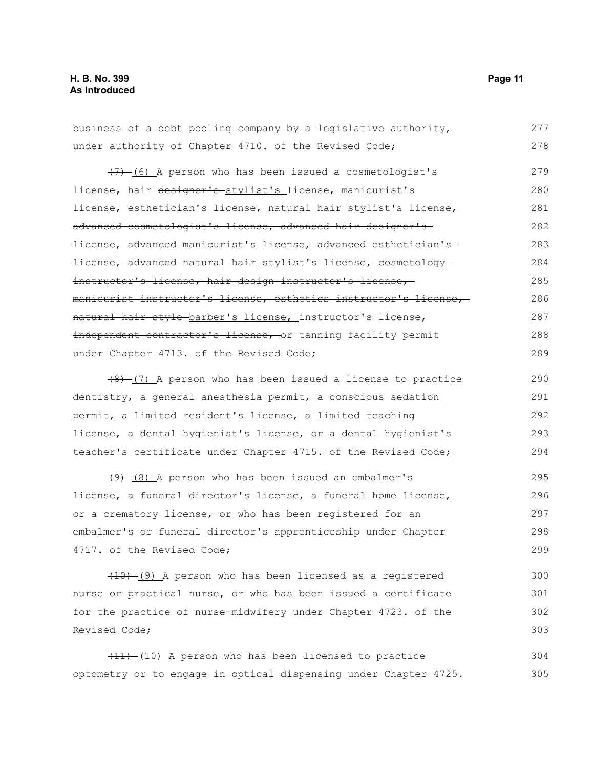business of a debt pooling company by a legislative authority, under authority of Chapter 4710. of the Revised Code;

~~(7)~~ (6) A person who has been issued a cosmetologist's license, hair ~~designer's~~ stylist's license, manicurist's license, esthetician's license, natural hair stylist's license, ~~advanced cosmetologist's license, advanced hair designer's license, advanced manicurist's license, advanced esthetician's license, advanced natural hair stylist's license, cosmetology instructor's license, hair design instructor's license, manicurist instructor's license, esthetics instructor's license, natural hair style~~ barber's license, instructor's license, ~~independent contractor's license,~~ or tanning facility permit under Chapter 4713. of the Revised Code;

~~(8)~~ (7) A person who has been issued a license to practice dentistry, a general anesthesia permit, a conscious sedation permit, a limited resident's license, a limited teaching license, a dental hygienist's license, or a dental hygienist's teacher's certificate under Chapter 4715. of the Revised Code;

~~(9)~~ (8) A person who has been issued an embalmer's license, a funeral director's license, a funeral home license, or a crematory license, or who has been registered for an embalmer's or funeral director's apprenticeship under Chapter 4717. of the Revised Code;

~~(10)~~ (9) A person who has been licensed as a registered nurse or practical nurse, or who has been issued a certificate for the practice of nurse-midwifery under Chapter 4723. of the Revised Code;

~~(11)~~ (10) A person who has been licensed to practice optometry or to engage in optical dispensing under Chapter 4725.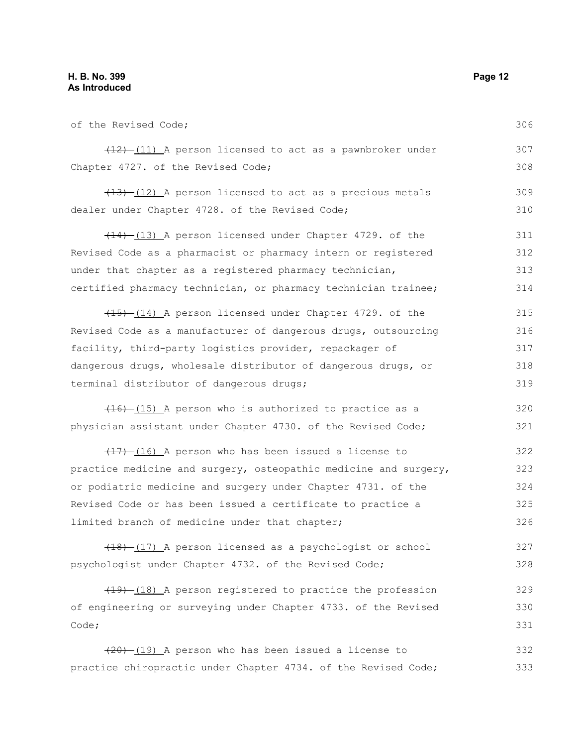of the Revised Code;

~~(12)~~ (11) A person licensed to act as a pawnbroker under Chapter 4727. of the Revised Code;

~~(13)~~ (12) A person licensed to act as a precious metals dealer under Chapter 4728. of the Revised Code;

~~(14)~~ (13) A person licensed under Chapter 4729. of the Revised Code as a pharmacist or pharmacy intern or registered under that chapter as a registered pharmacy technician, certified pharmacy technician, or pharmacy technician trainee;

~~(15)~~ (14) A person licensed under Chapter 4729. of the Revised Code as a manufacturer of dangerous drugs, outsourcing facility, third-party logistics provider, repackager of dangerous drugs, wholesale distributor of dangerous drugs, or terminal distributor of dangerous drugs;

~~(16)~~ (15) A person who is authorized to practice as a physician assistant under Chapter 4730. of the Revised Code;

~~(17)~~ (16) A person who has been issued a license to practice medicine and surgery, osteopathic medicine and surgery, or podiatric medicine and surgery under Chapter 4731. of the Revised Code or has been issued a certificate to practice a limited branch of medicine under that chapter;

~~(18)~~ (17) A person licensed as a psychologist or school psychologist under Chapter 4732. of the Revised Code;

~~(19)~~ (18) A person registered to practice the profession of engineering or surveying under Chapter 4733. of the Revised Code;

~~(20)~~ (19) A person who has been issued a license to practice chiropractic under Chapter 4734. of the Revised Code;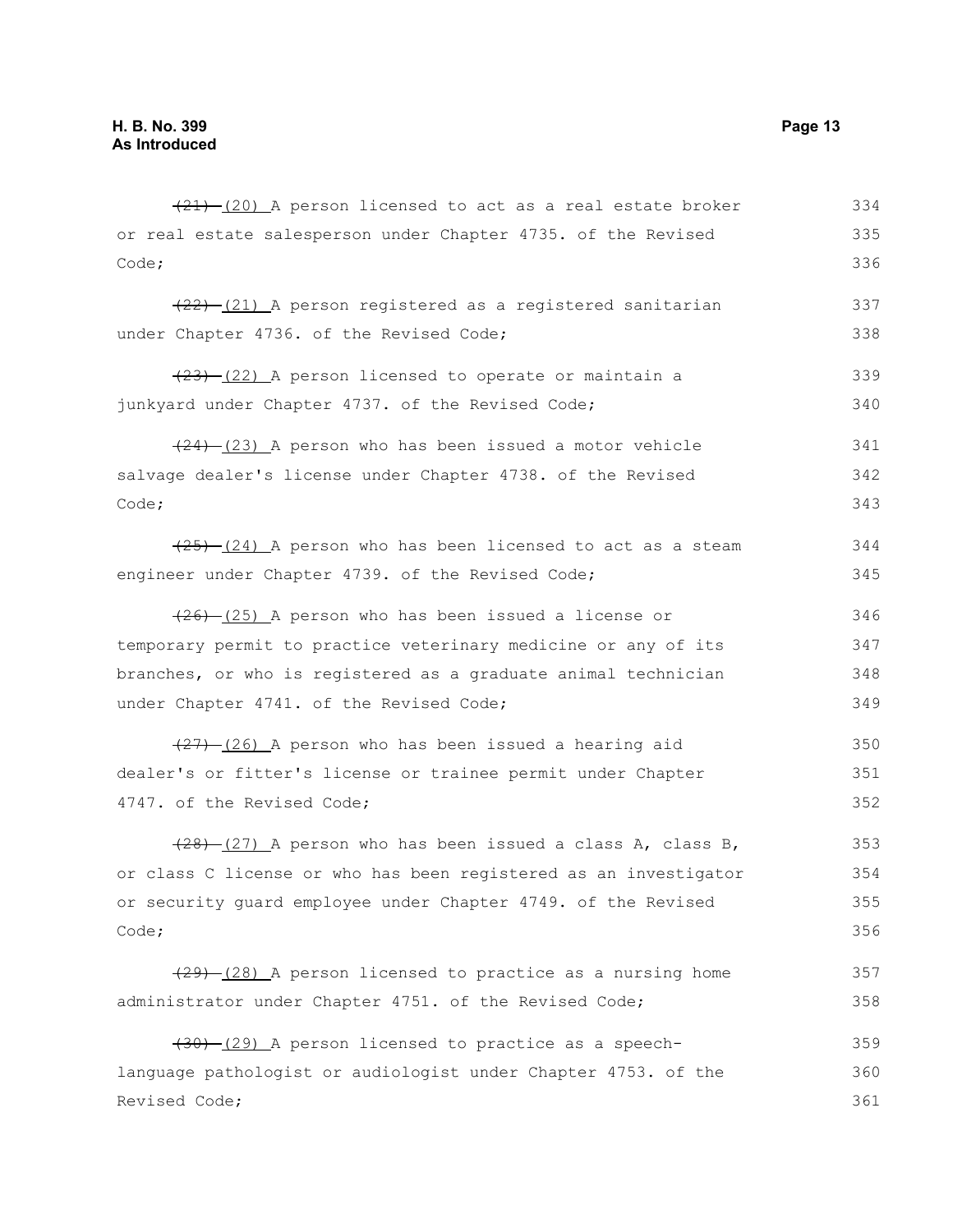~~(21)~~ (20) A person licensed to act as a real estate broker or real estate salesperson under Chapter 4735. of the Revised Code;

~~(22)~~ (21) A person registered as a registered sanitarian under Chapter 4736. of the Revised Code;

~~(23)~~ (22) A person licensed to operate or maintain a junkyard under Chapter 4737. of the Revised Code;

~~(24)~~ (23) A person who has been issued a motor vehicle salvage dealer's license under Chapter 4738. of the Revised Code;

~~(25)~~ (24) A person who has been licensed to act as a steam engineer under Chapter 4739. of the Revised Code;

~~(26)~~ (25) A person who has been issued a license or temporary permit to practice veterinary medicine or any of its branches, or who is registered as a graduate animal technician under Chapter 4741. of the Revised Code;

~~(27)~~ (26) A person who has been issued a hearing aid dealer's or fitter's license or trainee permit under Chapter 4747. of the Revised Code;

~~(28)~~ (27) A person who has been issued a class A, class B, or class C license or who has been registered as an investigator or security guard employee under Chapter 4749. of the Revised Code;

~~(29)~~ (28) A person licensed to practice as a nursing home administrator under Chapter 4751. of the Revised Code;

~~(30)~~ (29) A person licensed to practice as a speech-language pathologist or audiologist under Chapter 4753. of the Revised Code;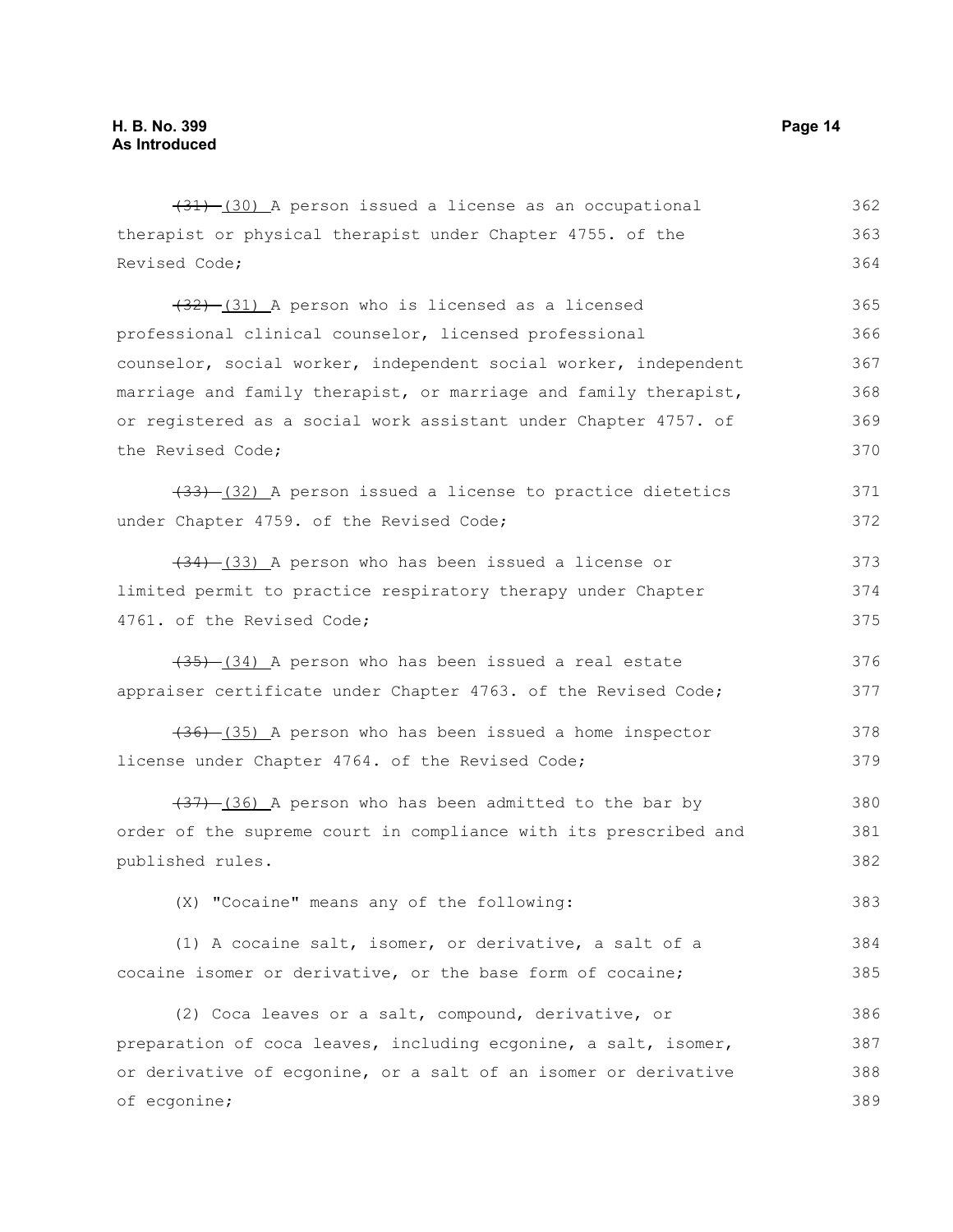~~(31)~~ (30) A person issued a license as an occupational therapist or physical therapist under Chapter 4755. of the Revised Code;

~~(32)~~ (31) A person who is licensed as a licensed professional clinical counselor, licensed professional counselor, social worker, independent social worker, independent marriage and family therapist, or marriage and family therapist, or registered as a social work assistant under Chapter 4757. of the Revised Code;

~~(33)~~ (32) A person issued a license to practice dietetics under Chapter 4759. of the Revised Code;

~~(34)~~ (33) A person who has been issued a license or limited permit to practice respiratory therapy under Chapter 4761. of the Revised Code;

~~(35)~~ (34) A person who has been issued a real estate appraiser certificate under Chapter 4763. of the Revised Code;

~~(36)~~ (35) A person who has been issued a home inspector license under Chapter 4764. of the Revised Code;

~~(37)~~ (36) A person who has been admitted to the bar by order of the supreme court in compliance with its prescribed and published rules.

(X) "Cocaine" means any of the following:

(1) A cocaine salt, isomer, or derivative, a salt of a cocaine isomer or derivative, or the base form of cocaine;

(2) Coca leaves or a salt, compound, derivative, or preparation of coca leaves, including ecgonine, a salt, isomer, or derivative of ecgonine, or a salt of an isomer or derivative of ecgonine;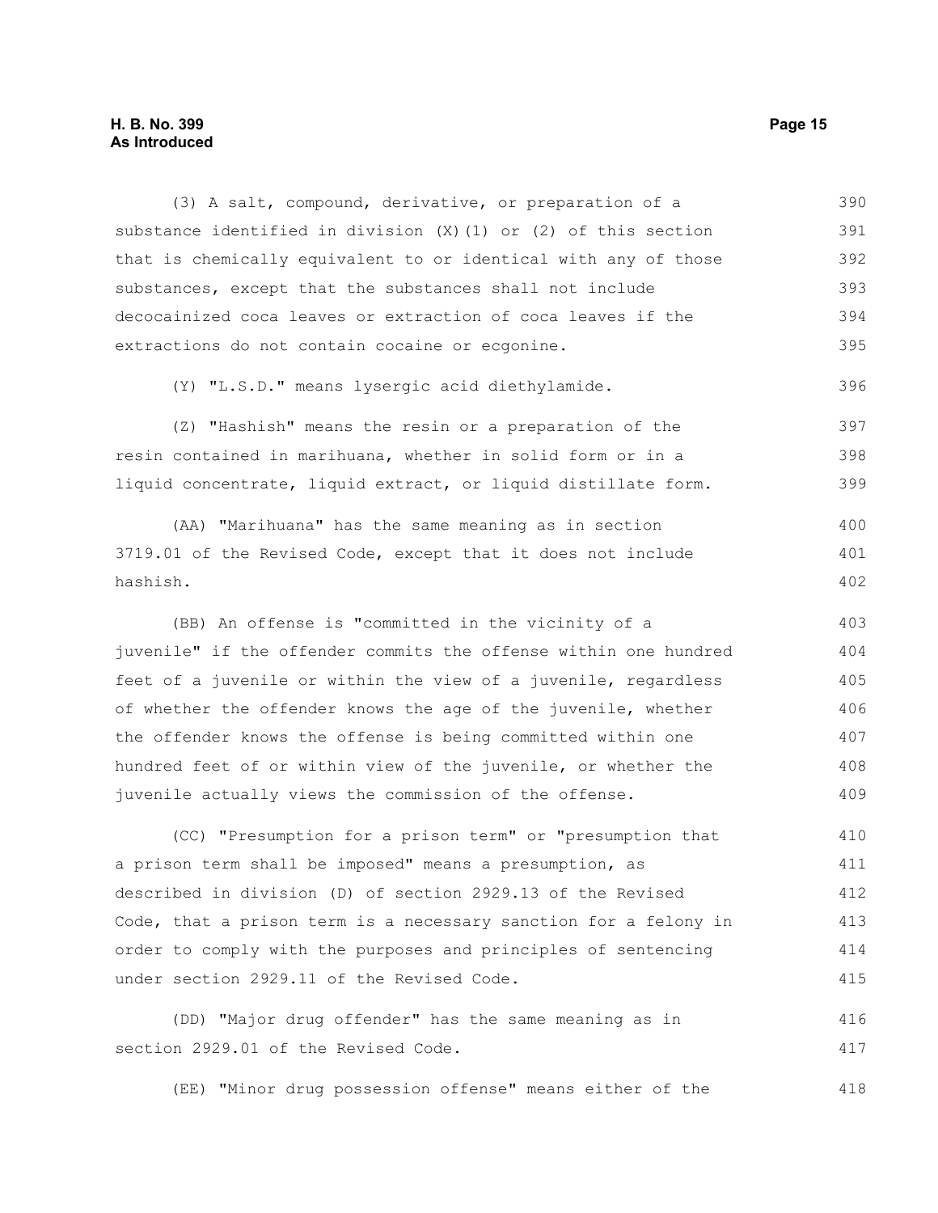(3) A salt, compound, derivative, or preparation of a substance identified in division (X)(1) or (2) of this section that is chemically equivalent to or identical with any of those substances, except that the substances shall not include decocainized coca leaves or extraction of coca leaves if the extractions do not contain cocaine or ecgonine.

(Y) "L.S.D." means lysergic acid diethylamide.

(Z) "Hashish" means the resin or a preparation of the resin contained in marihuana, whether in solid form or in a liquid concentrate, liquid extract, or liquid distillate form.

(AA) "Marihuana" has the same meaning as in section 3719.01 of the Revised Code, except that it does not include hashish.

(BB) An offense is "committed in the vicinity of a juvenile" if the offender commits the offense within one hundred feet of a juvenile or within the view of a juvenile, regardless of whether the offender knows the age of the juvenile, whether the offender knows the offense is being committed within one hundred feet of or within view of the juvenile, or whether the juvenile actually views the commission of the offense.

(CC) "Presumption for a prison term" or "presumption that a prison term shall be imposed" means a presumption, as described in division (D) of section 2929.13 of the Revised Code, that a prison term is a necessary sanction for a felony in order to comply with the purposes and principles of sentencing under section 2929.11 of the Revised Code.

(DD) "Major drug offender" has the same meaning as in section 2929.01 of the Revised Code.

(EE) "Minor drug possession offense" means either of the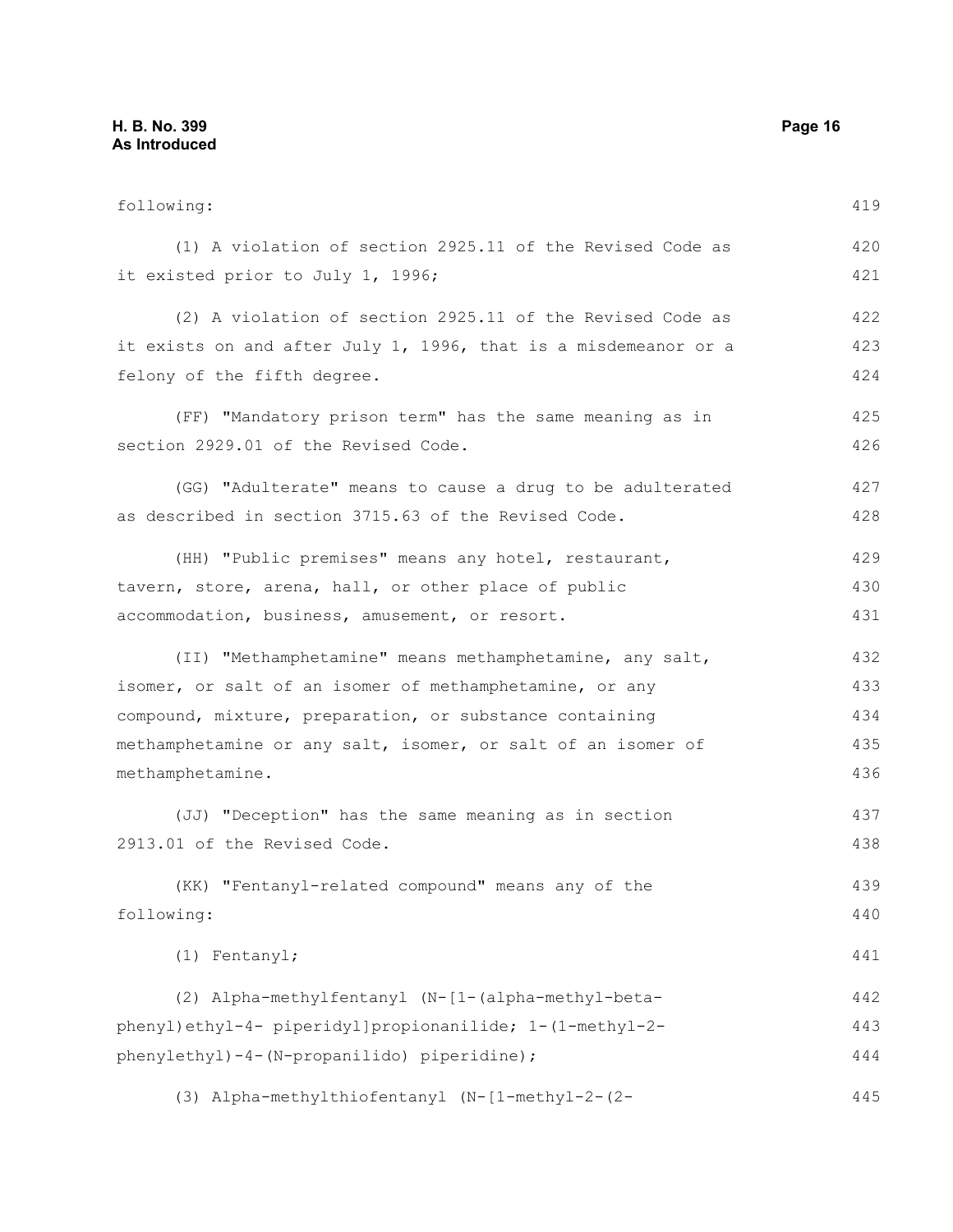following:

(1) A violation of section 2925.11 of the Revised Code as it existed prior to July 1, 1996;

(2) A violation of section 2925.11 of the Revised Code as it exists on and after July 1, 1996, that is a misdemeanor or a felony of the fifth degree.

(FF) "Mandatory prison term" has the same meaning as in section 2929.01 of the Revised Code.

(GG) "Adulterate" means to cause a drug to be adulterated as described in section 3715.63 of the Revised Code.

(HH) "Public premises" means any hotel, restaurant, tavern, store, arena, hall, or other place of public accommodation, business, amusement, or resort.

(II) "Methamphetamine" means methamphetamine, any salt, isomer, or salt of an isomer of methamphetamine, or any compound, mixture, preparation, or substance containing methamphetamine or any salt, isomer, or salt of an isomer of methamphetamine.

(JJ) "Deception" has the same meaning as in section 2913.01 of the Revised Code.

(KK) "Fentanyl-related compound" means any of the following:

(1) Fentanyl;

(2) Alpha-methylfentanyl (N-[1-(alpha-methyl-beta-phenyl)ethyl-4- piperidyl]propionanilide; 1-(1-methyl-2-phenylethyl)-4-(N-propanilido) piperidine);

(3) Alpha-methylthiofentanyl (N-[1-methyl-2-(2-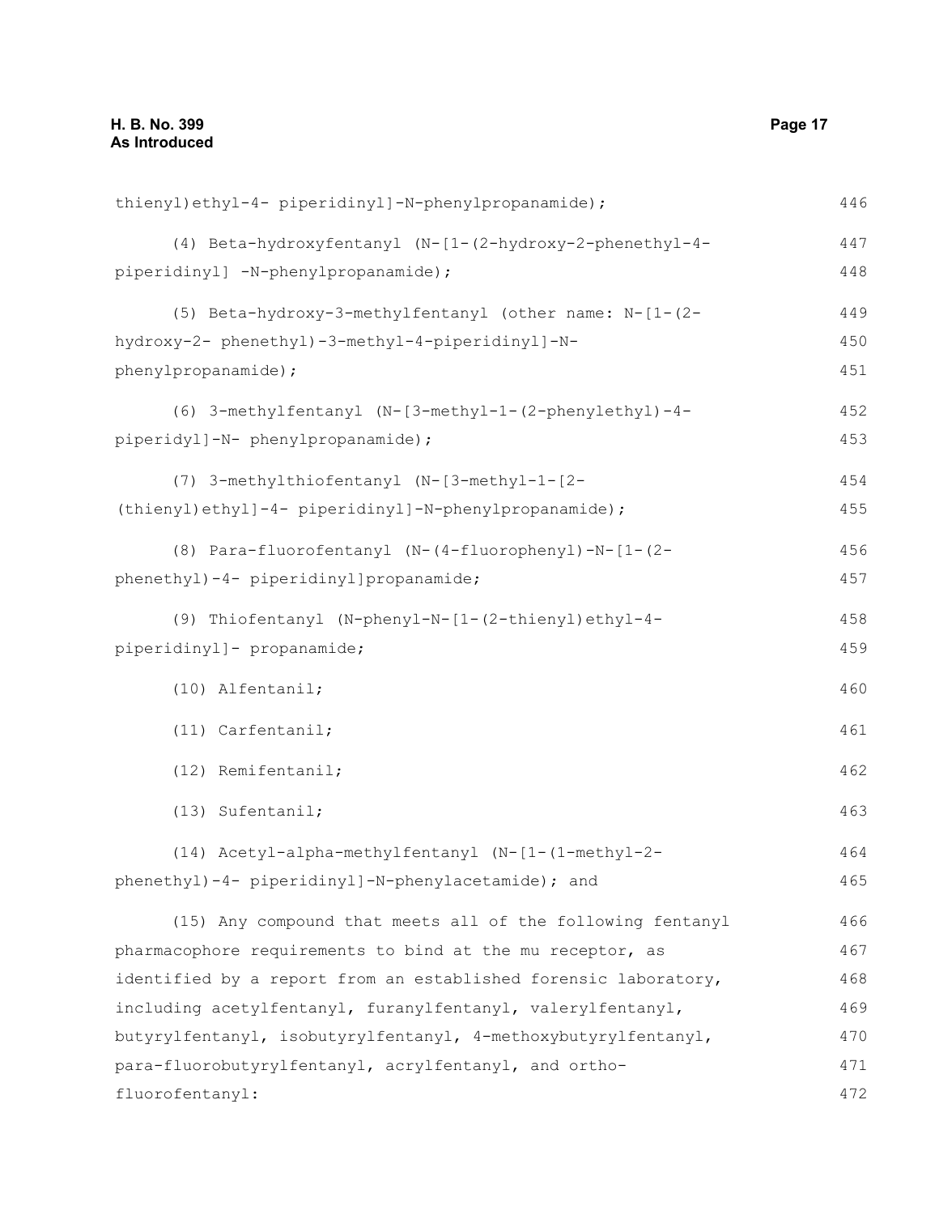thienyl)ethyl-4- piperidinyl]-N-phenylpropanamide);

(4) Beta-hydroxyfentanyl (N-[1-(2-hydroxy-2-phenethyl-4-piperidinyl] -N-phenylpropanamide);

(5) Beta-hydroxy-3-methylfentanyl (other name: N-[1-(2-hydroxy-2- phenethyl)-3-methyl-4-piperidinyl]-N-phenylpropanamide);

(6) 3-methylfentanyl (N-[3-methyl-1-(2-phenylethyl)-4-piperidyl]-N- phenylpropanamide);

(7) 3-methylthiofentanyl (N-[3-methyl-1-[2-(thienyl)ethyl]-4- piperidinyl]-N-phenylpropanamide);

(8) Para-fluorofentanyl (N-(4-fluorophenyl)-N-[1-(2-phenethyl)-4- piperidinyl]propanamide;

(9) Thiofentanyl (N-phenyl-N-[1-(2-thienyl)ethyl-4-piperidinyl]- propanamide;

(10) Alfentanil;

(11) Carfentanil;

(12) Remifentanil;

(13) Sufentanil;

(14) Acetyl-alpha-methylfentanyl (N-[1-(1-methyl-2-phenethyl)-4- piperidinyl]-N-phenylacetamide); and

(15) Any compound that meets all of the following fentanyl pharmacophore requirements to bind at the mu receptor, as identified by a report from an established forensic laboratory, including acetylfentanyl, furanylfentanyl, valerylfentanyl, butyrylfentanyl, isobutyrylfentanyl, 4-methoxybutyrylfentanyl, para-fluorobutyrylfentanyl, acrylfentanyl, and ortho-fluorofentanyl: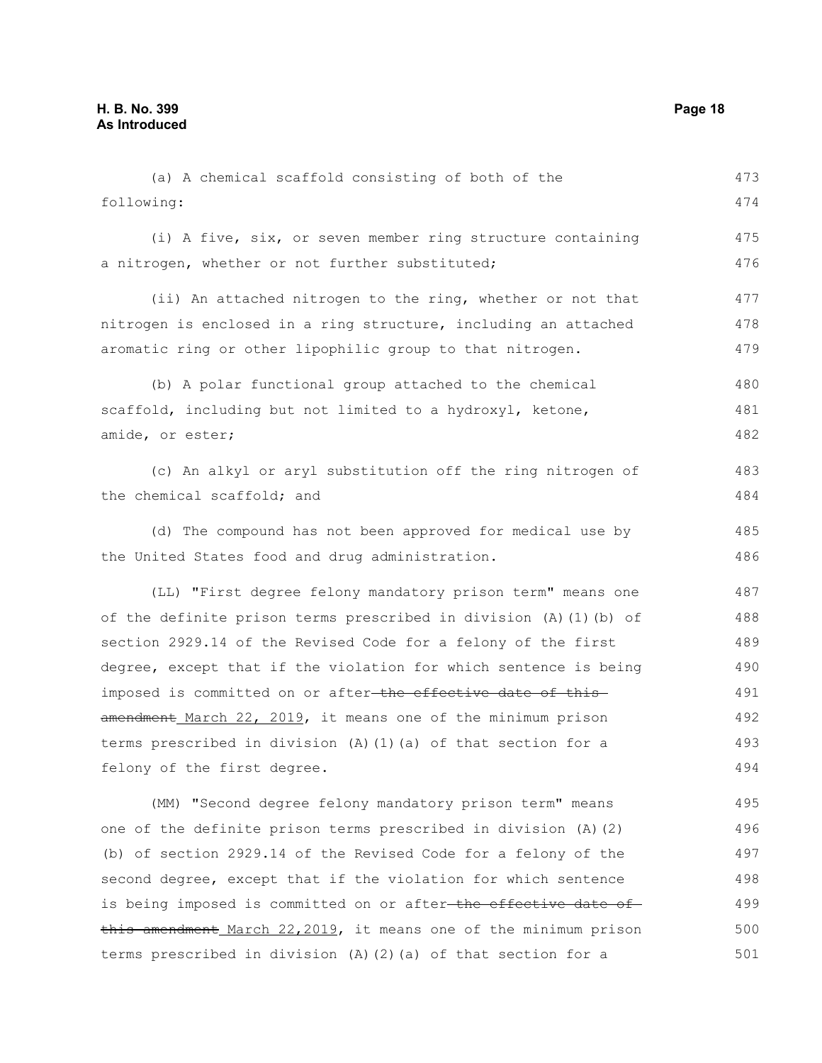(a) A chemical scaffold consisting of both of the following:

(i) A five, six, or seven member ring structure containing a nitrogen, whether or not further substituted;

(ii) An attached nitrogen to the ring, whether or not that nitrogen is enclosed in a ring structure, including an attached aromatic ring or other lipophilic group to that nitrogen.

(b) A polar functional group attached to the chemical scaffold, including but not limited to a hydroxyl, ketone, amide, or ester;

(c) An alkyl or aryl substitution off the ring nitrogen of the chemical scaffold; and

(d) The compound has not been approved for medical use by the United States food and drug administration.

(LL) "First degree felony mandatory prison term" means one of the definite prison terms prescribed in division (A)(1)(b) of section 2929.14 of the Revised Code for a felony of the first degree, except that if the violation for which sentence is being imposed is committed on or after ~~the effective date of this amendment~~ March 22, 2019, it means one of the minimum prison terms prescribed in division (A)(1)(a) of that section for a felony of the first degree.

(MM) "Second degree felony mandatory prison term" means one of the definite prison terms prescribed in division (A)(2)(b) of section 2929.14 of the Revised Code for a felony of the second degree, except that if the violation for which sentence is being imposed is committed on or after ~~the effective date of this amendment~~ March 22,2019, it means one of the minimum prison terms prescribed in division (A)(2)(a) of that section for a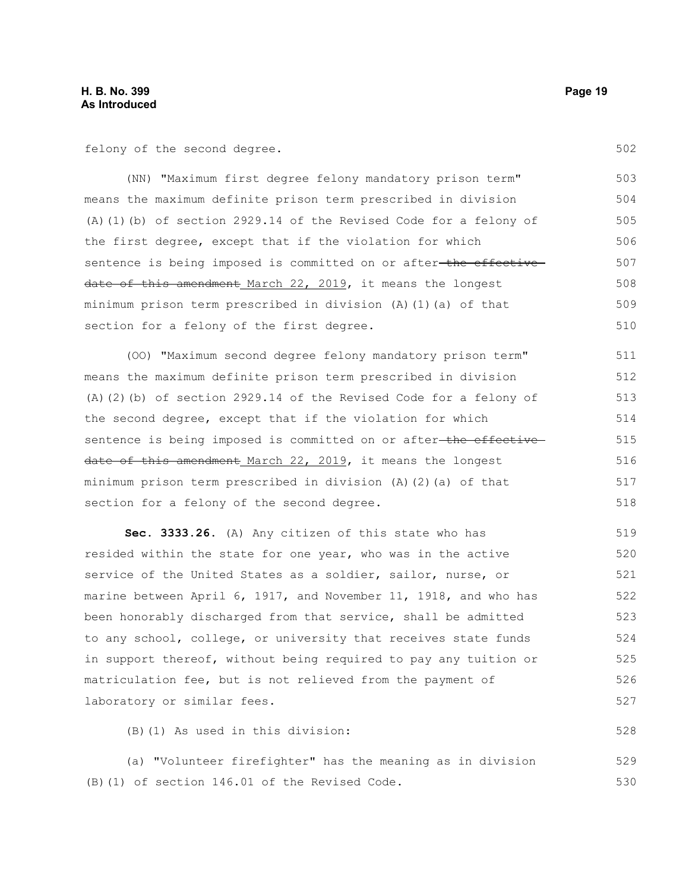felony of the second degree.

(NN) "Maximum first degree felony mandatory prison term" means the maximum definite prison term prescribed in division (A)(1)(b) of section 2929.14 of the Revised Code for a felony of the first degree, except that if the violation for which sentence is being imposed is committed on or after ~~the effective date of this amendment~~ March 22, 2019, it means the longest minimum prison term prescribed in division (A)(1)(a) of that section for a felony of the first degree.

(OO) "Maximum second degree felony mandatory prison term" means the maximum definite prison term prescribed in division (A)(2)(b) of section 2929.14 of the Revised Code for a felony of the second degree, except that if the violation for which sentence is being imposed is committed on or after ~~the effective date of this amendment~~ March 22, 2019, it means the longest minimum prison term prescribed in division (A)(2)(a) of that section for a felony of the second degree.

**Sec. 3333.26.** (A) Any citizen of this state who has resided within the state for one year, who was in the active service of the United States as a soldier, sailor, nurse, or marine between April 6, 1917, and November 11, 1918, and who has been honorably discharged from that service, shall be admitted to any school, college, or university that receives state funds in support thereof, without being required to pay any tuition or matriculation fee, but is not relieved from the payment of laboratory or similar fees.

(B)(1) As used in this division:

(a) "Volunteer firefighter" has the meaning as in division (B)(1) of section 146.01 of the Revised Code.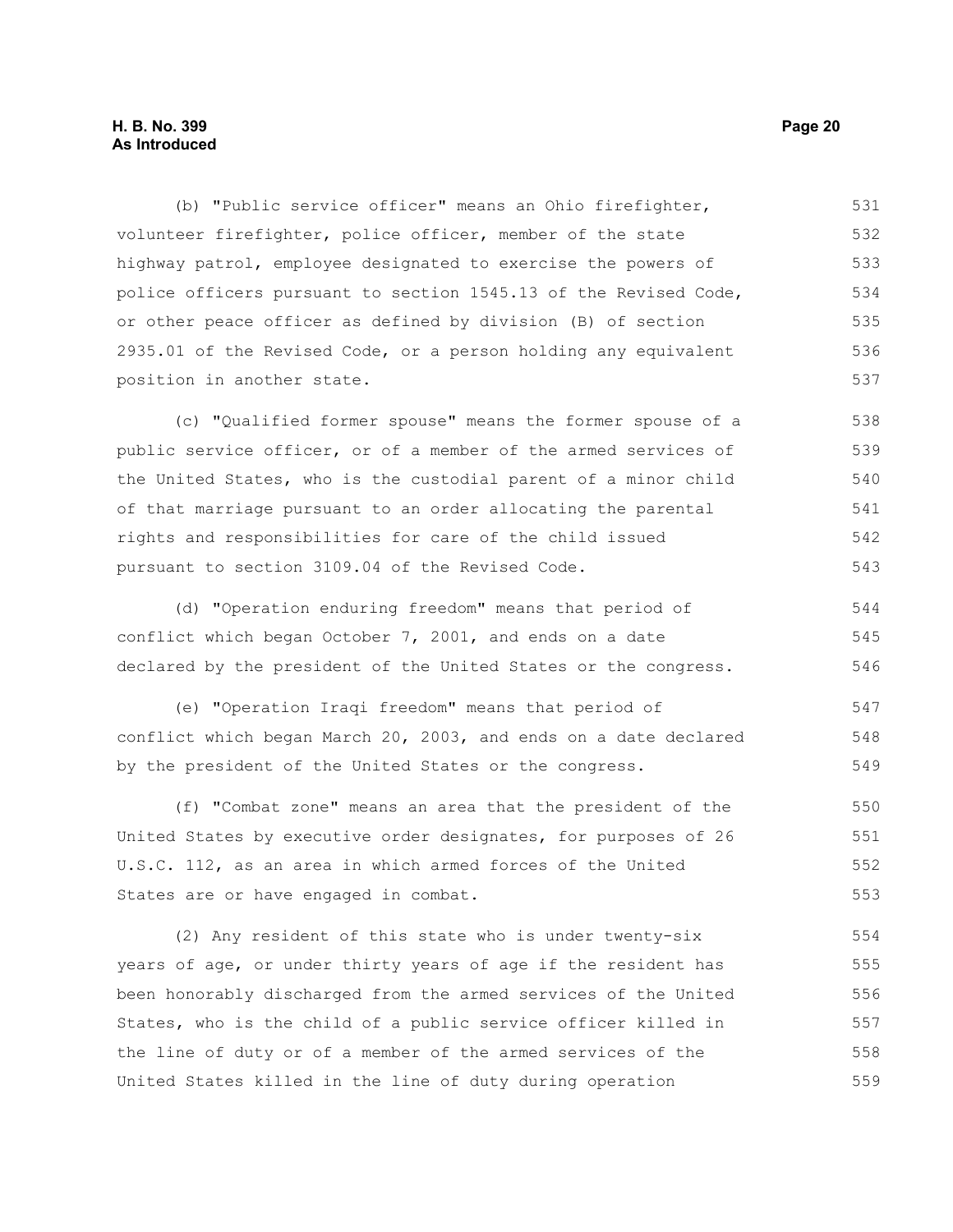(b) "Public service officer" means an Ohio firefighter, volunteer firefighter, police officer, member of the state highway patrol, employee designated to exercise the powers of police officers pursuant to section 1545.13 of the Revised Code, or other peace officer as defined by division (B) of section 2935.01 of the Revised Code, or a person holding any equivalent position in another state.

(c) "Qualified former spouse" means the former spouse of a public service officer, or of a member of the armed services of the United States, who is the custodial parent of a minor child of that marriage pursuant to an order allocating the parental rights and responsibilities for care of the child issued pursuant to section 3109.04 of the Revised Code.

(d) "Operation enduring freedom" means that period of conflict which began October 7, 2001, and ends on a date declared by the president of the United States or the congress.

(e) "Operation Iraqi freedom" means that period of conflict which began March 20, 2003, and ends on a date declared by the president of the United States or the congress.

(f) "Combat zone" means an area that the president of the United States by executive order designates, for purposes of 26 U.S.C. 112, as an area in which armed forces of the United States are or have engaged in combat.

(2) Any resident of this state who is under twenty-six years of age, or under thirty years of age if the resident has been honorably discharged from the armed services of the United States, who is the child of a public service officer killed in the line of duty or of a member of the armed services of the United States killed in the line of duty during operation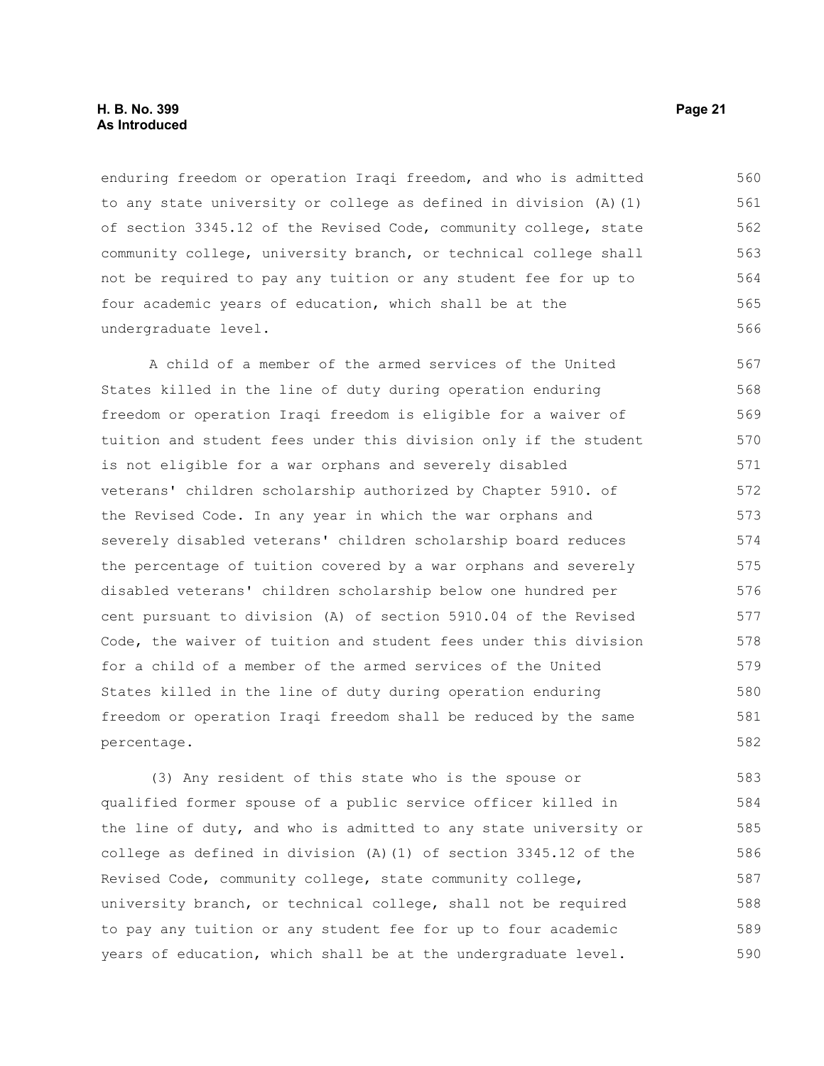enduring freedom or operation Iraqi freedom, and who is admitted to any state university or college as defined in division (A)(1) of section 3345.12 of the Revised Code, community college, state community college, university branch, or technical college shall not be required to pay any tuition or any student fee for up to four academic years of education, which shall be at the undergraduate level.

A child of a member of the armed services of the United States killed in the line of duty during operation enduring freedom or operation Iraqi freedom is eligible for a waiver of tuition and student fees under this division only if the student is not eligible for a war orphans and severely disabled veterans' children scholarship authorized by Chapter 5910. of the Revised Code. In any year in which the war orphans and severely disabled veterans' children scholarship board reduces the percentage of tuition covered by a war orphans and severely disabled veterans' children scholarship below one hundred per cent pursuant to division (A) of section 5910.04 of the Revised Code, the waiver of tuition and student fees under this division for a child of a member of the armed services of the United States killed in the line of duty during operation enduring freedom or operation Iraqi freedom shall be reduced by the same percentage.

(3) Any resident of this state who is the spouse or qualified former spouse of a public service officer killed in the line of duty, and who is admitted to any state university or college as defined in division (A)(1) of section 3345.12 of the Revised Code, community college, state community college, university branch, or technical college, shall not be required to pay any tuition or any student fee for up to four academic years of education, which shall be at the undergraduate level.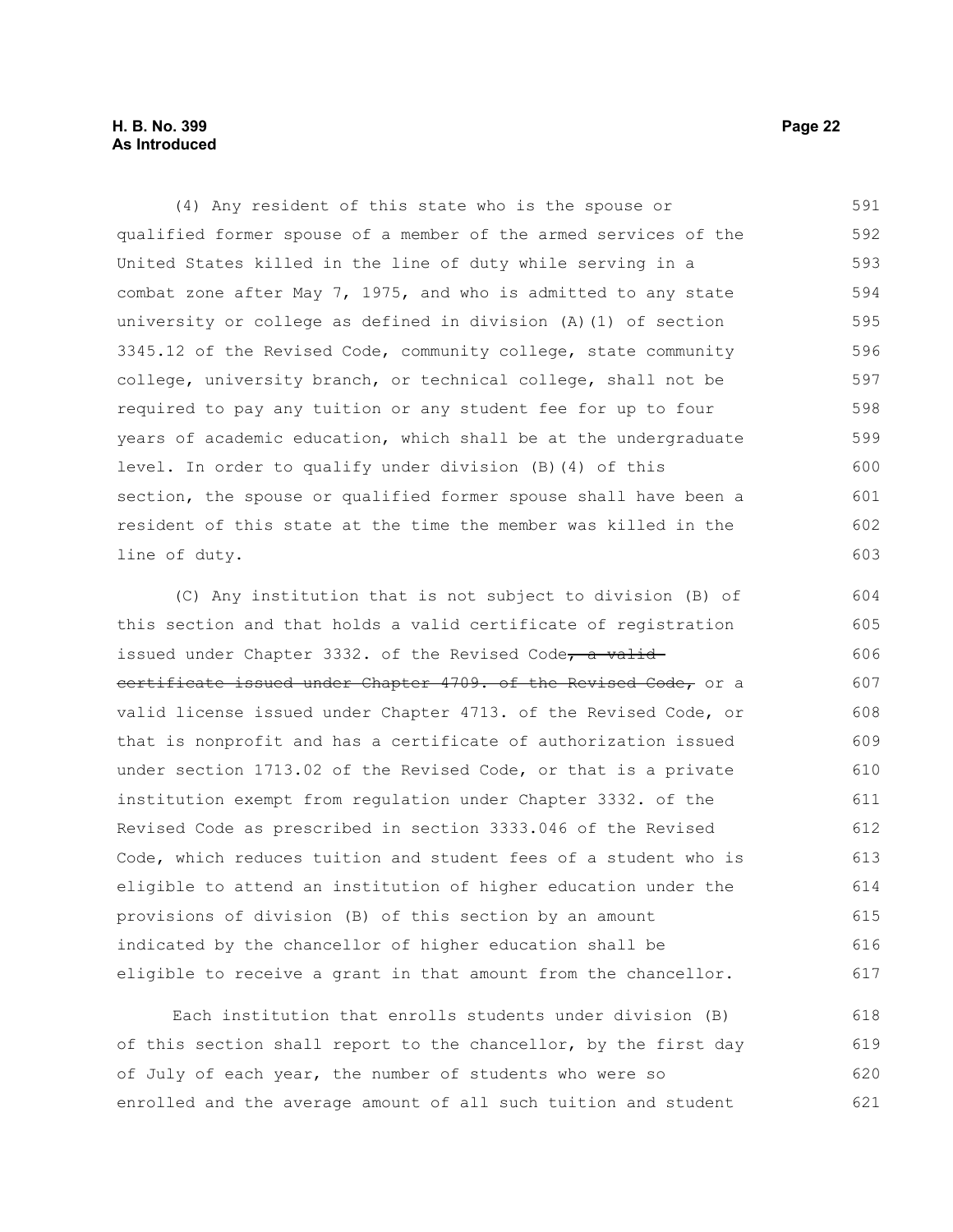(4) Any resident of this state who is the spouse or qualified former spouse of a member of the armed services of the United States killed in the line of duty while serving in a combat zone after May 7, 1975, and who is admitted to any state university or college as defined in division (A)(1) of section 3345.12 of the Revised Code, community college, state community college, university branch, or technical college, shall not be required to pay any tuition or any student fee for up to four years of academic education, which shall be at the undergraduate level. In order to qualify under division (B)(4) of this section, the spouse or qualified former spouse shall have been a resident of this state at the time the member was killed in the line of duty.

(C) Any institution that is not subject to division (B) of this section and that holds a valid certificate of registration issued under Chapter 3332. of the Revised Code~~, a valid certificate issued under Chapter 4709. of the Revised Code,~~ or a valid license issued under Chapter 4713. of the Revised Code, or that is nonprofit and has a certificate of authorization issued under section 1713.02 of the Revised Code, or that is a private institution exempt from regulation under Chapter 3332. of the Revised Code as prescribed in section 3333.046 of the Revised Code, which reduces tuition and student fees of a student who is eligible to attend an institution of higher education under the provisions of division (B) of this section by an amount indicated by the chancellor of higher education shall be eligible to receive a grant in that amount from the chancellor.

Each institution that enrolls students under division (B) of this section shall report to the chancellor, by the first day of July of each year, the number of students who were so enrolled and the average amount of all such tuition and student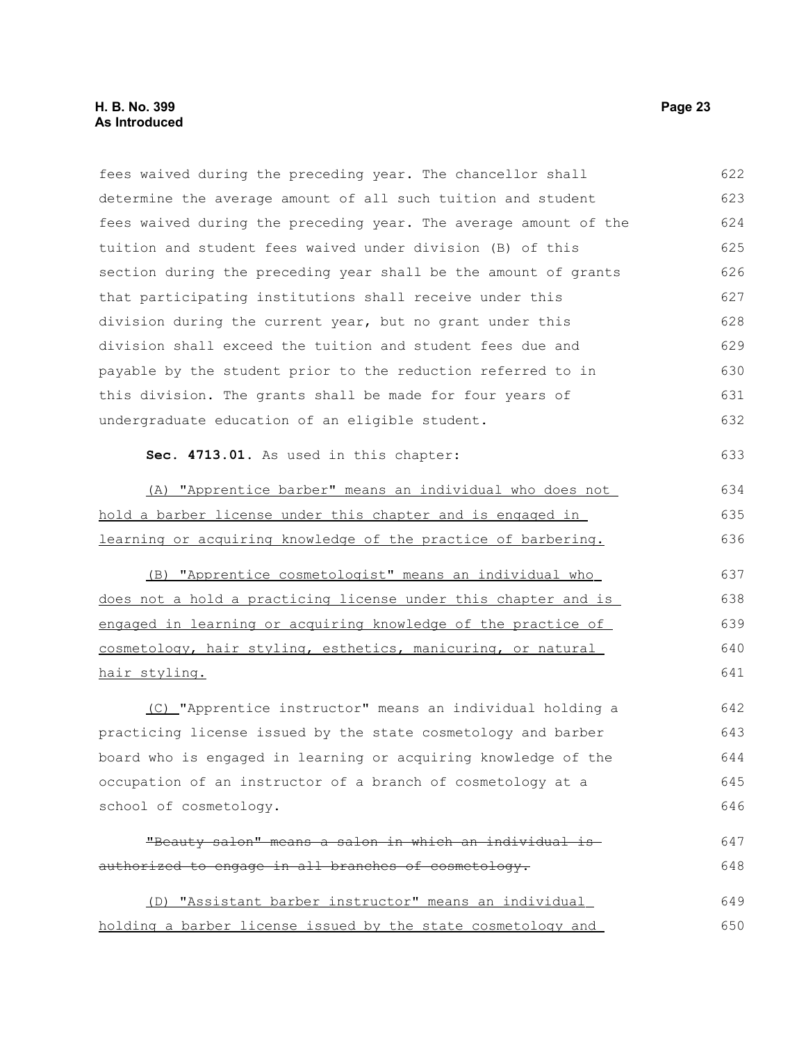fees waived during the preceding year. The chancellor shall determine the average amount of all such tuition and student fees waived during the preceding year. The average amount of the tuition and student fees waived under division (B) of this section during the preceding year shall be the amount of grants that participating institutions shall receive under this division during the current year, but no grant under this division shall exceed the tuition and student fees due and payable by the student prior to the reduction referred to in this division. The grants shall be made for four years of undergraduate education of an eligible student.

**Sec. 4713.01.** As used in this chapter:

(A) "Apprentice barber" means an individual who does not hold a barber license under this chapter and is engaged in learning or acquiring knowledge of the practice of barbering.

(B) "Apprentice cosmetologist" means an individual who does not a hold a practicing license under this chapter and is engaged in learning or acquiring knowledge of the practice of cosmetology, hair styling, esthetics, manicuring, or natural hair styling.

(C) "Apprentice instructor" means an individual holding a practicing license issued by the state cosmetology and barber board who is engaged in learning or acquiring knowledge of the occupation of an instructor of a branch of cosmetology at a school of cosmetology.

~~"Beauty salon" means a salon in which an individual is authorized to engage in all branches of cosmetology.~~

(D) "Assistant barber instructor" means an individual holding a barber license issued by the state cosmetology and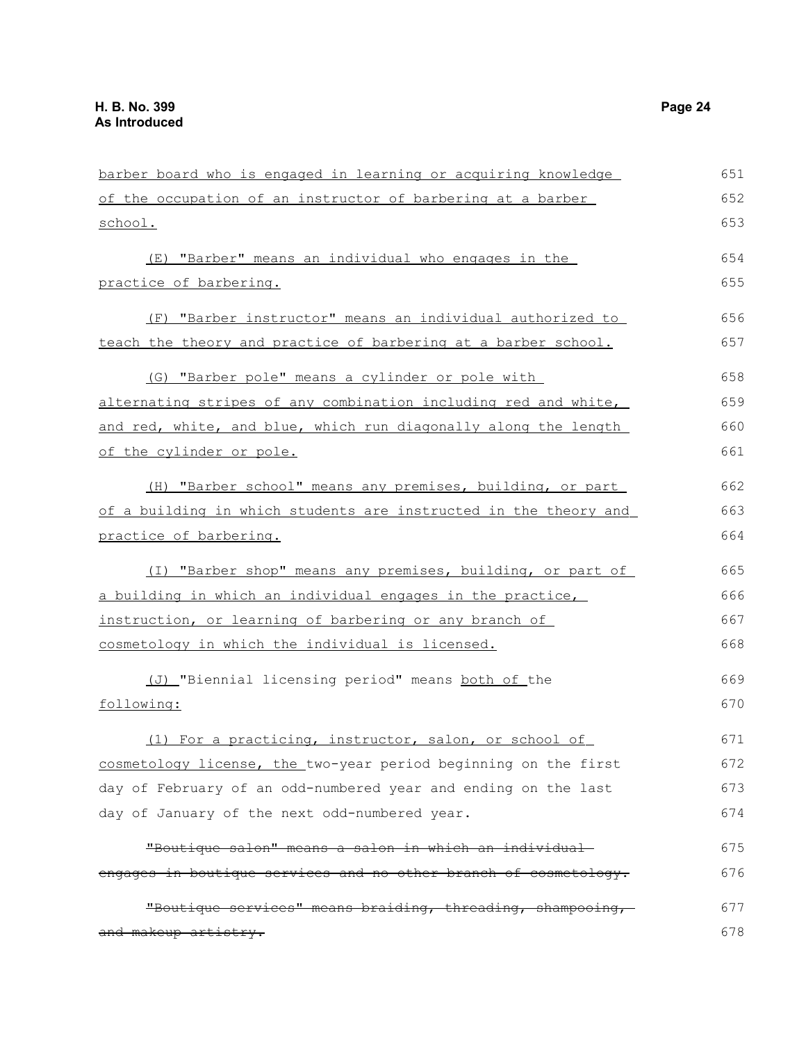barber board who is engaged in learning or acquiring knowledge of the occupation of an instructor of barbering at a barber school.

(E) "Barber" means an individual who engages in the practice of barbering.

(F) "Barber instructor" means an individual authorized to teach the theory and practice of barbering at a barber school.

(G) "Barber pole" means a cylinder or pole with alternating stripes of any combination including red and white, and red, white, and blue, which run diagonally along the length of the cylinder or pole.

(H) "Barber school" means any premises, building, or part of a building in which students are instructed in the theory and practice of barbering.

(I) "Barber shop" means any premises, building, or part of a building in which an individual engages in the practice, instruction, or learning of barbering or any branch of cosmetology in which the individual is licensed.

(J) "Biennial licensing period" means both of the following:

(1) For a practicing, instructor, salon, or school of cosmetology license, the two-year period beginning on the first day of February of an odd-numbered year and ending on the last day of January of the next odd-numbered year.

~~"Boutique salon" means a salon in which an individual engages in boutique services and no other branch of cosmetology.~~

~~"Boutique services" means braiding, threading, shampooing, and makeup artistry.~~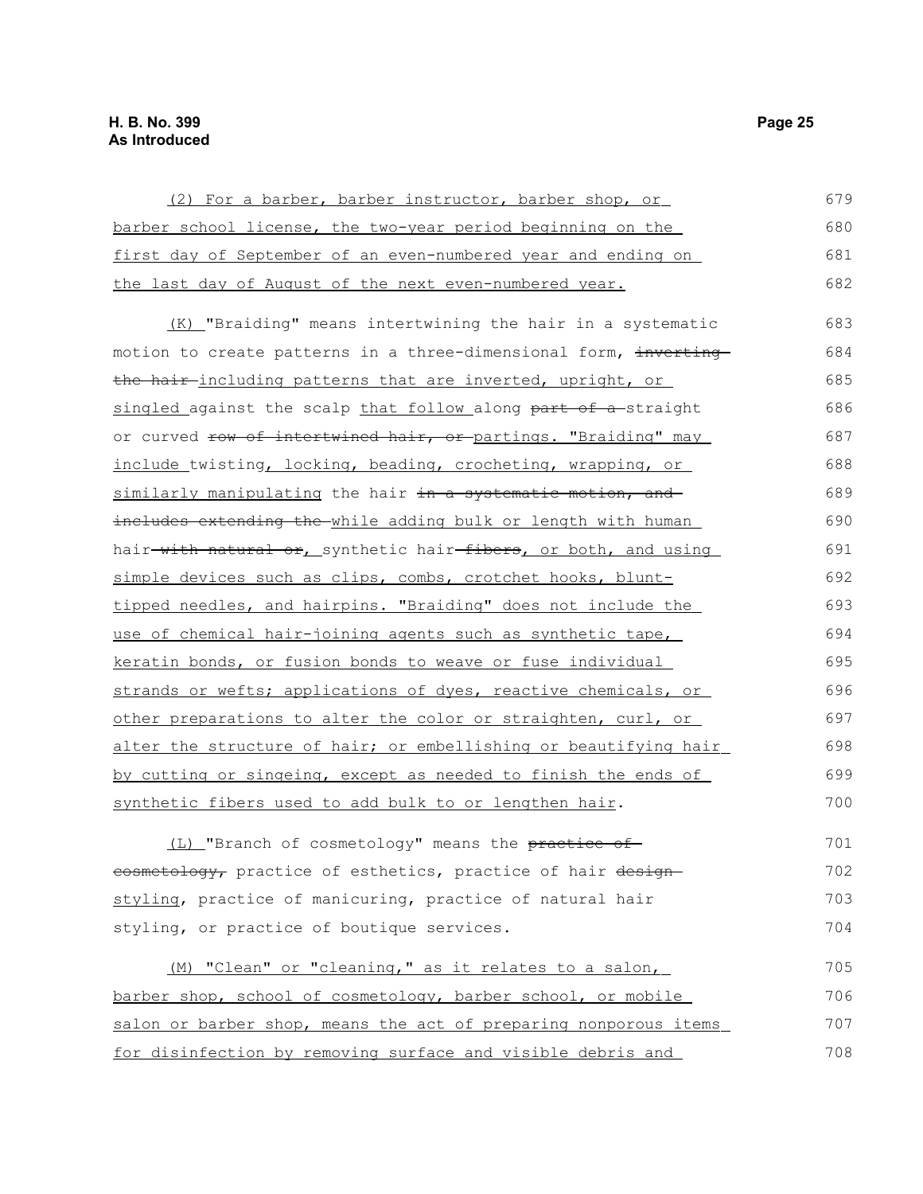(2) For a barber, barber instructor, barber shop, or barber school license, the two-year period beginning on the first day of September of an even-numbered year and ending on the last day of August of the next even-numbered year.

(K) "Braiding" means intertwining the hair in a systematic motion to create patterns in a three-dimensional form, ~~inverting the hair~~ including patterns that are inverted, upright, or singled against the scalp that follow along ~~part of a~~ straight or curved ~~row of intertwined hair, or~~ partings. "Braiding" may include twisting, locking, beading, crocheting, wrapping, or similarly manipulating the hair ~~in a systematic motion, and includes extending the~~ while adding bulk or length with human hair ~~with natural or~~, synthetic hair ~~fibers~~, or both, and using simple devices such as clips, combs, crotchet hooks, blunt-tipped needles, and hairpins. "Braiding" does not include the use of chemical hair-joining agents such as synthetic tape, keratin bonds, or fusion bonds to weave or fuse individual strands or wefts; applications of dyes, reactive chemicals, or other preparations to alter the color or straighten, curl, or alter the structure of hair; or embellishing or beautifying hair by cutting or singeing, except as needed to finish the ends of synthetic fibers used to add bulk to or lengthen hair.

(L) "Branch of cosmetology" means the ~~practice of cosmetology,~~ practice of esthetics, practice of hair ~~design~~ styling, practice of manicuring, practice of natural hair styling, or practice of boutique services.

(M) "Clean" or "cleaning," as it relates to a salon, barber shop, school of cosmetology, barber school, or mobile salon or barber shop, means the act of preparing nonporous items for disinfection by removing surface and visible debris and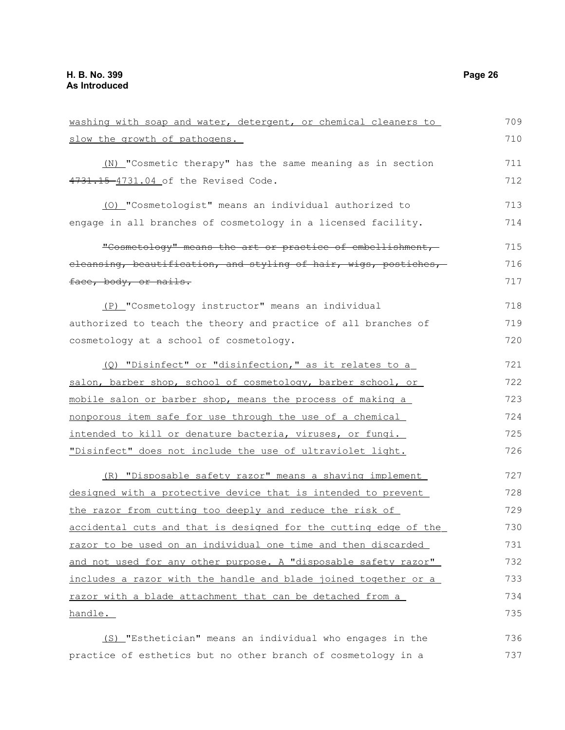washing with soap and water, detergent, or chemical cleaners to slow the growth of pathogens.

(N) "Cosmetic therapy" has the same meaning as in section ~~4731.15~~ 4731.04 of the Revised Code.

(O) "Cosmetologist" means an individual authorized to engage in all branches of cosmetology in a licensed facility.

~~"Cosmetology" means the art or practice of embellishment, cleansing, beautification, and styling of hair, wigs, postiches, face, body, or nails.~~

(P) "Cosmetology instructor" means an individual authorized to teach the theory and practice of all branches of cosmetology at a school of cosmetology.

(Q) "Disinfect" or "disinfection," as it relates to a salon, barber shop, school of cosmetology, barber school, or mobile salon or barber shop, means the process of making a nonporous item safe for use through the use of a chemical intended to kill or denature bacteria, viruses, or fungi. "Disinfect" does not include the use of ultraviolet light.

(R) "Disposable safety razor" means a shaving implement designed with a protective device that is intended to prevent the razor from cutting too deeply and reduce the risk of accidental cuts and that is designed for the cutting edge of the razor to be used on an individual one time and then discarded and not used for any other purpose. A "disposable safety razor" includes a razor with the handle and blade joined together or a razor with a blade attachment that can be detached from a handle.

(S) "Esthetician" means an individual who engages in the practice of esthetics but no other branch of cosmetology in a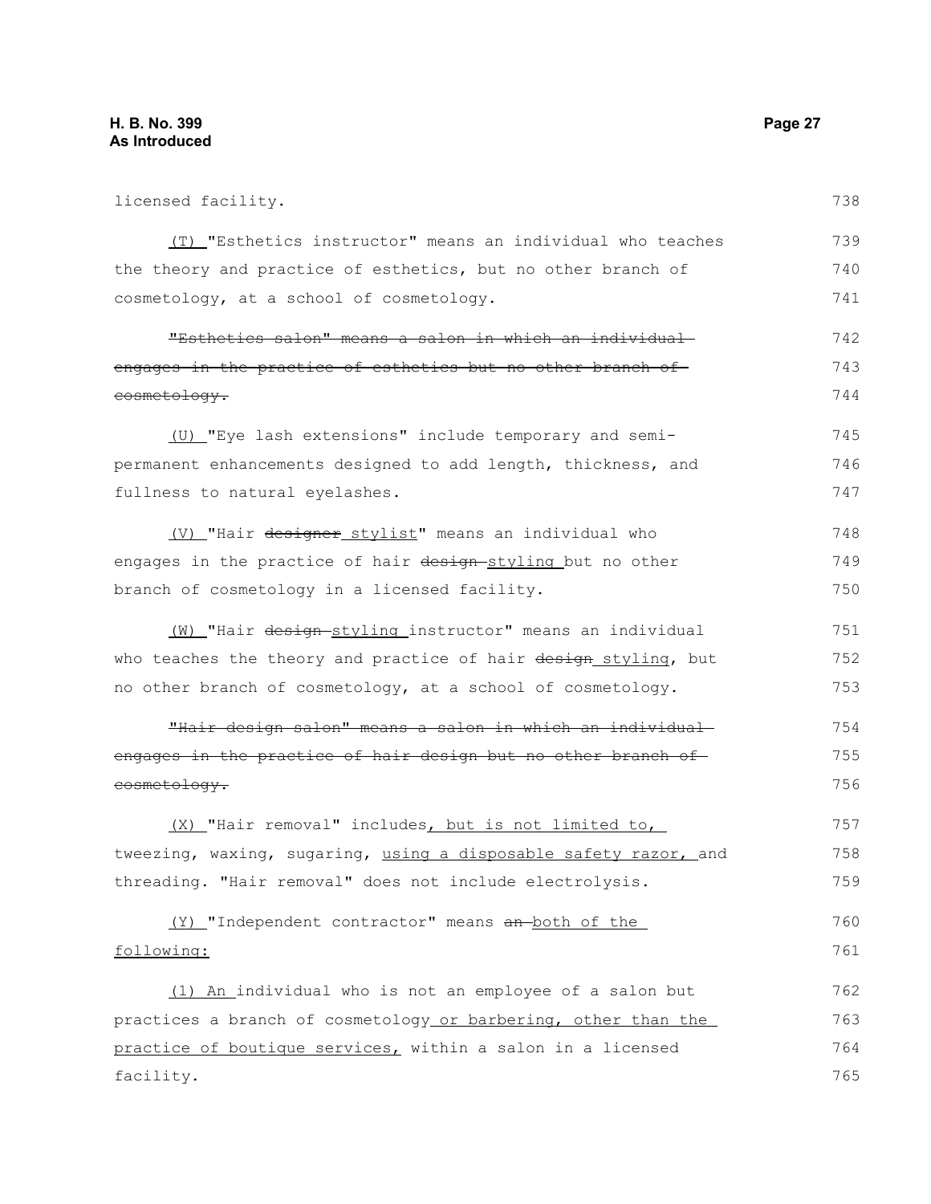licensed facility.

<u>(T)</u> "Esthetics instructor" means an individual who teaches the theory and practice of esthetics, but no other branch of cosmetology, at a school of cosmetology.

~~"Esthetics salon" means a salon in which an individual engages in the practice of esthetics but no other branch of cosmetology.~~

<u>(U)</u> "Eye lash extensions" include temporary and semi-permanent enhancements designed to add length, thickness, and fullness to natural eyelashes.

<u>(V)</u> "Hair ~~designer~~ <u>stylist</u>" means an individual who engages in the practice of hair ~~design~~ <u>styling</u> but no other branch of cosmetology in a licensed facility.

<u>(W)</u> "Hair ~~design~~ <u>styling</u> instructor" means an individual who teaches the theory and practice of hair ~~design~~ <u>styling</u>, but no other branch of cosmetology, at a school of cosmetology.

~~"Hair design salon" means a salon in which an individual engages in the practice of hair design but no other branch of cosmetology.~~

<u>(X)</u> "Hair removal" includes<u>, but is not limited to,</u> tweezing, waxing, sugaring, <u>using a disposable safety razor,</u> and threading. "Hair removal" does not include electrolysis.

<u>(Y)</u> "Independent contractor" means ~~an~~ <u>both of the following:</u>

<u>(1) An</u> individual who is not an employee of a salon but practices a branch of cosmetology <u>or barbering, other than the practice of boutique services,</u> within a salon in a licensed facility.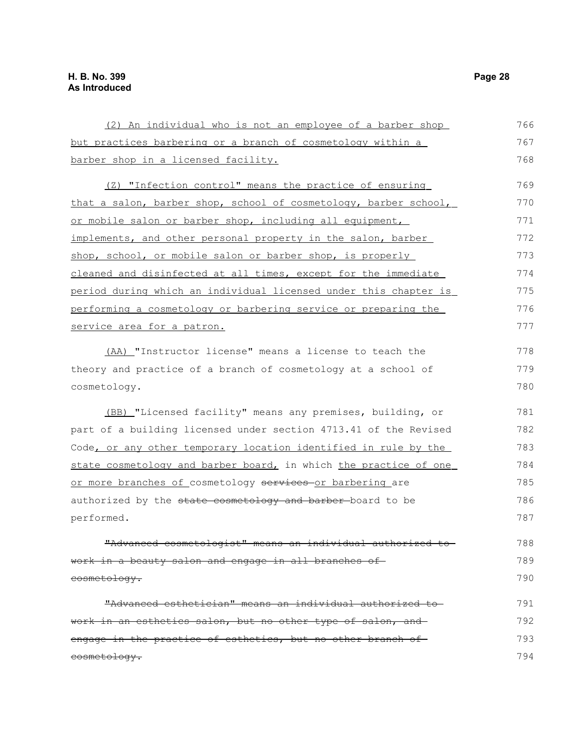(2) An individual who is not an employee of a barber shop but practices barbering or a branch of cosmetology within a barber shop in a licensed facility.

(Z) "Infection control" means the practice of ensuring that a salon, barber shop, school of cosmetology, barber school, or mobile salon or barber shop, including all equipment, implements, and other personal property in the salon, barber shop, school, or mobile salon or barber shop, is properly cleaned and disinfected at all times, except for the immediate period during which an individual licensed under this chapter is performing a cosmetology or barbering service or preparing the service area for a patron.

(AA) "Instructor license" means a license to teach the theory and practice of a branch of cosmetology at a school of cosmetology.

(BB) "Licensed facility" means any premises, building, or part of a building licensed under section 4713.41 of the Revised Code, or any other temporary location identified in rule by the state cosmetology and barber board, in which the practice of one or more branches of cosmetology ~~services~~ or barbering are authorized by the ~~state cosmetology and barber~~ board to be performed.

~~"Advanced cosmetologist" means an individual authorized to work in a beauty salon and engage in all branches of cosmetology.~~

~~"Advanced esthetician" means an individual authorized to work in an esthetics salon, but no other type of salon, and engage in the practice of esthetics, but no other branch of cosmetology.~~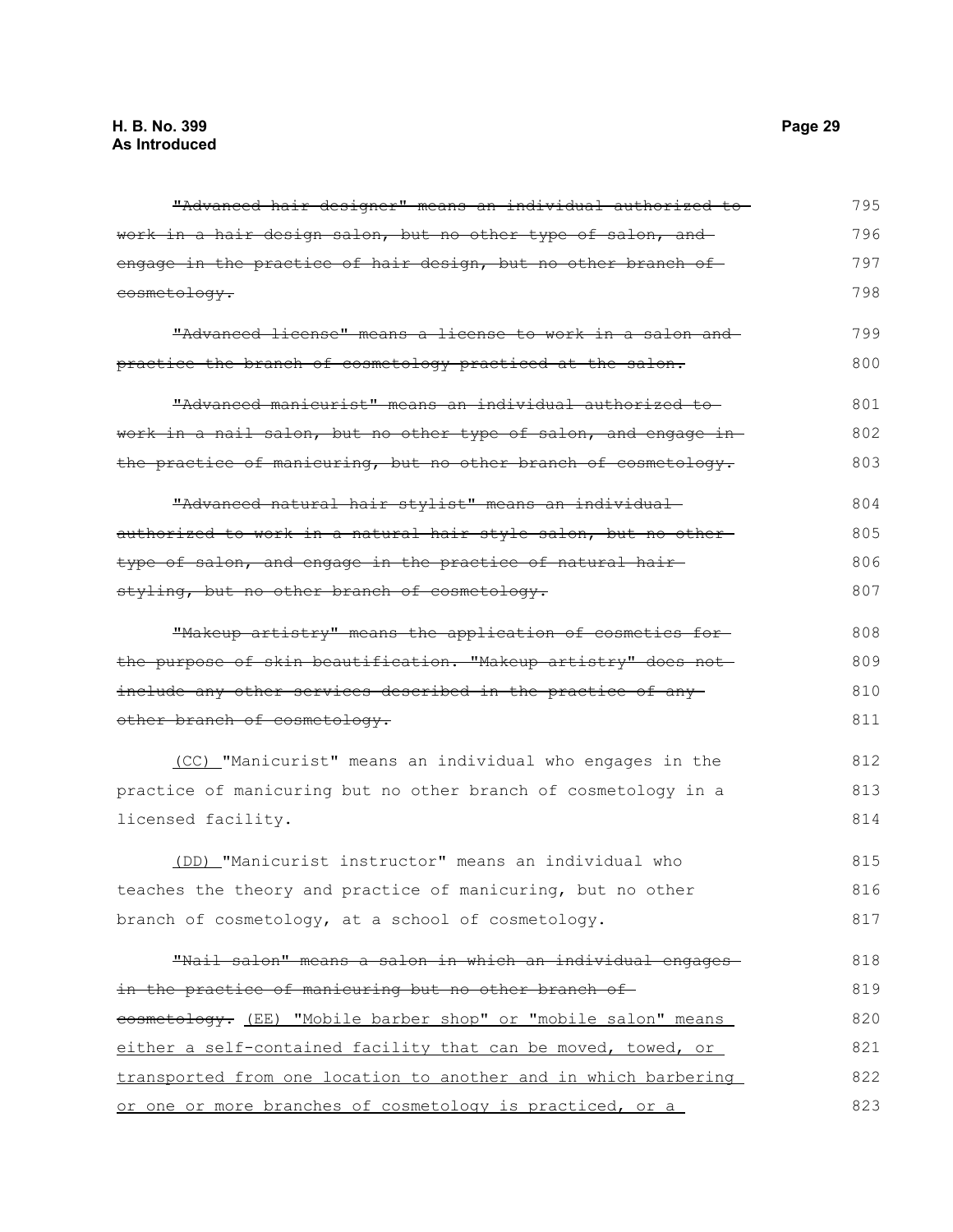~~"Advanced hair designer" means an individual authorized to work in a hair design salon, but no other type of salon, and engage in the practice of hair design, but no other branch of cosmetology.~~

~~"Advanced license" means a license to work in a salon and practice the branch of cosmetology practiced at the salon.~~

~~"Advanced manicurist" means an individual authorized to work in a nail salon, but no other type of salon, and engage in the practice of manicuring, but no other branch of cosmetology.~~

~~"Advanced natural hair stylist" means an individual authorized to work in a natural hair style salon, but no other type of salon, and engage in the practice of natural hair styling, but no other branch of cosmetology.~~

~~"Makeup artistry" means the application of cosmetics for the purpose of skin beautification. "Makeup artistry" does not include any other services described in the practice of any other branch of cosmetology.~~

<u>(CC)</u> "Manicurist" means an individual who engages in the practice of manicuring but no other branch of cosmetology in a licensed facility.

<u>(DD)</u> "Manicurist instructor" means an individual who teaches the theory and practice of manicuring, but no other branch of cosmetology, at a school of cosmetology.

~~"Nail salon" means a salon in which an individual engages in the practice of manicuring but no other branch of cosmetology.~~ <u>(EE) "Mobile barber shop" or "mobile salon" means either a self-contained facility that can be moved, towed, or transported from one location to another and in which barbering or one or more branches of cosmetology is practiced, or a</u>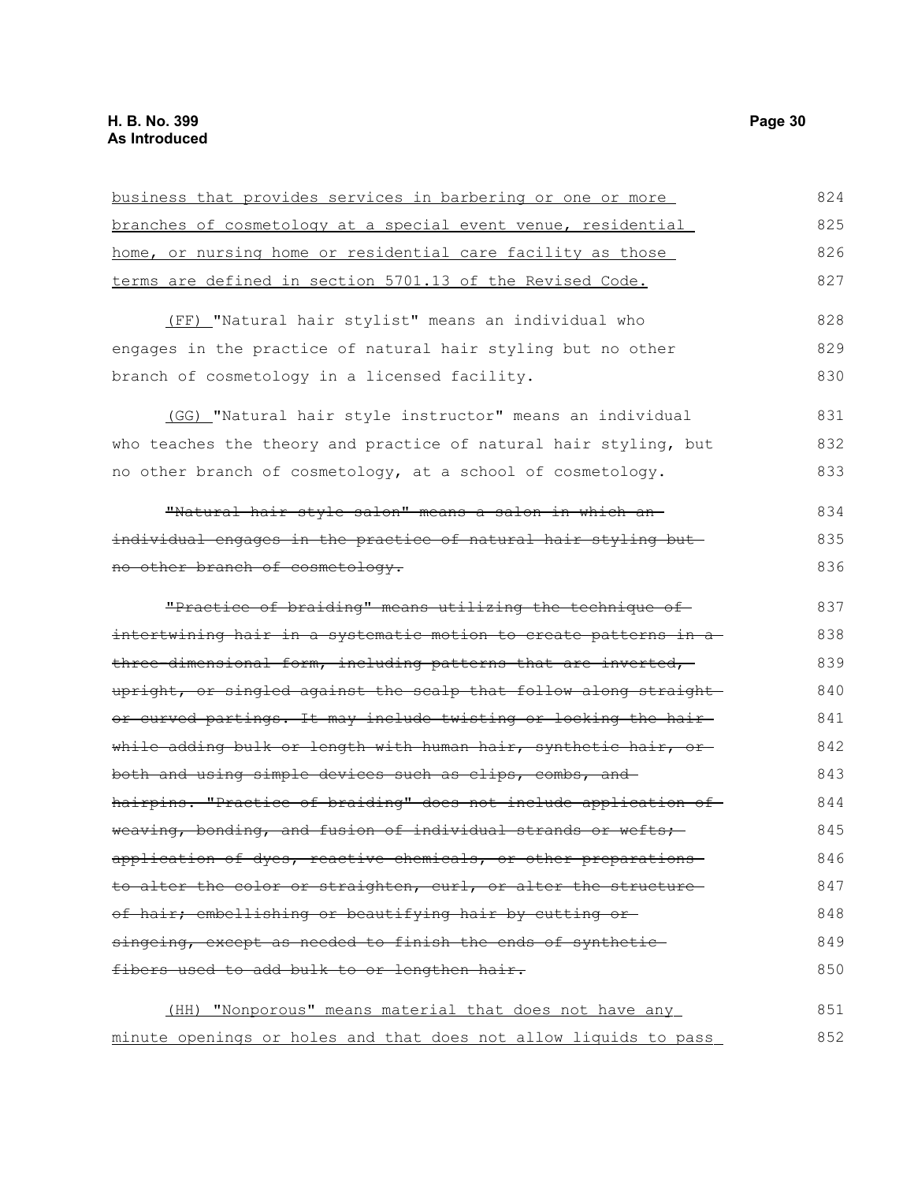business that provides services in barbering or one or more branches of cosmetology at a special event venue, residential home, or nursing home or residential care facility as those terms are defined in section 5701.13 of the Revised Code.

(FF) "Natural hair stylist" means an individual who engages in the practice of natural hair styling but no other branch of cosmetology in a licensed facility.

(GG) "Natural hair style instructor" means an individual who teaches the theory and practice of natural hair styling, but no other branch of cosmetology, at a school of cosmetology.

~~"Natural hair style salon" means a salon in which an individual engages in the practice of natural hair styling but no other branch of cosmetology.~~

~~"Practice of braiding" means utilizing the technique of intertwining hair in a systematic motion to create patterns in a three-dimensional form, including patterns that are inverted, upright, or singled against the scalp that follow along straight or curved partings. It may include twisting or locking the hair while adding bulk or length with human hair, synthetic hair, or both and using simple devices such as clips, combs, and hairpins. "Practice of braiding" does not include application of weaving, bonding, and fusion of individual strands or wefts; application of dyes, reactive chemicals, or other preparations to alter the color or straighten, curl, or alter the structure of hair; embellishing or beautifying hair by cutting or singeing, except as needed to finish the ends of synthetic fibers used to add bulk to or lengthen hair.~~

(HH) "Nonporous" means material that does not have any minute openings or holes and that does not allow liquids to pass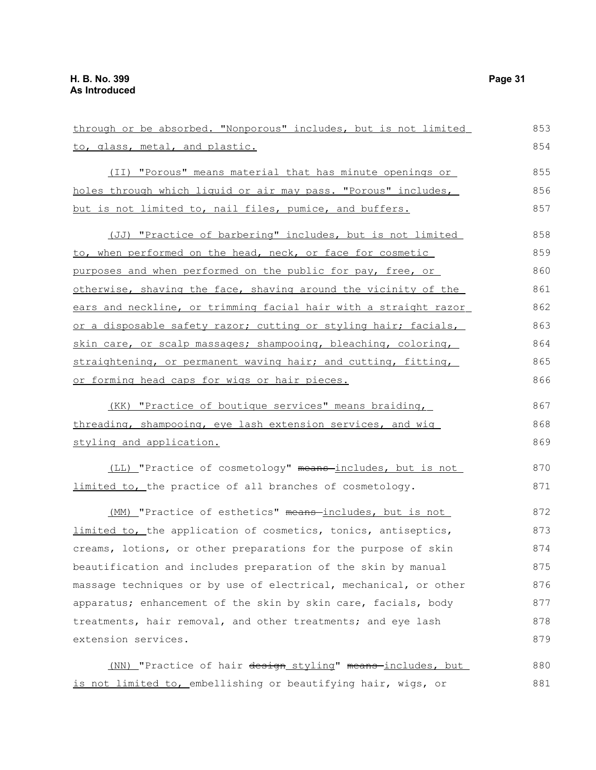through or be absorbed. "Nonporous" includes, but is not limited to, glass, metal, and plastic.

(II) "Porous" means material that has minute openings or holes through which liquid or air may pass. "Porous" includes, but is not limited to, nail files, pumice, and buffers.

(JJ) "Practice of barbering" includes, but is not limited to, when performed on the head, neck, or face for cosmetic purposes and when performed on the public for pay, free, or otherwise, shaving the face, shaving around the vicinity of the ears and neckline, or trimming facial hair with a straight razor or a disposable safety razor; cutting or styling hair; facials, skin care, or scalp massages; shampooing, bleaching, coloring, straightening, or permanent waving hair; and cutting, fitting, or forming head caps for wigs or hair pieces.

(KK) "Practice of boutique services" means braiding, threading, shampooing, eye lash extension services, and wig styling and application.

(LL) "Practice of cosmetology" ~~means~~ includes, but is not limited to, the practice of all branches of cosmetology.

(MM) "Practice of esthetics" ~~means~~ includes, but is not limited to, the application of cosmetics, tonics, antiseptics, creams, lotions, or other preparations for the purpose of skin beautification and includes preparation of the skin by manual massage techniques or by use of electrical, mechanical, or other apparatus; enhancement of the skin by skin care, facials, body treatments, hair removal, and other treatments; and eye lash extension services.

(NN) "Practice of hair ~~design~~ styling" ~~means~~ includes, but is not limited to, embellishing or beautifying hair, wigs, or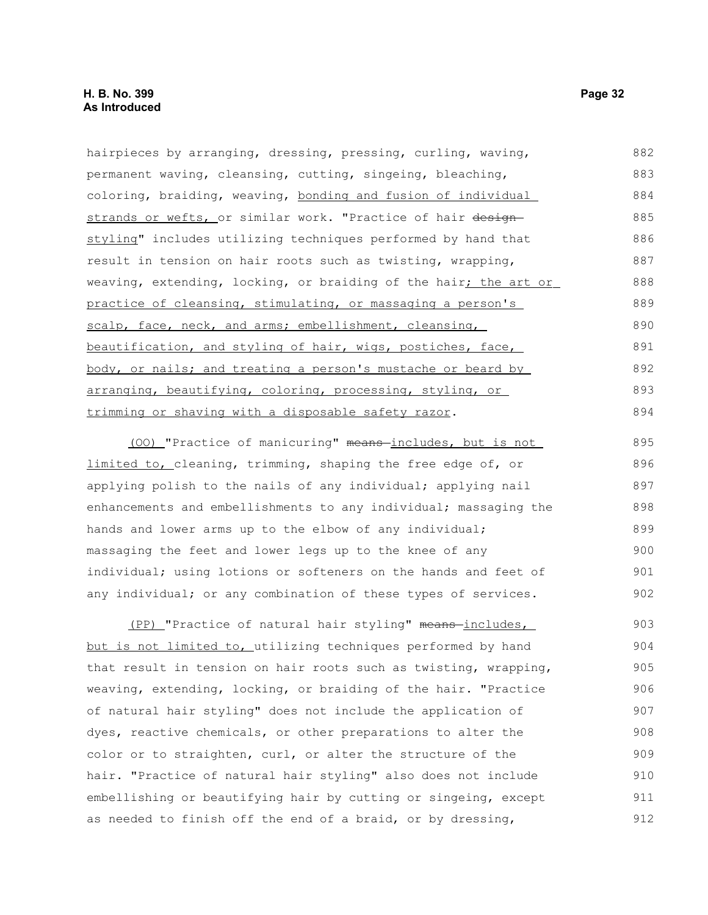hairpieces by arranging, dressing, pressing, curling, waving, permanent waving, cleansing, cutting, singeing, bleaching, coloring, braiding, weaving, bonding and fusion of individual strands or wefts, or similar work. "Practice of hair design styling" includes utilizing techniques performed by hand that result in tension on hair roots such as twisting, wrapping, weaving, extending, locking, or braiding of the hair; the art or practice of cleansing, stimulating, or massaging a person's scalp, face, neck, and arms; embellishment, cleansing, beautification, and styling of hair, wigs, postiches, face, body, or nails; and treating a person's mustache or beard by arranging, beautifying, coloring, processing, styling, or trimming or shaving with a disposable safety razor.

(OO) "Practice of manicuring" means includes, but is not limited to, cleaning, trimming, shaping the free edge of, or applying polish to the nails of any individual; applying nail enhancements and embellishments to any individual; massaging the hands and lower arms up to the elbow of any individual; massaging the feet and lower legs up to the knee of any individual; using lotions or softeners on the hands and feet of any individual; or any combination of these types of services.

(PP) "Practice of natural hair styling" means includes, but is not limited to, utilizing techniques performed by hand that result in tension on hair roots such as twisting, wrapping, weaving, extending, locking, or braiding of the hair. "Practice of natural hair styling" does not include the application of dyes, reactive chemicals, or other preparations to alter the color or to straighten, curl, or alter the structure of the hair. "Practice of natural hair styling" also does not include embellishing or beautifying hair by cutting or singeing, except as needed to finish off the end of a braid, or by dressing,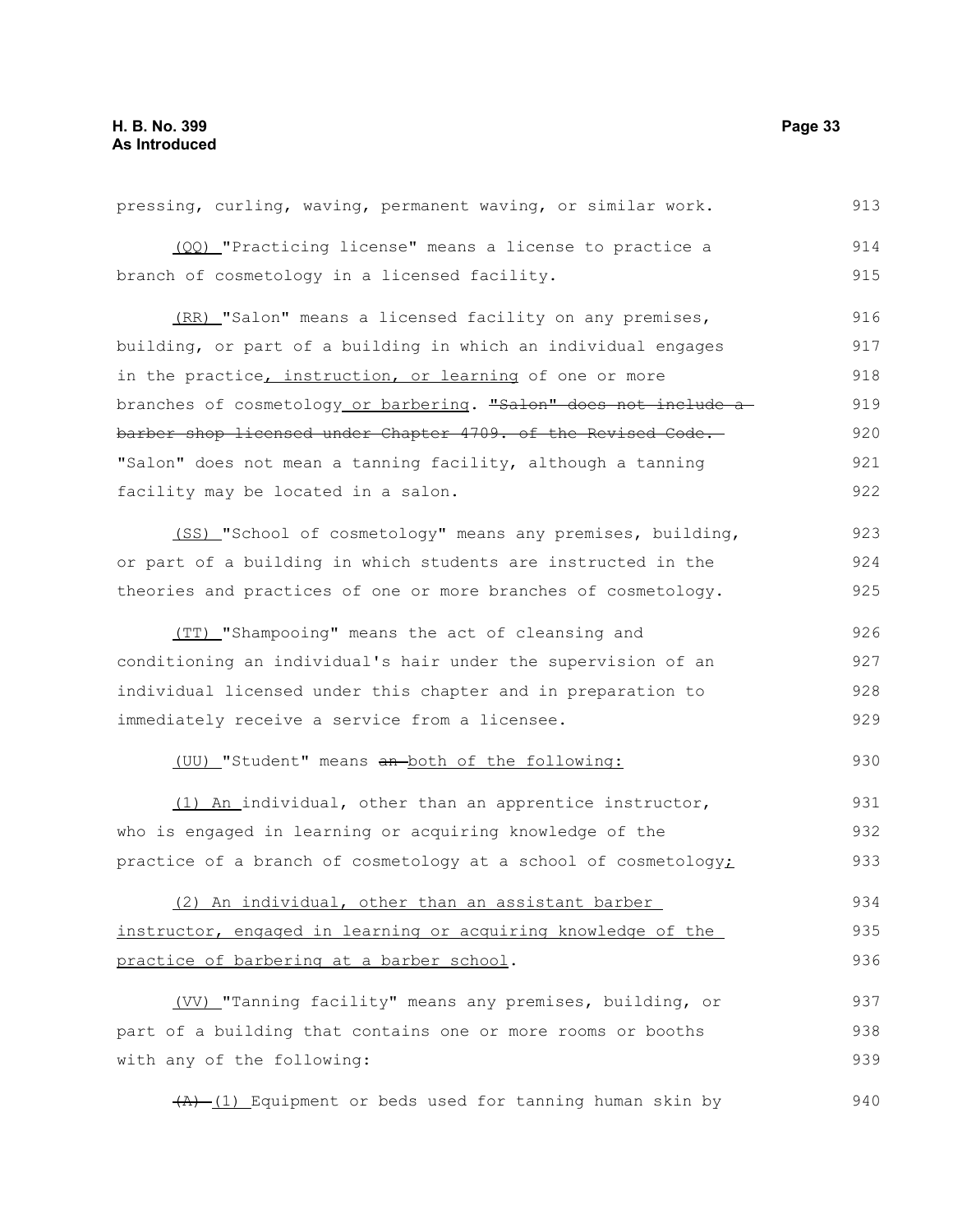pressing, curling, waving, permanent waving, or similar work.

(QQ) "Practicing license" means a license to practice a branch of cosmetology in a licensed facility.

(RR) "Salon" means a licensed facility on any premises, building, or part of a building in which an individual engages in the practice, instruction, or learning of one or more branches of cosmetology or barbering. ~~"Salon" does not include a barber shop licensed under Chapter 4709. of the Revised Code.~~ "Salon" does not mean a tanning facility, although a tanning facility may be located in a salon.

(SS) "School of cosmetology" means any premises, building, or part of a building in which students are instructed in the theories and practices of one or more branches of cosmetology.

(TT) "Shampooing" means the act of cleansing and conditioning an individual's hair under the supervision of an individual licensed under this chapter and in preparation to immediately receive a service from a licensee.

(UU) "Student" means ~~an~~ both of the following:

(1) An individual, other than an apprentice instructor, who is engaged in learning or acquiring knowledge of the practice of a branch of cosmetology at a school of cosmetology;

(2) An individual, other than an assistant barber instructor, engaged in learning or acquiring knowledge of the practice of barbering at a barber school.

(VV) "Tanning facility" means any premises, building, or part of a building that contains one or more rooms or booths with any of the following:

~~(A)~~ (1) Equipment or beds used for tanning human skin by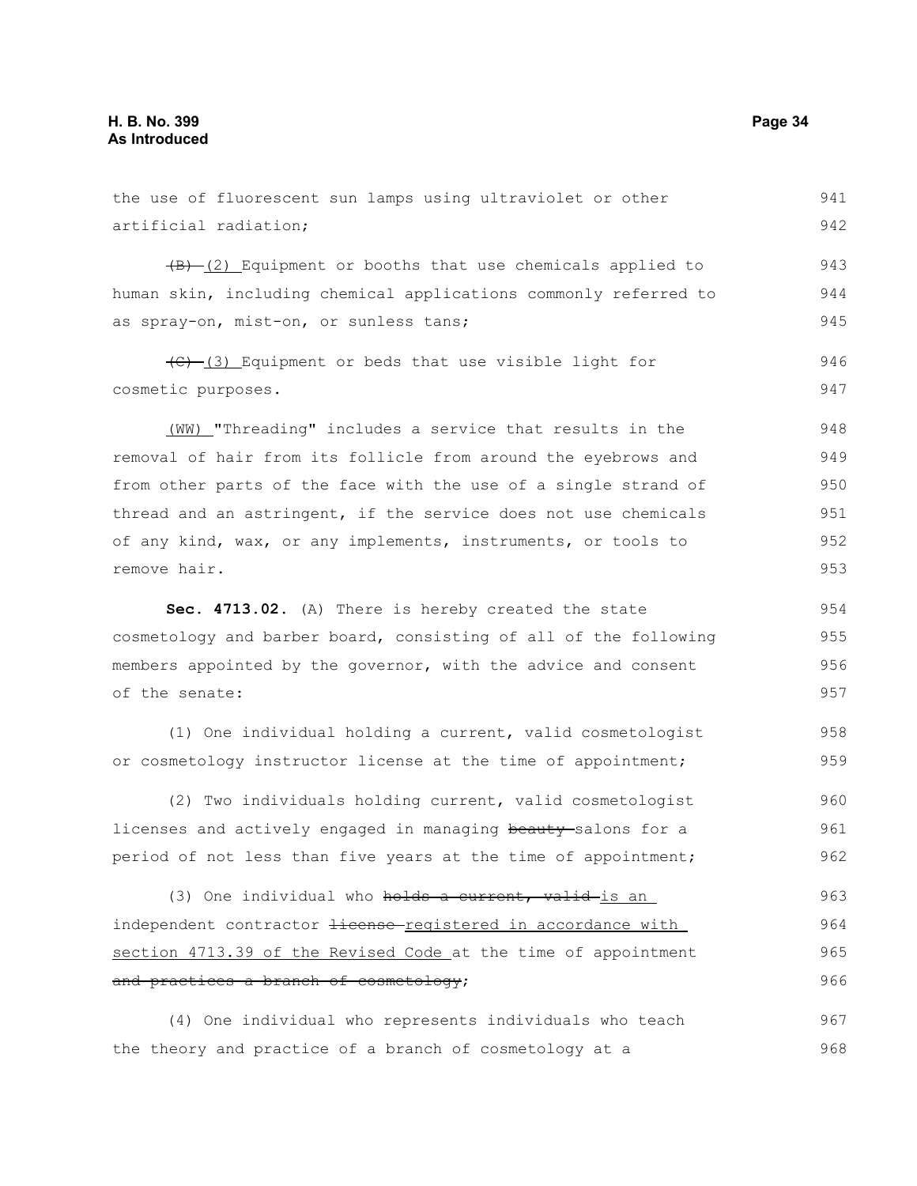the use of fluorescent sun lamps using ultraviolet or other artificial radiation;

~~(B)~~ (2) Equipment or booths that use chemicals applied to human skin, including chemical applications commonly referred to as spray-on, mist-on, or sunless tans;

~~(C)~~ (3) Equipment or beds that use visible light for cosmetic purposes.

(WW) "Threading" includes a service that results in the removal of hair from its follicle from around the eyebrows and from other parts of the face with the use of a single strand of thread and an astringent, if the service does not use chemicals of any kind, wax, or any implements, instruments, or tools to remove hair.

**Sec. 4713.02.** (A) There is hereby created the state cosmetology and barber board, consisting of all of the following members appointed by the governor, with the advice and consent of the senate:

(1) One individual holding a current, valid cosmetologist or cosmetology instructor license at the time of appointment;

(2) Two individuals holding current, valid cosmetologist licenses and actively engaged in managing ~~beauty~~ salons for a period of not less than five years at the time of appointment;

(3) One individual who ~~holds a current, valid~~ is an independent contractor ~~license~~ registered in accordance with section 4713.39 of the Revised Code at the time of appointment ~~and practices a branch of cosmetology~~;

(4) One individual who represents individuals who teach the theory and practice of a branch of cosmetology at a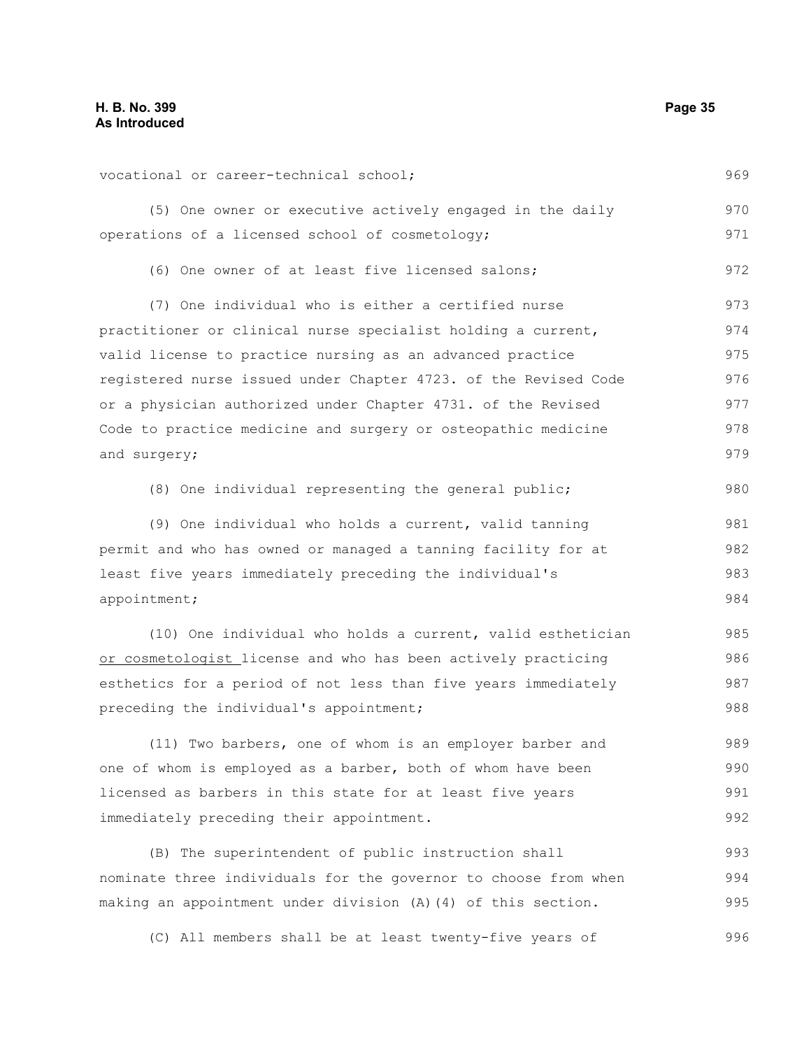vocational or career-technical school;

(5) One owner or executive actively engaged in the daily operations of a licensed school of cosmetology;

(6) One owner of at least five licensed salons;

(7) One individual who is either a certified nurse practitioner or clinical nurse specialist holding a current, valid license to practice nursing as an advanced practice registered nurse issued under Chapter 4723. of the Revised Code or a physician authorized under Chapter 4731. of the Revised Code to practice medicine and surgery or osteopathic medicine and surgery;

(8) One individual representing the general public;

(9) One individual who holds a current, valid tanning permit and who has owned or managed a tanning facility for at least five years immediately preceding the individual's appointment;

(10) One individual who holds a current, valid esthetician <u>or cosmetologist</u> license and who has been actively practicing esthetics for a period of not less than five years immediately preceding the individual's appointment;

(11) Two barbers, one of whom is an employer barber and one of whom is employed as a barber, both of whom have been licensed as barbers in this state for at least five years immediately preceding their appointment.

(B) The superintendent of public instruction shall nominate three individuals for the governor to choose from when making an appointment under division (A)(4) of this section.

(C) All members shall be at least twenty-five years of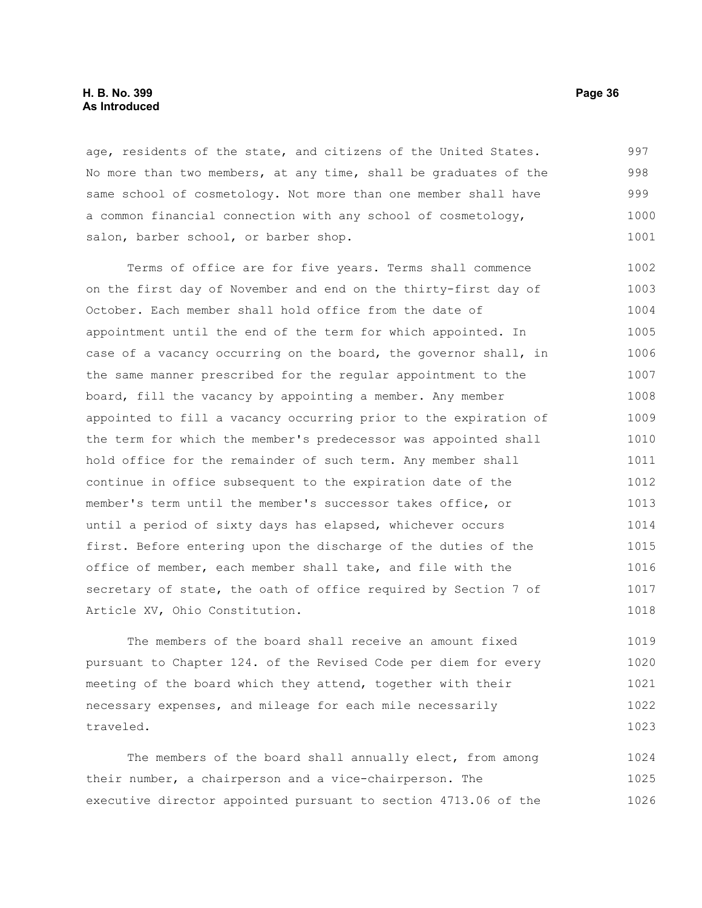age, residents of the state, and citizens of the United States. No more than two members, at any time, shall be graduates of the same school of cosmetology. Not more than one member shall have a common financial connection with any school of cosmetology, salon, barber school, or barber shop.

Terms of office are for five years. Terms shall commence on the first day of November and end on the thirty-first day of October. Each member shall hold office from the date of appointment until the end of the term for which appointed. In case of a vacancy occurring on the board, the governor shall, in the same manner prescribed for the regular appointment to the board, fill the vacancy by appointing a member. Any member appointed to fill a vacancy occurring prior to the expiration of the term for which the member's predecessor was appointed shall hold office for the remainder of such term. Any member shall continue in office subsequent to the expiration date of the member's term until the member's successor takes office, or until a period of sixty days has elapsed, whichever occurs first. Before entering upon the discharge of the duties of the office of member, each member shall take, and file with the secretary of state, the oath of office required by Section 7 of Article XV, Ohio Constitution.

The members of the board shall receive an amount fixed pursuant to Chapter 124. of the Revised Code per diem for every meeting of the board which they attend, together with their necessary expenses, and mileage for each mile necessarily traveled.

The members of the board shall annually elect, from among their number, a chairperson and a vice-chairperson. The executive director appointed pursuant to section 4713.06 of the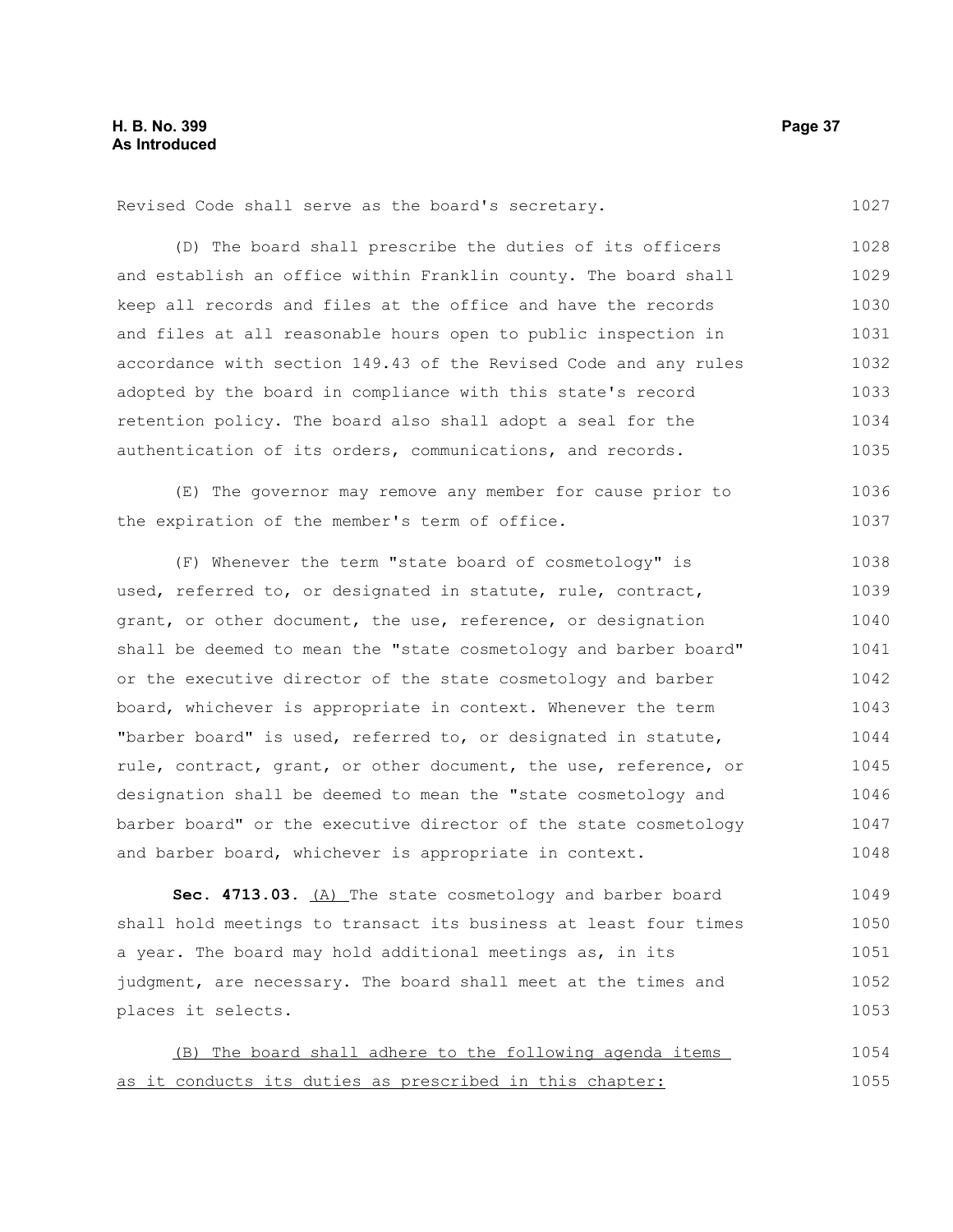Revised Code shall serve as the board's secretary.

(D) The board shall prescribe the duties of its officers and establish an office within Franklin county. The board shall keep all records and files at the office and have the records and files at all reasonable hours open to public inspection in accordance with section 149.43 of the Revised Code and any rules adopted by the board in compliance with this state's record retention policy. The board also shall adopt a seal for the authentication of its orders, communications, and records.

(E) The governor may remove any member for cause prior to the expiration of the member's term of office.

(F) Whenever the term "state board of cosmetology" is used, referred to, or designated in statute, rule, contract, grant, or other document, the use, reference, or designation shall be deemed to mean the "state cosmetology and barber board" or the executive director of the state cosmetology and barber board, whichever is appropriate in context. Whenever the term "barber board" is used, referred to, or designated in statute, rule, contract, grant, or other document, the use, reference, or designation shall be deemed to mean the "state cosmetology and barber board" or the executive director of the state cosmetology and barber board, whichever is appropriate in context.

**Sec. 4713.03.** (A) The state cosmetology and barber board shall hold meetings to transact its business at least four times a year. The board may hold additional meetings as, in its judgment, are necessary. The board shall meet at the times and places it selects.

(B) The board shall adhere to the following agenda items as it conducts its duties as prescribed in this chapter: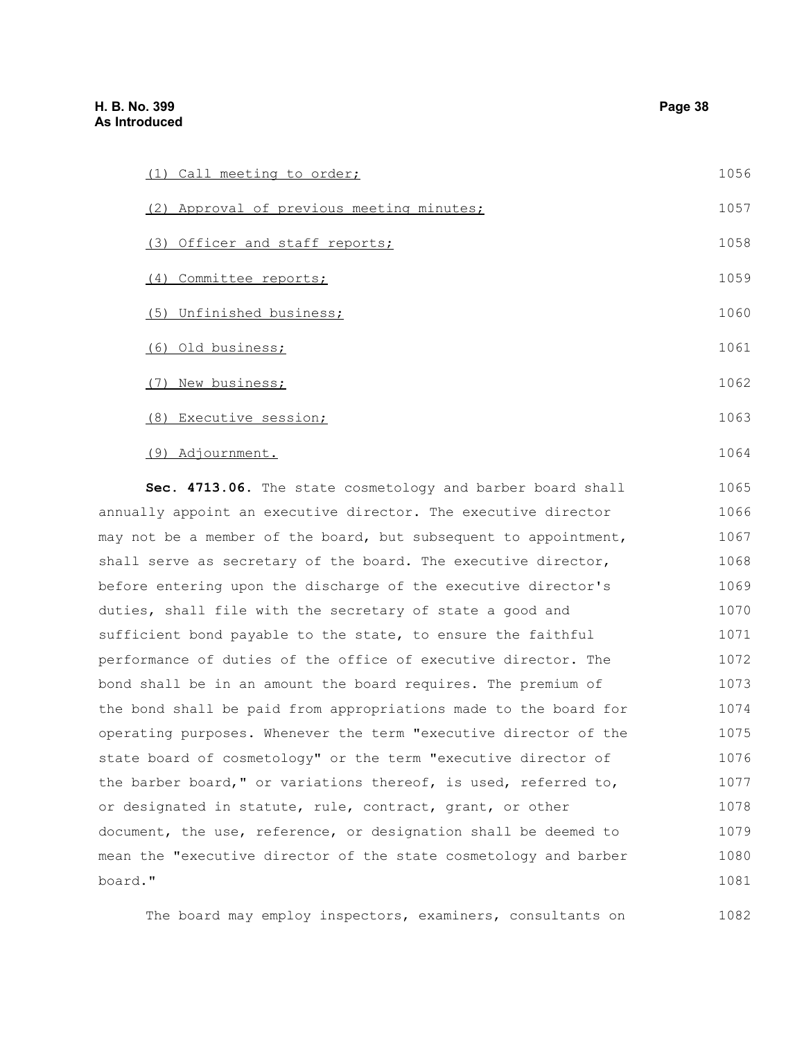(1) Call meeting to order;

(2) Approval of previous meeting minutes;

(3) Officer and staff reports;

(4) Committee reports;

(5) Unfinished business;

(6) Old business;

(7) New business;

(8) Executive session;

(9) Adjournment.

**Sec. 4713.06.** The state cosmetology and barber board shall annually appoint an executive director. The executive director may not be a member of the board, but subsequent to appointment, shall serve as secretary of the board. The executive director, before entering upon the discharge of the executive director's duties, shall file with the secretary of state a good and sufficient bond payable to the state, to ensure the faithful performance of duties of the office of executive director. The bond shall be in an amount the board requires. The premium of the bond shall be paid from appropriations made to the board for operating purposes. Whenever the term "executive director of the state board of cosmetology" or the term "executive director of the barber board," or variations thereof, is used, referred to, or designated in statute, rule, contract, grant, or other document, the use, reference, or designation shall be deemed to mean the "executive director of the state cosmetology and barber board."

The board may employ inspectors, examiners, consultants on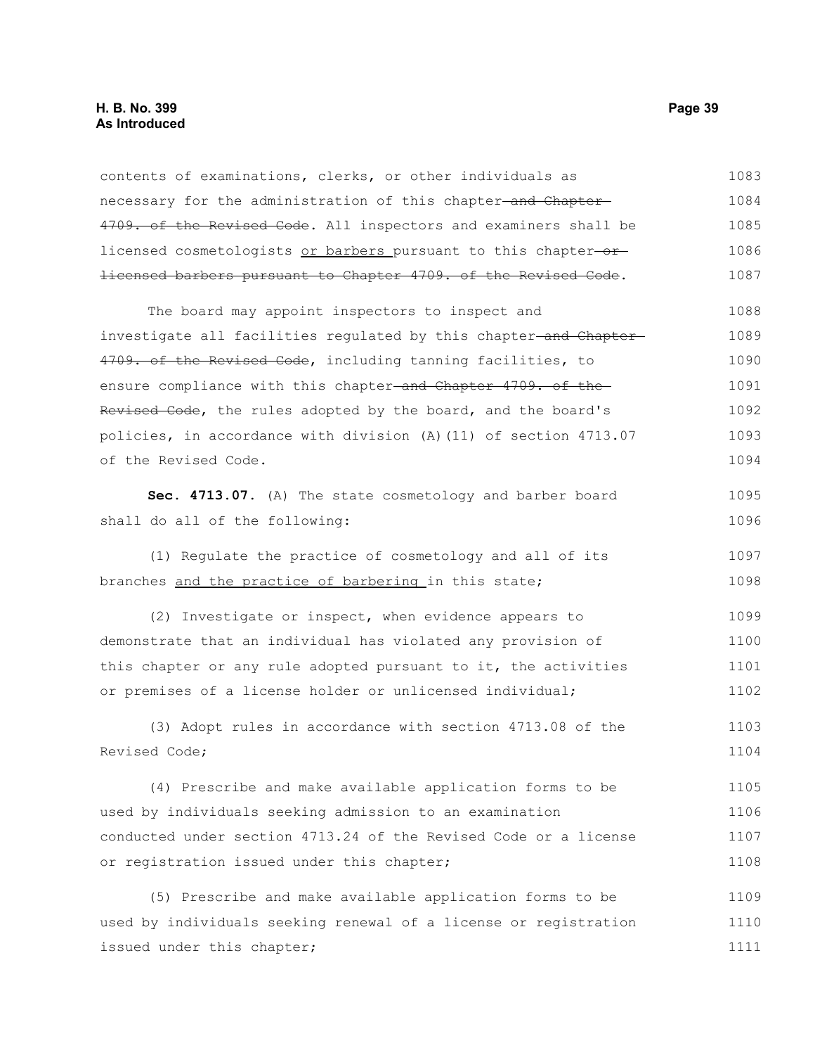contents of examinations, clerks, or other individuals as necessary for the administration of this chapter ~~and Chapter 4709. of the Revised Code~~. All inspectors and examiners shall be licensed cosmetologists <u>or barbers</u> pursuant to this chapter ~~or licensed barbers pursuant to Chapter 4709. of the Revised Code~~.

The board may appoint inspectors to inspect and investigate all facilities regulated by this chapter ~~and Chapter 4709. of the Revised Code~~, including tanning facilities, to ensure compliance with this chapter ~~and Chapter 4709. of the Revised Code~~, the rules adopted by the board, and the board's policies, in accordance with division (A)(11) of section 4713.07 of the Revised Code.

**Sec. 4713.07.** (A) The state cosmetology and barber board shall do all of the following:

(1) Regulate the practice of cosmetology and all of its branches <u>and the practice of barbering</u> in this state;

(2) Investigate or inspect, when evidence appears to demonstrate that an individual has violated any provision of this chapter or any rule adopted pursuant to it, the activities or premises of a license holder or unlicensed individual;

(3) Adopt rules in accordance with section 4713.08 of the Revised Code;

(4) Prescribe and make available application forms to be used by individuals seeking admission to an examination conducted under section 4713.24 of the Revised Code or a license or registration issued under this chapter;

(5) Prescribe and make available application forms to be used by individuals seeking renewal of a license or registration issued under this chapter;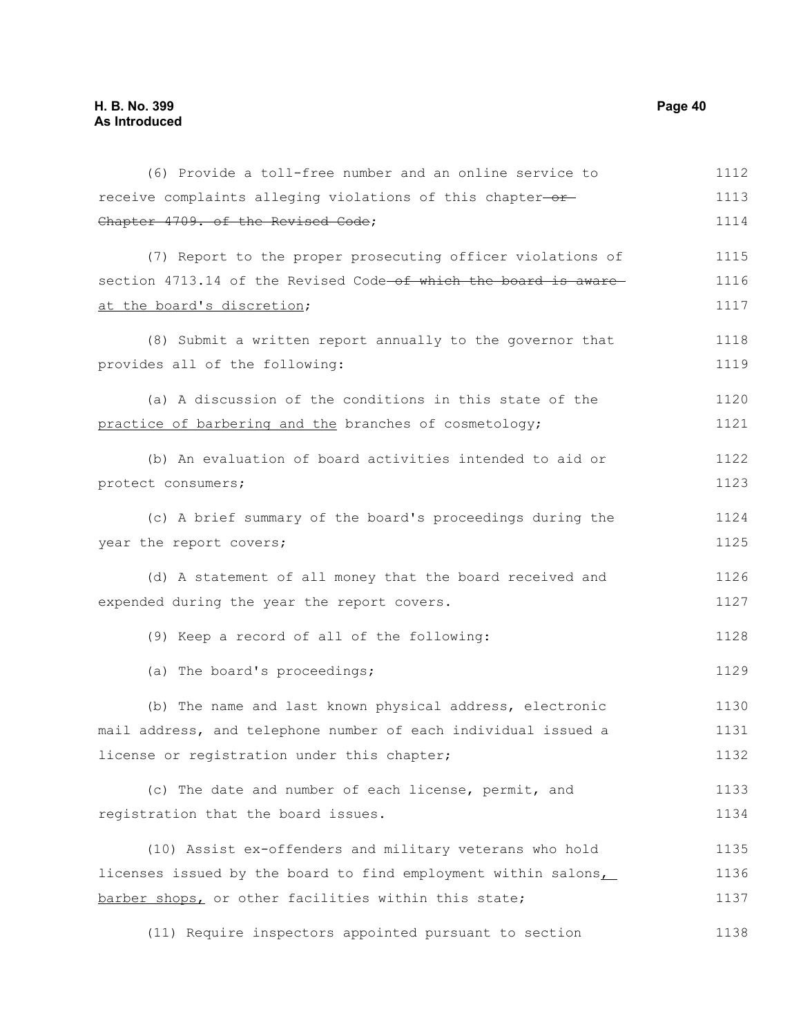(6) Provide a toll-free number and an online service to receive complaints alleging violations of this chapter ~~or Chapter 4709. of the Revised Code~~;

(7) Report to the proper prosecuting officer violations of section 4713.14 of the Revised Code ~~of which the board is aware~~ at the board's discretion;

(8) Submit a written report annually to the governor that provides all of the following:

(a) A discussion of the conditions in this state of the practice of barbering and the branches of cosmetology;

(b) An evaluation of board activities intended to aid or protect consumers;

(c) A brief summary of the board's proceedings during the year the report covers;

(d) A statement of all money that the board received and expended during the year the report covers.

(9) Keep a record of all of the following:

(a) The board's proceedings;

(b) The name and last known physical address, electronic mail address, and telephone number of each individual issued a license or registration under this chapter;

(c) The date and number of each license, permit, and registration that the board issues.

(10) Assist ex-offenders and military veterans who hold licenses issued by the board to find employment within salons, barber shops, or other facilities within this state;

(11) Require inspectors appointed pursuant to section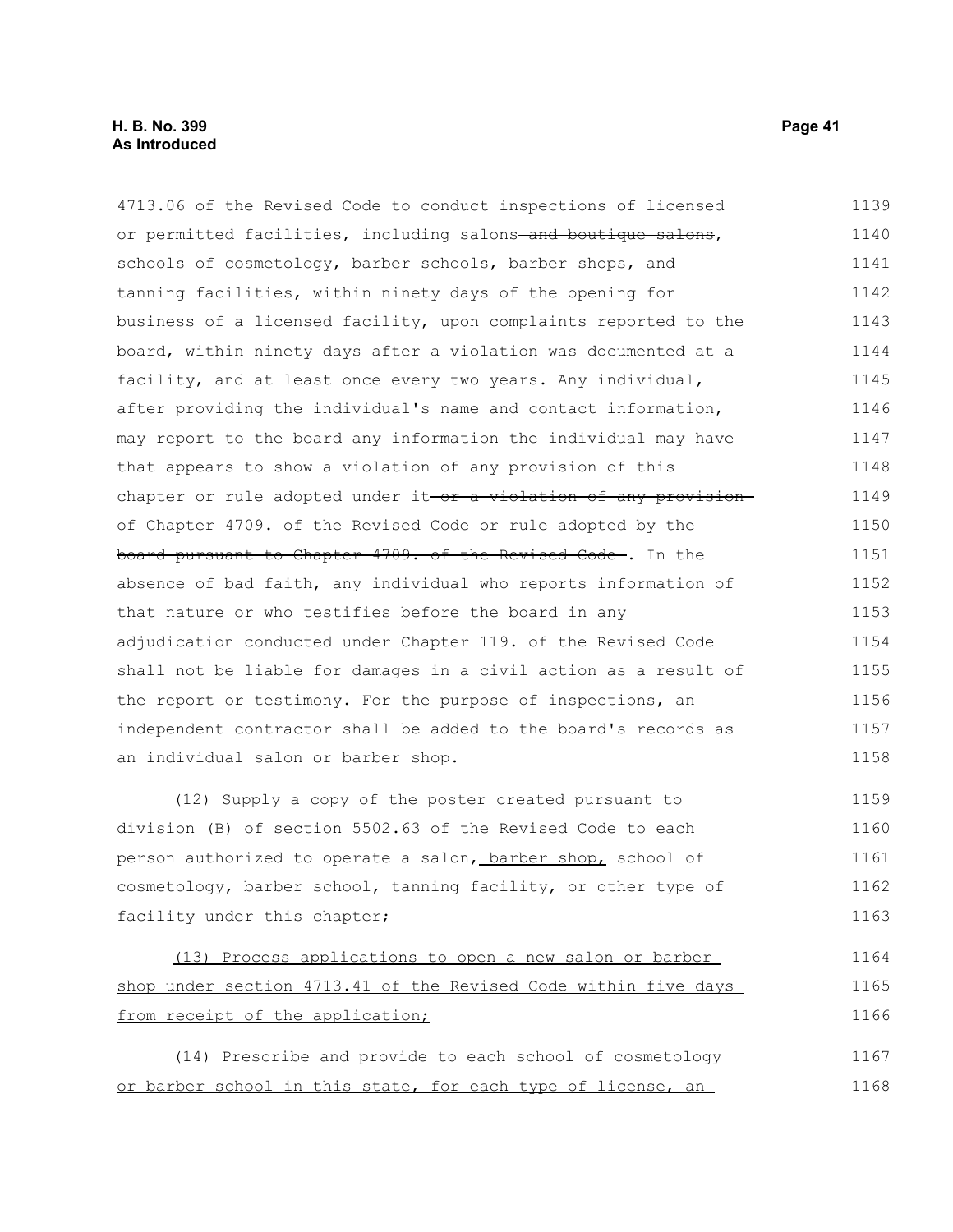4713.06 of the Revised Code to conduct inspections of licensed or permitted facilities, including salons ~~and boutique salons~~, schools of cosmetology, barber schools, barber shops, and tanning facilities, within ninety days of the opening for business of a licensed facility, upon complaints reported to the board, within ninety days after a violation was documented at a facility, and at least once every two years. Any individual, after providing the individual's name and contact information, may report to the board any information the individual may have that appears to show a violation of any provision of this chapter or rule adopted under it ~~or a violation of any provision of Chapter 4709. of the Revised Code or rule adopted by the board pursuant to Chapter 4709. of the Revised Code~~. In the absence of bad faith, any individual who reports information of that nature or who testifies before the board in any adjudication conducted under Chapter 119. of the Revised Code shall not be liable for damages in a civil action as a result of the report or testimony. For the purpose of inspections, an independent contractor shall be added to the board's records as an individual salon <u>or barber shop</u>.

(12) Supply a copy of the poster created pursuant to division (B) of section 5502.63 of the Revised Code to each person authorized to operate a salon, <u>barber shop,</u> school of cosmetology, <u>barber school,</u> tanning facility, or other type of facility under this chapter;

<u>(13) Process applications to open a new salon or barber shop under section 4713.41 of the Revised Code within five days from receipt of the application;</u>

<u>(14) Prescribe and provide to each school of cosmetology or barber school in this state, for each type of license, an</u>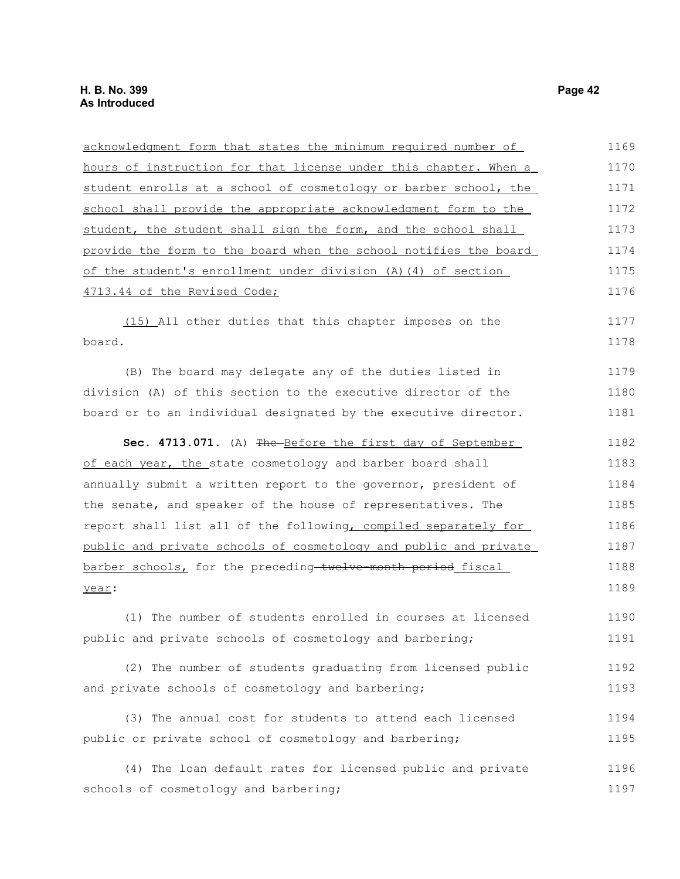acknowledgment form that states the minimum required number of hours of instruction for that license under this chapter. When a student enrolls at a school of cosmetology or barber school, the school shall provide the appropriate acknowledgment form to the student, the student shall sign the form, and the school shall provide the form to the board when the school notifies the board of the student's enrollment under division (A)(4) of section 4713.44 of the Revised Code;

(15) All other duties that this chapter imposes on the board.

(B) The board may delegate any of the duties listed in division (A) of this section to the executive director of the board or to an individual designated by the executive director.

**Sec. 4713.071.** (A) ~~The~~ Before the first day of September of each year, the state cosmetology and barber board shall annually submit a written report to the governor, president of the senate, and speaker of the house of representatives. The report shall list all of the following, compiled separately for public and private schools of cosmetology and public and private barber schools, for the preceding ~~twelve-month period~~ fiscal year:

(1) The number of students enrolled in courses at licensed public and private schools of cosmetology and barbering;

(2) The number of students graduating from licensed public and private schools of cosmetology and barbering;

(3) The annual cost for students to attend each licensed public or private school of cosmetology and barbering;

(4) The loan default rates for licensed public and private schools of cosmetology and barbering;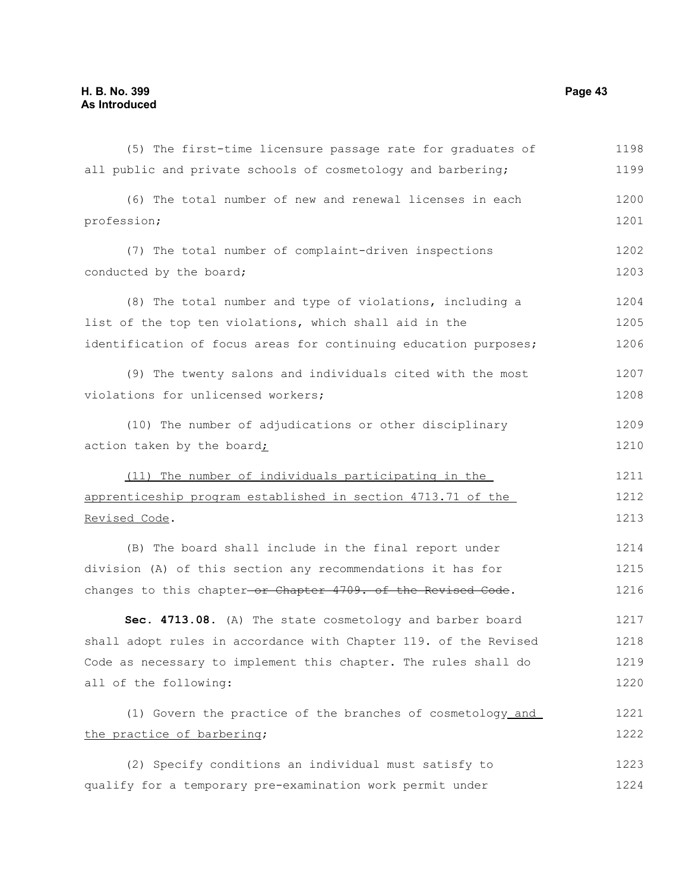(5) The first-time licensure passage rate for graduates of all public and private schools of cosmetology and barbering;

(6) The total number of new and renewal licenses in each profession;

(7) The total number of complaint-driven inspections conducted by the board;

(8) The total number and type of violations, including a list of the top ten violations, which shall aid in the identification of focus areas for continuing education purposes;

(9) The twenty salons and individuals cited with the most violations for unlicensed workers;

(10) The number of adjudications or other disciplinary action taken by the board<u>;</u>

<u>(11) The number of individuals participating in the apprenticeship program established in section 4713.71 of the Revised Code</u>.

(B) The board shall include in the final report under division (A) of this section any recommendations it has for changes to this chapter~~ or Chapter 4709. of the Revised Code~~.

**Sec. 4713.08.** (A) The state cosmetology and barber board shall adopt rules in accordance with Chapter 119. of the Revised Code as necessary to implement this chapter. The rules shall do all of the following:

(1) Govern the practice of the branches of cosmetology<u> and the practice of barbering</u>;

(2) Specify conditions an individual must satisfy to qualify for a temporary pre-examination work permit under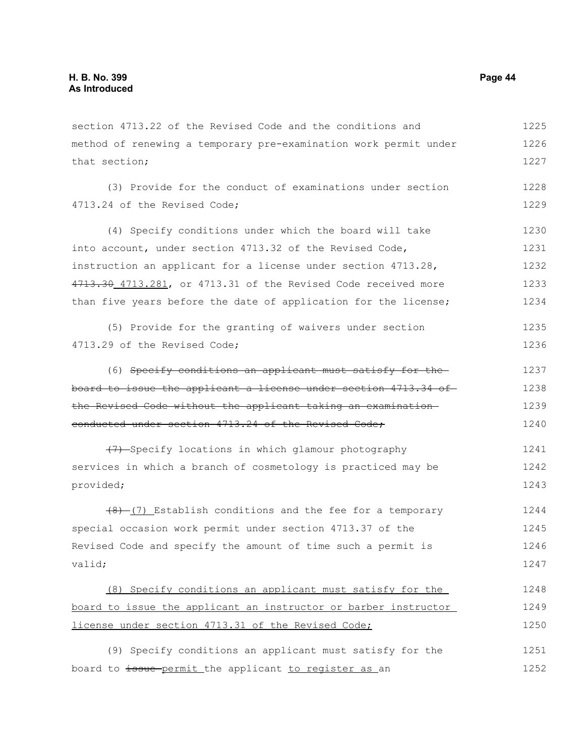section 4713.22 of the Revised Code and the conditions and method of renewing a temporary pre-examination work permit under that section;

(3) Provide for the conduct of examinations under section 4713.24 of the Revised Code;

(4) Specify conditions under which the board will take into account, under section 4713.32 of the Revised Code, instruction an applicant for a license under section 4713.28, ~~4713.30~~ 4713.281, or 4713.31 of the Revised Code received more than five years before the date of application for the license;

(5) Provide for the granting of waivers under section 4713.29 of the Revised Code;

(6) ~~Specify conditions an applicant must satisfy for the board to issue the applicant a license under section 4713.34 of the Revised Code without the applicant taking an examination conducted under section 4713.24 of the Revised Code;~~

~~(7)~~ Specify locations in which glamour photography services in which a branch of cosmetology is practiced may be provided;

~~(8)~~ (7) Establish conditions and the fee for a temporary special occasion work permit under section 4713.37 of the Revised Code and specify the amount of time such a permit is valid;

<u>(8) Specify conditions an applicant must satisfy for the board to issue the applicant an instructor or barber instructor license under section 4713.31 of the Revised Code;</u>

(9) Specify conditions an applicant must satisfy for the board to ~~issue~~ permit the applicant <u>to register as</u> an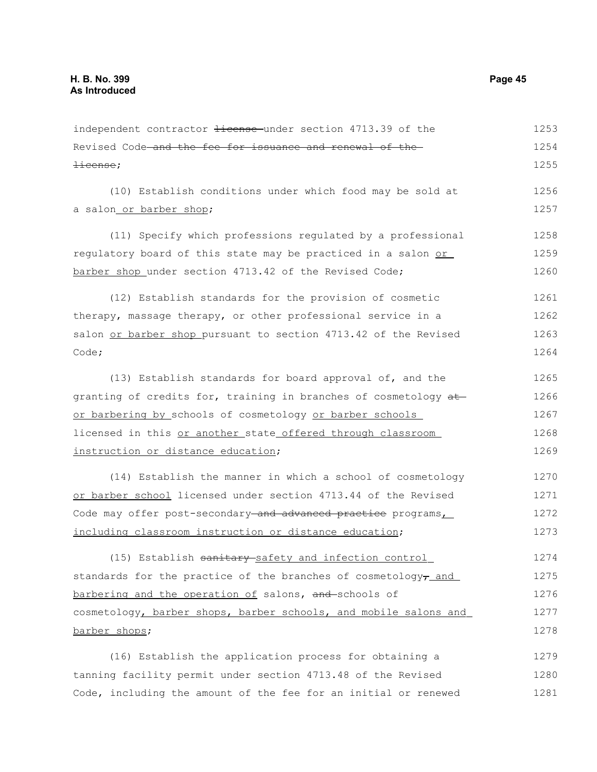independent contractor ~~license~~ under section 4713.39 of the Revised Code ~~and the fee for issuance and renewal of the license~~;

(10) Establish conditions under which food may be sold at a salon or barber shop;

(11) Specify which professions regulated by a professional regulatory board of this state may be practiced in a salon or barber shop under section 4713.42 of the Revised Code;

(12) Establish standards for the provision of cosmetic therapy, massage therapy, or other professional service in a salon or barber shop pursuant to section 4713.42 of the Revised Code;

(13) Establish standards for board approval of, and the granting of credits for, training in branches of cosmetology ~~at~~ or barbering by schools of cosmetology or barber schools licensed in this or another state offered through classroom instruction or distance education;

(14) Establish the manner in which a school of cosmetology or barber school licensed under section 4713.44 of the Revised Code may offer post-secondary ~~and advanced practice~~ programs, including classroom instruction or distance education;

(15) Establish ~~sanitary~~ safety and infection control standards for the practice of the branches of cosmetology~~,~~ and barbering and the operation of salons, ~~and~~ schools of cosmetology, barber shops, barber schools, and mobile salons and barber shops;

(16) Establish the application process for obtaining a tanning facility permit under section 4713.48 of the Revised Code, including the amount of the fee for an initial or renewed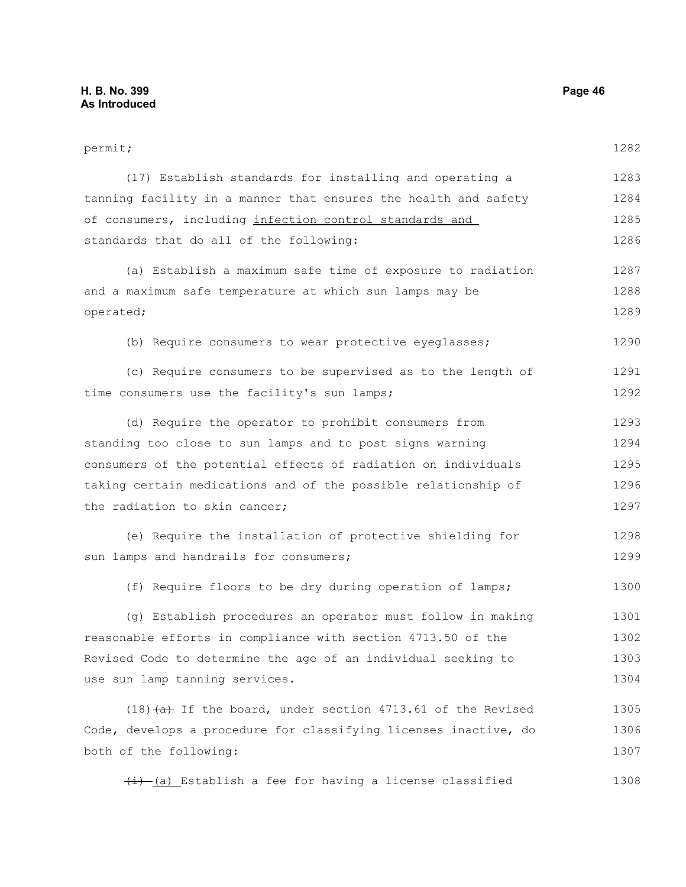permit;

(17) Establish standards for installing and operating a tanning facility in a manner that ensures the health and safety of consumers, including <u>infection control standards and</u> standards that do all of the following:

(a) Establish a maximum safe time of exposure to radiation and a maximum safe temperature at which sun lamps may be operated;

(b) Require consumers to wear protective eyeglasses;

(c) Require consumers to be supervised as to the length of time consumers use the facility's sun lamps;

(d) Require the operator to prohibit consumers from standing too close to sun lamps and to post signs warning consumers of the potential effects of radiation on individuals taking certain medications and of the possible relationship of the radiation to skin cancer;

(e) Require the installation of protective shielding for sun lamps and handrails for consumers;

(f) Require floors to be dry during operation of lamps;

(g) Establish procedures an operator must follow in making reasonable efforts in compliance with section 4713.50 of the Revised Code to determine the age of an individual seeking to use sun lamp tanning services.

(18) ~~(a)~~ If the board, under section 4713.61 of the Revised Code, develops a procedure for classifying licenses inactive, do both of the following:

~~(i)~~ <u>(a)</u> Establish a fee for having a license classified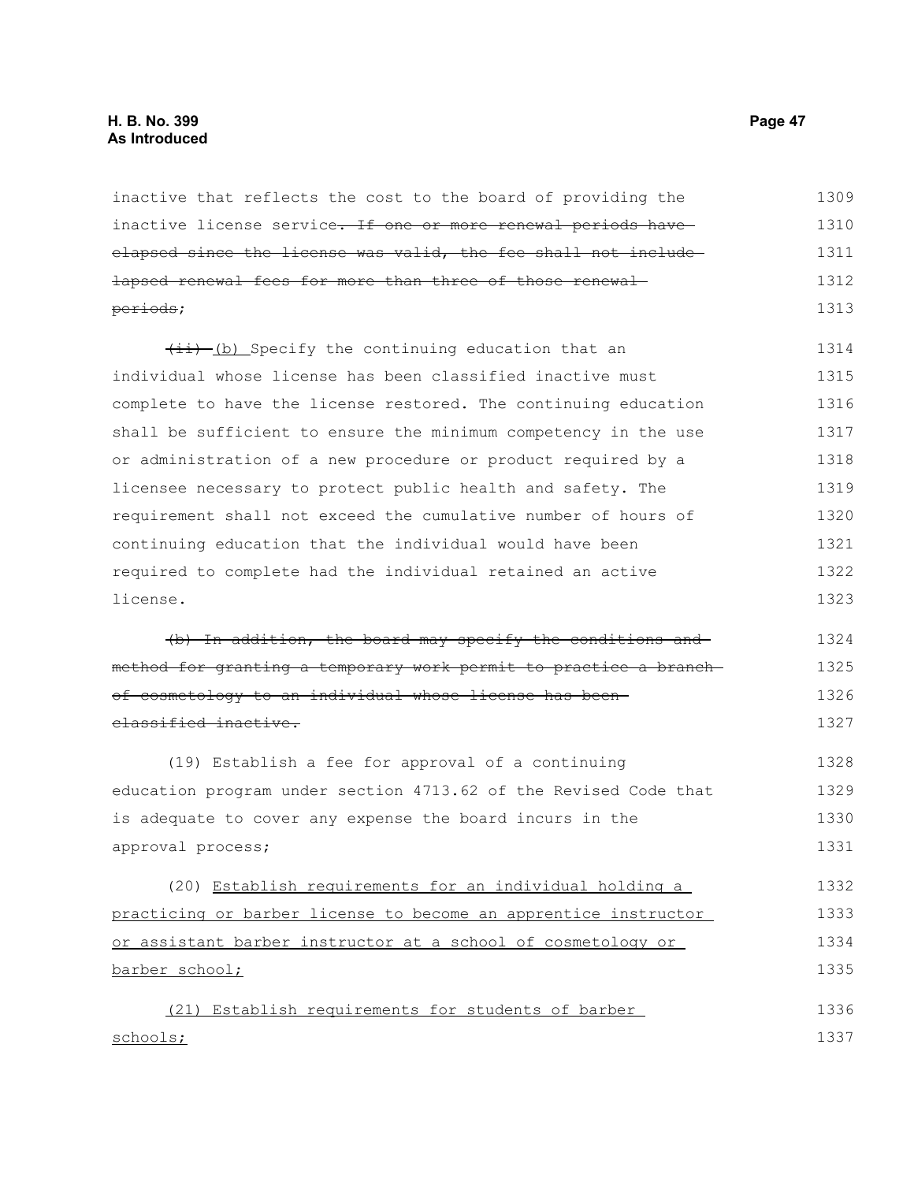inactive that reflects the cost to the board of providing the inactive license service~~. If one or more renewal periods have elapsed since the license was valid, the fee shall not include lapsed renewal fees for more than three of those renewal periods~~;

~~(ii)~~ <u>(b)</u> Specify the continuing education that an individual whose license has been classified inactive must complete to have the license restored. The continuing education shall be sufficient to ensure the minimum competency in the use or administration of a new procedure or product required by a licensee necessary to protect public health and safety. The requirement shall not exceed the cumulative number of hours of continuing education that the individual would have been required to complete had the individual retained an active license.

~~(b) In addition, the board may specify the conditions and method for granting a temporary work permit to practice a branch of cosmetology to an individual whose license has been classified inactive.~~

(19) Establish a fee for approval of a continuing education program under section 4713.62 of the Revised Code that is adequate to cover any expense the board incurs in the approval process;

(20) <u>Establish requirements for an individual holding a practicing or barber license to become an apprentice instructor or assistant barber instructor at a school of cosmetology or barber school;</u>

<u>(21) Establish requirements for students of barber schools;</u>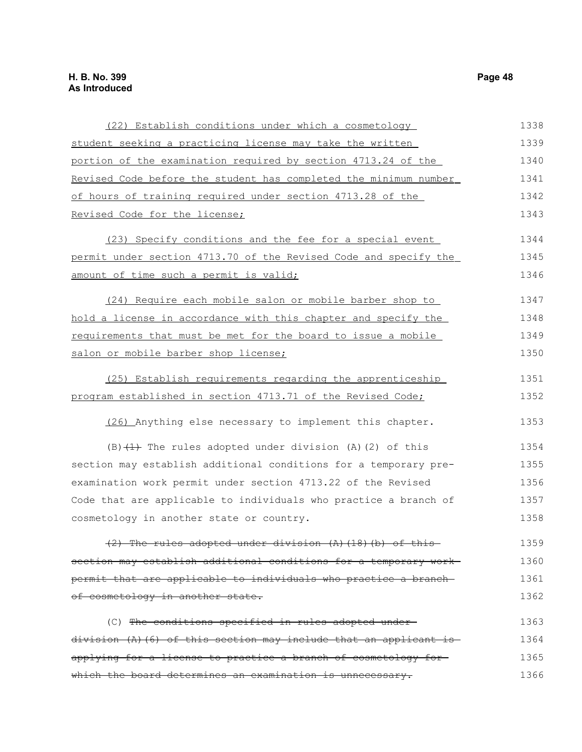(22) Establish conditions under which a cosmetology student seeking a practicing license may take the written portion of the examination required by section 4713.24 of the Revised Code before the student has completed the minimum number of hours of training required under section 4713.28 of the Revised Code for the license;

(23) Specify conditions and the fee for a special event permit under section 4713.70 of the Revised Code and specify the amount of time such a permit is valid;

(24) Require each mobile salon or mobile barber shop to hold a license in accordance with this chapter and specify the requirements that must be met for the board to issue a mobile salon or mobile barber shop license;

(25) Establish requirements regarding the apprenticeship program established in section 4713.71 of the Revised Code;

(26) Anything else necessary to implement this chapter.

(B) ~~(1)~~ The rules adopted under division (A)(2) of this section may establish additional conditions for a temporary pre-examination work permit under section 4713.22 of the Revised Code that are applicable to individuals who practice a branch of cosmetology in another state or country.

~~(2) The rules adopted under division (A)(18)(b) of this section may establish additional conditions for a temporary work permit that are applicable to individuals who practice a branch of cosmetology in another state.~~

(C) ~~The conditions specified in rules adopted under division (A)(6) of this section may include that an applicant is applying for a license to practice a branch of cosmetology for which the board determines an examination is unnecessary.~~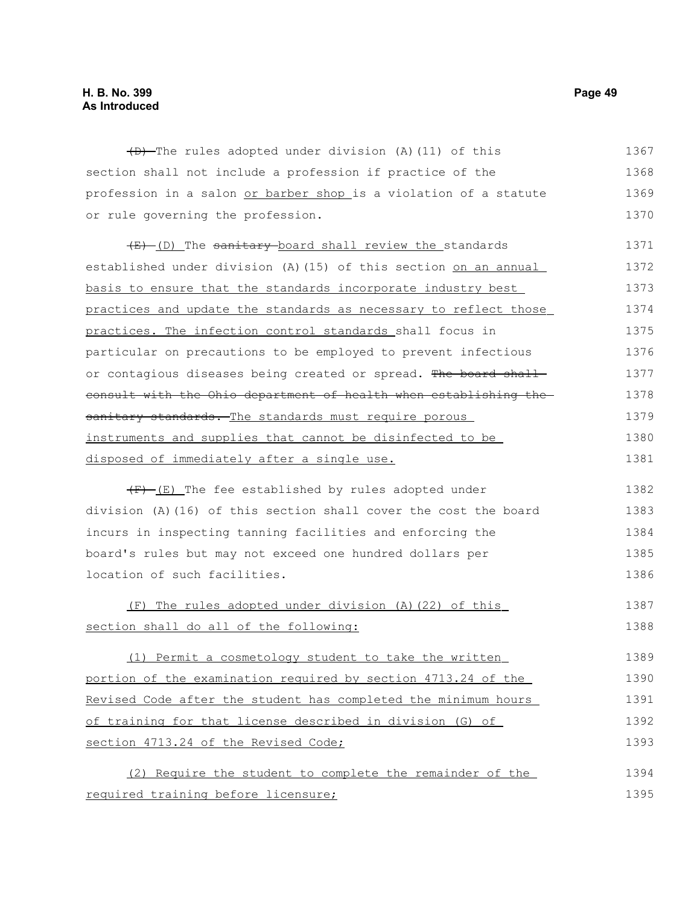~~(D)~~ The rules adopted under division (A)(11) of this section shall not include a profession if practice of the profession in a salon or barber shop is a violation of a statute or rule governing the profession.

~~(E)~~ (D) The ~~sanitary~~ board shall review the standards established under division (A)(15) of this section on an annual basis to ensure that the standards incorporate industry best practices and update the standards as necessary to reflect those practices. The infection control standards shall focus in particular on precautions to be employed to prevent infectious or contagious diseases being created or spread. ~~The board shall consult with the Ohio department of health when establishing the sanitary standards.~~ The standards must require porous instruments and supplies that cannot be disinfected to be disposed of immediately after a single use.

~~(F)~~ (E) The fee established by rules adopted under division (A)(16) of this section shall cover the cost the board incurs in inspecting tanning facilities and enforcing the board's rules but may not exceed one hundred dollars per location of such facilities.

(F) The rules adopted under division (A)(22) of this section shall do all of the following:

(1) Permit a cosmetology student to take the written portion of the examination required by section 4713.24 of the Revised Code after the student has completed the minimum hours of training for that license described in division (G) of section 4713.24 of the Revised Code;

(2) Require the student to complete the remainder of the required training before licensure;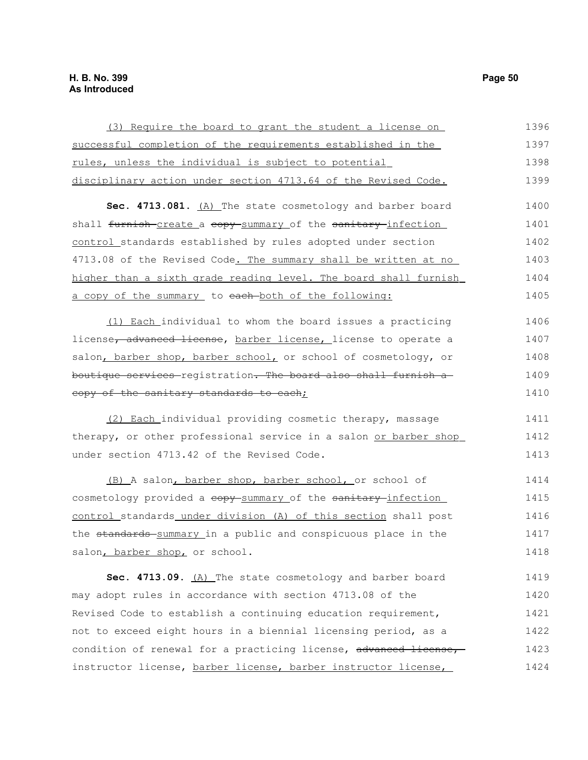(3) Require the board to grant the student a license on successful completion of the requirements established in the rules, unless the individual is subject to potential disciplinary action under section 4713.64 of the Revised Code.

**Sec. 4713.081.** (A) The state cosmetology and barber board shall ~~furnish~~ create a ~~copy~~ summary of the ~~sanitary~~ infection control standards established by rules adopted under section 4713.08 of the Revised Code. The summary shall be written at no higher than a sixth grade reading level. The board shall furnish a copy of the summary to ~~each~~ both of the following:

(1) Each individual to whom the board issues a practicing license~~, advanced license~~, barber license, license to operate a salon, barber shop, barber school, or school of cosmetology, or ~~boutique services~~ registration~~. The board also shall furnish a copy of the sanitary standards to each~~;

(2) Each individual providing cosmetic therapy, massage therapy, or other professional service in a salon or barber shop under section 4713.42 of the Revised Code.

(B) A salon, barber shop, barber school, or school of cosmetology provided a ~~copy~~ summary of the ~~sanitary~~ infection control standards under division (A) of this section shall post the ~~standards~~ summary in a public and conspicuous place in the salon, barber shop, or school.

**Sec. 4713.09.** (A) The state cosmetology and barber board may adopt rules in accordance with section 4713.08 of the Revised Code to establish a continuing education requirement, not to exceed eight hours in a biennial licensing period, as a condition of renewal for a practicing license, ~~advanced license,~~ instructor license, barber license, barber instructor license,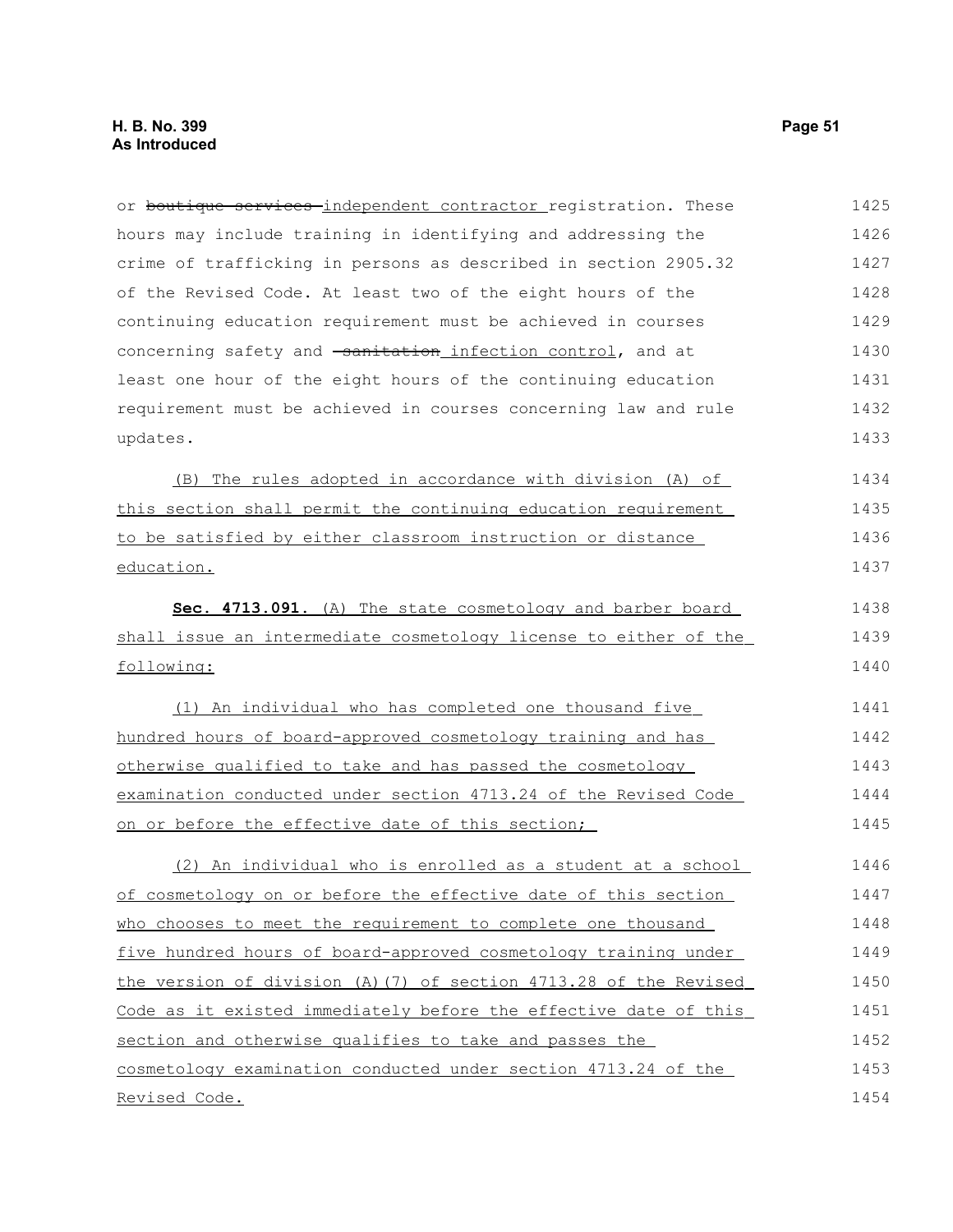or ~~boutique services~~ independent contractor registration. These hours may include training in identifying and addressing the crime of trafficking in persons as described in section 2905.32 of the Revised Code. At least two of the eight hours of the continuing education requirement must be achieved in courses concerning safety and ~~sanitation~~ infection control, and at least one hour of the eight hours of the continuing education requirement must be achieved in courses concerning law and rule updates.

(B) The rules adopted in accordance with division (A) of this section shall permit the continuing education requirement to be satisfied by either classroom instruction or distance education.

**Sec. 4713.091.** (A) The state cosmetology and barber board shall issue an intermediate cosmetology license to either of the following:

(1) An individual who has completed one thousand five hundred hours of board-approved cosmetology training and has otherwise qualified to take and has passed the cosmetology examination conducted under section 4713.24 of the Revised Code on or before the effective date of this section;

(2) An individual who is enrolled as a student at a school of cosmetology on or before the effective date of this section who chooses to meet the requirement to complete one thousand five hundred hours of board-approved cosmetology training under the version of division (A)(7) of section 4713.28 of the Revised Code as it existed immediately before the effective date of this section and otherwise qualifies to take and passes the cosmetology examination conducted under section 4713.24 of the Revised Code.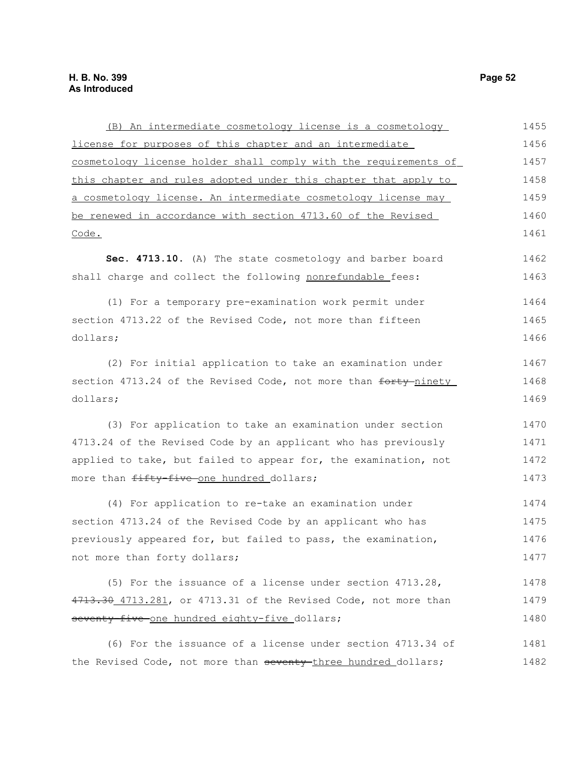(B) An intermediate cosmetology license is a cosmetology license for purposes of this chapter and an intermediate cosmetology license holder shall comply with the requirements of this chapter and rules adopted under this chapter that apply to a cosmetology license. An intermediate cosmetology license may be renewed in accordance with section 4713.60 of the Revised Code.

**Sec. 4713.10.** (A) The state cosmetology and barber board shall charge and collect the following nonrefundable fees:

(1) For a temporary pre-examination work permit under section 4713.22 of the Revised Code, not more than fifteen dollars;

(2) For initial application to take an examination under section 4713.24 of the Revised Code, not more than ~~forty~~ ninety dollars;

(3) For application to take an examination under section 4713.24 of the Revised Code by an applicant who has previously applied to take, but failed to appear for, the examination, not more than ~~fifty-five~~ one hundred dollars;

(4) For application to re-take an examination under section 4713.24 of the Revised Code by an applicant who has previously appeared for, but failed to pass, the examination, not more than forty dollars;

(5) For the issuance of a license under section 4713.28, ~~4713.30~~ 4713.281, or 4713.31 of the Revised Code, not more than ~~seventy-five~~ one hundred eighty-five dollars;

(6) For the issuance of a license under section 4713.34 of the Revised Code, not more than ~~seventy~~ three hundred dollars;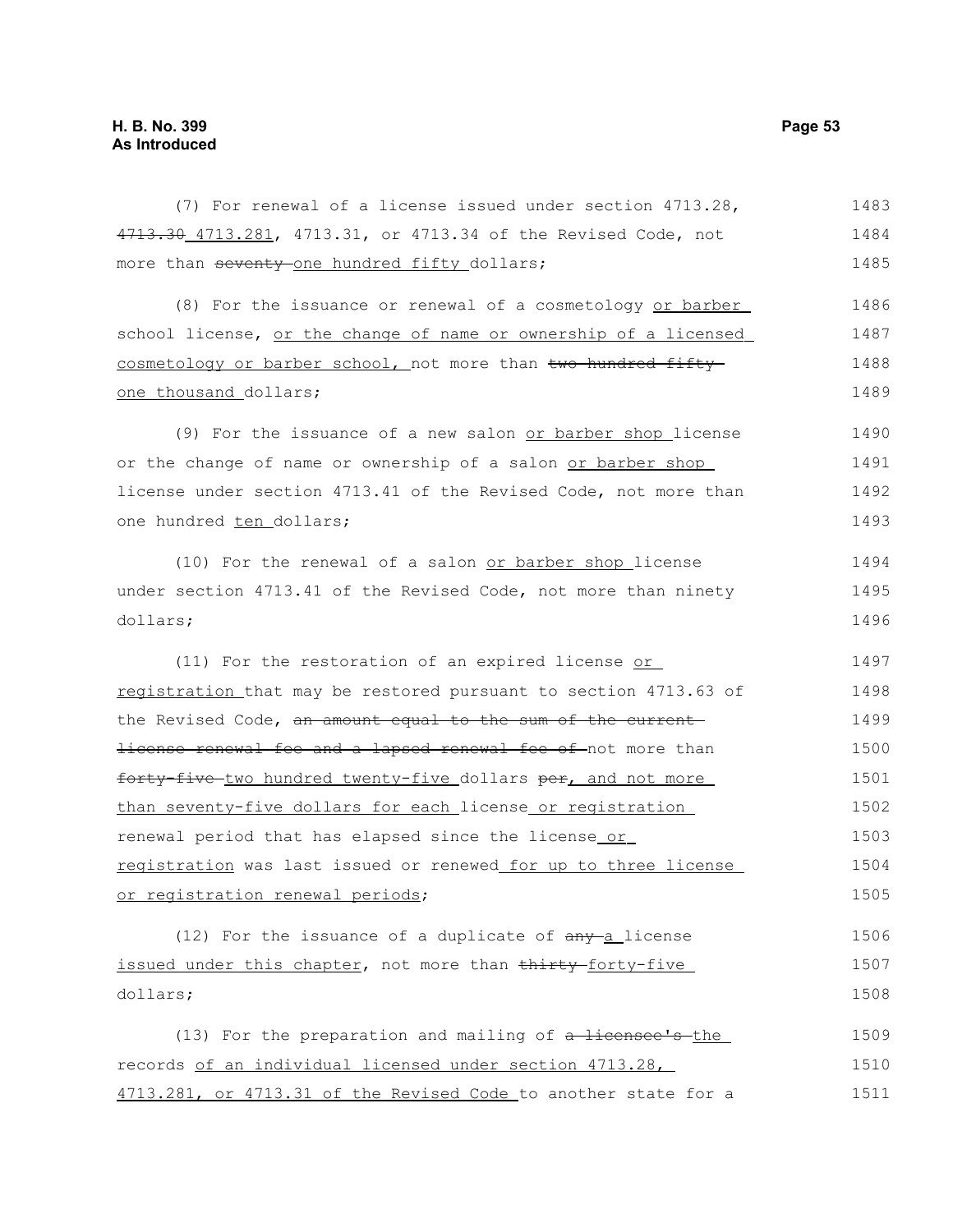(7) For renewal of a license issued under section 4713.28, ~~4713.30~~ 4713.281, 4713.31, or 4713.34 of the Revised Code, not more than ~~seventy~~ one hundred fifty dollars;

(8) For the issuance or renewal of a cosmetology or barber school license, or the change of name or ownership of a licensed cosmetology or barber school, not more than ~~two hundred fifty~~ one thousand dollars;

(9) For the issuance of a new salon or barber shop license or the change of name or ownership of a salon or barber shop license under section 4713.41 of the Revised Code, not more than one hundred ten dollars;

(10) For the renewal of a salon or barber shop license under section 4713.41 of the Revised Code, not more than ninety dollars;

(11) For the restoration of an expired license or registration that may be restored pursuant to section 4713.63 of the Revised Code, ~~an amount equal to the sum of the current license renewal fee and a lapsed renewal fee of~~ not more than ~~forty-five~~ two hundred twenty-five dollars ~~per~~, and not more than seventy-five dollars for each license or registration renewal period that has elapsed since the license or registration was last issued or renewed for up to three license or registration renewal periods;

(12) For the issuance of a duplicate of ~~any~~ a license issued under this chapter, not more than ~~thirty~~ forty-five dollars;

(13) For the preparation and mailing of ~~a licensee's~~ the records of an individual licensed under section 4713.28, 4713.281, or 4713.31 of the Revised Code to another state for a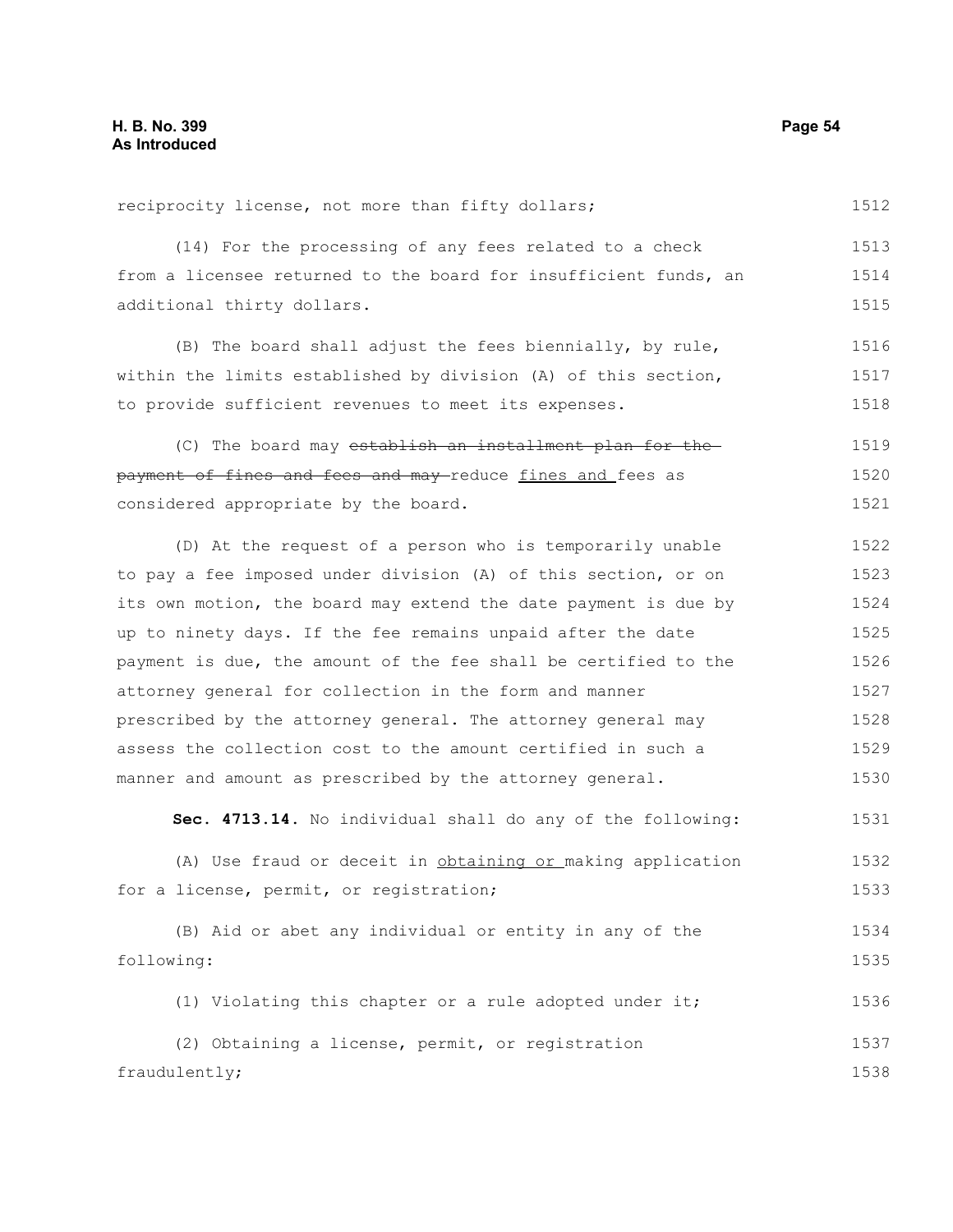reciprocity license, not more than fifty dollars;

(14) For the processing of any fees related to a check from a licensee returned to the board for insufficient funds, an additional thirty dollars.

(B) The board shall adjust the fees biennially, by rule, within the limits established by division (A) of this section, to provide sufficient revenues to meet its expenses.

(C) The board may ~~establish an installment plan for the payment of fines and fees and may~~ reduce fines and fees as considered appropriate by the board.

(D) At the request of a person who is temporarily unable to pay a fee imposed under division (A) of this section, or on its own motion, the board may extend the date payment is due by up to ninety days. If the fee remains unpaid after the date payment is due, the amount of the fee shall be certified to the attorney general for collection in the form and manner prescribed by the attorney general. The attorney general may assess the collection cost to the amount certified in such a manner and amount as prescribed by the attorney general.

**Sec. 4713.14.** No individual shall do any of the following:

(A) Use fraud or deceit in obtaining or making application for a license, permit, or registration;

(B) Aid or abet any individual or entity in any of the following:

(1) Violating this chapter or a rule adopted under it;

(2) Obtaining a license, permit, or registration fraudulently;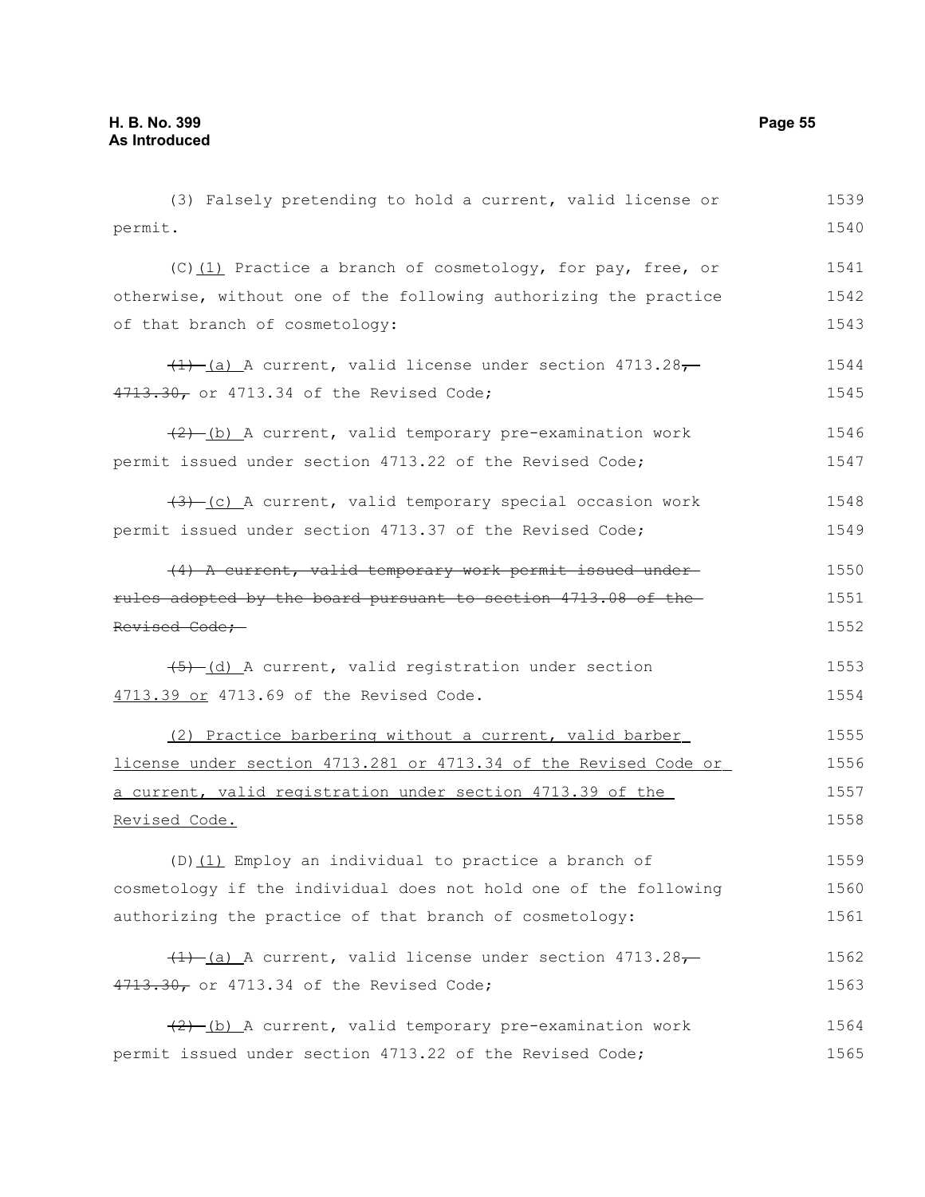(3) Falsely pretending to hold a current, valid license or permit.

(C) (1) Practice a branch of cosmetology, for pay, free, or otherwise, without one of the following authorizing the practice of that branch of cosmetology:

~~(1)~~ (a) A current, valid license under section 4713.28~~, 4713.30,~~ or 4713.34 of the Revised Code;

~~(2)~~ (b) A current, valid temporary pre-examination work permit issued under section 4713.22 of the Revised Code;

~~(3)~~ (c) A current, valid temporary special occasion work permit issued under section 4713.37 of the Revised Code;

~~(4) A current, valid temporary work permit issued under rules adopted by the board pursuant to section 4713.08 of the Revised Code;~~

~~(5)~~ (d) A current, valid registration under section 4713.39 or 4713.69 of the Revised Code.

(2) Practice barbering without a current, valid barber license under section 4713.281 or 4713.34 of the Revised Code or a current, valid registration under section 4713.39 of the Revised Code.

(D) (1) Employ an individual to practice a branch of cosmetology if the individual does not hold one of the following authorizing the practice of that branch of cosmetology:

~~(1)~~ (a) A current, valid license under section 4713.28~~, 4713.30,~~ or 4713.34 of the Revised Code;

~~(2)~~ (b) A current, valid temporary pre-examination work permit issued under section 4713.22 of the Revised Code;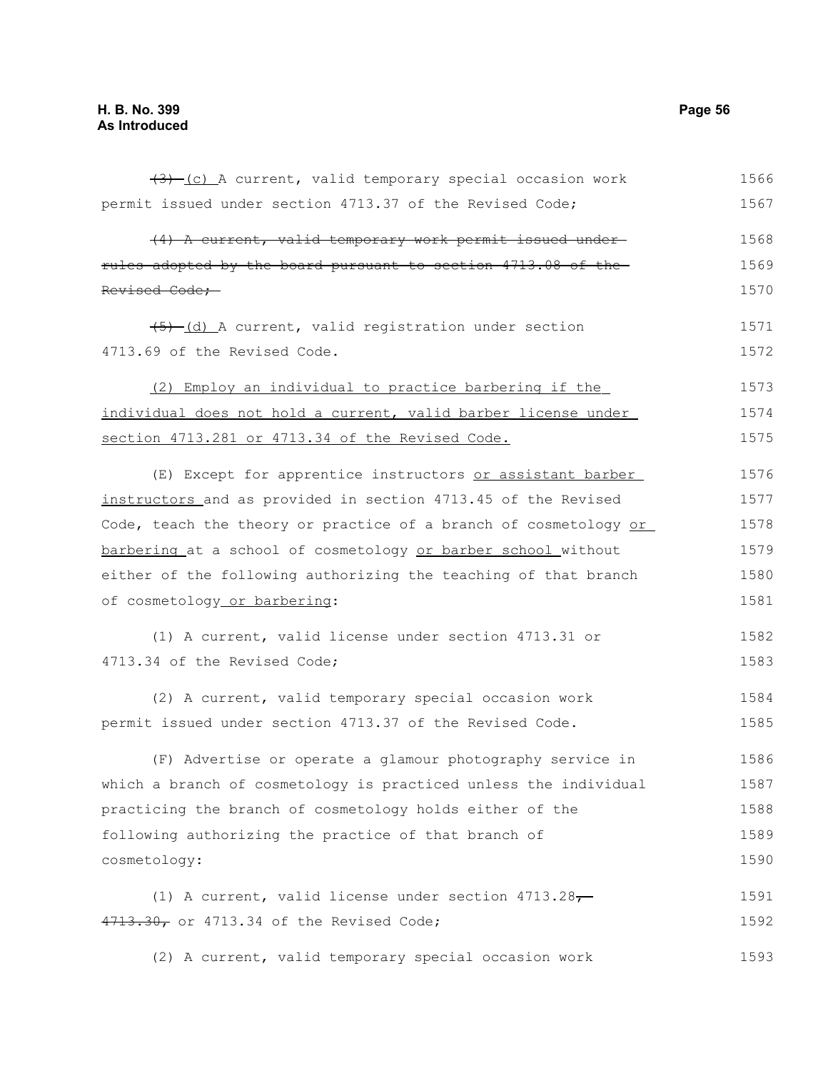~~(3)~~ (c) A current, valid temporary special occasion work permit issued under section 4713.37 of the Revised Code;

~~(4) A current, valid temporary work permit issued under rules adopted by the board pursuant to section 4713.08 of the Revised Code;~~

~~(5)~~ (d) A current, valid registration under section 4713.69 of the Revised Code.

<u>(2) Employ an individual to practice barbering if the individual does not hold a current, valid barber license under section 4713.281 or 4713.34 of the Revised Code.</u>

(E) Except for apprentice instructors <u>or assistant barber instructors</u> and as provided in section 4713.45 of the Revised Code, teach the theory or practice of a branch of cosmetology <u>or barbering</u> at a school of cosmetology <u>or barber school</u> without either of the following authorizing the teaching of that branch of cosmetology <u>or barbering</u>:

(1) A current, valid license under section 4713.31 or 4713.34 of the Revised Code;

(2) A current, valid temporary special occasion work permit issued under section 4713.37 of the Revised Code.

(F) Advertise or operate a glamour photography service in which a branch of cosmetology is practiced unless the individual practicing the branch of cosmetology holds either of the following authorizing the practice of that branch of cosmetology:

(1) A current, valid license under section 4713.28~~, 4713.30,~~ or 4713.34 of the Revised Code;

(2) A current, valid temporary special occasion work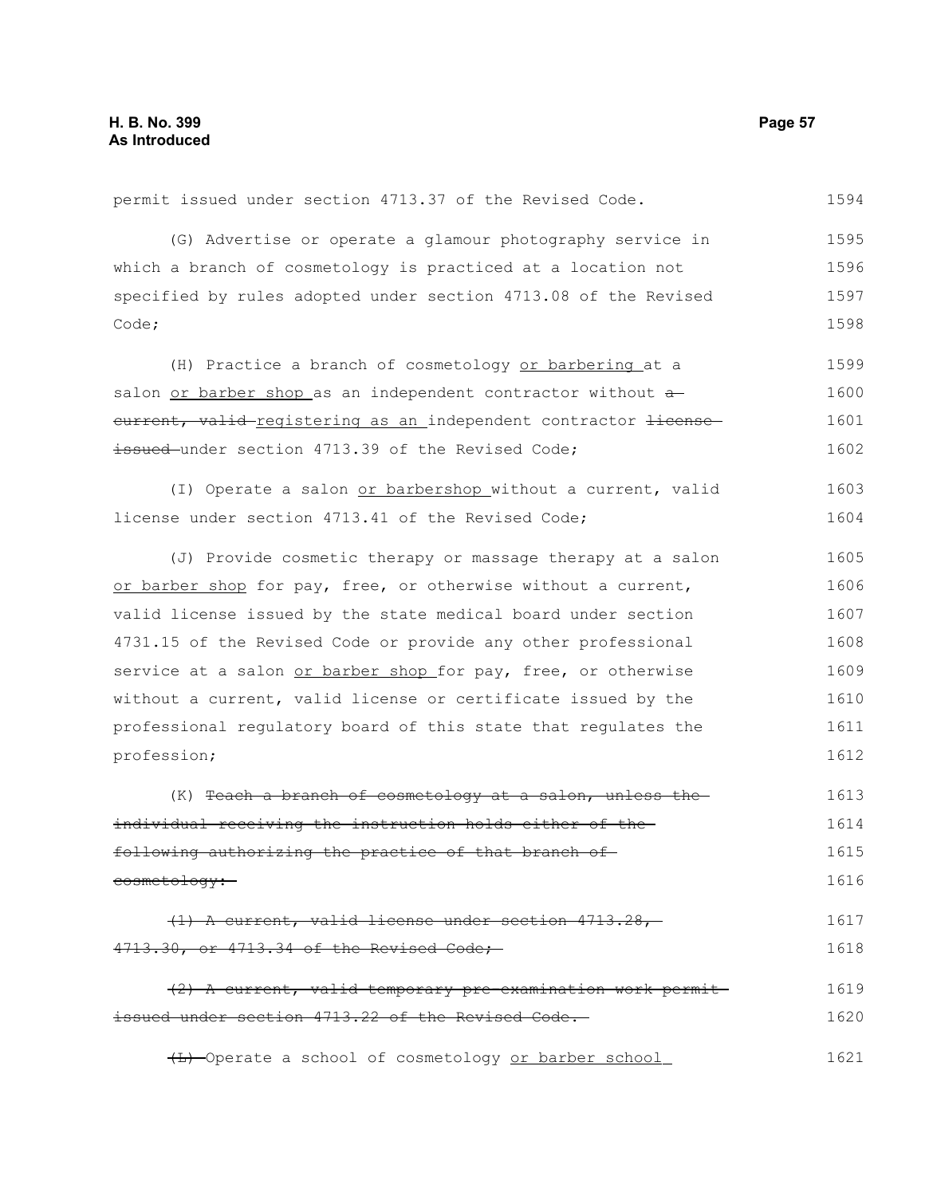permit issued under section 4713.37 of the Revised Code.

(G) Advertise or operate a glamour photography service in which a branch of cosmetology is practiced at a location not specified by rules adopted under section 4713.08 of the Revised Code;

(H) Practice a branch of cosmetology <u>or barbering</u> at a salon <u>or barber shop</u> as an independent contractor without ~~a current, valid~~ <u>registering as an</u> independent contractor ~~license issued~~ under section 4713.39 of the Revised Code;

(I) Operate a salon <u>or barbershop</u> without a current, valid license under section 4713.41 of the Revised Code;

(J) Provide cosmetic therapy or massage therapy at a salon <u>or barber shop</u> for pay, free, or otherwise without a current, valid license issued by the state medical board under section 4731.15 of the Revised Code or provide any other professional service at a salon <u>or barber shop</u> for pay, free, or otherwise without a current, valid license or certificate issued by the professional regulatory board of this state that regulates the profession;

(K) ~~Teach a branch of cosmetology at a salon, unless the individual receiving the instruction holds either of the following authorizing the practice of that branch of cosmetology:~~

~~(1) A current, valid license under section 4713.28, 4713.30, or 4713.34 of the Revised Code;~~

~~(2) A current, valid temporary pre-examination work permit issued under section 4713.22 of the Revised Code.~~

~~(L)~~ Operate a school of cosmetology <u>or barber school</u>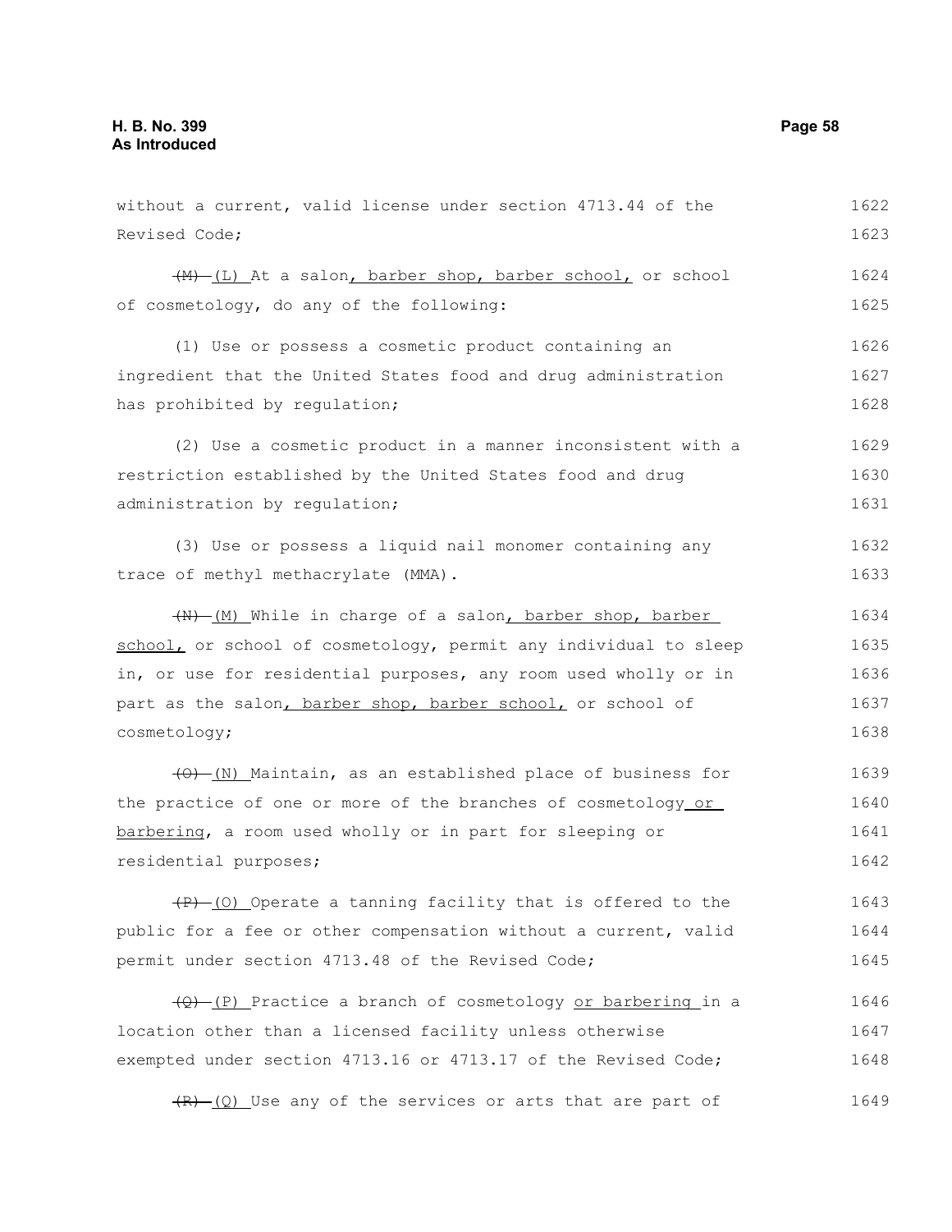without a current, valid license under section 4713.44 of the Revised Code;

~~(M)~~ (L) At a salon, barber shop, barber school, or school of cosmetology, do any of the following:

(1) Use or possess a cosmetic product containing an ingredient that the United States food and drug administration has prohibited by regulation;

(2) Use a cosmetic product in a manner inconsistent with a restriction established by the United States food and drug administration by regulation;

(3) Use or possess a liquid nail monomer containing any trace of methyl methacrylate (MMA).

~~(N)~~ (M) While in charge of a salon, barber shop, barber school, or school of cosmetology, permit any individual to sleep in, or use for residential purposes, any room used wholly or in part as the salon, barber shop, barber school, or school of cosmetology;

~~(O)~~ (N) Maintain, as an established place of business for the practice of one or more of the branches of cosmetology or barbering, a room used wholly or in part for sleeping or residential purposes;

~~(P)~~ (O) Operate a tanning facility that is offered to the public for a fee or other compensation without a current, valid permit under section 4713.48 of the Revised Code;

~~(Q)~~ (P) Practice a branch of cosmetology or barbering in a location other than a licensed facility unless otherwise exempted under section 4713.16 or 4713.17 of the Revised Code;

~~(R)~~ (Q) Use any of the services or arts that are part of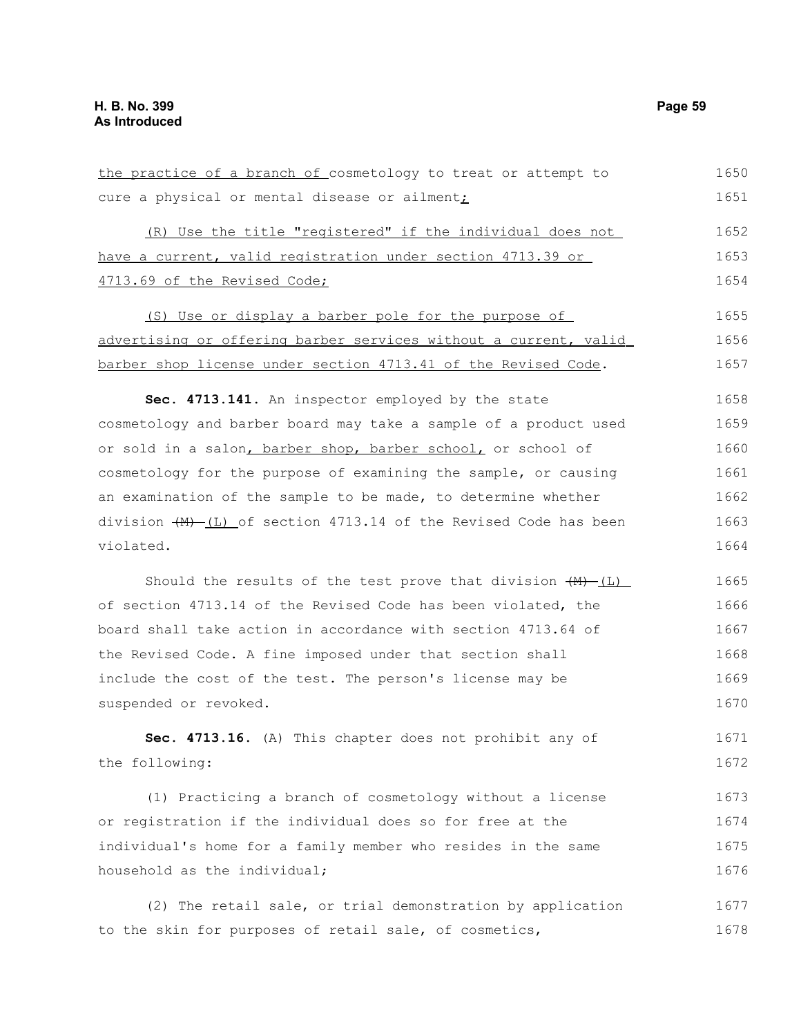the practice of a branch of cosmetology to treat or attempt to cure a physical or mental disease or ailment;

(R) Use the title "registered" if the individual does not have a current, valid registration under section 4713.39 or 4713.69 of the Revised Code;

(S) Use or display a barber pole for the purpose of advertising or offering barber services without a current, valid barber shop license under section 4713.41 of the Revised Code.

**Sec. 4713.141.** An inspector employed by the state cosmetology and barber board may take a sample of a product used or sold in a salon, barber shop, barber school, or school of cosmetology for the purpose of examining the sample, or causing an examination of the sample to be made, to determine whether division ~~(M)~~ (L) of section 4713.14 of the Revised Code has been violated.

Should the results of the test prove that division ~~(M)~~ (L) of section 4713.14 of the Revised Code has been violated, the board shall take action in accordance with section 4713.64 of the Revised Code. A fine imposed under that section shall include the cost of the test. The person's license may be suspended or revoked.

**Sec. 4713.16.** (A) This chapter does not prohibit any of the following:

(1) Practicing a branch of cosmetology without a license or registration if the individual does so for free at the individual's home for a family member who resides in the same household as the individual;

(2) The retail sale, or trial demonstration by application to the skin for purposes of retail sale, of cosmetics,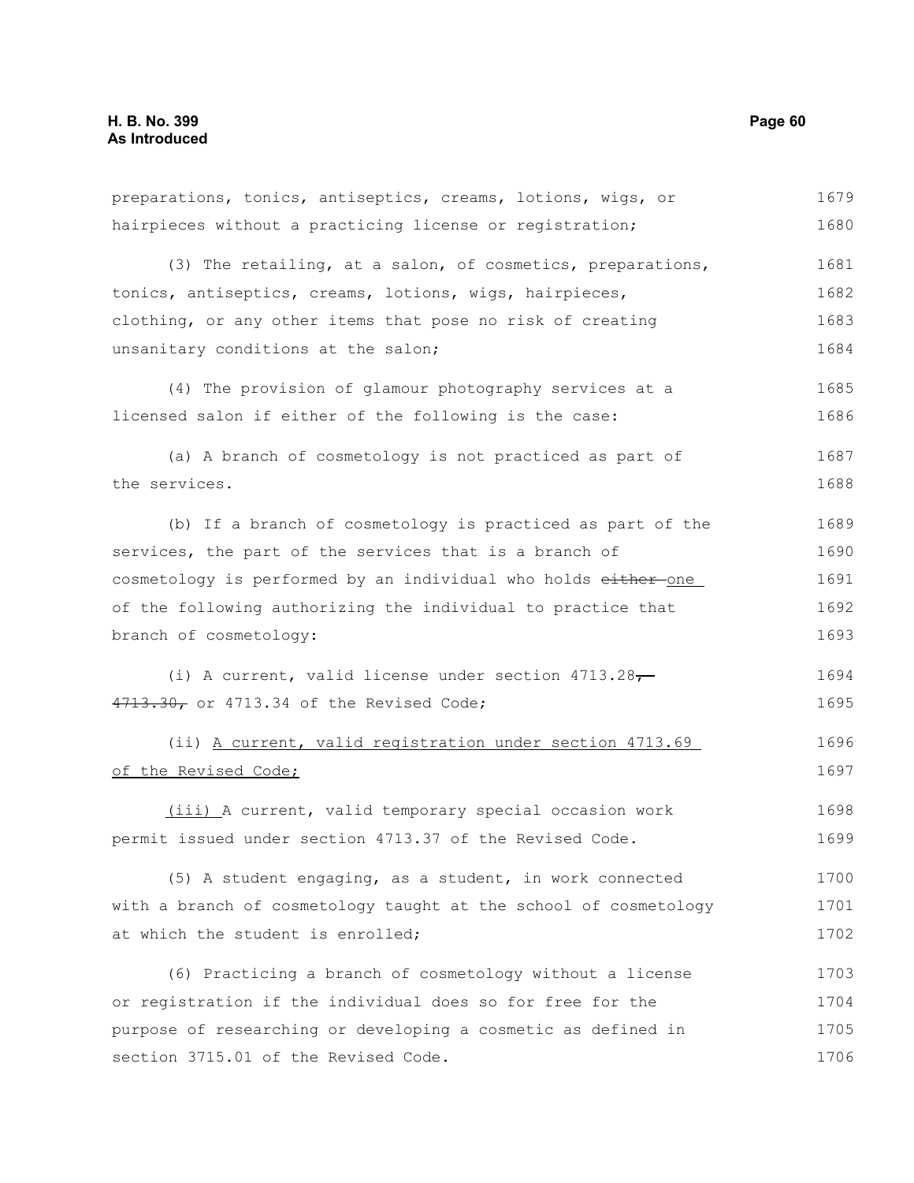preparations, tonics, antiseptics, creams, lotions, wigs, or hairpieces without a practicing license or registration;

(3) The retailing, at a salon, of cosmetics, preparations, tonics, antiseptics, creams, lotions, wigs, hairpieces, clothing, or any other items that pose no risk of creating unsanitary conditions at the salon;

(4) The provision of glamour photography services at a licensed salon if either of the following is the case:

(a) A branch of cosmetology is not practiced as part of the services.

(b) If a branch of cosmetology is practiced as part of the services, the part of the services that is a branch of cosmetology is performed by an individual who holds ~~either~~ one of the following authorizing the individual to practice that branch of cosmetology:

(i) A current, valid license under section 4713.28~~, 4713.30,~~ or 4713.34 of the Revised Code;

(ii) A current, valid registration under section 4713.69 of the Revised Code;

(iii) A current, valid temporary special occasion work permit issued under section 4713.37 of the Revised Code.

(5) A student engaging, as a student, in work connected with a branch of cosmetology taught at the school of cosmetology at which the student is enrolled;

(6) Practicing a branch of cosmetology without a license or registration if the individual does so for free for the purpose of researching or developing a cosmetic as defined in section 3715.01 of the Revised Code.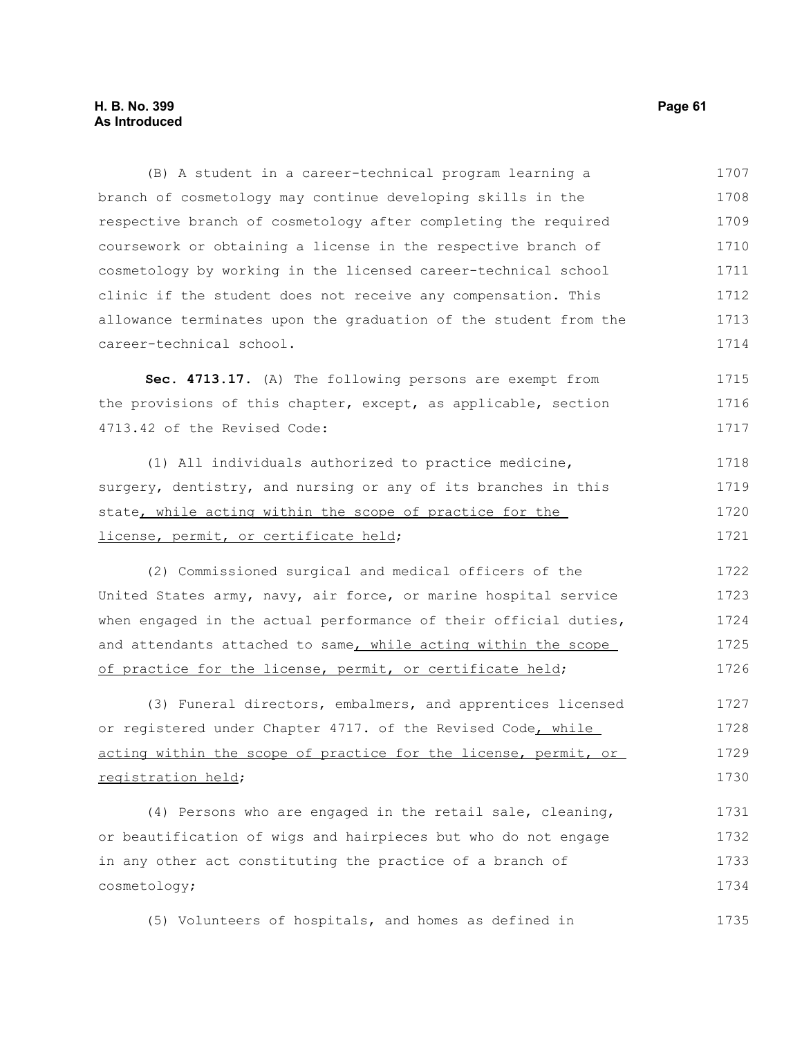(B) A student in a career-technical program learning a branch of cosmetology may continue developing skills in the respective branch of cosmetology after completing the required coursework or obtaining a license in the respective branch of cosmetology by working in the licensed career-technical school clinic if the student does not receive any compensation. This allowance terminates upon the graduation of the student from the career-technical school.

**Sec. 4713.17.** (A) The following persons are exempt from the provisions of this chapter, except, as applicable, section 4713.42 of the Revised Code:

(1) All individuals authorized to practice medicine, surgery, dentistry, and nursing or any of its branches in this state<u>, while acting within the scope of practice for the license, permit, or certificate held</u>;

(2) Commissioned surgical and medical officers of the United States army, navy, air force, or marine hospital service when engaged in the actual performance of their official duties, and attendants attached to same<u>, while acting within the scope of practice for the license, permit, or certificate held</u>;

(3) Funeral directors, embalmers, and apprentices licensed or registered under Chapter 4717. of the Revised Code<u>, while acting within the scope of practice for the license, permit, or registration held</u>;

(4) Persons who are engaged in the retail sale, cleaning, or beautification of wigs and hairpieces but who do not engage in any other act constituting the practice of a branch of cosmetology;

(5) Volunteers of hospitals, and homes as defined in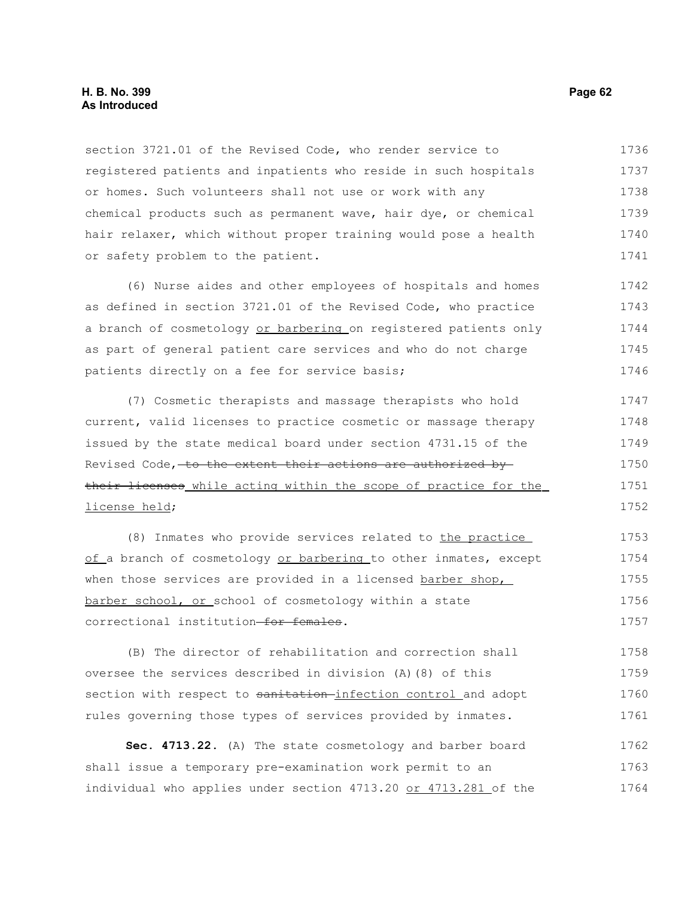section 3721.01 of the Revised Code, who render service to registered patients and inpatients who reside in such hospitals or homes. Such volunteers shall not use or work with any chemical products such as permanent wave, hair dye, or chemical hair relaxer, which without proper training would pose a health or safety problem to the patient.

(6) Nurse aides and other employees of hospitals and homes as defined in section 3721.01 of the Revised Code, who practice a branch of cosmetology or barbering on registered patients only as part of general patient care services and who do not charge patients directly on a fee for service basis;

(7) Cosmetic therapists and massage therapists who hold current, valid licenses to practice cosmetic or massage therapy issued by the state medical board under section 4731.15 of the Revised Code, ~~to the extent their actions are authorized by their licenses~~ while acting within the scope of practice for the license held;

(8) Inmates who provide services related to the practice of a branch of cosmetology or barbering to other inmates, except when those services are provided in a licensed barber shop, barber school, or school of cosmetology within a state correctional institution ~~for females~~.

(B) The director of rehabilitation and correction shall oversee the services described in division (A)(8) of this section with respect to ~~sanitation~~ infection control and adopt rules governing those types of services provided by inmates.

**Sec. 4713.22.** (A) The state cosmetology and barber board shall issue a temporary pre-examination work permit to an individual who applies under section 4713.20 or 4713.281 of the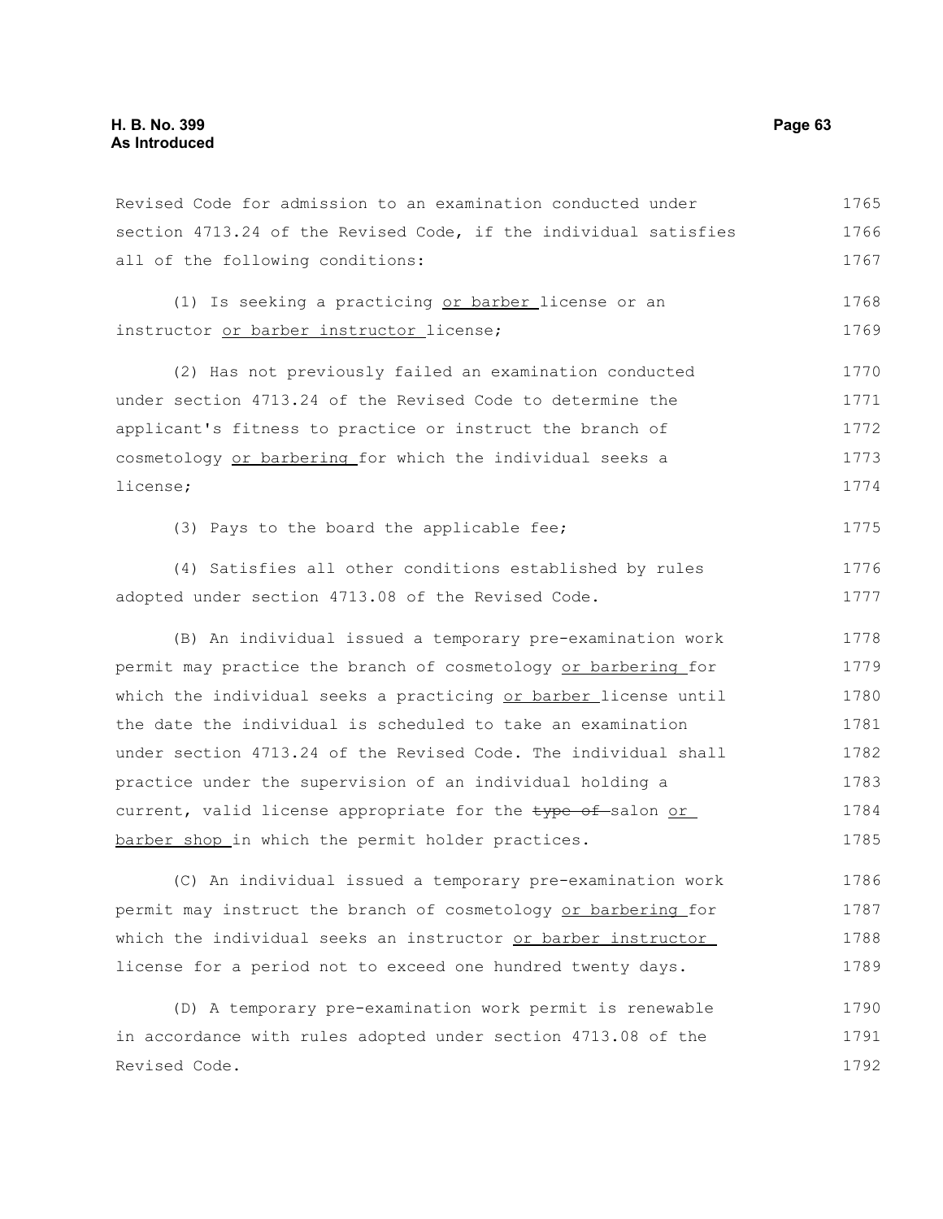Revised Code for admission to an examination conducted under section 4713.24 of the Revised Code, if the individual satisfies all of the following conditions:

(1) Is seeking a practicing or barber license or an instructor or barber instructor license;

(2) Has not previously failed an examination conducted under section 4713.24 of the Revised Code to determine the applicant's fitness to practice or instruct the branch of cosmetology or barbering for which the individual seeks a license;

(3) Pays to the board the applicable fee;

(4) Satisfies all other conditions established by rules adopted under section 4713.08 of the Revised Code.

(B) An individual issued a temporary pre-examination work permit may practice the branch of cosmetology or barbering for which the individual seeks a practicing or barber license until the date the individual is scheduled to take an examination under section 4713.24 of the Revised Code. The individual shall practice under the supervision of an individual holding a current, valid license appropriate for the ~~type of~~ salon or barber shop in which the permit holder practices.

(C) An individual issued a temporary pre-examination work permit may instruct the branch of cosmetology or barbering for which the individual seeks an instructor or barber instructor license for a period not to exceed one hundred twenty days.

(D) A temporary pre-examination work permit is renewable in accordance with rules adopted under section 4713.08 of the Revised Code.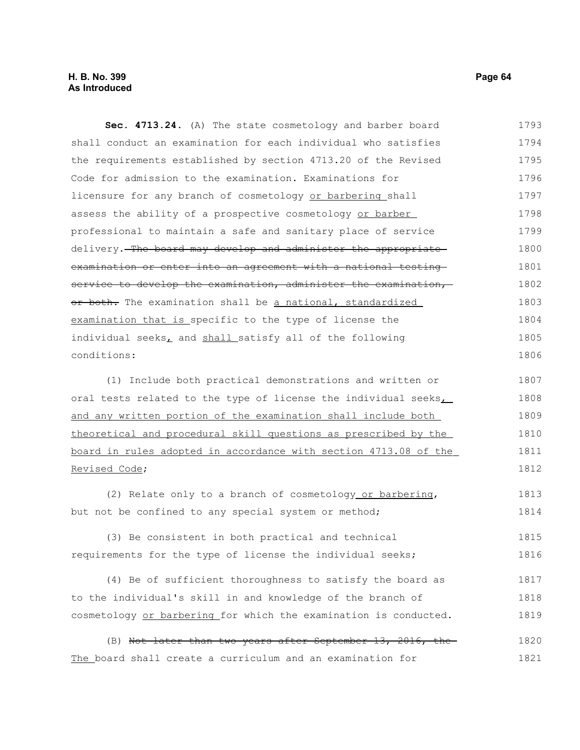**Sec. 4713.24.** (A) The state cosmetology and barber board shall conduct an examination for each individual who satisfies the requirements established by section 4713.20 of the Revised Code for admission to the examination. Examinations for licensure for any branch of cosmetology or barbering shall assess the ability of a prospective cosmetology or barber professional to maintain a safe and sanitary place of service delivery. ~~The board may develop and administer the appropriate examination or enter into an agreement with a national testing service to develop the examination, administer the examination, or both.~~ The examination shall be a national, standardized examination that is specific to the type of license the individual seeks, and shall satisfy all of the following conditions:

(1) Include both practical demonstrations and written or oral tests related to the type of license the individual seeks, and any written portion of the examination shall include both theoretical and procedural skill questions as prescribed by the board in rules adopted in accordance with section 4713.08 of the Revised Code;

(2) Relate only to a branch of cosmetology or barbering, but not be confined to any special system or method;

(3) Be consistent in both practical and technical requirements for the type of license the individual seeks;

(4) Be of sufficient thoroughness to satisfy the board as to the individual's skill in and knowledge of the branch of cosmetology or barbering for which the examination is conducted.

(B) ~~Not later than two years after September 13, 2016, the~~ The board shall create a curriculum and an examination for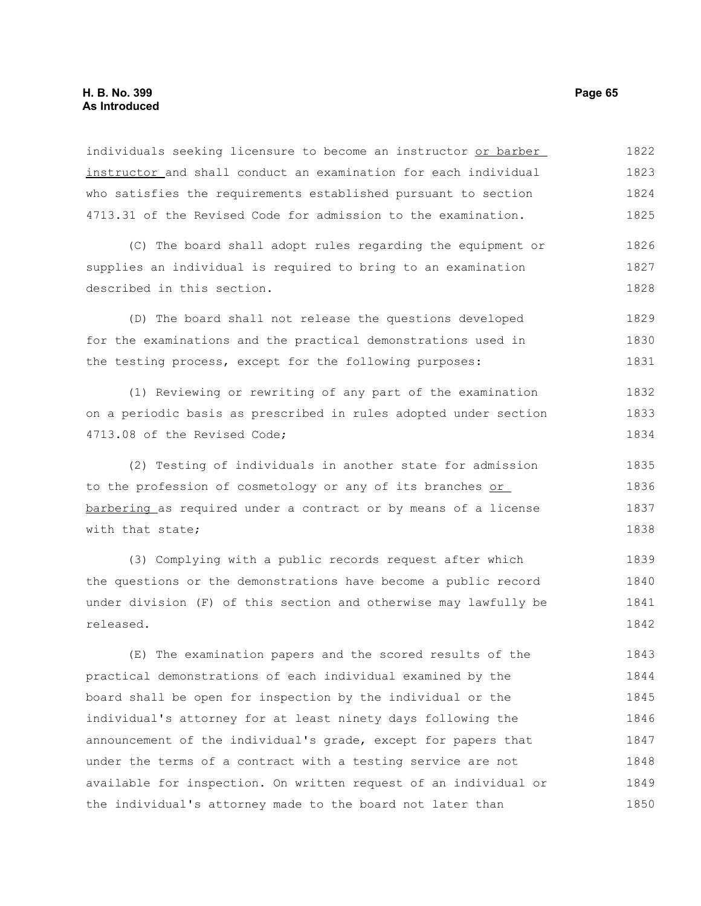individuals seeking licensure to become an instructor <u>or barber instructor</u> and shall conduct an examination for each individual who satisfies the requirements established pursuant to section 4713.31 of the Revised Code for admission to the examination.

(C) The board shall adopt rules regarding the equipment or supplies an individual is required to bring to an examination described in this section.

(D) The board shall not release the questions developed for the examinations and the practical demonstrations used in the testing process, except for the following purposes:

(1) Reviewing or rewriting of any part of the examination on a periodic basis as prescribed in rules adopted under section 4713.08 of the Revised Code;

(2) Testing of individuals in another state for admission to the profession of cosmetology or any of its branches <u>or barbering</u> as required under a contract or by means of a license with that state;

(3) Complying with a public records request after which the questions or the demonstrations have become a public record under division (F) of this section and otherwise may lawfully be released.

(E) The examination papers and the scored results of the practical demonstrations of each individual examined by the board shall be open for inspection by the individual or the individual's attorney for at least ninety days following the announcement of the individual's grade, except for papers that under the terms of a contract with a testing service are not available for inspection. On written request of an individual or the individual's attorney made to the board not later than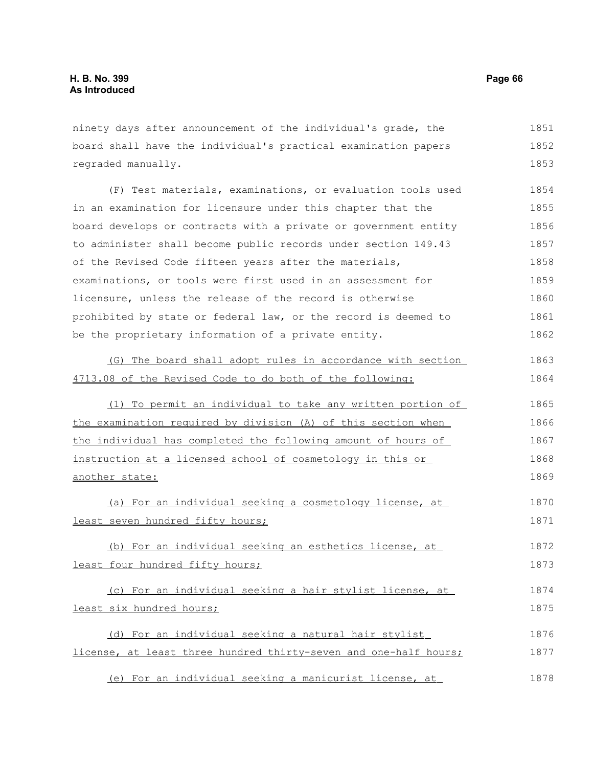ninety days after announcement of the individual's grade, the board shall have the individual's practical examination papers regraded manually.

(F) Test materials, examinations, or evaluation tools used in an examination for licensure under this chapter that the board develops or contracts with a private or government entity to administer shall become public records under section 149.43 of the Revised Code fifteen years after the materials, examinations, or tools were first used in an assessment for licensure, unless the release of the record is otherwise prohibited by state or federal law, or the record is deemed to be the proprietary information of a private entity.

(G) The board shall adopt rules in accordance with section 4713.08 of the Revised Code to do both of the following:

(1) To permit an individual to take any written portion of the examination required by division (A) of this section when the individual has completed the following amount of hours of instruction at a licensed school of cosmetology in this or another state:

(a) For an individual seeking a cosmetology license, at least seven hundred fifty hours;

(b) For an individual seeking an esthetics license, at least four hundred fifty hours;

(c) For an individual seeking a hair stylist license, at least six hundred hours;

(d) For an individual seeking a natural hair stylist license, at least three hundred thirty-seven and one-half hours;

(e) For an individual seeking a manicurist license, at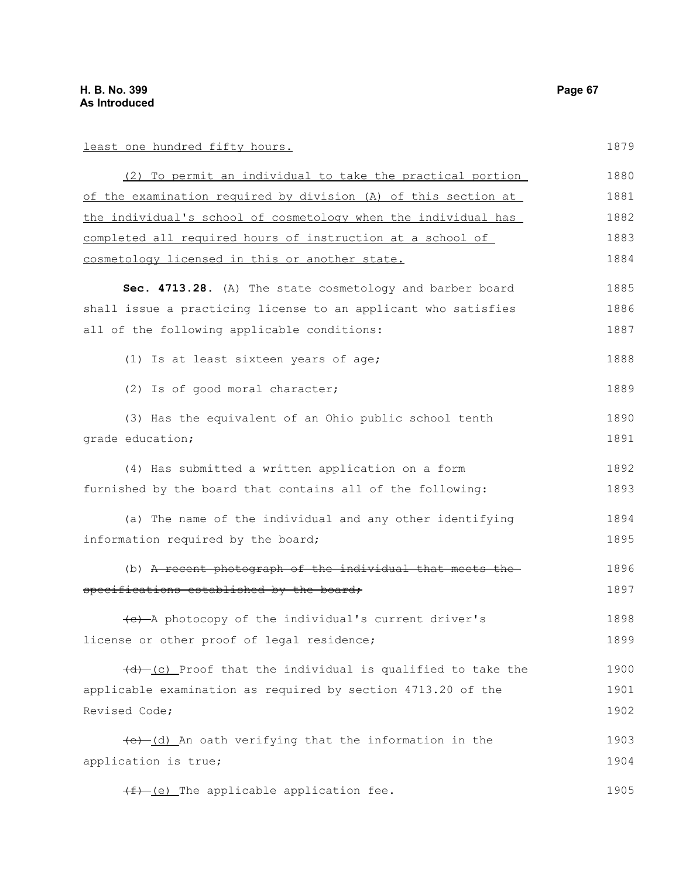least one hundred fifty hours.

(2) To permit an individual to take the practical portion of the examination required by division (A) of this section at the individual's school of cosmetology when the individual has completed all required hours of instruction at a school of cosmetology licensed in this or another state.

**Sec. 4713.28.** (A) The state cosmetology and barber board shall issue a practicing license to an applicant who satisfies all of the following applicable conditions:

(1) Is at least sixteen years of age;

(2) Is of good moral character;

(3) Has the equivalent of an Ohio public school tenth grade education;

(4) Has submitted a written application on a form furnished by the board that contains all of the following:

(a) The name of the individual and any other identifying information required by the board;

(b) ~~A recent photograph of the individual that meets the specifications established by the board;~~

~~(c)~~ A photocopy of the individual's current driver's license or other proof of legal residence;

~~(d)~~ (c) Proof that the individual is qualified to take the applicable examination as required by section 4713.20 of the Revised Code;

~~(e)~~ (d) An oath verifying that the information in the application is true;

~~(f)~~ (e) The applicable application fee.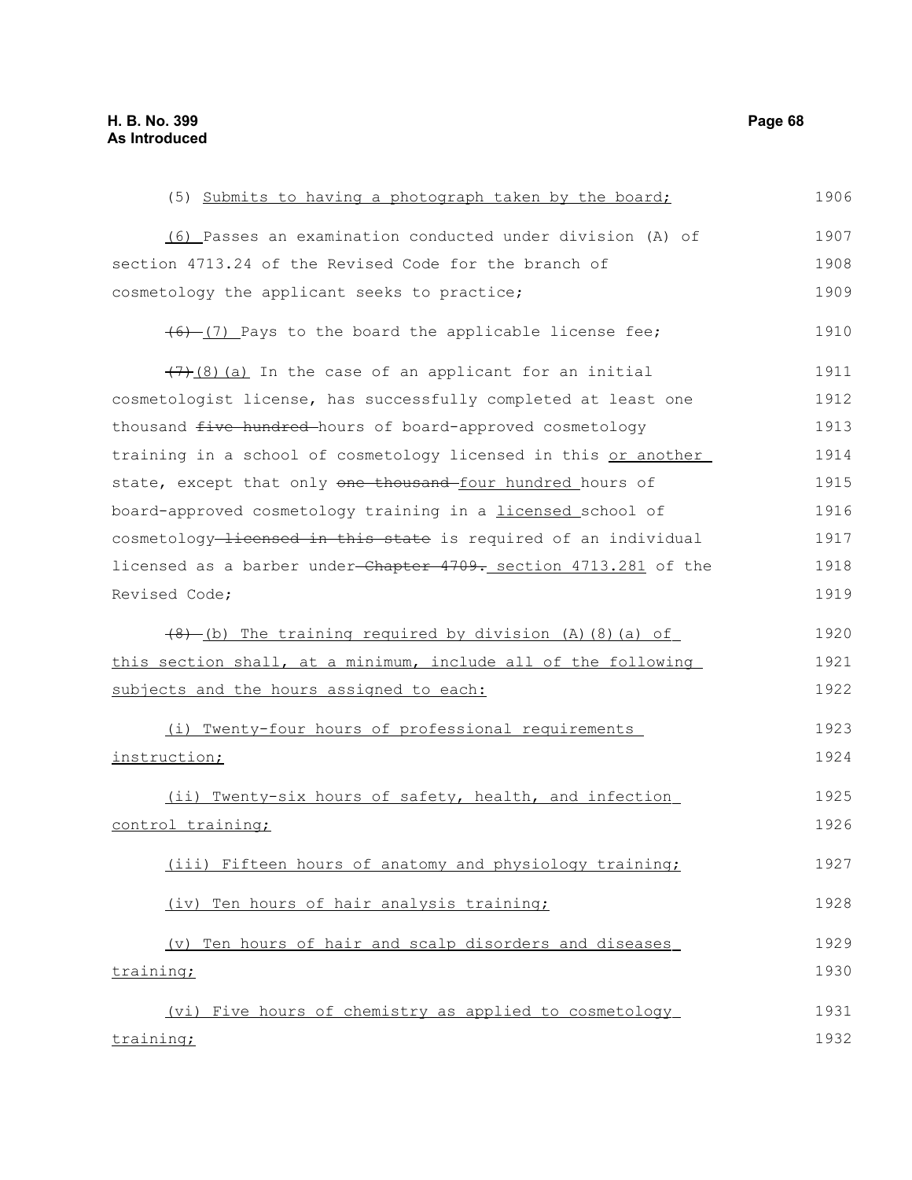(5) Submits to having a photograph taken by the board;

(6) Passes an examination conducted under division (A) of section 4713.24 of the Revised Code for the branch of cosmetology the applicant seeks to practice;

(6) (7) Pays to the board the applicable license fee;

(7)(8)(a) In the case of an applicant for an initial cosmetologist license, has successfully completed at least one thousand five hundred hours of board-approved cosmetology training in a school of cosmetology licensed in this or another state, except that only one thousand four hundred hours of board-approved cosmetology training in a licensed school of cosmetology licensed in this state is required of an individual licensed as a barber under Chapter 4709. section 4713.281 of the Revised Code;

(8) (b) The training required by division (A)(8)(a) of this section shall, at a minimum, include all of the following subjects and the hours assigned to each:

(i) Twenty-four hours of professional requirements instruction;

(ii) Twenty-six hours of safety, health, and infection control training;

(iii) Fifteen hours of anatomy and physiology training;

(iv) Ten hours of hair analysis training;

(v) Ten hours of hair and scalp disorders and diseases training;

(vi) Five hours of chemistry as applied to cosmetology training;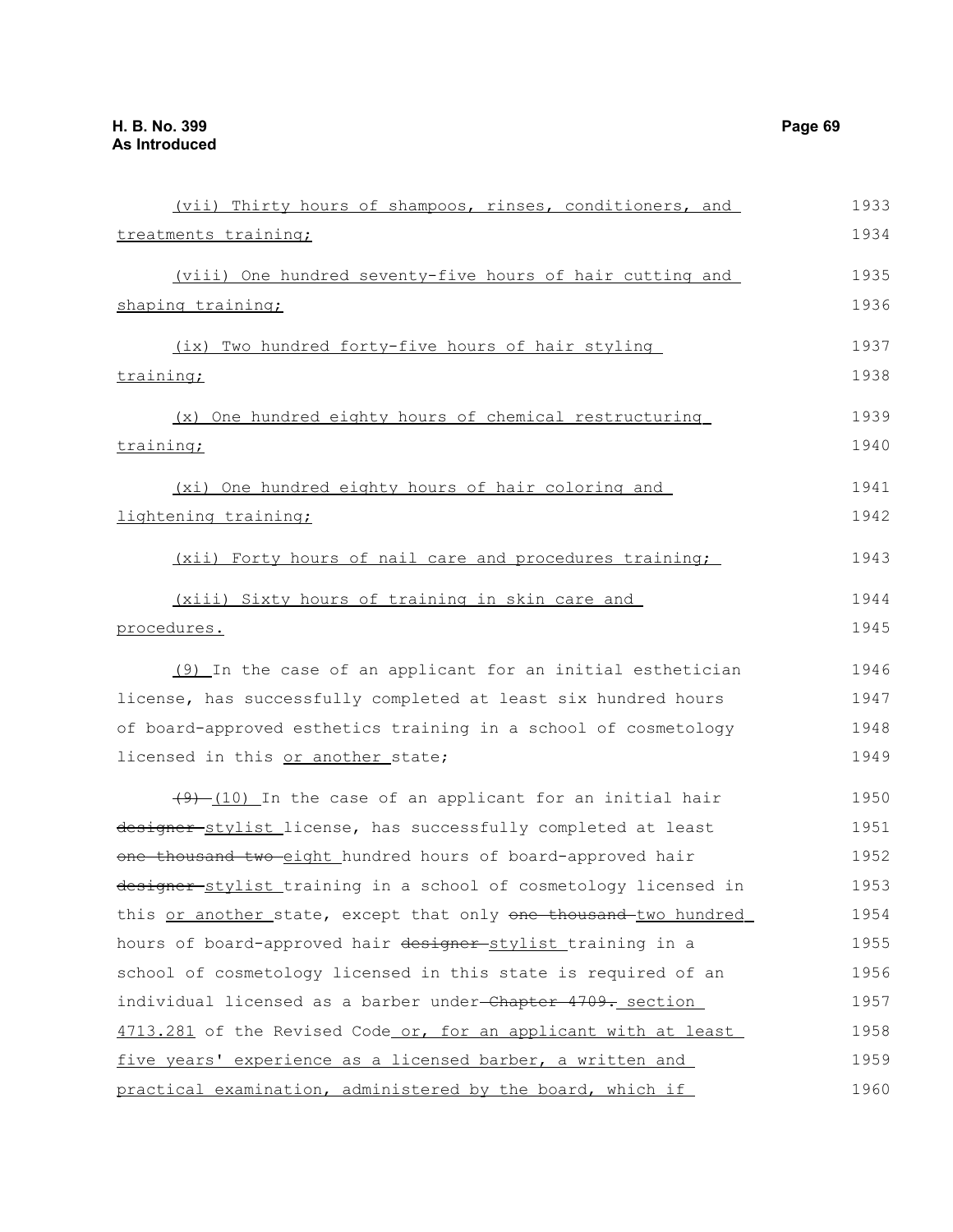(vii) Thirty hours of shampoos, rinses, conditioners, and treatments training;

(viii) One hundred seventy-five hours of hair cutting and shaping training;

(ix) Two hundred forty-five hours of hair styling training;

(x) One hundred eighty hours of chemical restructuring training;

(xi) One hundred eighty hours of hair coloring and lightening training;

(xii) Forty hours of nail care and procedures training;

(xiii) Sixty hours of training in skin care and procedures.

(9) In the case of an applicant for an initial esthetician license, has successfully completed at least six hundred hours of board-approved esthetics training in a school of cosmetology licensed in this or another state;

~~(9)~~ (10) In the case of an applicant for an initial hair ~~designer~~ stylist license, has successfully completed at least ~~one thousand two~~ eight hundred hours of board-approved hair ~~designer~~ stylist training in a school of cosmetology licensed in this or another state, except that only ~~one thousand~~ two hundred hours of board-approved hair ~~designer~~ stylist training in a school of cosmetology licensed in this state is required of an individual licensed as a barber under ~~Chapter 4709.~~ section 4713.281 of the Revised Code or, for an applicant with at least five years' experience as a licensed barber, a written and practical examination, administered by the board, which if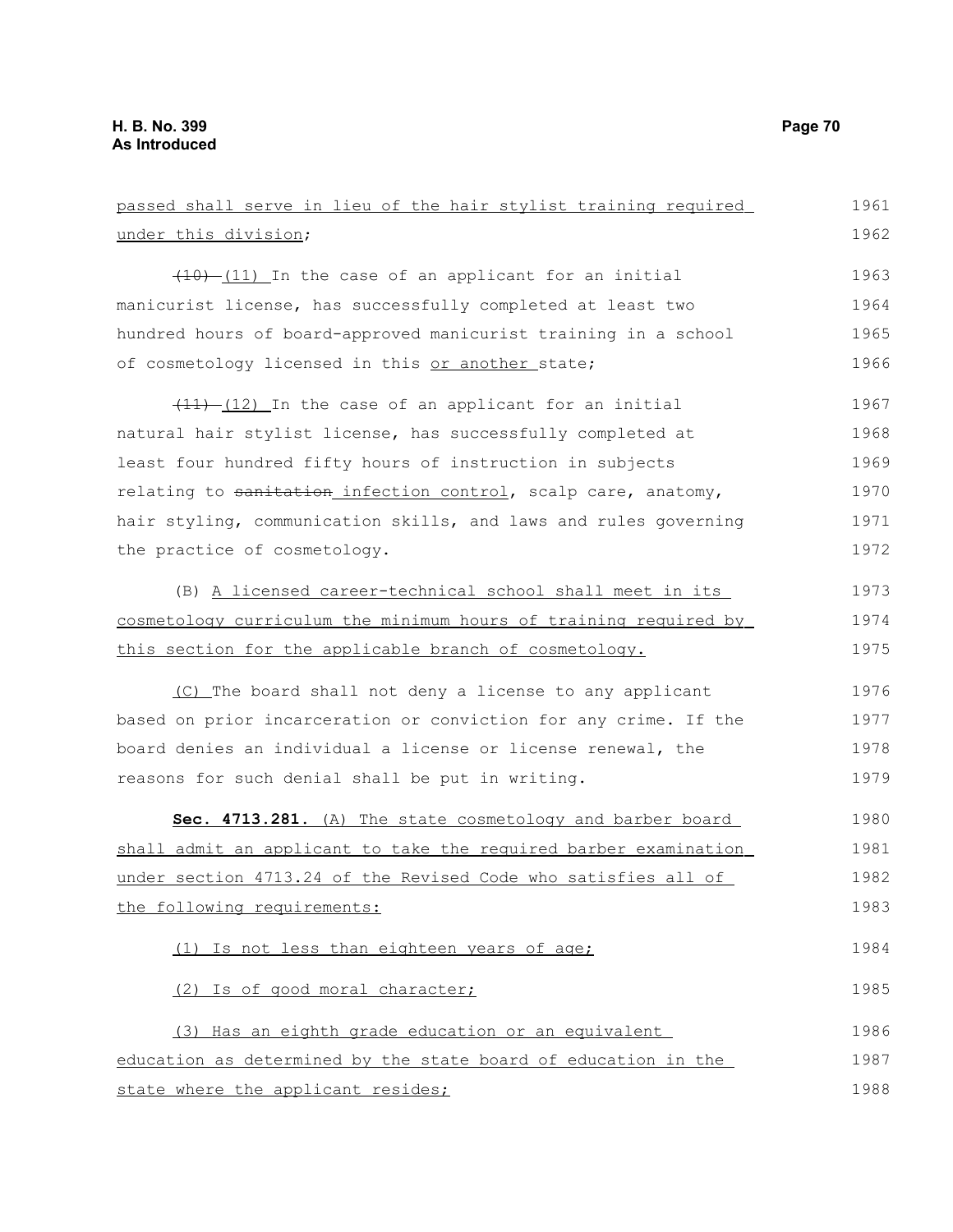passed shall serve in lieu of the hair stylist training required under this division;

~~(10)~~ (11) In the case of an applicant for an initial manicurist license, has successfully completed at least two hundred hours of board-approved manicurist training in a school of cosmetology licensed in this or another state;

~~(11)~~ (12) In the case of an applicant for an initial natural hair stylist license, has successfully completed at least four hundred fifty hours of instruction in subjects relating to ~~sanitation~~ infection control, scalp care, anatomy, hair styling, communication skills, and laws and rules governing the practice of cosmetology.

(B) A licensed career-technical school shall meet in its cosmetology curriculum the minimum hours of training required by this section for the applicable branch of cosmetology.

(C) The board shall not deny a license to any applicant based on prior incarceration or conviction for any crime. If the board denies an individual a license or license renewal, the reasons for such denial shall be put in writing.

**Sec. 4713.281.** (A) The state cosmetology and barber board shall admit an applicant to take the required barber examination under section 4713.24 of the Revised Code who satisfies all of the following requirements:

(1) Is not less than eighteen years of age;

(2) Is of good moral character;

(3) Has an eighth grade education or an equivalent education as determined by the state board of education in the state where the applicant resides;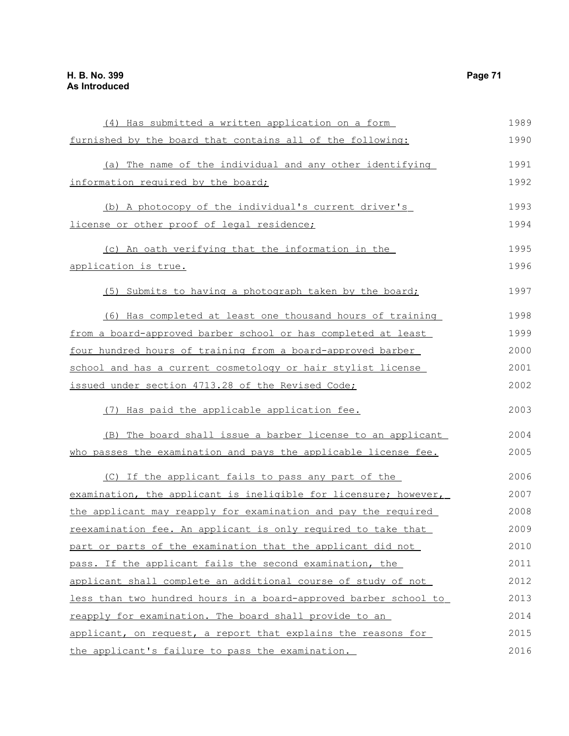(4) Has submitted a written application on a form furnished by the board that contains all of the following:

(a) The name of the individual and any other identifying information required by the board;

(b) A photocopy of the individual's current driver's license or other proof of legal residence;

(c) An oath verifying that the information in the application is true.

(5) Submits to having a photograph taken by the board;

(6) Has completed at least one thousand hours of training from a board-approved barber school or has completed at least four hundred hours of training from a board-approved barber school and has a current cosmetology or hair stylist license issued under section 4713.28 of the Revised Code;

(7) Has paid the applicable application fee.

(B) The board shall issue a barber license to an applicant who passes the examination and pays the applicable license fee.

(C) If the applicant fails to pass any part of the examination, the applicant is ineligible for licensure; however, the applicant may reapply for examination and pay the required reexamination fee. An applicant is only required to take that part or parts of the examination that the applicant did not pass. If the applicant fails the second examination, the applicant shall complete an additional course of study of not less than two hundred hours in a board-approved barber school to reapply for examination. The board shall provide to an applicant, on request, a report that explains the reasons for the applicant's failure to pass the examination.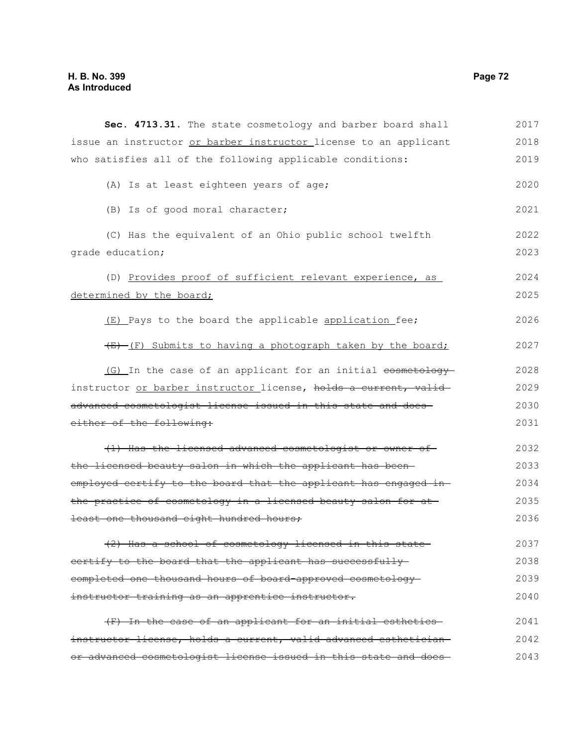**Sec. 4713.31.** The state cosmetology and barber board shall issue an instructor <u>or barber instructor</u> license to an applicant who satisfies all of the following applicable conditions:

(A) Is at least eighteen years of age;

(B) Is of good moral character;

(C) Has the equivalent of an Ohio public school twelfth grade education;

(D) <u>Provides proof of sufficient relevant experience, as determined by the board;</u>

<u>(E)</u> Pays to the board the applicable <u>application</u> fee;

~~(E)~~ <u>(F)</u> Submits to having a photograph taken by the board;

<u>(G)</u> In the case of an applicant for an initial ~~cosmetology~~ instructor <u>or barber instructor</u> license, ~~holds a current, valid advanced cosmetologist license issued in this state and does either of the following:~~

~~(1) Has the licensed advanced cosmetologist or owner of the licensed beauty salon in which the applicant has been employed certify to the board that the applicant has engaged in the practice of cosmetology in a licensed beauty salon for at least one thousand eight hundred hours;~~

~~(2) Has a school of cosmetology licensed in this state certify to the board that the applicant has successfully completed one thousand hours of board-approved cosmetology instructor training as an apprentice instructor.~~

~~(F) In the case of an applicant for an initial esthetics instructor license, holds a current, valid advanced esthetician or advanced cosmetologist license issued in this state and does~~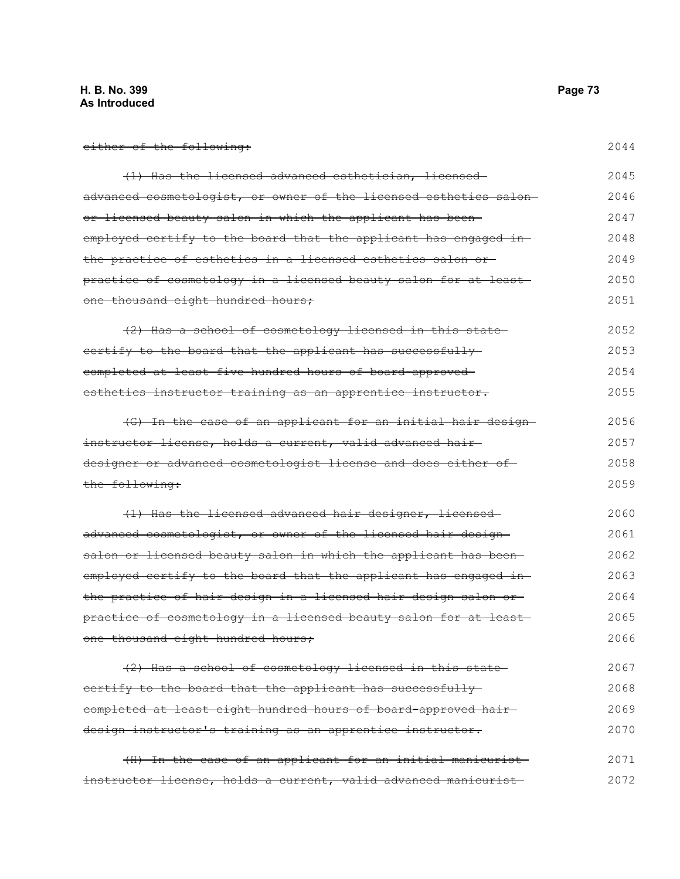~~either of the following:~~ 2044

~~(1) Has the licensed advanced esthetician, licensed advanced cosmetologist, or owner of the licensed esthetics salon or licensed beauty salon in which the applicant has been employed certify to the board that the applicant has engaged in the practice of esthetics in a licensed esthetics salon or practice of cosmetology in a licensed beauty salon for at least one thousand eight hundred hours;~~ 2045 2046 2047 2048 2049 2050 2051

~~(2) Has a school of cosmetology licensed in this state certify to the board that the applicant has successfully completed at least five hundred hours of board approved esthetics instructor training as an apprentice instructor.~~ 2052 2053 2054 2055

~~(G) In the case of an applicant for an initial hair design instructor license, holds a current, valid advanced hair designer or advanced cosmetologist license and does either of the following:~~ 2056 2057 2058 2059

~~(1) Has the licensed advanced hair designer, licensed advanced cosmetologist, or owner of the licensed hair design salon or licensed beauty salon in which the applicant has been employed certify to the board that the applicant has engaged in the practice of hair design in a licensed hair design salon or practice of cosmetology in a licensed beauty salon for at least one thousand eight hundred hours;~~ 2060 2061 2062 2063 2064 2065 2066

~~(2) Has a school of cosmetology licensed in this state certify to the board that the applicant has successfully completed at least eight hundred hours of board-approved hair design instructor's training as an apprentice instructor.~~ 2067 2068 2069 2070

~~(H) In the case of an applicant for an initial manicurist instructor license, holds a current, valid advanced manicurist~~ 2071 2072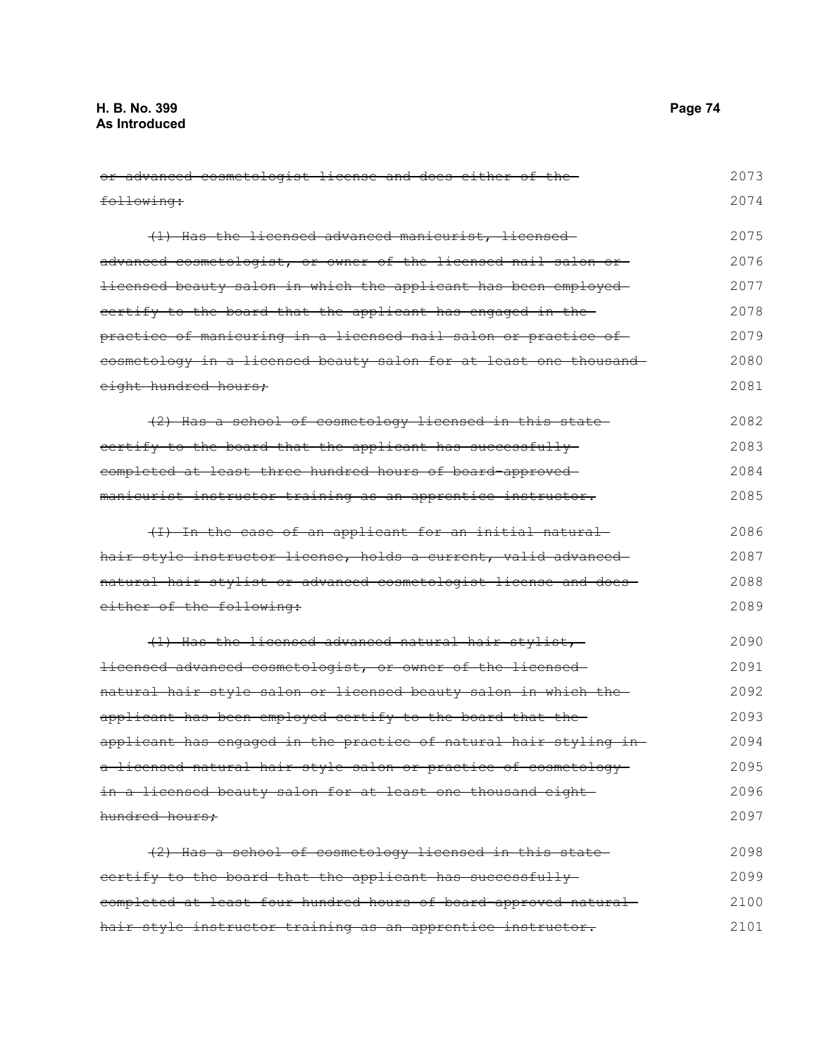~~or advanced cosmetologist license and does either of the following:~~

~~(1) Has the licensed advanced manicurist, licensed advanced cosmetologist, or owner of the licensed nail salon or licensed beauty salon in which the applicant has been employed certify to the board that the applicant has engaged in the practice of manicuring in a licensed nail salon or practice of cosmetology in a licensed beauty salon for at least one thousand eight hundred hours;~~

~~(2) Has a school of cosmetology licensed in this state certify to the board that the applicant has successfully completed at least three hundred hours of board-approved manicurist instructor training as an apprentice instructor.~~

~~(I) In the case of an applicant for an initial natural hair style instructor license, holds a current, valid advanced natural hair stylist or advanced cosmetologist license and does either of the following:~~

~~(1) Has the licensed advanced natural hair stylist, licensed advanced cosmetologist, or owner of the licensed natural hair style salon or licensed beauty salon in which the applicant has been employed certify to the board that the applicant has engaged in the practice of natural hair styling in a licensed natural hair style salon or practice of cosmetology in a licensed beauty salon for at least one thousand eight hundred hours;~~

~~(2) Has a school of cosmetology licensed in this state certify to the board that the applicant has successfully completed at least four hundred hours of board approved natural hair style instructor training as an apprentice instructor.~~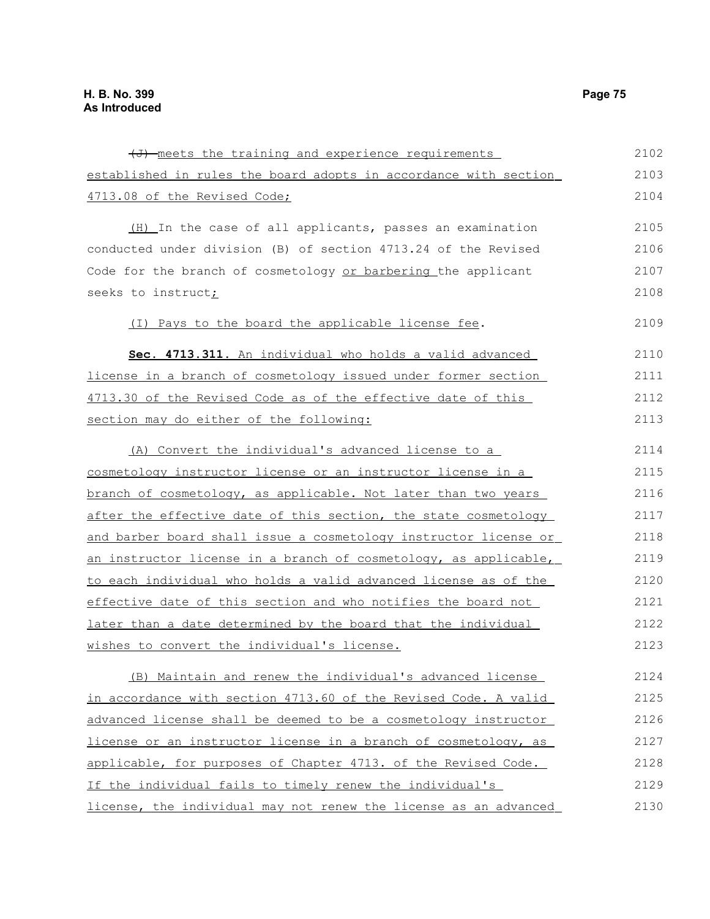~~(J)~~ meets the training and experience requirements established in rules the board adopts in accordance with section 4713.08 of the Revised Code;

(H) In the case of all applicants, passes an examination conducted under division (B) of section 4713.24 of the Revised Code for the branch of cosmetology or barbering the applicant seeks to instruct;

(I) Pays to the board the applicable license fee.

**Sec. 4713.311.** An individual who holds a valid advanced license in a branch of cosmetology issued under former section 4713.30 of the Revised Code as of the effective date of this section may do either of the following:

(A) Convert the individual's advanced license to a cosmetology instructor license or an instructor license in a branch of cosmetology, as applicable. Not later than two years after the effective date of this section, the state cosmetology and barber board shall issue a cosmetology instructor license or an instructor license in a branch of cosmetology, as applicable, to each individual who holds a valid advanced license as of the effective date of this section and who notifies the board not later than a date determined by the board that the individual wishes to convert the individual's license.

(B) Maintain and renew the individual's advanced license in accordance with section 4713.60 of the Revised Code. A valid advanced license shall be deemed to be a cosmetology instructor license or an instructor license in a branch of cosmetology, as applicable, for purposes of Chapter 4713. of the Revised Code. If the individual fails to timely renew the individual's license, the individual may not renew the license as an advanced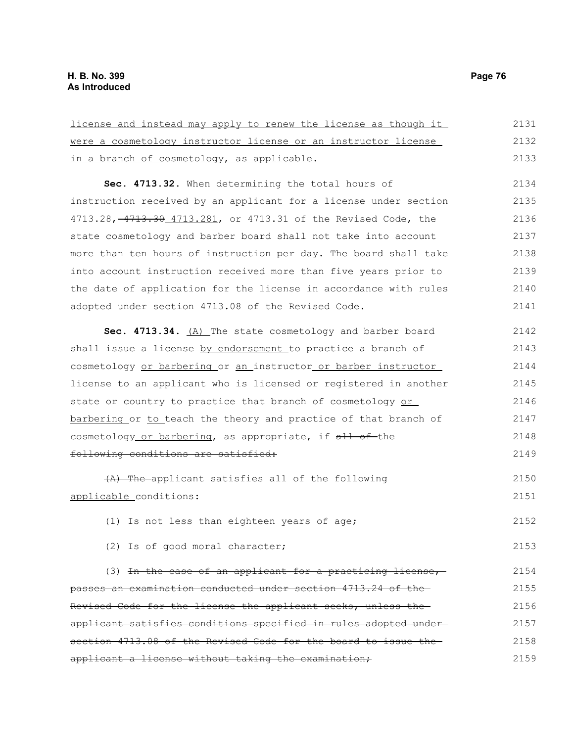license and instead may apply to renew the license as though it were a cosmetology instructor license or an instructor license in a branch of cosmetology, as applicable.

**Sec. 4713.32.** When determining the total hours of instruction received by an applicant for a license under section 4713.28, ~~4713.30~~ 4713.281, or 4713.31 of the Revised Code, the state cosmetology and barber board shall not take into account more than ten hours of instruction per day. The board shall take into account instruction received more than five years prior to the date of application for the license in accordance with rules adopted under section 4713.08 of the Revised Code.

**Sec. 4713.34.** (A) The state cosmetology and barber board shall issue a license by endorsement to practice a branch of cosmetology or barbering or an instructor or barber instructor license to an applicant who is licensed or registered in another state or country to practice that branch of cosmetology or barbering or to teach the theory and practice of that branch of cosmetology or barbering, as appropriate, if ~~all of~~ the ~~following conditions are satisfied:~~

~~(A) The~~ applicant satisfies all of the following applicable conditions:

(1) Is not less than eighteen years of age;

(2) Is of good moral character;

(3) ~~In the case of an applicant for a practicing license, passes an examination conducted under section 4713.24 of the Revised Code for the license the applicant seeks, unless the applicant satisfies conditions specified in rules adopted under section 4713.08 of the Revised Code for the board to issue the applicant a license without taking the examination;~~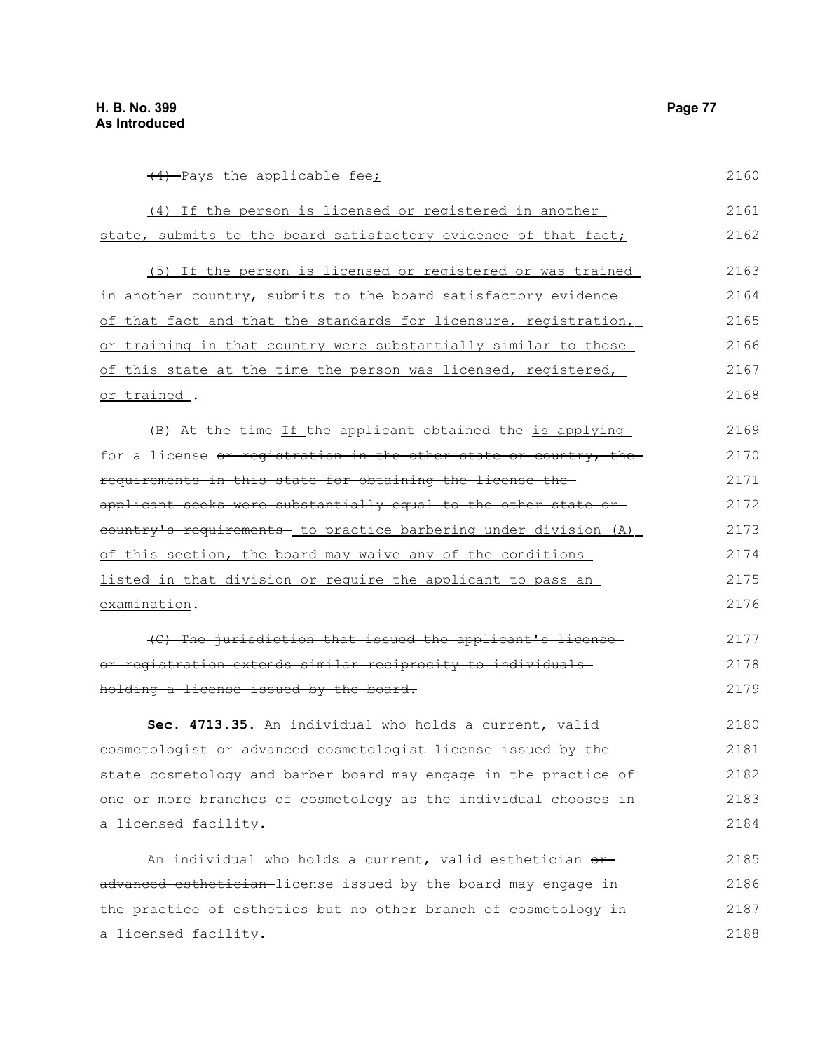~~(4)~~ Pays the applicable fee;

(4) If the person is licensed or registered in another state, submits to the board satisfactory evidence of that fact;

(5) If the person is licensed or registered or was trained in another country, submits to the board satisfactory evidence of that fact and that the standards for licensure, registration, or training in that country were substantially similar to those of this state at the time the person was licensed, registered, or trained .

(B) ~~At the time~~ If the applicant ~~obtained the~~ is applying for a license ~~or registration in the other state or country, the requirements in this state for obtaining the license the applicant seeks were substantially equal to the other state or country's requirements~~ to practice barbering under division (A) of this section, the board may waive any of the conditions listed in that division or require the applicant to pass an examination.

~~(C) The jurisdiction that issued the applicant's license or registration extends similar reciprocity to individuals holding a license issued by the board.~~

**Sec. 4713.35.** An individual who holds a current, valid cosmetologist ~~or advanced cosmetologist~~ license issued by the state cosmetology and barber board may engage in the practice of one or more branches of cosmetology as the individual chooses in a licensed facility.

An individual who holds a current, valid esthetician ~~or advanced esthetician~~ license issued by the board may engage in the practice of esthetics but no other branch of cosmetology in a licensed facility.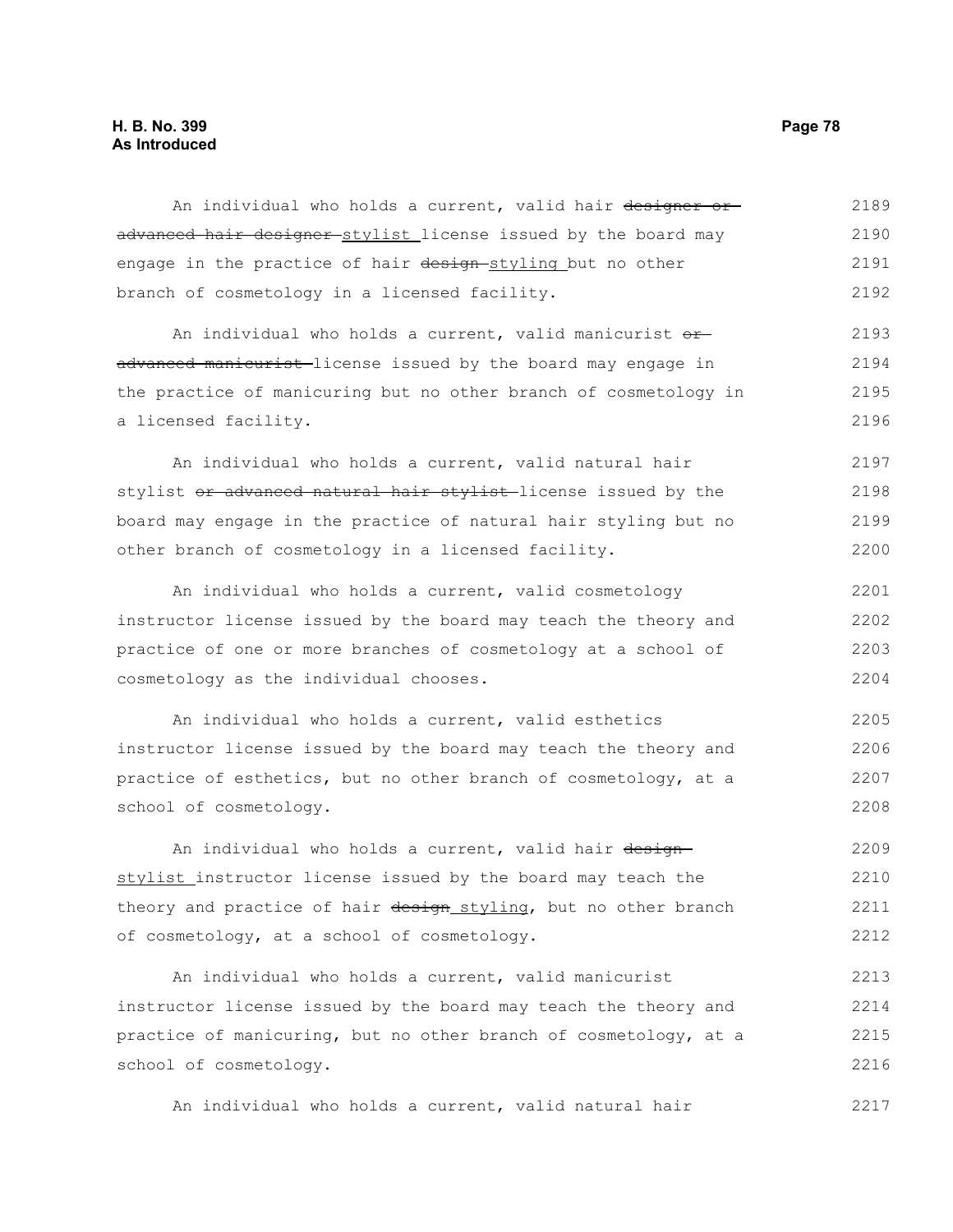An individual who holds a current, valid hair ~~designer or advanced hair designer~~ stylist license issued by the board may engage in the practice of hair ~~design~~ styling but no other branch of cosmetology in a licensed facility.

An individual who holds a current, valid manicurist ~~or advanced manicurist~~ license issued by the board may engage in the practice of manicuring but no other branch of cosmetology in a licensed facility.

An individual who holds a current, valid natural hair stylist ~~or advanced natural hair stylist~~ license issued by the board may engage in the practice of natural hair styling but no other branch of cosmetology in a licensed facility.

An individual who holds a current, valid cosmetology instructor license issued by the board may teach the theory and practice of one or more branches of cosmetology at a school of cosmetology as the individual chooses.

An individual who holds a current, valid esthetics instructor license issued by the board may teach the theory and practice of esthetics, but no other branch of cosmetology, at a school of cosmetology.

An individual who holds a current, valid hair ~~design~~ stylist instructor license issued by the board may teach the theory and practice of hair ~~design~~ styling, but no other branch of cosmetology, at a school of cosmetology.

An individual who holds a current, valid manicurist instructor license issued by the board may teach the theory and practice of manicuring, but no other branch of cosmetology, at a school of cosmetology.

An individual who holds a current, valid natural hair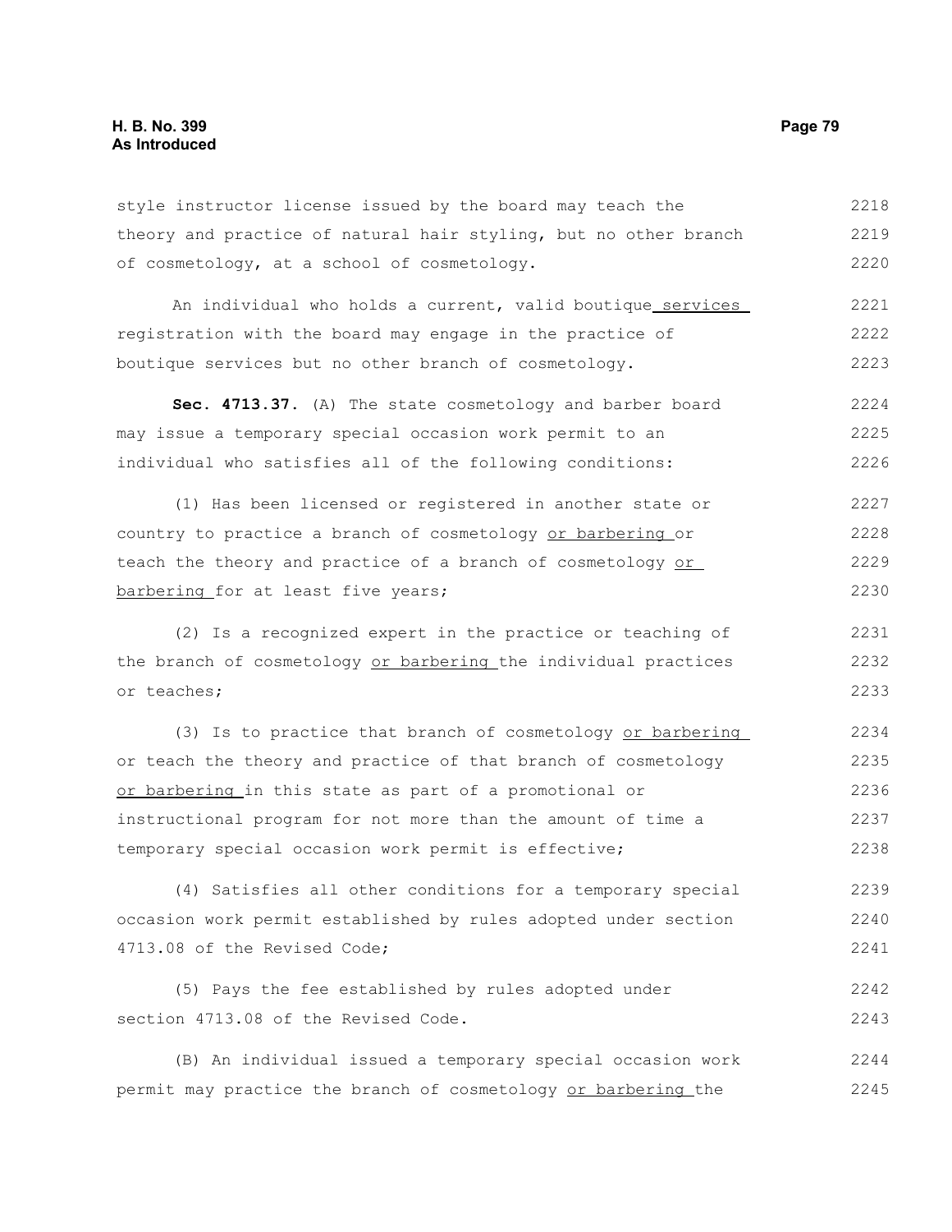style instructor license issued by the board may teach the theory and practice of natural hair styling, but no other branch of cosmetology, at a school of cosmetology.

An individual who holds a current, valid boutique services registration with the board may engage in the practice of boutique services but no other branch of cosmetology.

**Sec. 4713.37.** (A) The state cosmetology and barber board may issue a temporary special occasion work permit to an individual who satisfies all of the following conditions:

(1) Has been licensed or registered in another state or country to practice a branch of cosmetology or barbering or teach the theory and practice of a branch of cosmetology or barbering for at least five years;

(2) Is a recognized expert in the practice or teaching of the branch of cosmetology or barbering the individual practices or teaches;

(3) Is to practice that branch of cosmetology or barbering or teach the theory and practice of that branch of cosmetology or barbering in this state as part of a promotional or instructional program for not more than the amount of time a temporary special occasion work permit is effective;

(4) Satisfies all other conditions for a temporary special occasion work permit established by rules adopted under section 4713.08 of the Revised Code;

(5) Pays the fee established by rules adopted under section 4713.08 of the Revised Code.

(B) An individual issued a temporary special occasion work permit may practice the branch of cosmetology or barbering the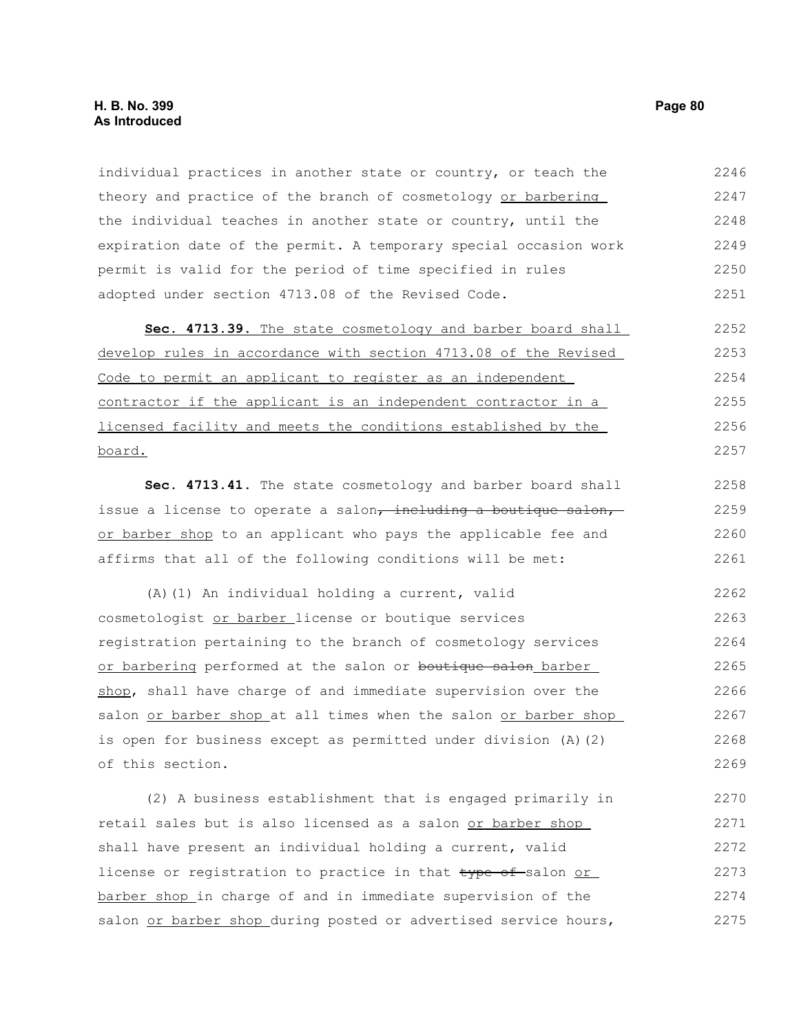individual practices in another state or country, or teach the theory and practice of the branch of cosmetology or barbering the individual teaches in another state or country, until the expiration date of the permit. A temporary special occasion work permit is valid for the period of time specified in rules adopted under section 4713.08 of the Revised Code.

**Sec. 4713.39.** The state cosmetology and barber board shall develop rules in accordance with section 4713.08 of the Revised Code to permit an applicant to register as an independent contractor if the applicant is an independent contractor in a licensed facility and meets the conditions established by the board.

**Sec. 4713.41.** The state cosmetology and barber board shall issue a license to operate a salon~~, including a boutique salon,~~ or barber shop to an applicant who pays the applicable fee and affirms that all of the following conditions will be met:

(A)(1) An individual holding a current, valid cosmetologist or barber license or boutique services registration pertaining to the branch of cosmetology services or barbering performed at the salon or ~~boutique salon~~ barber shop, shall have charge of and immediate supervision over the salon or barber shop at all times when the salon or barber shop is open for business except as permitted under division (A)(2) of this section.

(2) A business establishment that is engaged primarily in retail sales but is also licensed as a salon or barber shop shall have present an individual holding a current, valid license or registration to practice in that ~~type of~~ salon or barber shop in charge of and in immediate supervision of the salon or barber shop during posted or advertised service hours,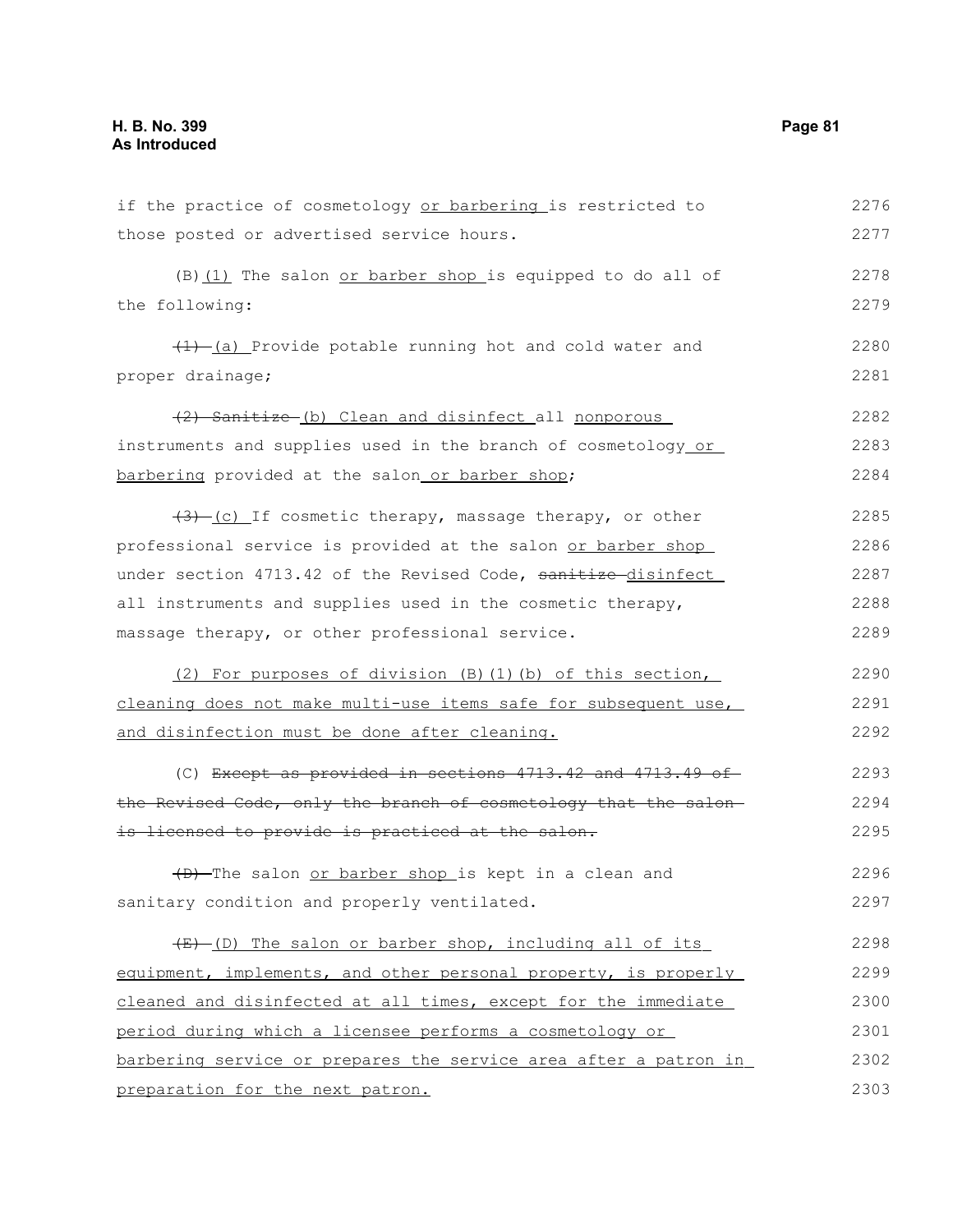if the practice of cosmetology or barbering is restricted to those posted or advertised service hours.

(B)(1) The salon or barber shop is equipped to do all of the following:

~~(1)~~ (a) Provide potable running hot and cold water and proper drainage;

~~(2) Sanitize~~ (b) Clean and disinfect all nonporous instruments and supplies used in the branch of cosmetology or barbering provided at the salon or barber shop;

~~(3)~~ (c) If cosmetic therapy, massage therapy, or other professional service is provided at the salon or barber shop under section 4713.42 of the Revised Code, ~~sanitize~~ disinfect all instruments and supplies used in the cosmetic therapy, massage therapy, or other professional service.

(2) For purposes of division (B)(1)(b) of this section, cleaning does not make multi-use items safe for subsequent use, and disinfection must be done after cleaning.

(C) ~~Except as provided in sections 4713.42 and 4713.49 of the Revised Code, only the branch of cosmetology that the salon is licensed to provide is practiced at the salon.~~

~~(D)~~ The salon or barber shop is kept in a clean and sanitary condition and properly ventilated.

~~(E)~~ (D) The salon or barber shop, including all of its equipment, implements, and other personal property, is properly cleaned and disinfected at all times, except for the immediate period during which a licensee performs a cosmetology or barbering service or prepares the service area after a patron in preparation for the next patron.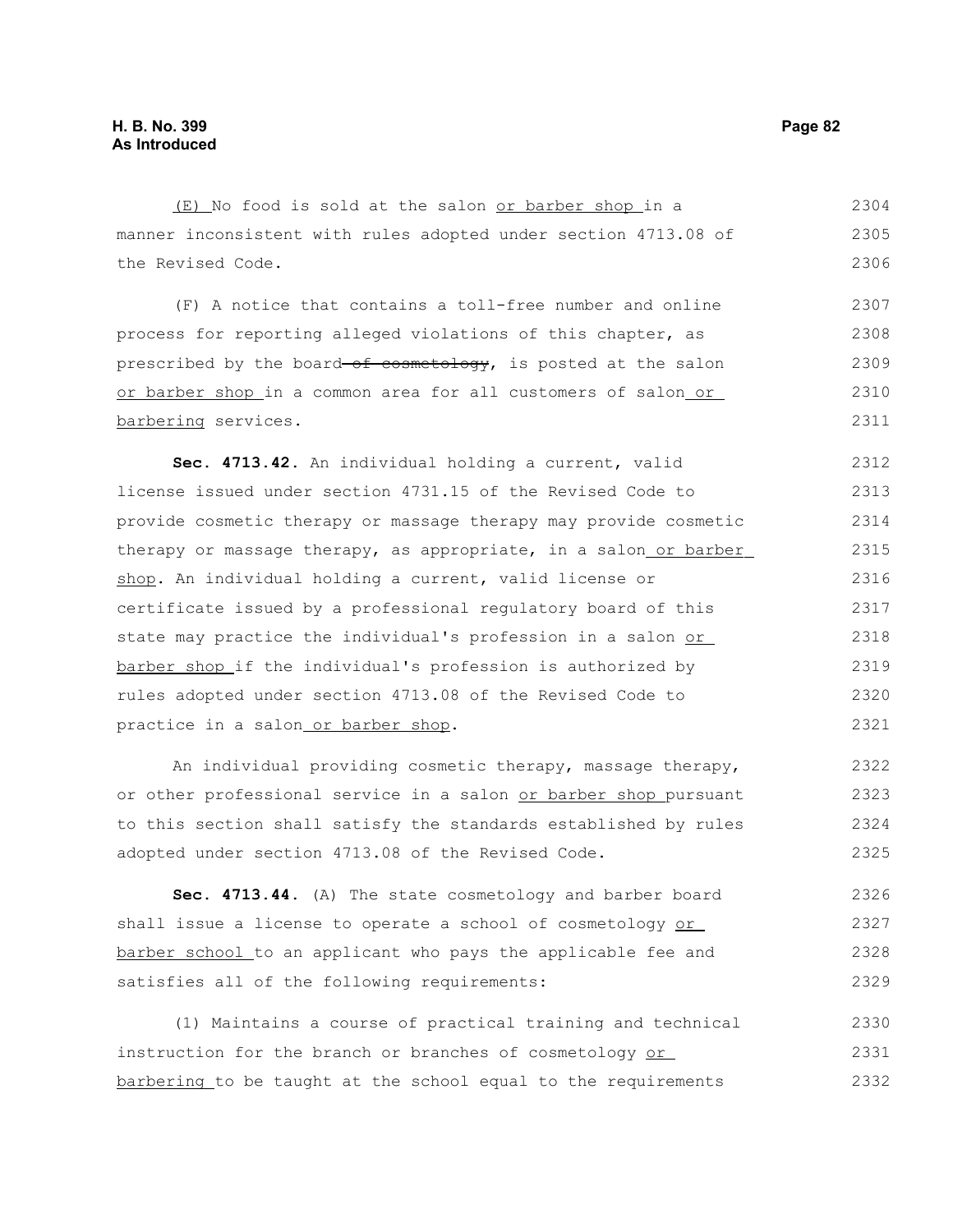(E) No food is sold at the salon or barber shop in a manner inconsistent with rules adopted under section 4713.08 of the Revised Code.

(F) A notice that contains a toll-free number and online process for reporting alleged violations of this chapter, as prescribed by the board ~~of cosmetology~~, is posted at the salon or barber shop in a common area for all customers of salon or barbering services.

**Sec. 4713.42.** An individual holding a current, valid license issued under section 4731.15 of the Revised Code to provide cosmetic therapy or massage therapy may provide cosmetic therapy or massage therapy, as appropriate, in a salon or barber shop. An individual holding a current, valid license or certificate issued by a professional regulatory board of this state may practice the individual's profession in a salon or barber shop if the individual's profession is authorized by rules adopted under section 4713.08 of the Revised Code to practice in a salon or barber shop.

An individual providing cosmetic therapy, massage therapy, or other professional service in a salon or barber shop pursuant to this section shall satisfy the standards established by rules adopted under section 4713.08 of the Revised Code.

**Sec. 4713.44.** (A) The state cosmetology and barber board shall issue a license to operate a school of cosmetology or barber school to an applicant who pays the applicable fee and satisfies all of the following requirements:

(1) Maintains a course of practical training and technical instruction for the branch or branches of cosmetology or barbering to be taught at the school equal to the requirements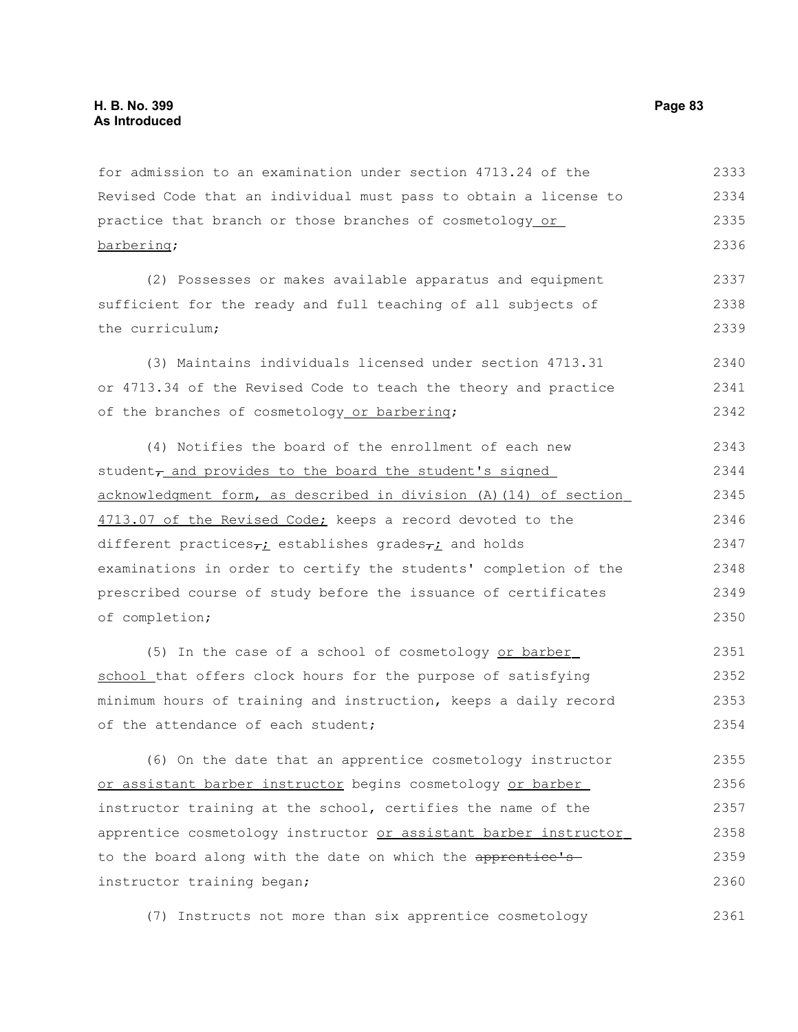for admission to an examination under section 4713.24 of the Revised Code that an individual must pass to obtain a license to practice that branch or those branches of cosmetology or barbering;

(2) Possesses or makes available apparatus and equipment sufficient for the ready and full teaching of all subjects of the curriculum;

(3) Maintains individuals licensed under section 4713.31 or 4713.34 of the Revised Code to teach the theory and practice of the branches of cosmetology or barbering;

(4) Notifies the board of the enrollment of each new student, and provides to the board the student's signed acknowledgment form, as described in division (A)(14) of section 4713.07 of the Revised Code; keeps a record devoted to the different practices,; establishes grades,; and holds examinations in order to certify the students' completion of the prescribed course of study before the issuance of certificates of completion;

(5) In the case of a school of cosmetology or barber school that offers clock hours for the purpose of satisfying minimum hours of training and instruction, keeps a daily record of the attendance of each student;

(6) On the date that an apprentice cosmetology instructor or assistant barber instructor begins cosmetology or barber instructor training at the school, certifies the name of the apprentice cosmetology instructor or assistant barber instructor to the board along with the date on which the apprentice's instructor training began;

(7) Instructs not more than six apprentice cosmetology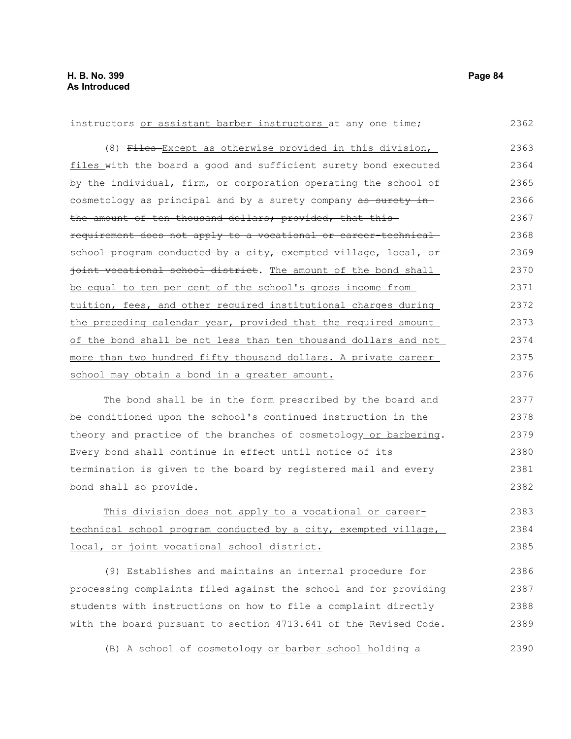instructors or assistant barber instructors at any one time;

(8) ~~Files~~ Except as otherwise provided in this division, files with the board a good and sufficient surety bond executed by the individual, firm, or corporation operating the school of cosmetology as principal and by a surety company ~~as surety in the amount of ten thousand dollars; provided, that this requirement does not apply to a vocational or career-technical school program conducted by a city, exempted village, local, or joint vocational school district~~. The amount of the bond shall be equal to ten per cent of the school's gross income from tuition, fees, and other required institutional charges during the preceding calendar year, provided that the required amount of the bond shall be not less than ten thousand dollars and not more than two hundred fifty thousand dollars. A private career school may obtain a bond in a greater amount.

The bond shall be in the form prescribed by the board and be conditioned upon the school's continued instruction in the theory and practice of the branches of cosmetology or barbering. Every bond shall continue in effect until notice of its termination is given to the board by registered mail and every bond shall so provide.

This division does not apply to a vocational or career-technical school program conducted by a city, exempted village, local, or joint vocational school district.

(9) Establishes and maintains an internal procedure for processing complaints filed against the school and for providing students with instructions on how to file a complaint directly with the board pursuant to section 4713.641 of the Revised Code.

(B) A school of cosmetology or barber school holding a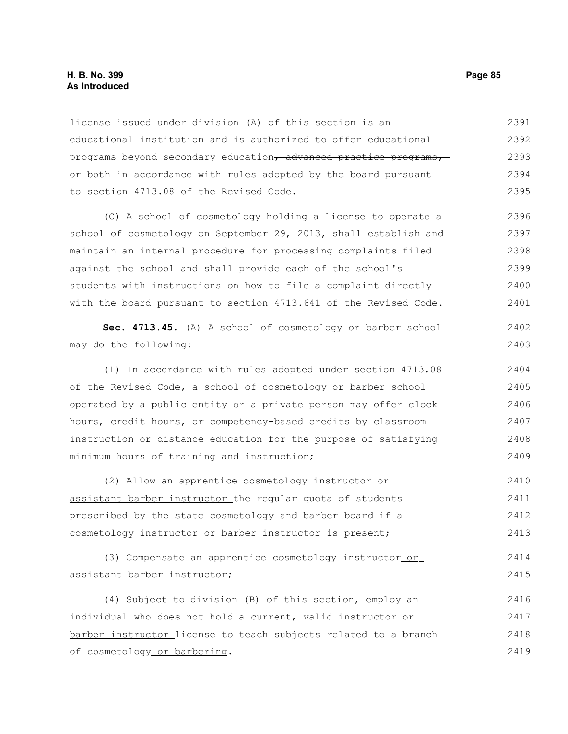license issued under division (A) of this section is an educational institution and is authorized to offer educational programs beyond secondary education~~, advanced practice programs, or both~~ in accordance with rules adopted by the board pursuant to section 4713.08 of the Revised Code.

(C) A school of cosmetology holding a license to operate a school of cosmetology on September 29, 2013, shall establish and maintain an internal procedure for processing complaints filed against the school and shall provide each of the school's students with instructions on how to file a complaint directly with the board pursuant to section 4713.641 of the Revised Code.

**Sec. 4713.45.** (A) A school of cosmetology <u>or barber school</u> may do the following:

(1) In accordance with rules adopted under section 4713.08 of the Revised Code, a school of cosmetology <u>or barber school</u> operated by a public entity or a private person may offer clock hours, credit hours, or competency-based credits <u>by classroom instruction or distance education</u> for the purpose of satisfying minimum hours of training and instruction;

(2) Allow an apprentice cosmetology instructor <u>or assistant barber instructor</u> the regular quota of students prescribed by the state cosmetology and barber board if a cosmetology instructor <u>or barber instructor</u> is present;

(3) Compensate an apprentice cosmetology instructor <u>or assistant barber instructor</u>;

(4) Subject to division (B) of this section, employ an individual who does not hold a current, valid instructor <u>or barber instructor</u> license to teach subjects related to a branch of cosmetology <u>or barbering</u>.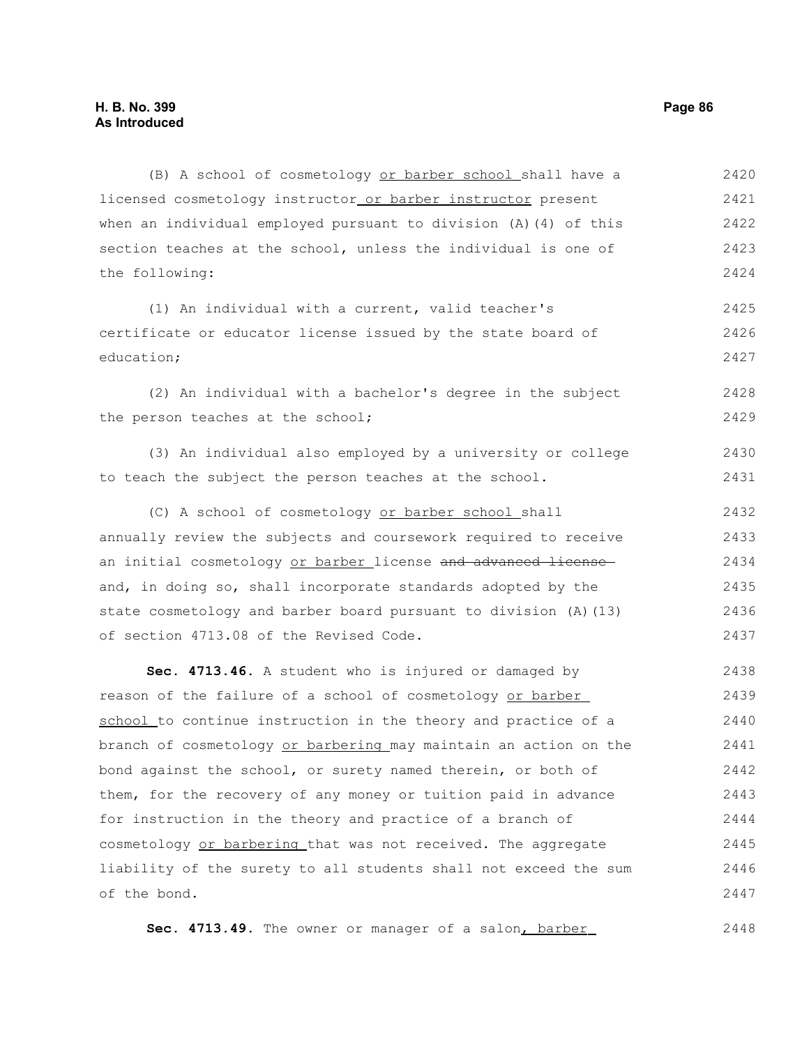(B) A school of cosmetology or barber school shall have a licensed cosmetology instructor or barber instructor present when an individual employed pursuant to division (A)(4) of this section teaches at the school, unless the individual is one of the following:

(1) An individual with a current, valid teacher's certificate or educator license issued by the state board of education;

(2) An individual with a bachelor's degree in the subject the person teaches at the school;

(3) An individual also employed by a university or college to teach the subject the person teaches at the school.

(C) A school of cosmetology or barber school shall annually review the subjects and coursework required to receive an initial cosmetology or barber license ~~and advanced license~~ and, in doing so, shall incorporate standards adopted by the state cosmetology and barber board pursuant to division (A)(13) of section 4713.08 of the Revised Code.

**Sec. 4713.46.** A student who is injured or damaged by reason of the failure of a school of cosmetology or barber school to continue instruction in the theory and practice of a branch of cosmetology or barbering may maintain an action on the bond against the school, or surety named therein, or both of them, for the recovery of any money or tuition paid in advance for instruction in the theory and practice of a branch of cosmetology or barbering that was not received. The aggregate liability of the surety to all students shall not exceed the sum of the bond.

**Sec. 4713.49.** The owner or manager of a salon, barber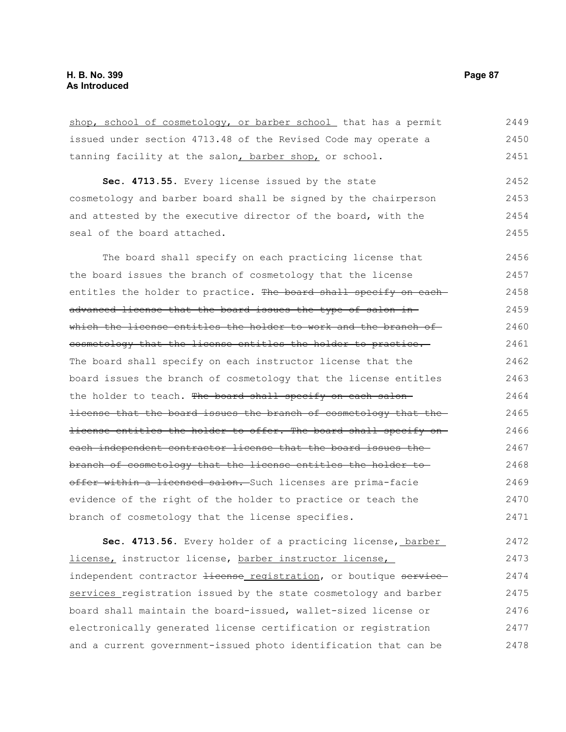shop, school of cosmetology, or barber school that has a permit issued under section 4713.48 of the Revised Code may operate a tanning facility at the salon, barber shop, or school.

**Sec. 4713.55.** Every license issued by the state cosmetology and barber board shall be signed by the chairperson and attested by the executive director of the board, with the seal of the board attached.

The board shall specify on each practicing license that the board issues the branch of cosmetology that the license entitles the holder to practice. ~~The board shall specify on each advanced license that the board issues the type of salon in which the license entitles the holder to work and the branch of cosmetology that the license entitles the holder to practice.~~ The board shall specify on each instructor license that the board issues the branch of cosmetology that the license entitles the holder to teach. ~~The board shall specify on each salon license that the board issues the branch of cosmetology that the license entitles the holder to offer. The board shall specify on each independent contractor license that the board issues the branch of cosmetology that the license entitles the holder to offer within a licensed salon.~~ Such licenses are prima-facie evidence of the right of the holder to practice or teach the branch of cosmetology that the license specifies.

**Sec. 4713.56.** Every holder of a practicing license, barber license, instructor license, barber instructor license, independent contractor ~~license~~ registration, or boutique ~~service~~ services registration issued by the state cosmetology and barber board shall maintain the board-issued, wallet-sized license or electronically generated license certification or registration and a current government-issued photo identification that can be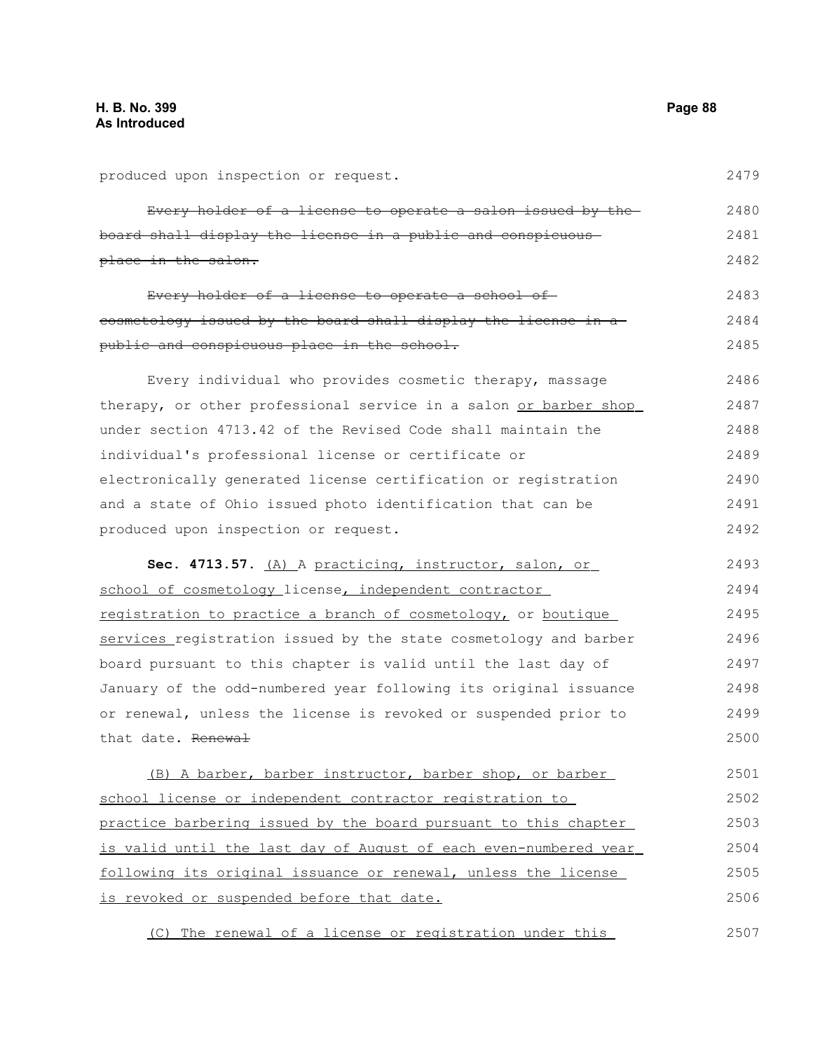produced upon inspection or request.

~~Every holder of a license to operate a salon issued by the board shall display the license in a public and conspicuous place in the salon.~~

~~Every holder of a license to operate a school of cosmetology issued by the board shall display the license in a public and conspicuous place in the school.~~

Every individual who provides cosmetic therapy, massage therapy, or other professional service in a salon <u>or barber shop</u> under section 4713.42 of the Revised Code shall maintain the individual's professional license or certificate or electronically generated license certification or registration and a state of Ohio issued photo identification that can be produced upon inspection or request.

**Sec. 4713.57.** <u>(A)</u> A <u>practicing, instructor, salon, or school of cosmetology</u> license<u>, independent contractor registration to practice a branch of cosmetology,</u> or <u>boutique services</u> registration issued by the state cosmetology and barber board pursuant to this chapter is valid until the last day of January of the odd-numbered year following its original issuance or renewal, unless the license is revoked or suspended prior to that date. ~~Renewal~~

<u>(B) A barber, barber instructor, barber shop, or barber school license or independent contractor registration to practice barbering issued by the board pursuant to this chapter is valid until the last day of August of each even-numbered year following its original issuance or renewal, unless the license is revoked or suspended before that date.</u>

<u>(C) The renewal of a license or registration under this</u>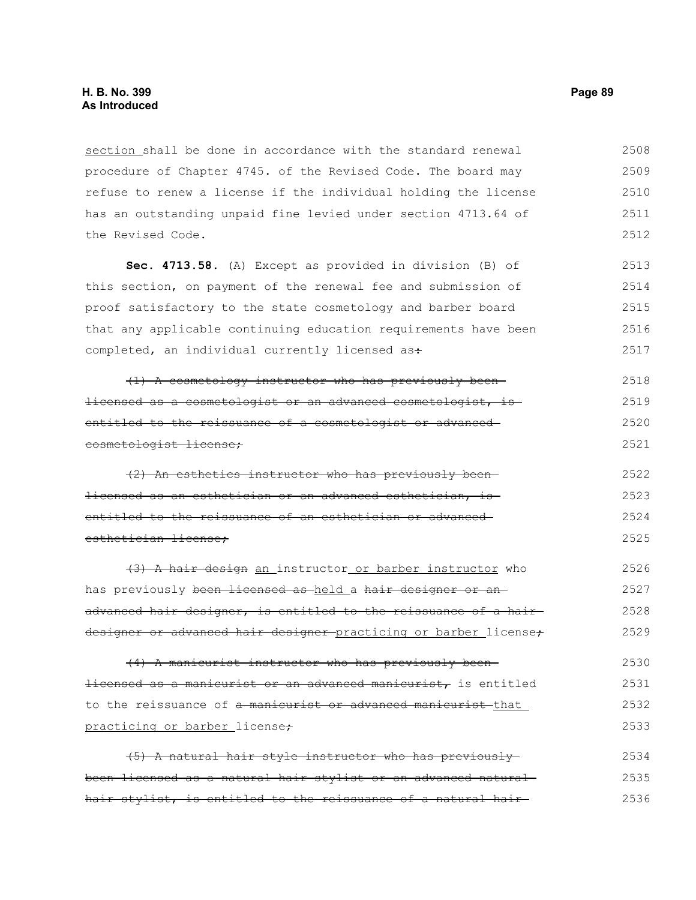section shall be done in accordance with the standard renewal procedure of Chapter 4745. of the Revised Code. The board may refuse to renew a license if the individual holding the license has an outstanding unpaid fine levied under section 4713.64 of the Revised Code.

**Sec. 4713.58.** (A) Except as provided in division (B) of this section, on payment of the renewal fee and submission of proof satisfactory to the state cosmetology and barber board that any applicable continuing education requirements have been completed, an individual currently licensed as~~:~~

~~(1) A cosmetology instructor who has previously been licensed as a cosmetologist or an advanced cosmetologist, is entitled to the reissuance of a cosmetologist or advanced cosmetologist license;~~

~~(2) An esthetics instructor who has previously been licensed as an esthetician or an advanced esthetician, is entitled to the reissuance of an esthetician or advanced esthetician license;~~

~~(3) A hair design~~ an instructor or barber instructor who has previously ~~been licensed as~~ held a ~~hair designer or an advanced hair designer, is entitled to the reissuance of a hair designer or advanced hair designer~~ practicing or barber license~~;~~

~~(4) A manicurist instructor who has previously been licensed as a manicurist or an advanced manicurist,~~ is entitled to the reissuance of ~~a manicurist or advanced manicurist~~ that practicing or barber license~~;~~

~~(5) A natural hair style instructor who has previously been licensed as a natural hair stylist or an advanced natural hair stylist, is entitled to the reissuance of a natural hair~~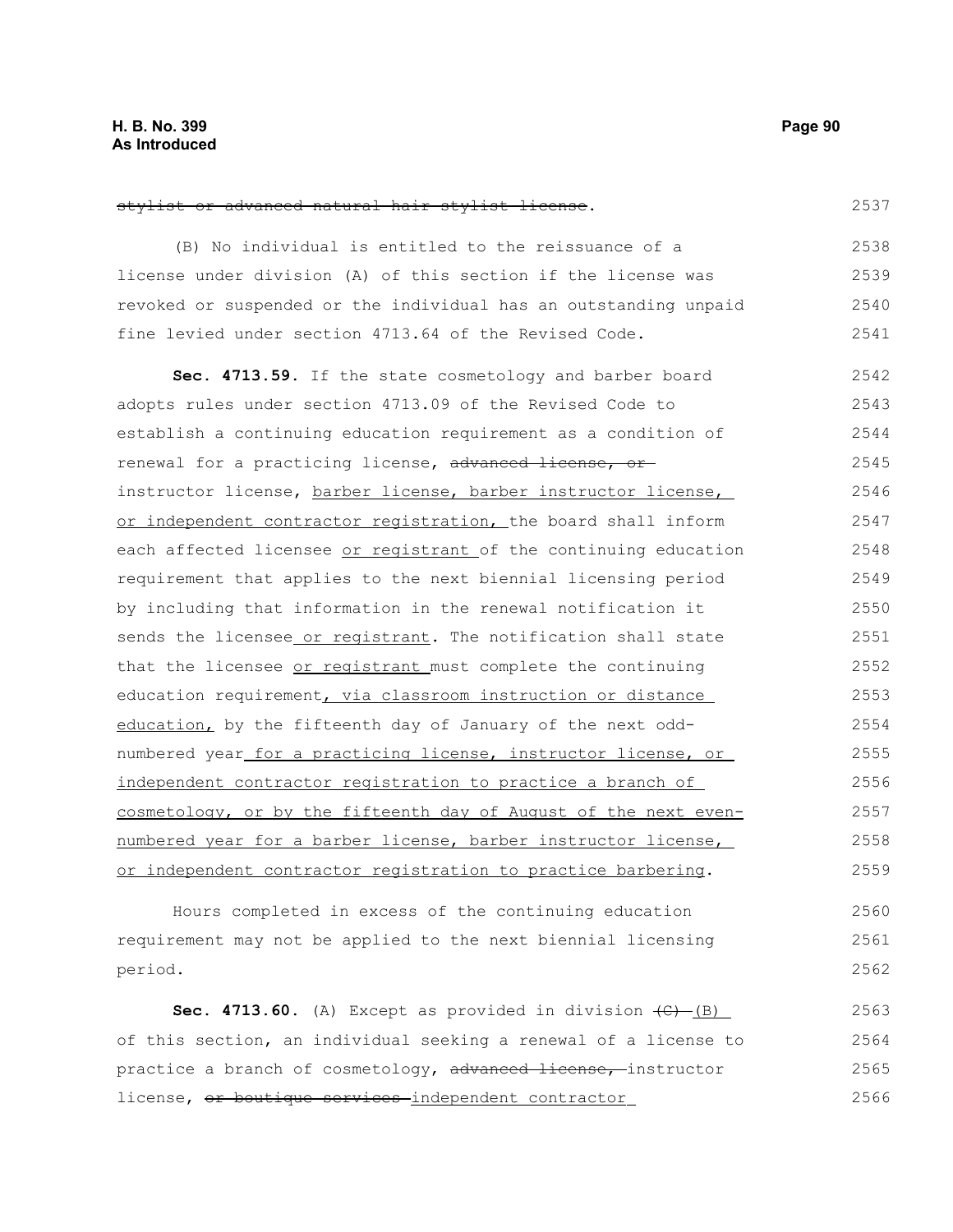~~stylist or advanced natural hair stylist license~~.

(B) No individual is entitled to the reissuance of a license under division (A) of this section if the license was revoked or suspended or the individual has an outstanding unpaid fine levied under section 4713.64 of the Revised Code.

**Sec. 4713.59.** If the state cosmetology and barber board adopts rules under section 4713.09 of the Revised Code to establish a continuing education requirement as a condition of renewal for a practicing license, ~~advanced license, or~~ instructor license, <u>barber license, barber instructor license, or independent contractor registration,</u> the board shall inform each affected licensee <u>or registrant</u> of the continuing education requirement that applies to the next biennial licensing period by including that information in the renewal notification it sends the licensee<u> or registrant</u>. The notification shall state that the licensee <u>or registrant</u> must complete the continuing education requirement<u>, via classroom instruction or distance education,</u> by the fifteenth day of January of the next odd-numbered year<u> for a practicing license, instructor license, or independent contractor registration to practice a branch of cosmetology, or by the fifteenth day of August of the next even-numbered year for a barber license, barber instructor license, or independent contractor registration to practice barbering</u>.

Hours completed in excess of the continuing education requirement may not be applied to the next biennial licensing period.

**Sec. 4713.60.** (A) Except as provided in division ~~(C)~~ <u>(B)</u> of this section, an individual seeking a renewal of a license to practice a branch of cosmetology, ~~advanced license,~~ instructor license, ~~or boutique services~~ <u>independent contractor</u>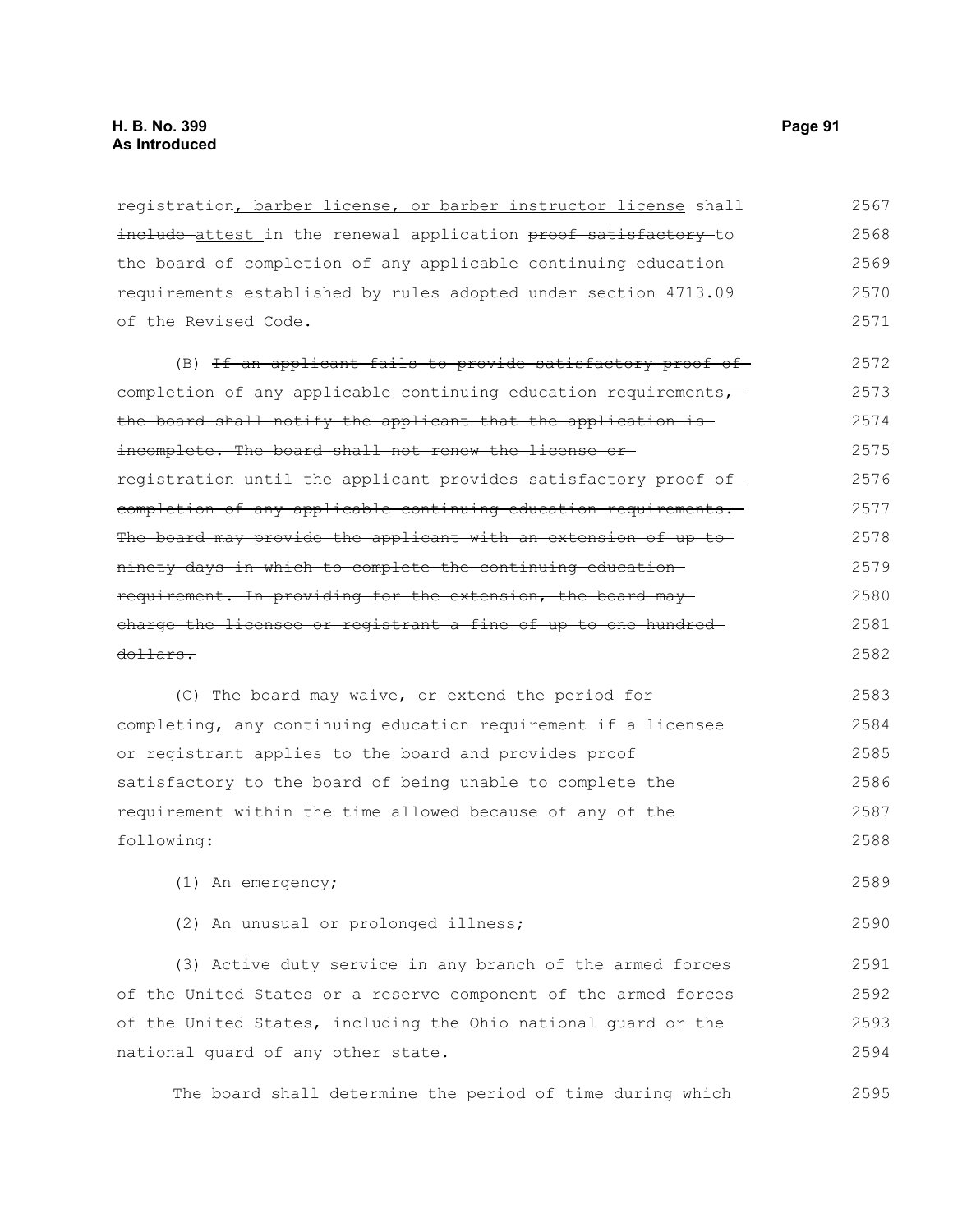registration, barber license, or barber instructor license shall ~~include~~ attest in the renewal application ~~proof satisfactory~~ to the ~~board of~~ completion of any applicable continuing education requirements established by rules adopted under section 4713.09 of the Revised Code.

(B) ~~If an applicant fails to provide satisfactory proof of completion of any applicable continuing education requirements, the board shall notify the applicant that the application is incomplete. The board shall not renew the license or registration until the applicant provides satisfactory proof of completion of any applicable continuing education requirements. The board may provide the applicant with an extension of up to ninety days in which to complete the continuing education requirement. In providing for the extension, the board may charge the licensee or registrant a fine of up to one hundred dollars.~~

~~(C)~~ The board may waive, or extend the period for completing, any continuing education requirement if a licensee or registrant applies to the board and provides proof satisfactory to the board of being unable to complete the requirement within the time allowed because of any of the following:

(1) An emergency;

(2) An unusual or prolonged illness;

(3) Active duty service in any branch of the armed forces of the United States or a reserve component of the armed forces of the United States, including the Ohio national guard or the national guard of any other state.

The board shall determine the period of time during which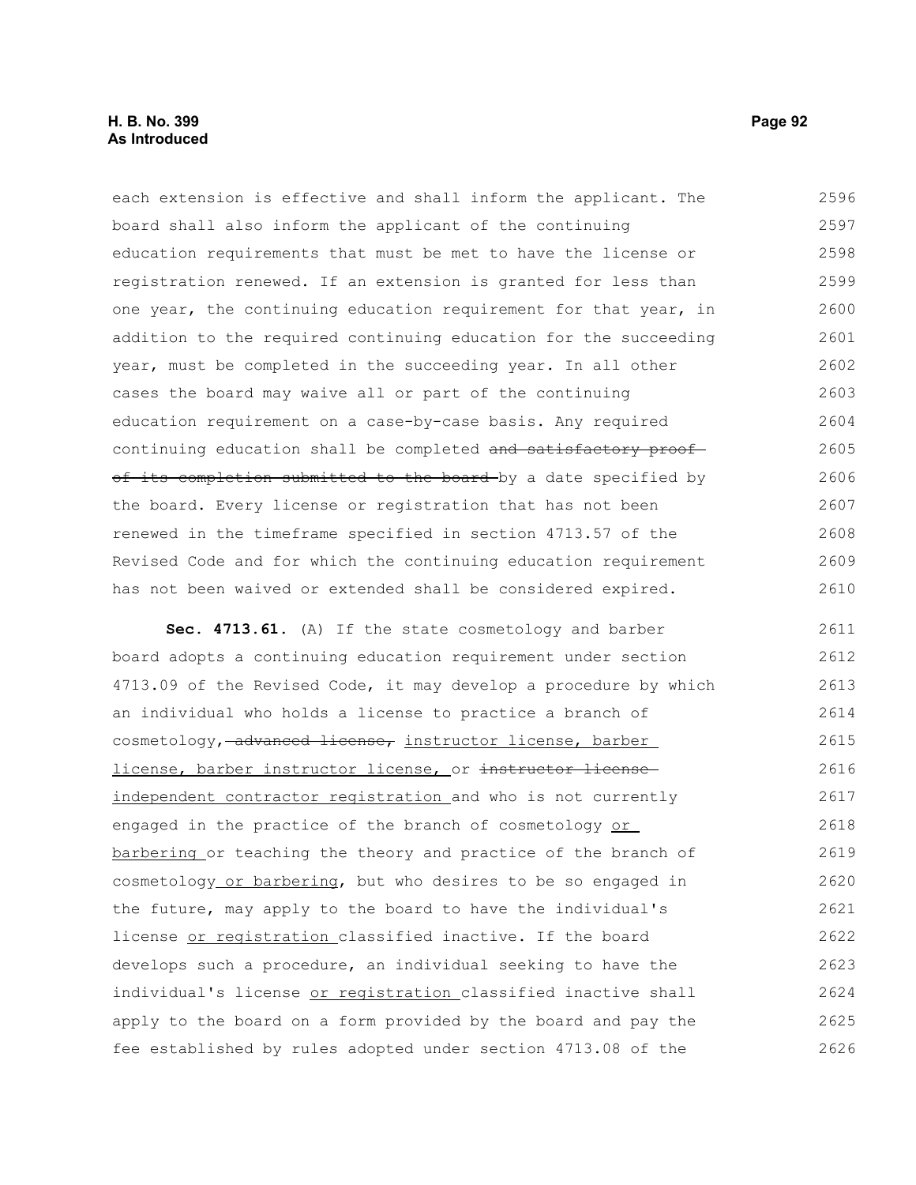each extension is effective and shall inform the applicant. The board shall also inform the applicant of the continuing education requirements that must be met to have the license or registration renewed. If an extension is granted for less than one year, the continuing education requirement for that year, in addition to the required continuing education for the succeeding year, must be completed in the succeeding year. In all other cases the board may waive all or part of the continuing education requirement on a case-by-case basis. Any required continuing education shall be completed ~~and satisfactory proof of its completion submitted to the board~~ by a date specified by the board. Every license or registration that has not been renewed in the timeframe specified in section 4713.57 of the Revised Code and for which the continuing education requirement has not been waived or extended shall be considered expired.

**Sec. 4713.61.** (A) If the state cosmetology and barber board adopts a continuing education requirement under section 4713.09 of the Revised Code, it may develop a procedure by which an individual who holds a license to practice a branch of cosmetology, ~~advanced license,~~ instructor license, barber license, barber instructor license, or ~~instructor license~~ independent contractor registration and who is not currently engaged in the practice of the branch of cosmetology or barbering or teaching the theory and practice of the branch of cosmetology or barbering, but who desires to be so engaged in the future, may apply to the board to have the individual's license or registration classified inactive. If the board develops such a procedure, an individual seeking to have the individual's license or registration classified inactive shall apply to the board on a form provided by the board and pay the fee established by rules adopted under section 4713.08 of the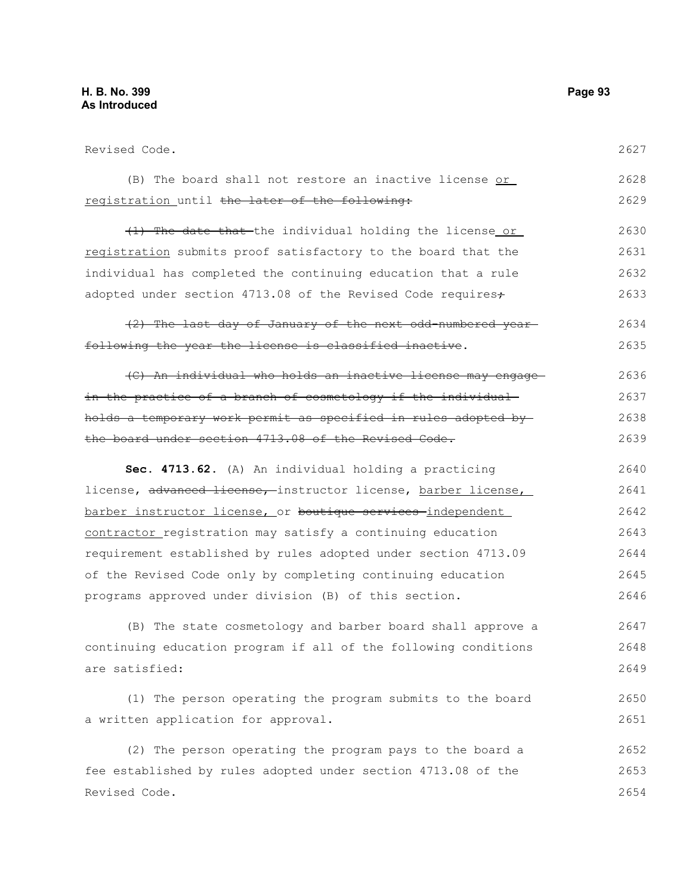Revised Code.

(B) The board shall not restore an inactive license <u>or registration</u> until ~~the later of the following:~~

~~(1) The date that~~ the individual holding the license <u>or registration</u> submits proof satisfactory to the board that the individual has completed the continuing education that a rule adopted under section 4713.08 of the Revised Code requires~~;~~

~~(2) The last day of January of the next odd-numbered year following the year the license is classified inactive~~.

~~(C) An individual who holds an inactive license may engage in the practice of a branch of cosmetology if the individual holds a temporary work permit as specified in rules adopted by the board under section 4713.08 of the Revised Code.~~

**Sec. 4713.62.** (A) An individual holding a practicing license, ~~advanced license,~~ instructor license, <u>barber license, barber instructor license,</u> or ~~boutique services~~ <u>independent contractor</u> registration may satisfy a continuing education requirement established by rules adopted under section 4713.09 of the Revised Code only by completing continuing education programs approved under division (B) of this section.

(B) The state cosmetology and barber board shall approve a continuing education program if all of the following conditions are satisfied:

(1) The person operating the program submits to the board a written application for approval.

(2) The person operating the program pays to the board a fee established by rules adopted under section 4713.08 of the Revised Code.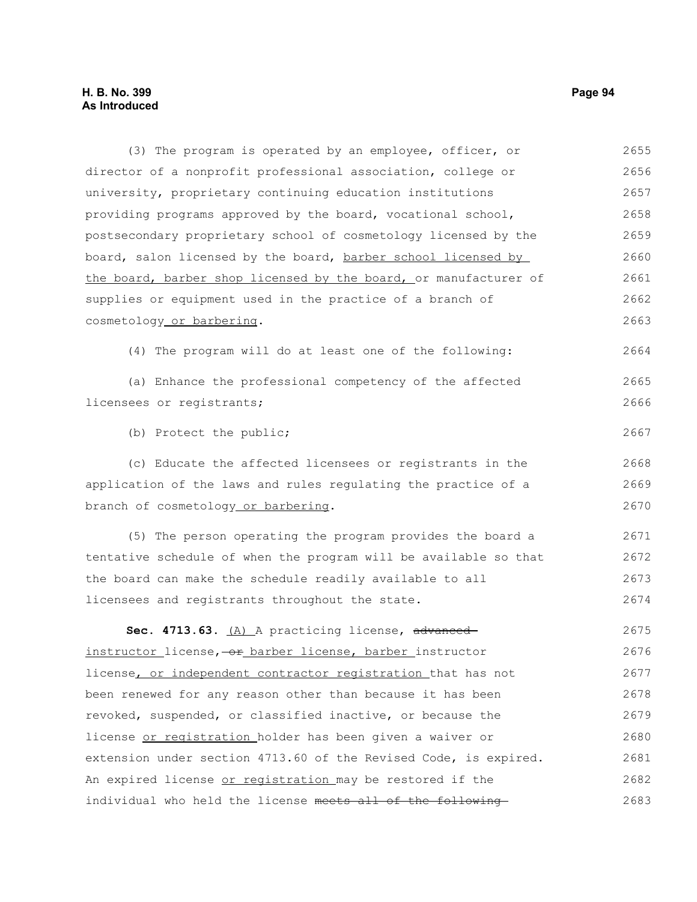(3) The program is operated by an employee, officer, or director of a nonprofit professional association, college or university, proprietary continuing education institutions providing programs approved by the board, vocational school, postsecondary proprietary school of cosmetology licensed by the board, salon licensed by the board, barber school licensed by the board, barber shop licensed by the board, or manufacturer of supplies or equipment used in the practice of a branch of cosmetology or barbering.

(4) The program will do at least one of the following:

(a) Enhance the professional competency of the affected licensees or registrants;

(b) Protect the public;

(c) Educate the affected licensees or registrants in the application of the laws and rules regulating the practice of a branch of cosmetology or barbering.

(5) The person operating the program provides the board a tentative schedule of when the program will be available so that the board can make the schedule readily available to all licensees and registrants throughout the state.

**Sec. 4713.63.** (A) A practicing license, ~~advanced~~ instructor license, ~~or~~ barber license, barber instructor license, or independent contractor registration that has not been renewed for any reason other than because it has been revoked, suspended, or classified inactive, or because the license or registration holder has been given a waiver or extension under section 4713.60 of the Revised Code, is expired. An expired license or registration may be restored if the individual who held the license ~~meets all of the following~~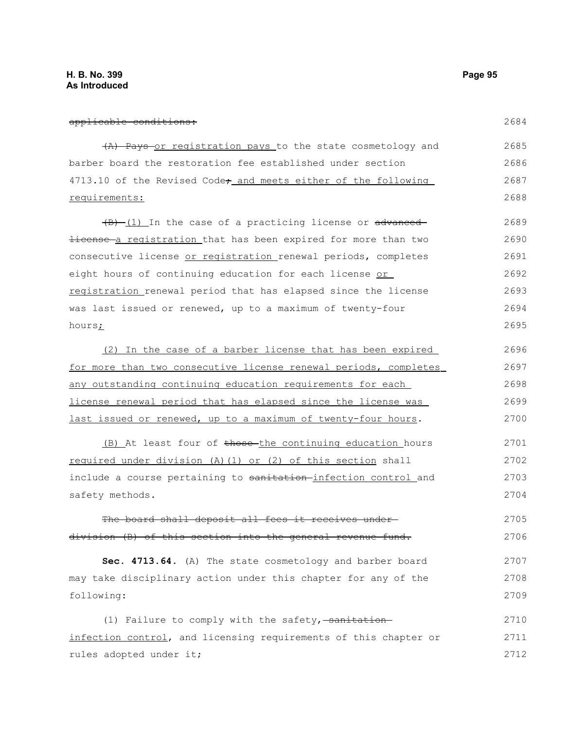~~applicable conditions:~~

~~(A) Pays~~ or registration pays to the state cosmetology and barber board the restoration fee established under section 4713.10 of the Revised Code~~;~~ and meets either of the following requirements:

~~(B)~~ (1) In the case of a practicing license or ~~advanced license~~ a registration that has been expired for more than two consecutive license or registration renewal periods, completes eight hours of continuing education for each license or registration renewal period that has elapsed since the license was last issued or renewed, up to a maximum of twenty-four hours;

(2) In the case of a barber license that has been expired for more than two consecutive license renewal periods, completes any outstanding continuing education requirements for each license renewal period that has elapsed since the license was last issued or renewed, up to a maximum of twenty-four hours.

(B) At least four of ~~those~~ the continuing education hours required under division (A)(1) or (2) of this section shall include a course pertaining to ~~sanitation~~ infection control and safety methods.

~~The board shall deposit all fees it receives under division (B) of this section into the general revenue fund.~~

**Sec. 4713.64.** (A) The state cosmetology and barber board may take disciplinary action under this chapter for any of the following:

(1) Failure to comply with the safety, ~~sanitation~~ infection control, and licensing requirements of this chapter or rules adopted under it;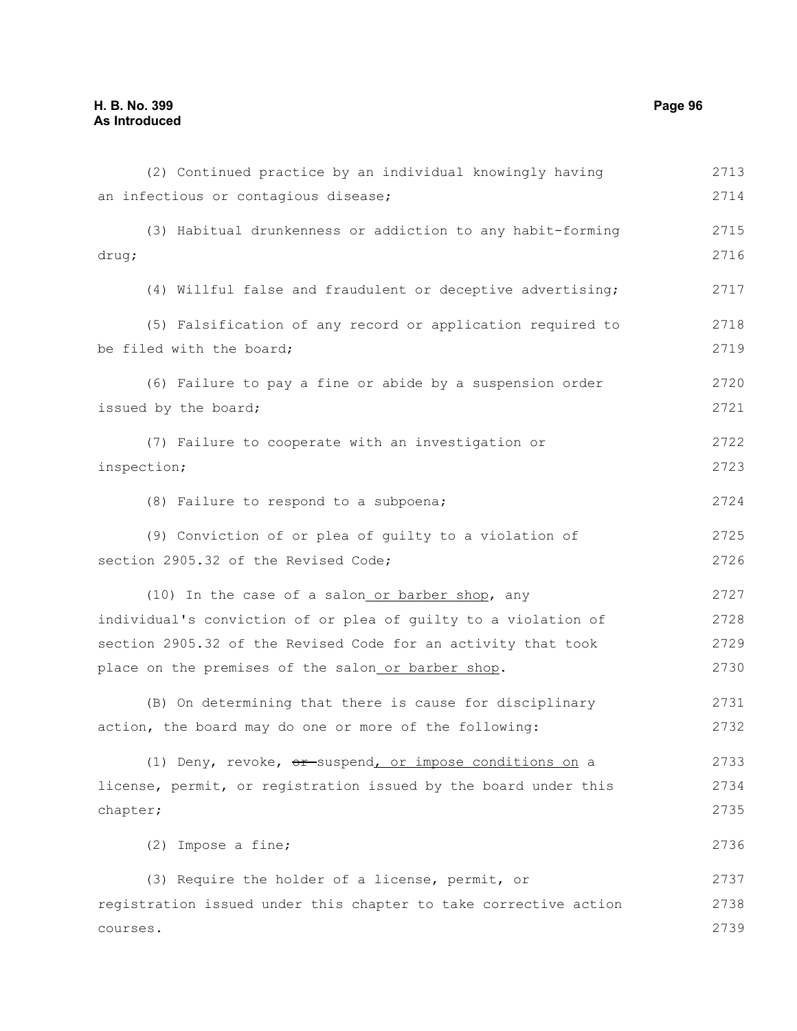(2) Continued practice by an individual knowingly having an infectious or contagious disease;

(3) Habitual drunkenness or addiction to any habit-forming drug;

(4) Willful false and fraudulent or deceptive advertising;

(5) Falsification of any record or application required to be filed with the board;

(6) Failure to pay a fine or abide by a suspension order issued by the board;

(7) Failure to cooperate with an investigation or inspection;

(8) Failure to respond to a subpoena;

(9) Conviction of or plea of guilty to a violation of section 2905.32 of the Revised Code;

(10) In the case of a salon or barber shop, any individual's conviction of or plea of guilty to a violation of section 2905.32 of the Revised Code for an activity that took place on the premises of the salon or barber shop.

(B) On determining that there is cause for disciplinary action, the board may do one or more of the following:

(1) Deny, revoke, ~~or~~ suspend, or impose conditions on a license, permit, or registration issued by the board under this chapter;

(2) Impose a fine;

(3) Require the holder of a license, permit, or registration issued under this chapter to take corrective action courses.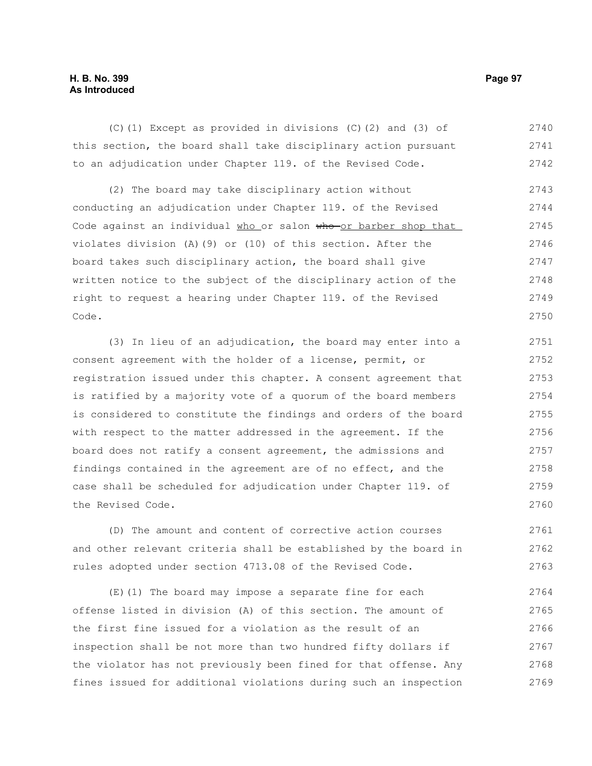(C)(1) Except as provided in divisions (C)(2) and (3) of this section, the board shall take disciplinary action pursuant to an adjudication under Chapter 119. of the Revised Code.

(2) The board may take disciplinary action without conducting an adjudication under Chapter 119. of the Revised Code against an individual who or salon ~~who~~ or barber shop that violates division (A)(9) or (10) of this section. After the board takes such disciplinary action, the board shall give written notice to the subject of the disciplinary action of the right to request a hearing under Chapter 119. of the Revised Code.

(3) In lieu of an adjudication, the board may enter into a consent agreement with the holder of a license, permit, or registration issued under this chapter. A consent agreement that is ratified by a majority vote of a quorum of the board members is considered to constitute the findings and orders of the board with respect to the matter addressed in the agreement. If the board does not ratify a consent agreement, the admissions and findings contained in the agreement are of no effect, and the case shall be scheduled for adjudication under Chapter 119. of the Revised Code.

(D) The amount and content of corrective action courses and other relevant criteria shall be established by the board in rules adopted under section 4713.08 of the Revised Code.

(E)(1) The board may impose a separate fine for each offense listed in division (A) of this section. The amount of the first fine issued for a violation as the result of an inspection shall be not more than two hundred fifty dollars if the violator has not previously been fined for that offense. Any fines issued for additional violations during such an inspection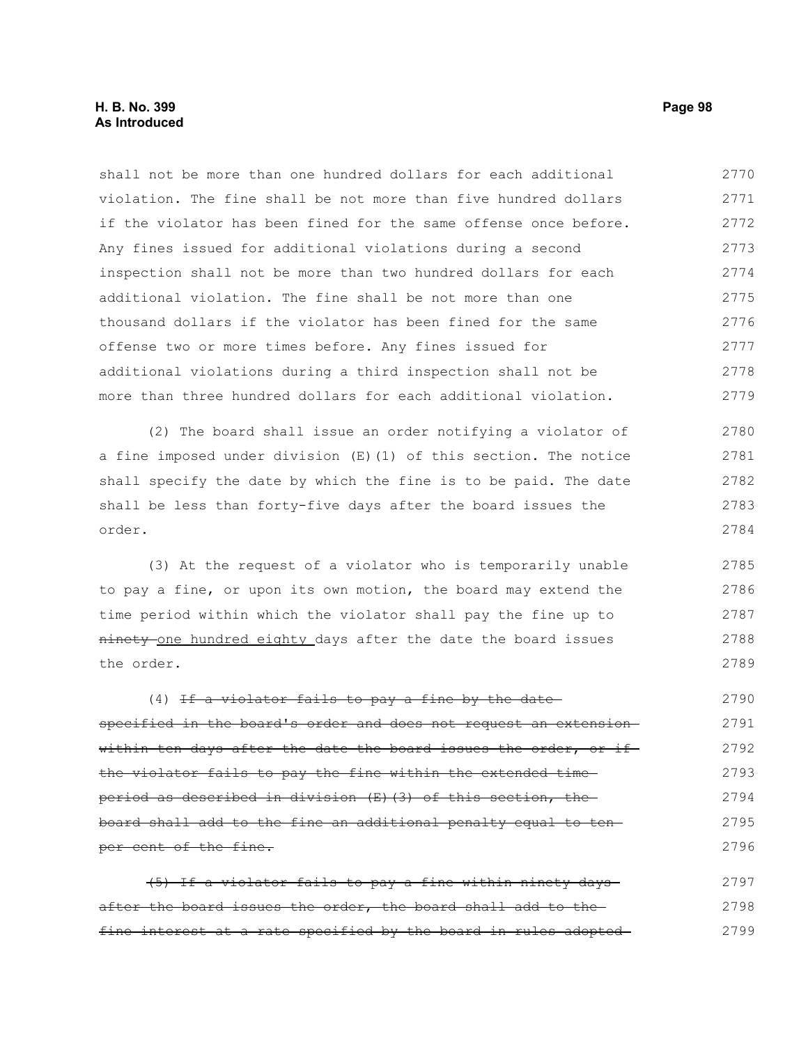shall not be more than one hundred dollars for each additional violation. The fine shall be not more than five hundred dollars if the violator has been fined for the same offense once before. Any fines issued for additional violations during a second inspection shall not be more than two hundred dollars for each additional violation. The fine shall be not more than one thousand dollars if the violator has been fined for the same offense two or more times before. Any fines issued for additional violations during a third inspection shall not be more than three hundred dollars for each additional violation.

(2) The board shall issue an order notifying a violator of a fine imposed under division (E)(1) of this section. The notice shall specify the date by which the fine is to be paid. The date shall be less than forty-five days after the board issues the order.

(3) At the request of a violator who is temporarily unable to pay a fine, or upon its own motion, the board may extend the time period within which the violator shall pay the fine up to ~~ninety~~ one hundred eighty days after the date the board issues the order.

(4) ~~If a violator fails to pay a fine by the date specified in the board's order and does not request an extension within ten days after the date the board issues the order, or if the violator fails to pay the fine within the extended time period as described in division (E)(3) of this section, the board shall add to the fine an additional penalty equal to ten per cent of the fine.~~

~~(5) If a violator fails to pay a fine within ninety days after the board issues the order, the board shall add to the fine interest at a rate specified by the board in rules adopted~~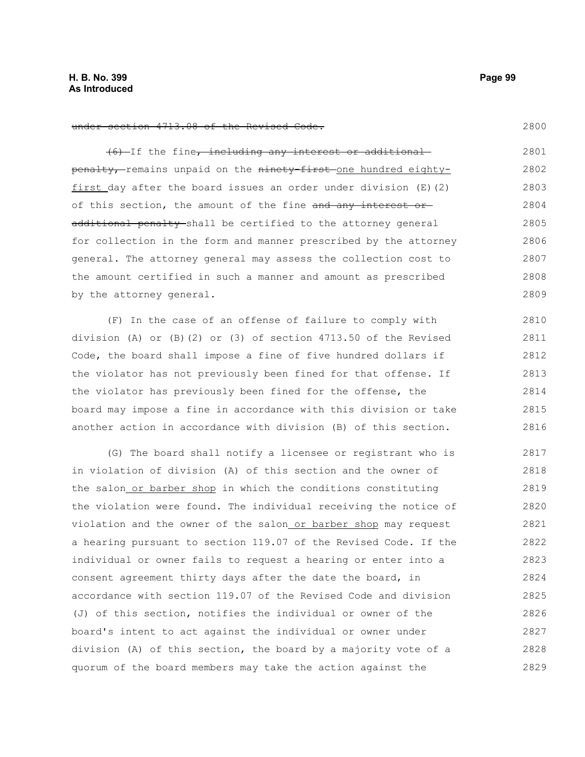~~under section 4713.08 of the Revised Code.~~

~~(6)~~ If the fine~~, including any interest or additional penalty,~~ remains unpaid on the ~~ninety-first~~ one hundred eighty-first day after the board issues an order under division (E)(2) of this section, the amount of the fine ~~and any interest or additional penalty~~ shall be certified to the attorney general for collection in the form and manner prescribed by the attorney general. The attorney general may assess the collection cost to the amount certified in such a manner and amount as prescribed by the attorney general.

(F) In the case of an offense of failure to comply with division (A) or (B)(2) or (3) of section 4713.50 of the Revised Code, the board shall impose a fine of five hundred dollars if the violator has not previously been fined for that offense. If the violator has previously been fined for the offense, the board may impose a fine in accordance with this division or take another action in accordance with division (B) of this section.

(G) The board shall notify a licensee or registrant who is in violation of division (A) of this section and the owner of the salon or barber shop in which the conditions constituting the violation were found. The individual receiving the notice of violation and the owner of the salon or barber shop may request a hearing pursuant to section 119.07 of the Revised Code. If the individual or owner fails to request a hearing or enter into a consent agreement thirty days after the date the board, in accordance with section 119.07 of the Revised Code and division (J) of this section, notifies the individual or owner of the board's intent to act against the individual or owner under division (A) of this section, the board by a majority vote of a quorum of the board members may take the action against the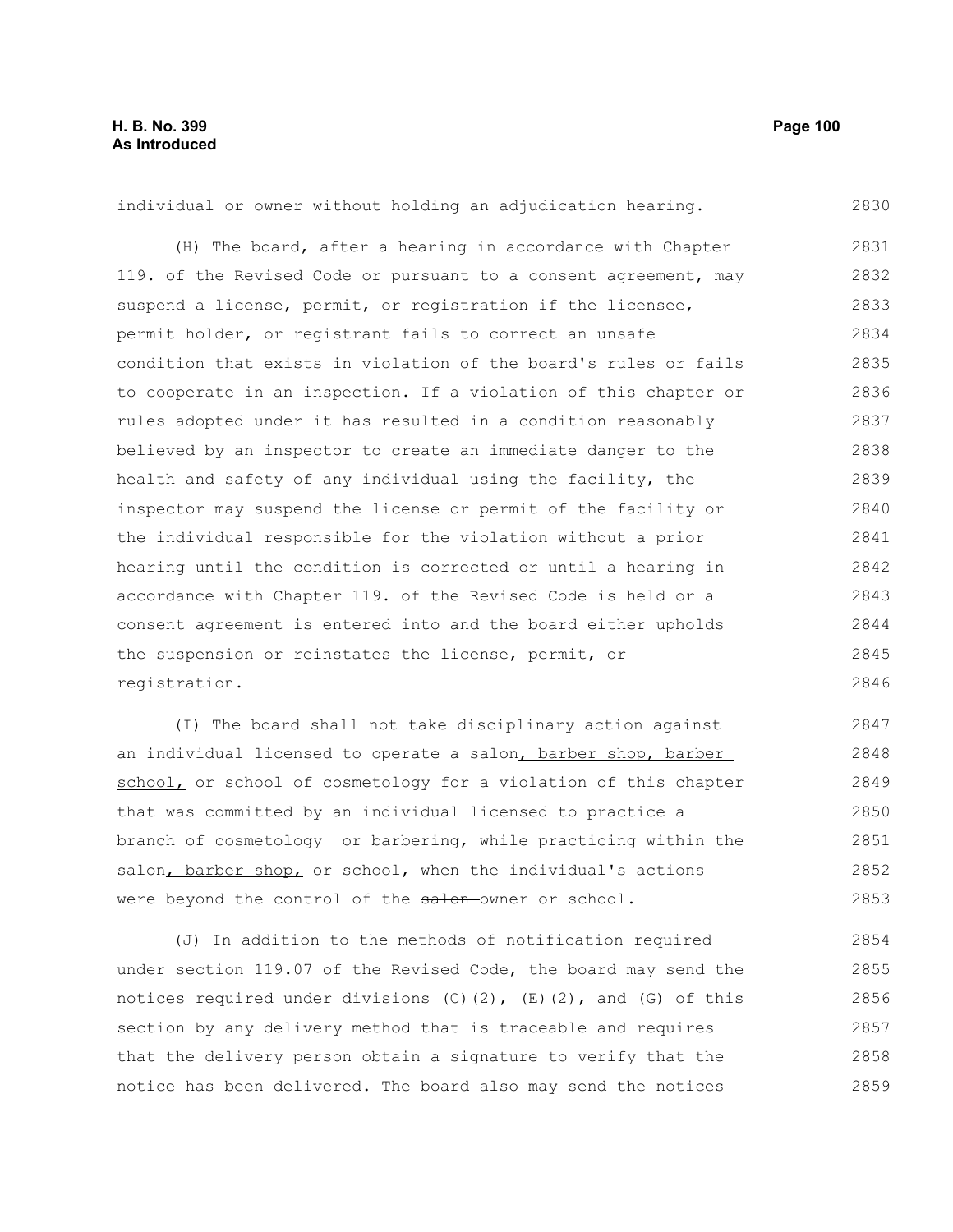individual or owner without holding an adjudication hearing.

(H) The board, after a hearing in accordance with Chapter 119. of the Revised Code or pursuant to a consent agreement, may suspend a license, permit, or registration if the licensee, permit holder, or registrant fails to correct an unsafe condition that exists in violation of the board's rules or fails to cooperate in an inspection. If a violation of this chapter or rules adopted under it has resulted in a condition reasonably believed by an inspector to create an immediate danger to the health and safety of any individual using the facility, the inspector may suspend the license or permit of the facility or the individual responsible for the violation without a prior hearing until the condition is corrected or until a hearing in accordance with Chapter 119. of the Revised Code is held or a consent agreement is entered into and the board either upholds the suspension or reinstates the license, permit, or registration.

(I) The board shall not take disciplinary action against an individual licensed to operate a salon, barber shop, barber school, or school of cosmetology for a violation of this chapter that was committed by an individual licensed to practice a branch of cosmetology or barbering, while practicing within the salon, barber shop, or school, when the individual's actions were beyond the control of the ~~salon~~ owner or school.

(J) In addition to the methods of notification required under section 119.07 of the Revised Code, the board may send the notices required under divisions (C)(2), (E)(2), and (G) of this section by any delivery method that is traceable and requires that the delivery person obtain a signature to verify that the notice has been delivered. The board also may send the notices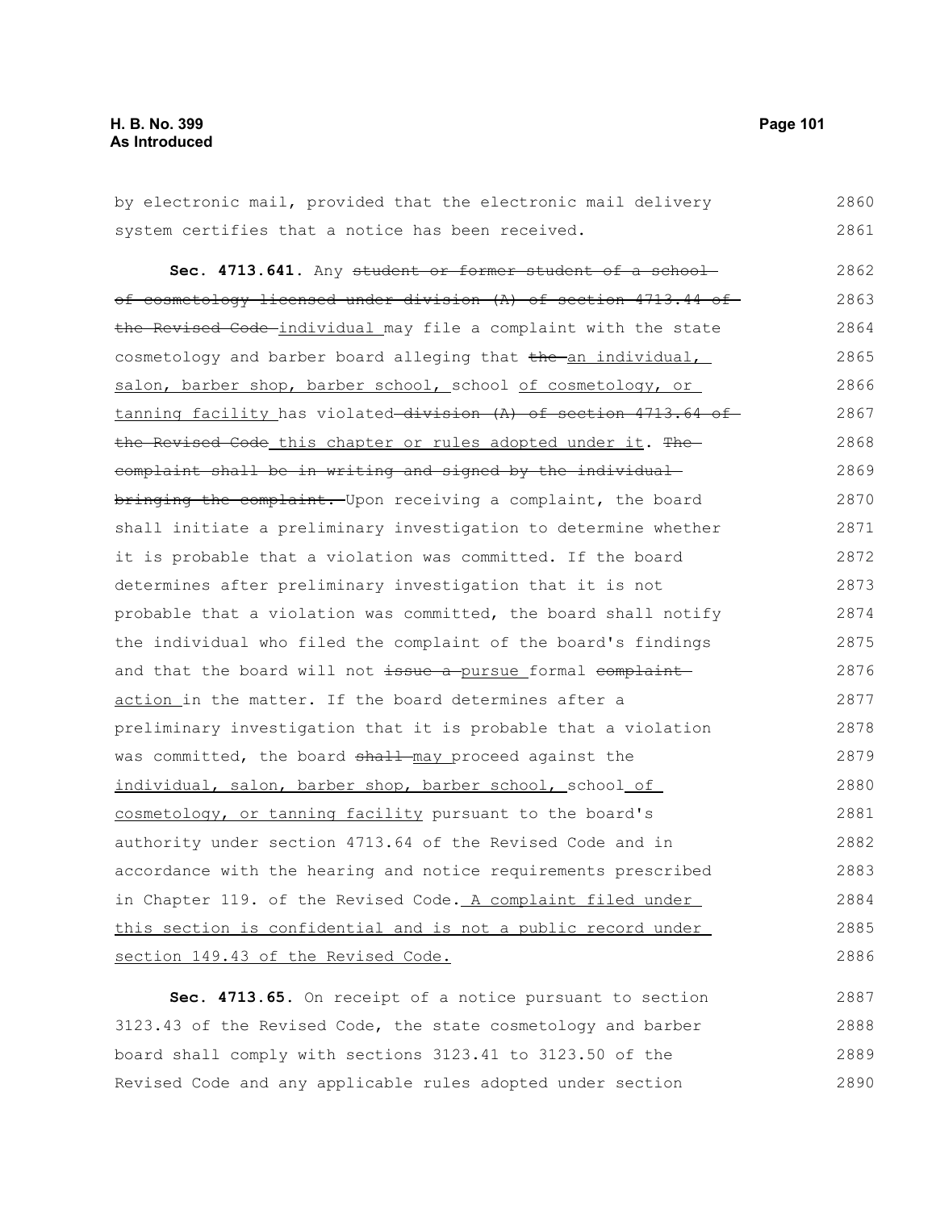by electronic mail, provided that the electronic mail delivery system certifies that a notice has been received.

**Sec. 4713.641.** Any ~~student or former student of a school of cosmetology licensed under division (A) of section 4713.44 of the Revised Code~~ individual may file a complaint with the state cosmetology and barber board alleging that ~~the~~ an individual, salon, barber shop, barber school, school of cosmetology, or tanning facility has violated ~~division (A) of section 4713.64 of the Revised Code~~ this chapter or rules adopted under it. ~~The complaint shall be in writing and signed by the individual bringing the complaint.~~ Upon receiving a complaint, the board shall initiate a preliminary investigation to determine whether it is probable that a violation was committed. If the board determines after preliminary investigation that it is not probable that a violation was committed, the board shall notify the individual who filed the complaint of the board's findings and that the board will not ~~issue a~~ pursue formal ~~complaint~~ action in the matter. If the board determines after a preliminary investigation that it is probable that a violation was committed, the board ~~shall~~ may proceed against the individual, salon, barber shop, barber school, school of cosmetology, or tanning facility pursuant to the board's authority under section 4713.64 of the Revised Code and in accordance with the hearing and notice requirements prescribed in Chapter 119. of the Revised Code. A complaint filed under this section is confidential and is not a public record under section 149.43 of the Revised Code.

**Sec. 4713.65.** On receipt of a notice pursuant to section 3123.43 of the Revised Code, the state cosmetology and barber board shall comply with sections 3123.41 to 3123.50 of the Revised Code and any applicable rules adopted under section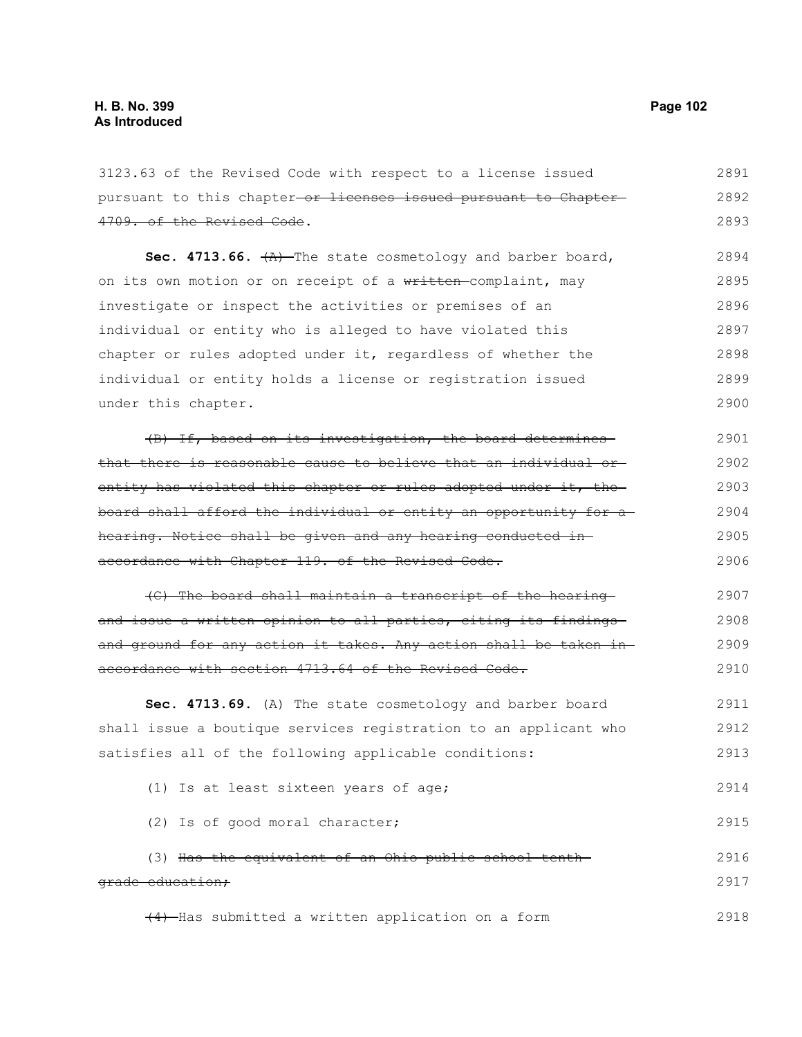3123.63 of the Revised Code with respect to a license issued pursuant to this chapter~~ or licenses issued pursuant to Chapter 4709. of the Revised Code~~.

**Sec. 4713.66.** ~~(A)~~ The state cosmetology and barber board, on its own motion or on receipt of a ~~written~~ complaint, may investigate or inspect the activities or premises of an individual or entity who is alleged to have violated this chapter or rules adopted under it, regardless of whether the individual or entity holds a license or registration issued under this chapter.

~~(B) If, based on its investigation, the board determines that there is reasonable cause to believe that an individual or entity has violated this chapter or rules adopted under it, the board shall afford the individual or entity an opportunity for a hearing. Notice shall be given and any hearing conducted in accordance with Chapter 119. of the Revised Code.~~

~~(C) The board shall maintain a transcript of the hearing and issue a written opinion to all parties, citing its findings and ground for any action it takes. Any action shall be taken in accordance with section 4713.64 of the Revised Code.~~

**Sec. 4713.69.** (A) The state cosmetology and barber board shall issue a boutique services registration to an applicant who satisfies all of the following applicable conditions:

(1) Is at least sixteen years of age;

(2) Is of good moral character;

(3) ~~Has the equivalent of an Ohio public school tenth grade education;~~

~~(4)~~ Has submitted a written application on a form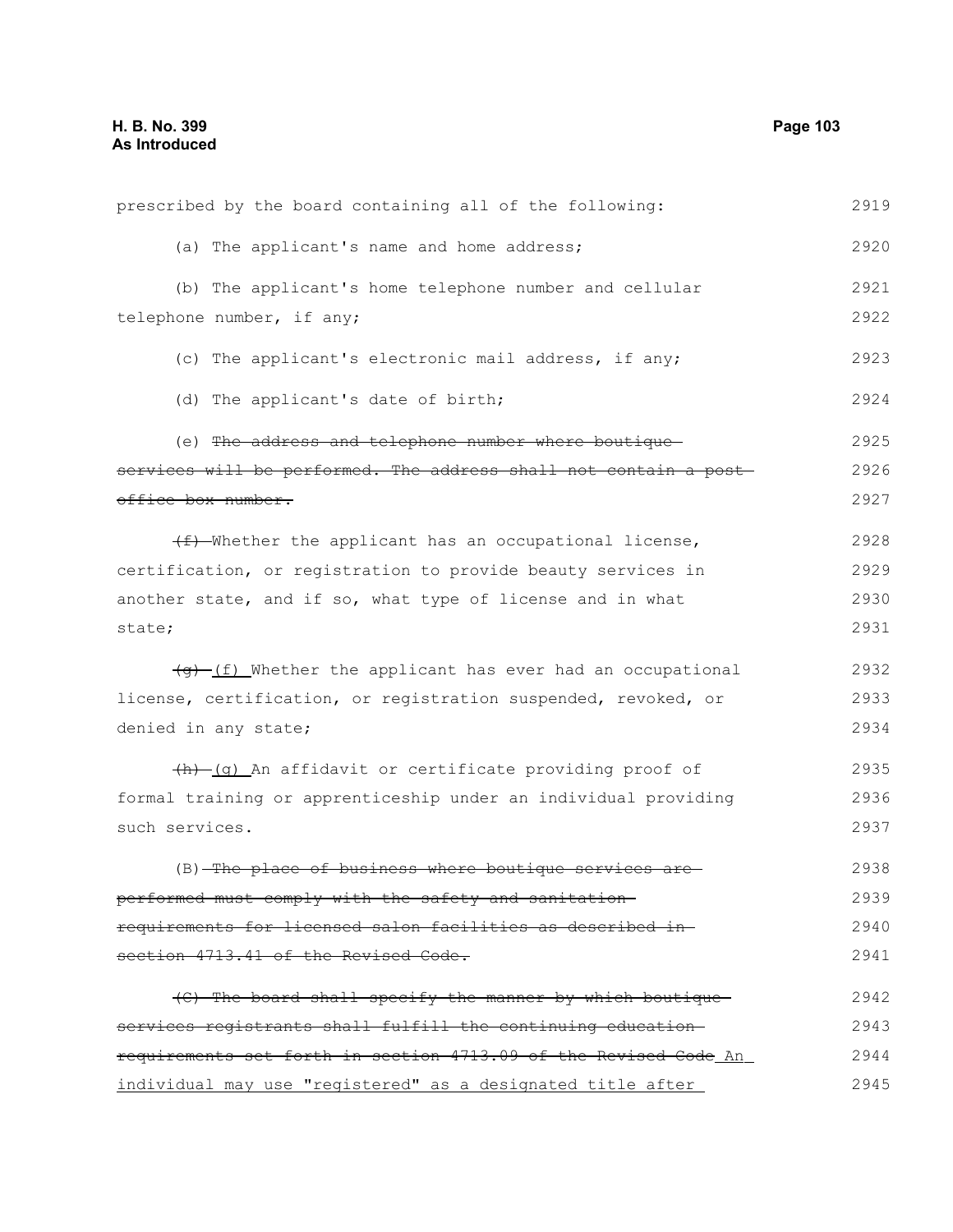prescribed by the board containing all of the following:

(a) The applicant's name and home address;

(b) The applicant's home telephone number and cellular telephone number, if any;

(c) The applicant's electronic mail address, if any;

(d) The applicant's date of birth;

(e) ~~The address and telephone number where boutique services will be performed. The address shall not contain a post office box number.~~

~~(f)~~ Whether the applicant has an occupational license, certification, or registration to provide beauty services in another state, and if so, what type of license and in what state;

~~(g)~~ (f) Whether the applicant has ever had an occupational license, certification, or registration suspended, revoked, or denied in any state;

~~(h)~~ (g) An affidavit or certificate providing proof of formal training or apprenticeship under an individual providing such services.

(B) ~~The place of business where boutique services are performed must comply with the safety and sanitation requirements for licensed salon facilities as described in section 4713.41 of the Revised Code.~~

~~(C) The board shall specify the manner by which boutique services registrants shall fulfill the continuing education requirements set forth in section 4713.09 of the Revised Code~~ An individual may use "registered" as a designated title after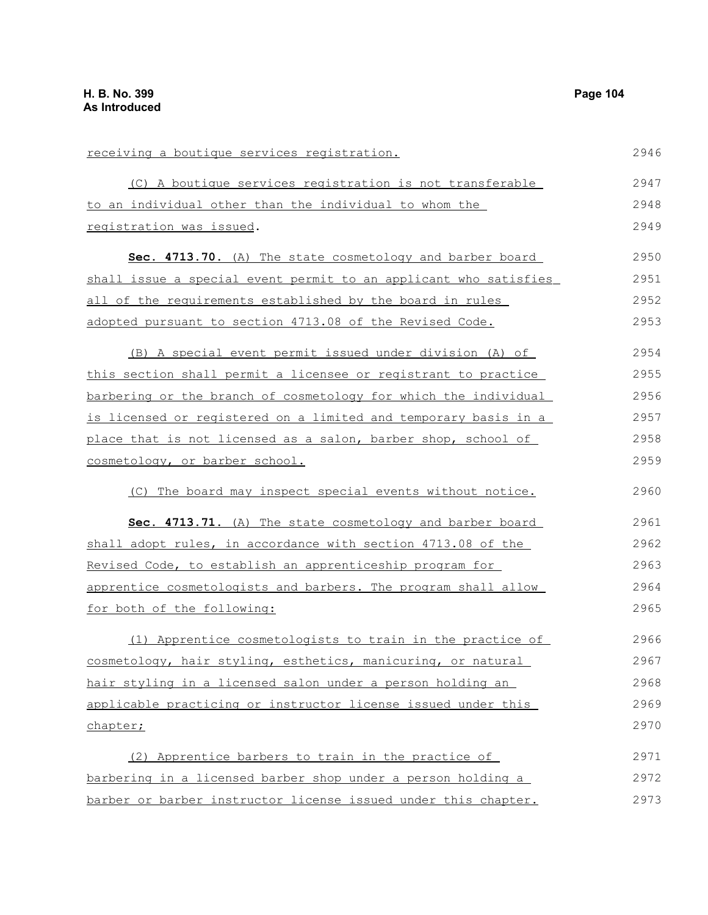receiving a boutique services registration.

(C) A boutique services registration is not transferable to an individual other than the individual to whom the registration was issued.

**Sec. 4713.70.** (A) The state cosmetology and barber board shall issue a special event permit to an applicant who satisfies all of the requirements established by the board in rules adopted pursuant to section 4713.08 of the Revised Code.

(B) A special event permit issued under division (A) of this section shall permit a licensee or registrant to practice barbering or the branch of cosmetology for which the individual is licensed or registered on a limited and temporary basis in a place that is not licensed as a salon, barber shop, school of cosmetology, or barber school.

(C) The board may inspect special events without notice.

**Sec. 4713.71.** (A) The state cosmetology and barber board shall adopt rules, in accordance with section 4713.08 of the Revised Code, to establish an apprenticeship program for apprentice cosmetologists and barbers. The program shall allow for both of the following:

(1) Apprentice cosmetologists to train in the practice of cosmetology, hair styling, esthetics, manicuring, or natural hair styling in a licensed salon under a person holding an applicable practicing or instructor license issued under this chapter;

(2) Apprentice barbers to train in the practice of barbering in a licensed barber shop under a person holding a barber or barber instructor license issued under this chapter.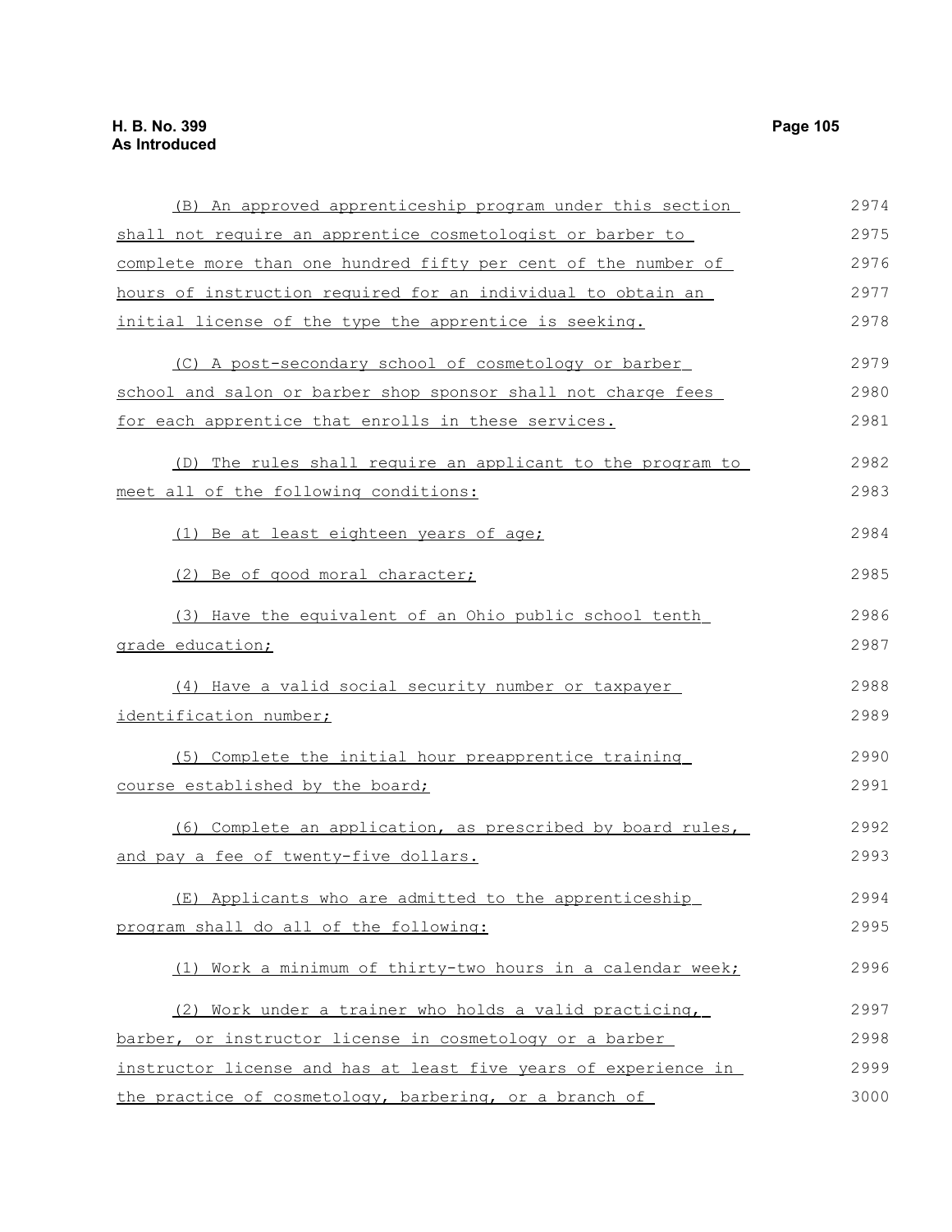(B) An approved apprenticeship program under this section shall not require an apprentice cosmetologist or barber to complete more than one hundred fifty per cent of the number of hours of instruction required for an individual to obtain an initial license of the type the apprentice is seeking.

(C) A post-secondary school of cosmetology or barber school and salon or barber shop sponsor shall not charge fees for each apprentice that enrolls in these services.

(D) The rules shall require an applicant to the program to meet all of the following conditions:

(1) Be at least eighteen years of age;

(2) Be of good moral character;

(3) Have the equivalent of an Ohio public school tenth grade education;

(4) Have a valid social security number or taxpayer identification number;

(5) Complete the initial hour preapprentice training course established by the board;

(6) Complete an application, as prescribed by board rules, and pay a fee of twenty-five dollars.

(E) Applicants who are admitted to the apprenticeship program shall do all of the following:

(1) Work a minimum of thirty-two hours in a calendar week;

(2) Work under a trainer who holds a valid practicing, barber, or instructor license in cosmetology or a barber instructor license and has at least five years of experience in the practice of cosmetology, barbering, or a branch of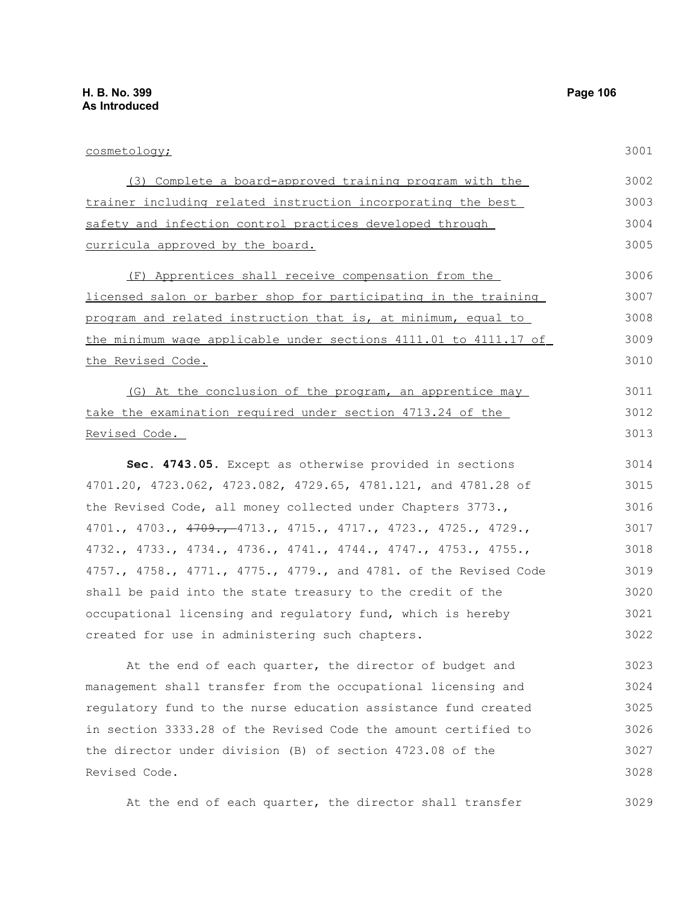cosmetology;

(3) Complete a board-approved training program with the trainer including related instruction incorporating the best safety and infection control practices developed through curricula approved by the board.

(F) Apprentices shall receive compensation from the licensed salon or barber shop for participating in the training program and related instruction that is, at minimum, equal to the minimum wage applicable under sections 4111.01 to 4111.17 of the Revised Code.

(G) At the conclusion of the program, an apprentice may take the examination required under section 4713.24 of the Revised Code.

**Sec. 4743.05.** Except as otherwise provided in sections 4701.20, 4723.062, 4723.082, 4729.65, 4781.121, and 4781.28 of the Revised Code, all money collected under Chapters 3773., 4701., 4703., ~~4709.,~~ 4713., 4715., 4717., 4723., 4725., 4729., 4732., 4733., 4734., 4736., 4741., 4744., 4747., 4753., 4755., 4757., 4758., 4771., 4775., 4779., and 4781. of the Revised Code shall be paid into the state treasury to the credit of the occupational licensing and regulatory fund, which is hereby created for use in administering such chapters.

At the end of each quarter, the director of budget and management shall transfer from the occupational licensing and regulatory fund to the nurse education assistance fund created in section 3333.28 of the Revised Code the amount certified to the director under division (B) of section 4723.08 of the Revised Code.

At the end of each quarter, the director shall transfer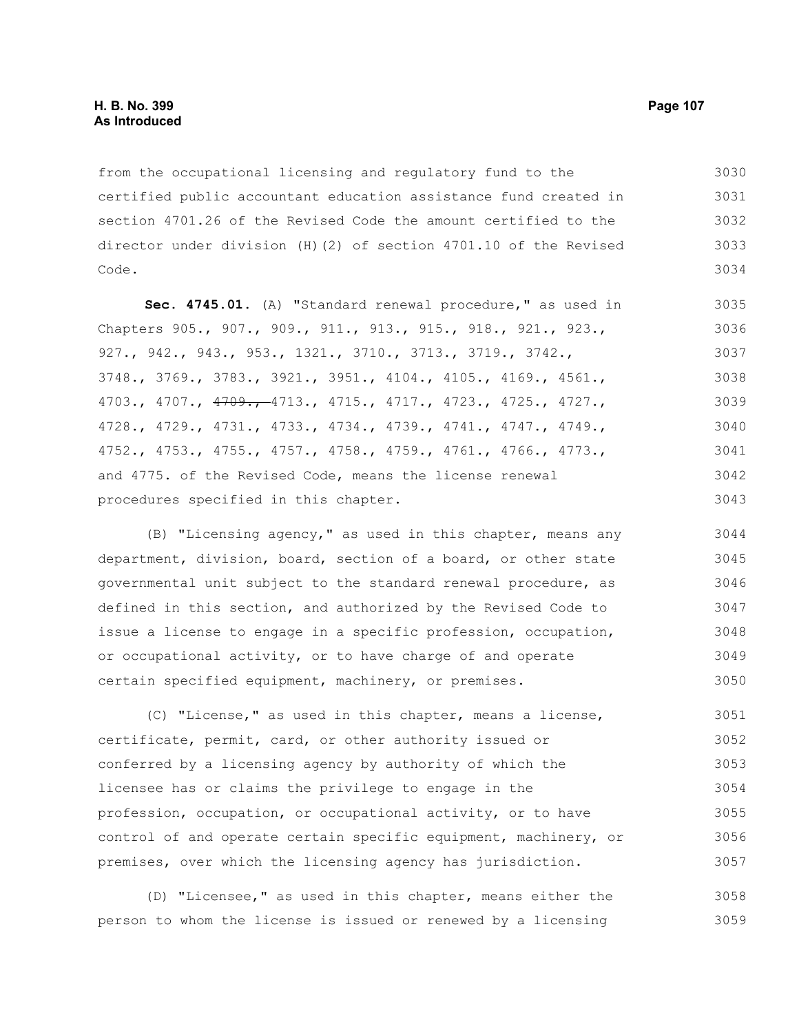from the occupational licensing and regulatory fund to the certified public accountant education assistance fund created in section 4701.26 of the Revised Code the amount certified to the director under division (H)(2) of section 4701.10 of the Revised Code.

**Sec. 4745.01.** (A) "Standard renewal procedure," as used in Chapters 905., 907., 909., 911., 913., 915., 918., 921., 923., 927., 942., 943., 953., 1321., 3710., 3713., 3719., 3742., 3748., 3769., 3783., 3921., 3951., 4104., 4105., 4169., 4561., 4703., 4707., ~~4709.,~~ 4713., 4715., 4717., 4723., 4725., 4727., 4728., 4729., 4731., 4733., 4734., 4739., 4741., 4747., 4749., 4752., 4753., 4755., 4757., 4758., 4759., 4761., 4766., 4773., and 4775. of the Revised Code, means the license renewal procedures specified in this chapter.

(B) "Licensing agency," as used in this chapter, means any department, division, board, section of a board, or other state governmental unit subject to the standard renewal procedure, as defined in this section, and authorized by the Revised Code to issue a license to engage in a specific profession, occupation, or occupational activity, or to have charge of and operate certain specified equipment, machinery, or premises.

(C) "License," as used in this chapter, means a license, certificate, permit, card, or other authority issued or conferred by a licensing agency by authority of which the licensee has or claims the privilege to engage in the profession, occupation, or occupational activity, or to have control of and operate certain specific equipment, machinery, or premises, over which the licensing agency has jurisdiction.

(D) "Licensee," as used in this chapter, means either the person to whom the license is issued or renewed by a licensing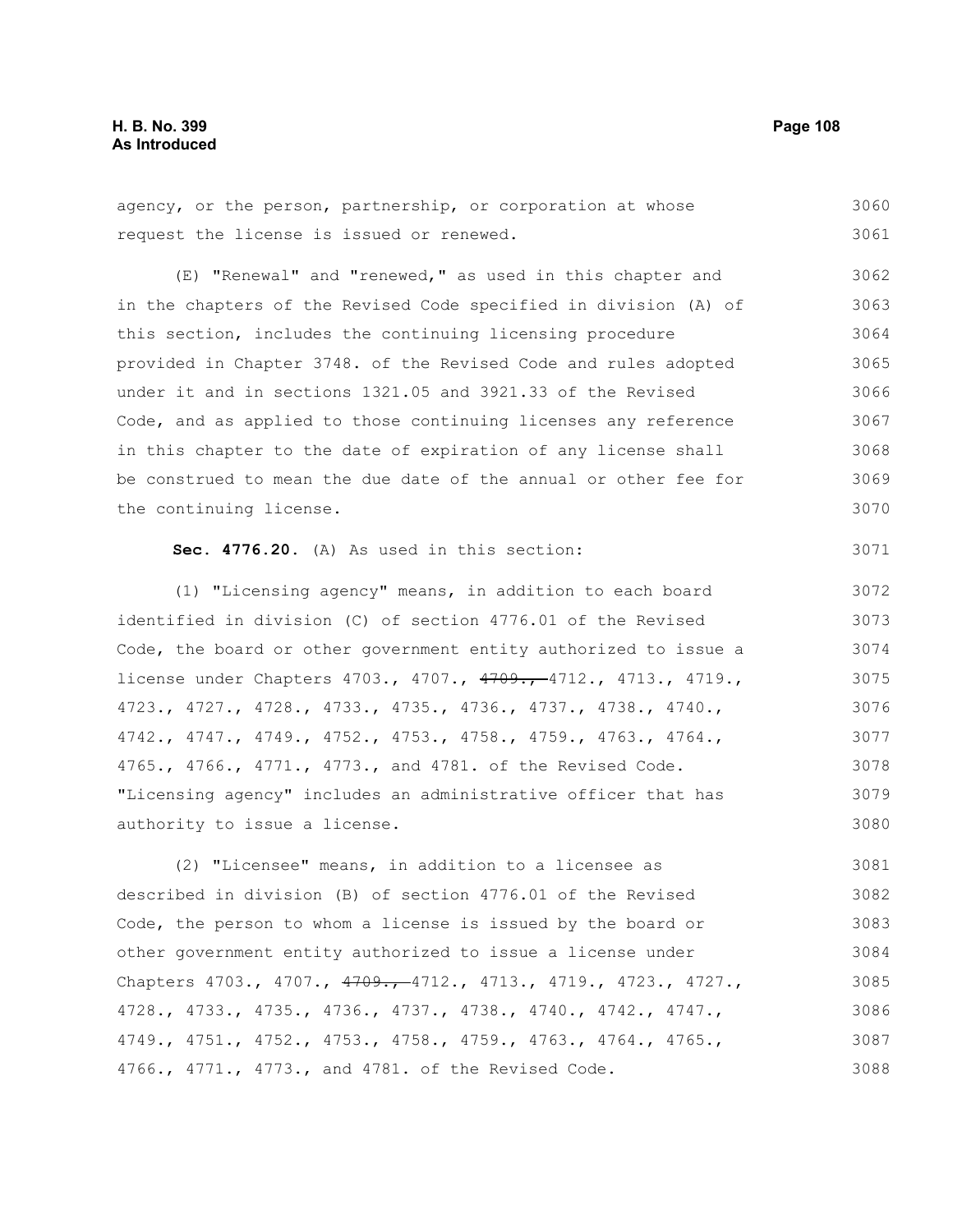agency, or the person, partnership, or corporation at whose request the license is issued or renewed.

(E) "Renewal" and "renewed," as used in this chapter and in the chapters of the Revised Code specified in division (A) of this section, includes the continuing licensing procedure provided in Chapter 3748. of the Revised Code and rules adopted under it and in sections 1321.05 and 3921.33 of the Revised Code, and as applied to those continuing licenses any reference in this chapter to the date of expiration of any license shall be construed to mean the due date of the annual or other fee for the continuing license.

**Sec. 4776.20.** (A) As used in this section:

(1) "Licensing agency" means, in addition to each board identified in division (C) of section 4776.01 of the Revised Code, the board or other government entity authorized to issue a license under Chapters 4703., 4707., ~~4709.,~~ 4712., 4713., 4719., 4723., 4727., 4728., 4733., 4735., 4736., 4737., 4738., 4740., 4742., 4747., 4749., 4752., 4753., 4758., 4759., 4763., 4764., 4765., 4766., 4771., 4773., and 4781. of the Revised Code. "Licensing agency" includes an administrative officer that has authority to issue a license.

(2) "Licensee" means, in addition to a licensee as described in division (B) of section 4776.01 of the Revised Code, the person to whom a license is issued by the board or other government entity authorized to issue a license under Chapters 4703., 4707., ~~4709.,~~ 4712., 4713., 4719., 4723., 4727., 4728., 4733., 4735., 4736., 4737., 4738., 4740., 4742., 4747., 4749., 4751., 4752., 4753., 4758., 4759., 4763., 4764., 4765., 4766., 4771., 4773., and 4781. of the Revised Code.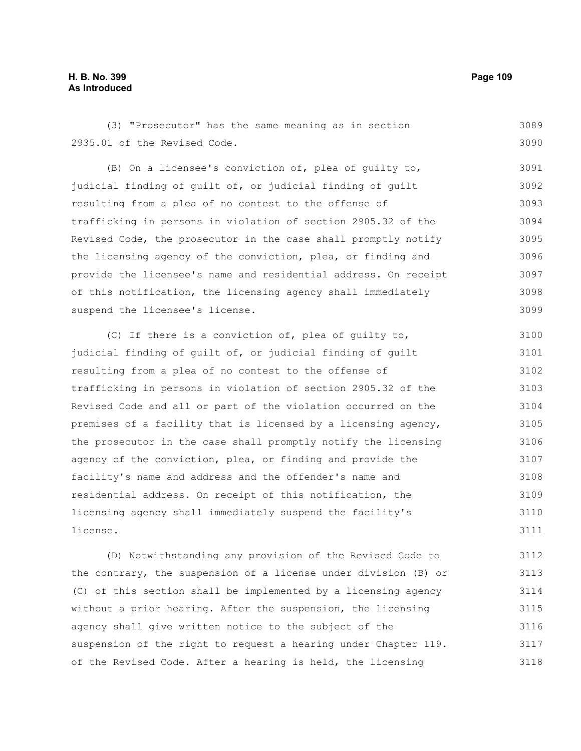(3) "Prosecutor" has the same meaning as in section 2935.01 of the Revised Code.

(B) On a licensee's conviction of, plea of guilty to, judicial finding of guilt of, or judicial finding of guilt resulting from a plea of no contest to the offense of trafficking in persons in violation of section 2905.32 of the Revised Code, the prosecutor in the case shall promptly notify the licensing agency of the conviction, plea, or finding and provide the licensee's name and residential address. On receipt of this notification, the licensing agency shall immediately suspend the licensee's license.

(C) If there is a conviction of, plea of guilty to, judicial finding of guilt of, or judicial finding of guilt resulting from a plea of no contest to the offense of trafficking in persons in violation of section 2905.32 of the Revised Code and all or part of the violation occurred on the premises of a facility that is licensed by a licensing agency, the prosecutor in the case shall promptly notify the licensing agency of the conviction, plea, or finding and provide the facility's name and address and the offender's name and residential address. On receipt of this notification, the licensing agency shall immediately suspend the facility's license.

(D) Notwithstanding any provision of the Revised Code to the contrary, the suspension of a license under division (B) or (C) of this section shall be implemented by a licensing agency without a prior hearing. After the suspension, the licensing agency shall give written notice to the subject of the suspension of the right to request a hearing under Chapter 119. of the Revised Code. After a hearing is held, the licensing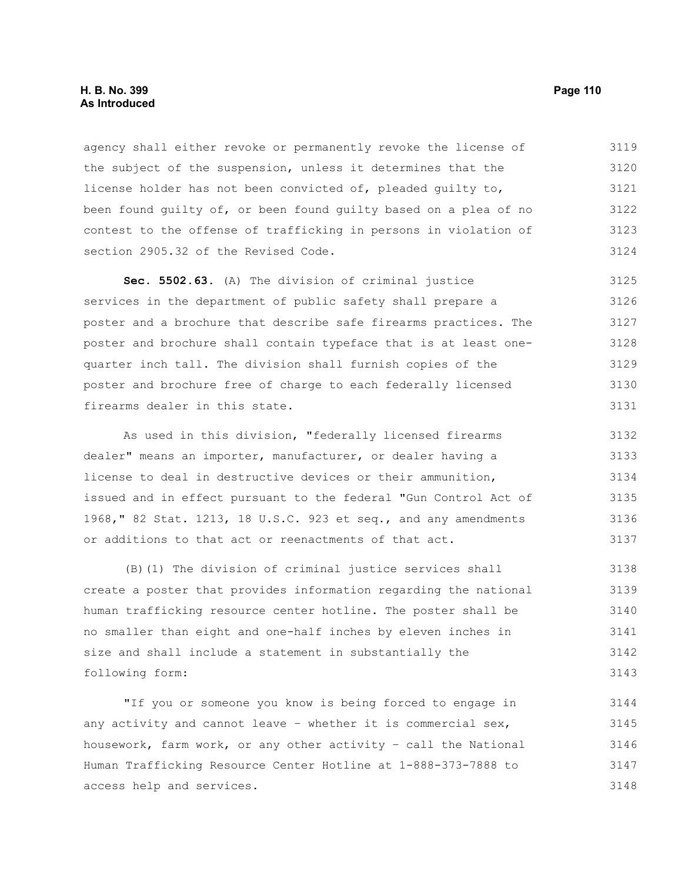agency shall either revoke or permanently revoke the license of the subject of the suspension, unless it determines that the license holder has not been convicted of, pleaded guilty to, been found guilty of, or been found guilty based on a plea of no contest to the offense of trafficking in persons in violation of section 2905.32 of the Revised Code.

**Sec. 5502.63.** (A) The division of criminal justice services in the department of public safety shall prepare a poster and a brochure that describe safe firearms practices. The poster and brochure shall contain typeface that is at least one-quarter inch tall. The division shall furnish copies of the poster and brochure free of charge to each federally licensed firearms dealer in this state.

As used in this division, "federally licensed firearms dealer" means an importer, manufacturer, or dealer having a license to deal in destructive devices or their ammunition, issued and in effect pursuant to the federal "Gun Control Act of 1968," 82 Stat. 1213, 18 U.S.C. 923 et seq., and any amendments or additions to that act or reenactments of that act.

(B)(1) The division of criminal justice services shall create a poster that provides information regarding the national human trafficking resource center hotline. The poster shall be no smaller than eight and one-half inches by eleven inches in size and shall include a statement in substantially the following form:

"If you or someone you know is being forced to engage in any activity and cannot leave – whether it is commercial sex, housework, farm work, or any other activity – call the National Human Trafficking Resource Center Hotline at 1-888-373-7888 to access help and services.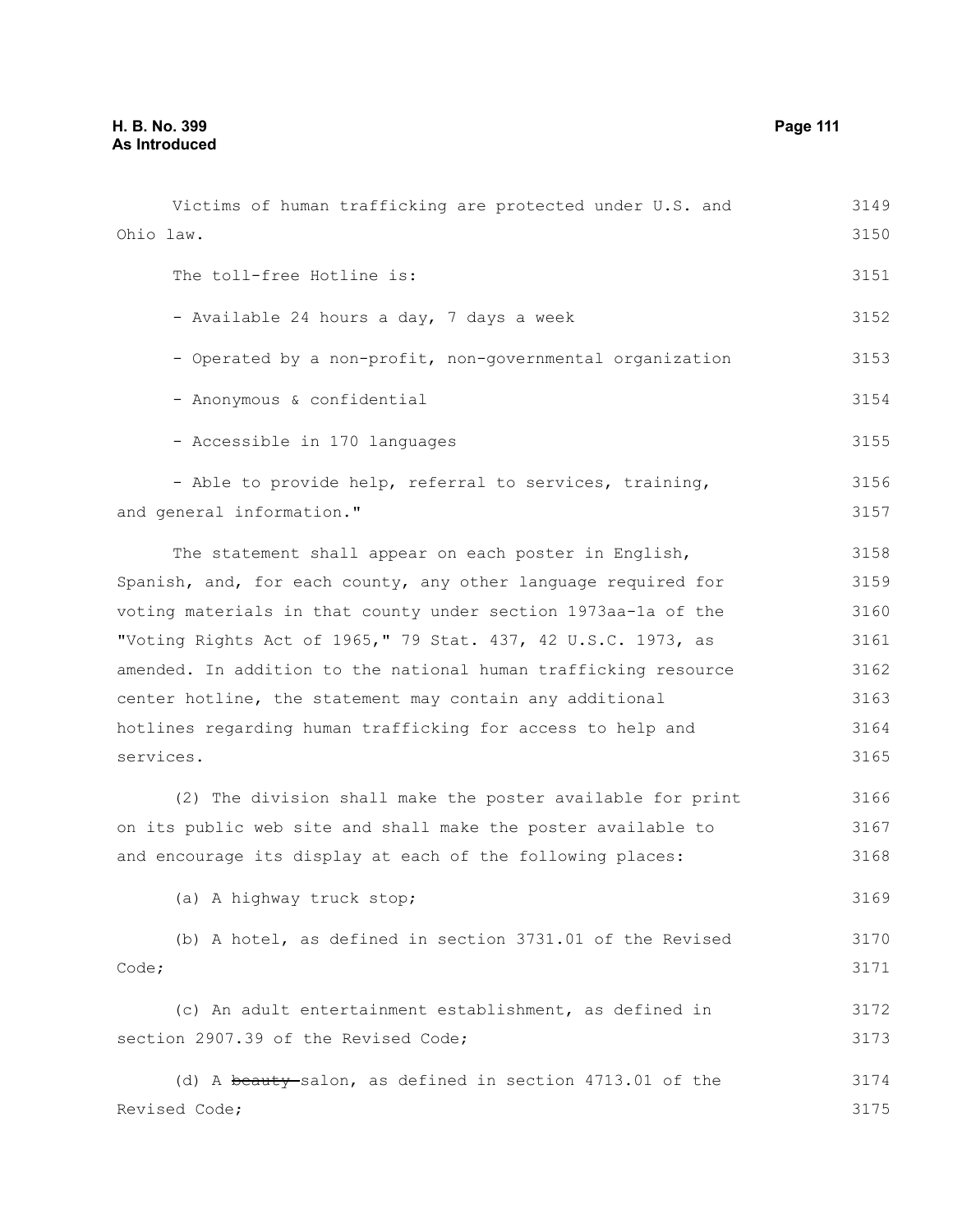Victims of human trafficking are protected under U.S. and Ohio law.

The toll-free Hotline is:

- Available 24 hours a day, 7 days a week

- Operated by a non-profit, non-governmental organization

- Anonymous & confidential

- Accessible in 170 languages

- Able to provide help, referral to services, training, and general information."

The statement shall appear on each poster in English, Spanish, and, for each county, any other language required for voting materials in that county under section 1973aa-1a of the "Voting Rights Act of 1965," 79 Stat. 437, 42 U.S.C. 1973, as amended. In addition to the national human trafficking resource center hotline, the statement may contain any additional hotlines regarding human trafficking for access to help and services.

(2) The division shall make the poster available for print on its public web site and shall make the poster available to and encourage its display at each of the following places:

(a) A highway truck stop;

(b) A hotel, as defined in section 3731.01 of the Revised Code;

(c) An adult entertainment establishment, as defined in section 2907.39 of the Revised Code;

(d) A ~~beauty~~ salon, as defined in section 4713.01 of the Revised Code;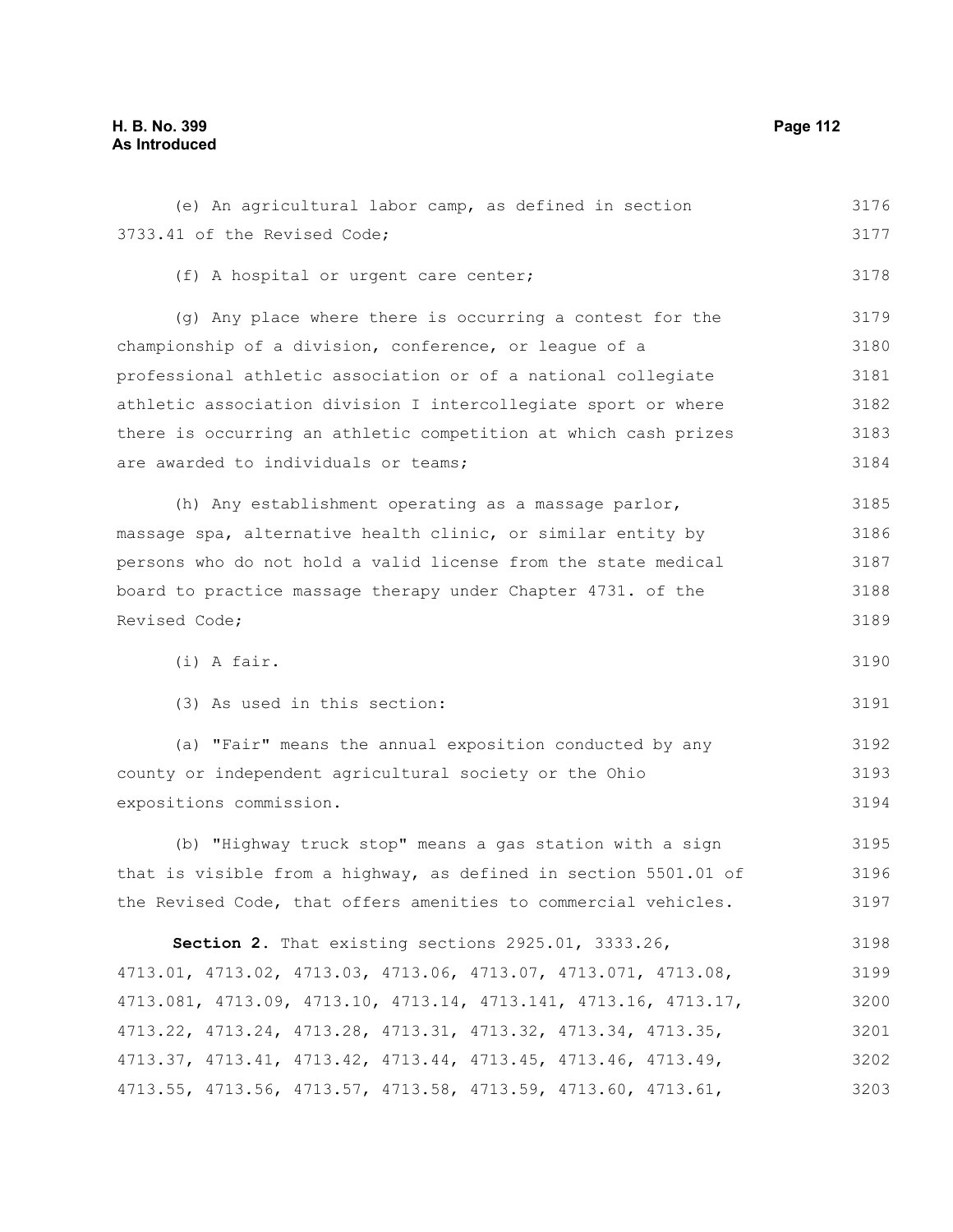(e) An agricultural labor camp, as defined in section 3733.41 of the Revised Code;

(f) A hospital or urgent care center;

(g) Any place where there is occurring a contest for the championship of a division, conference, or league of a professional athletic association or of a national collegiate athletic association division I intercollegiate sport or where there is occurring an athletic competition at which cash prizes are awarded to individuals or teams;

(h) Any establishment operating as a massage parlor, massage spa, alternative health clinic, or similar entity by persons who do not hold a valid license from the state medical board to practice massage therapy under Chapter 4731. of the Revised Code;

(i) A fair.

(3) As used in this section:

(a) "Fair" means the annual exposition conducted by any county or independent agricultural society or the Ohio expositions commission.

(b) "Highway truck stop" means a gas station with a sign that is visible from a highway, as defined in section 5501.01 of the Revised Code, that offers amenities to commercial vehicles.

**Section 2.** That existing sections 2925.01, 3333.26, 4713.01, 4713.02, 4713.03, 4713.06, 4713.07, 4713.071, 4713.08, 4713.081, 4713.09, 4713.10, 4713.14, 4713.141, 4713.16, 4713.17, 4713.22, 4713.24, 4713.28, 4713.31, 4713.32, 4713.34, 4713.35, 4713.37, 4713.41, 4713.42, 4713.44, 4713.45, 4713.46, 4713.49, 4713.55, 4713.56, 4713.57, 4713.58, 4713.59, 4713.60, 4713.61,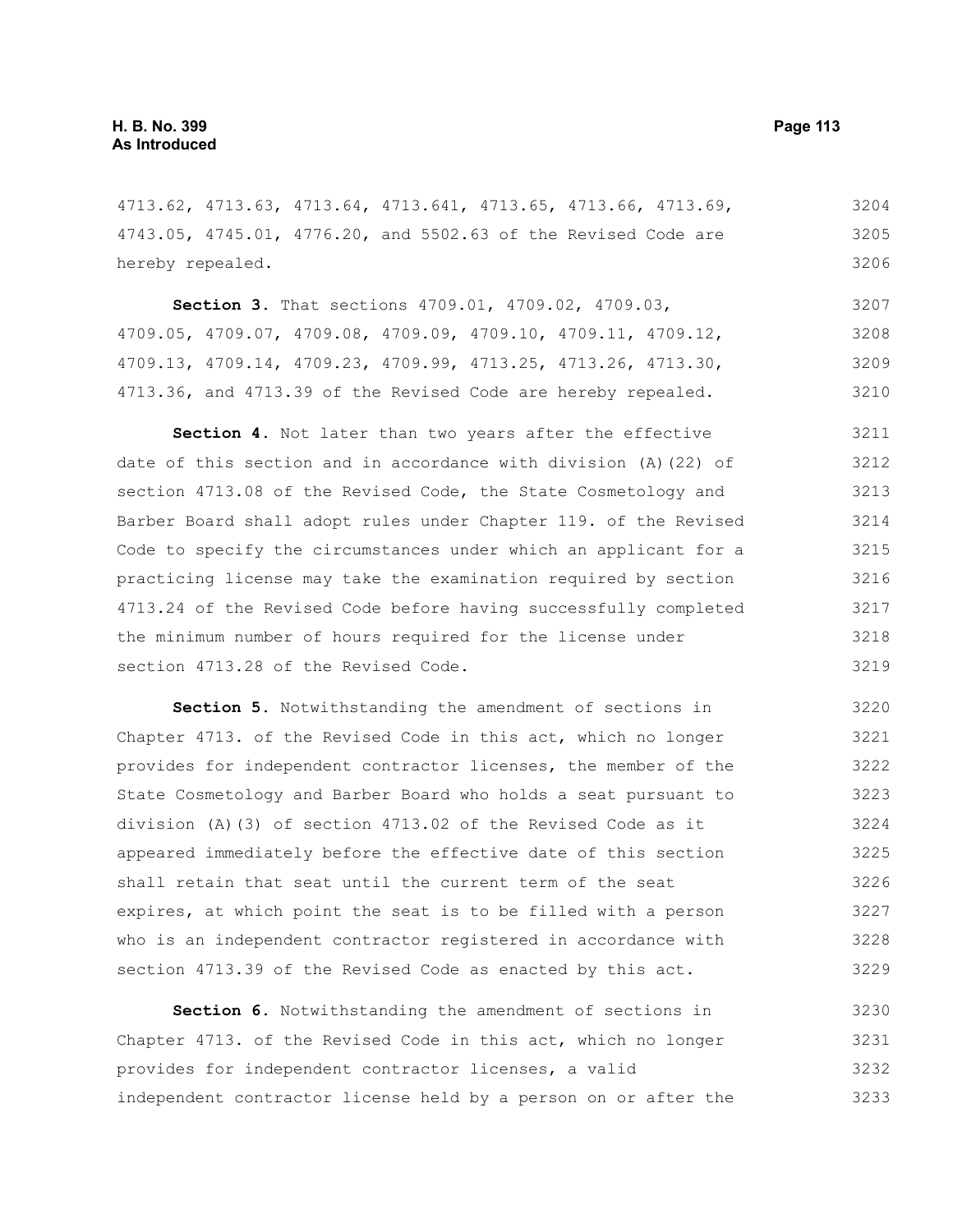4713.62, 4713.63, 4713.64, 4713.641, 4713.65, 4713.66, 4713.69, 4743.05, 4745.01, 4776.20, and 5502.63 of the Revised Code are hereby repealed.

**Section 3.** That sections 4709.01, 4709.02, 4709.03, 4709.05, 4709.07, 4709.08, 4709.09, 4709.10, 4709.11, 4709.12, 4709.13, 4709.14, 4709.23, 4709.99, 4713.25, 4713.26, 4713.30, 4713.36, and 4713.39 of the Revised Code are hereby repealed.

**Section 4.** Not later than two years after the effective date of this section and in accordance with division (A)(22) of section 4713.08 of the Revised Code, the State Cosmetology and Barber Board shall adopt rules under Chapter 119. of the Revised Code to specify the circumstances under which an applicant for a practicing license may take the examination required by section 4713.24 of the Revised Code before having successfully completed the minimum number of hours required for the license under section 4713.28 of the Revised Code.

**Section 5.** Notwithstanding the amendment of sections in Chapter 4713. of the Revised Code in this act, which no longer provides for independent contractor licenses, the member of the State Cosmetology and Barber Board who holds a seat pursuant to division (A)(3) of section 4713.02 of the Revised Code as it appeared immediately before the effective date of this section shall retain that seat until the current term of the seat expires, at which point the seat is to be filled with a person who is an independent contractor registered in accordance with section 4713.39 of the Revised Code as enacted by this act.

**Section 6.** Notwithstanding the amendment of sections in Chapter 4713. of the Revised Code in this act, which no longer provides for independent contractor licenses, a valid independent contractor license held by a person on or after the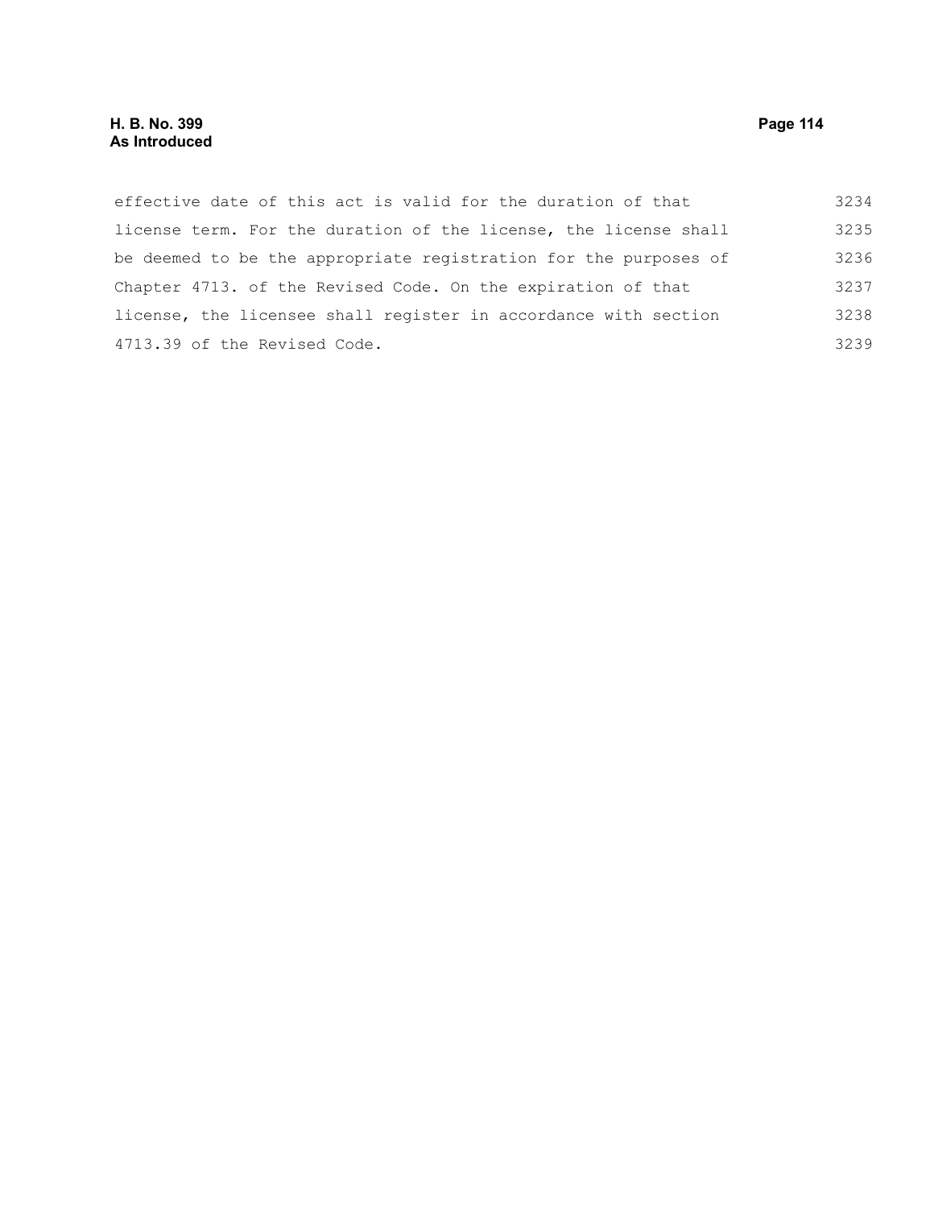effective date of this act is valid for the duration of that license term. For the duration of the license, the license shall be deemed to be the appropriate registration for the purposes of Chapter 4713. of the Revised Code. On the expiration of that license, the licensee shall register in accordance with section 4713.39 of the Revised Code.